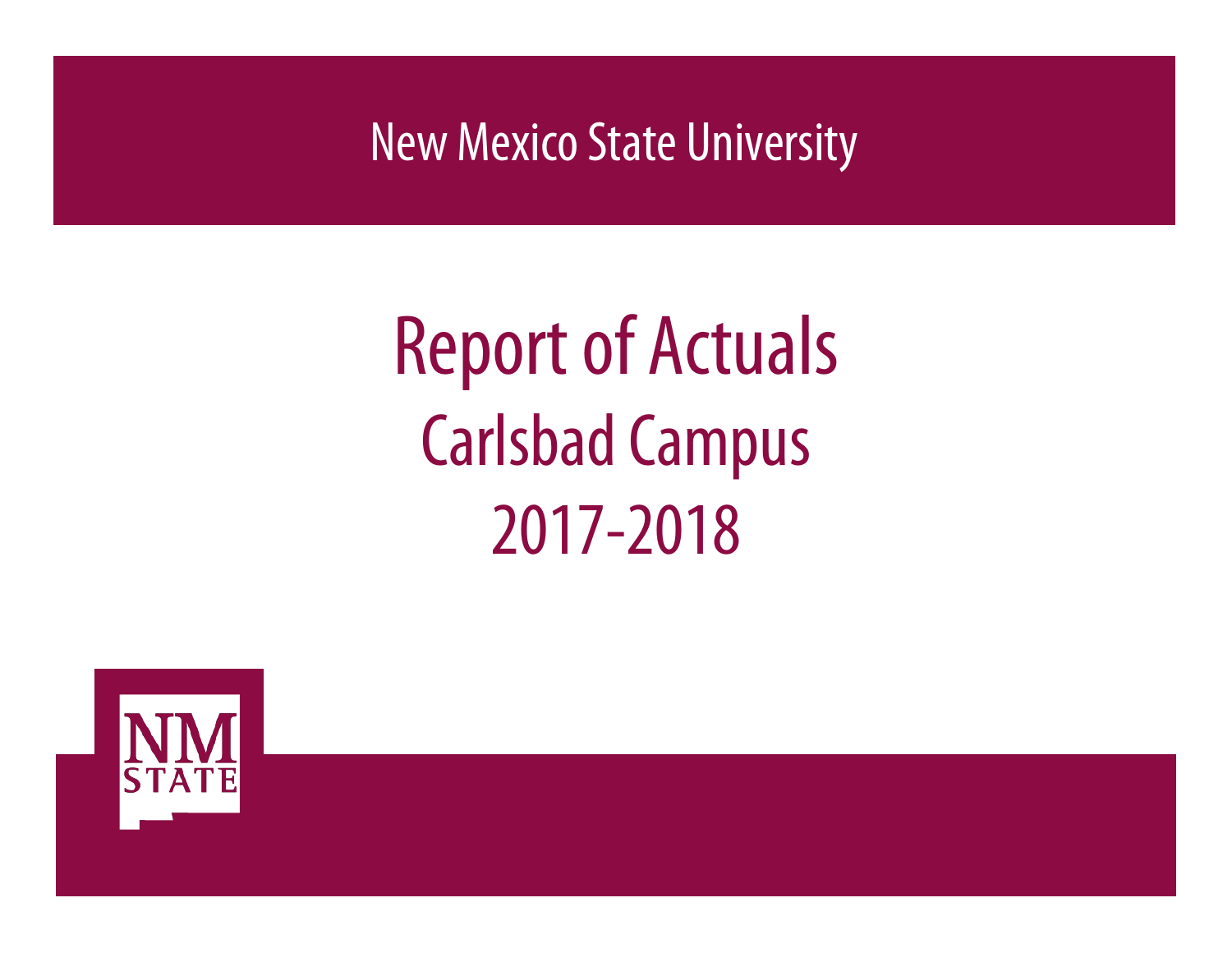New Mexico State University

# Report of Actuals

## Carlsbad Campus

## 2017-2018

NM STATE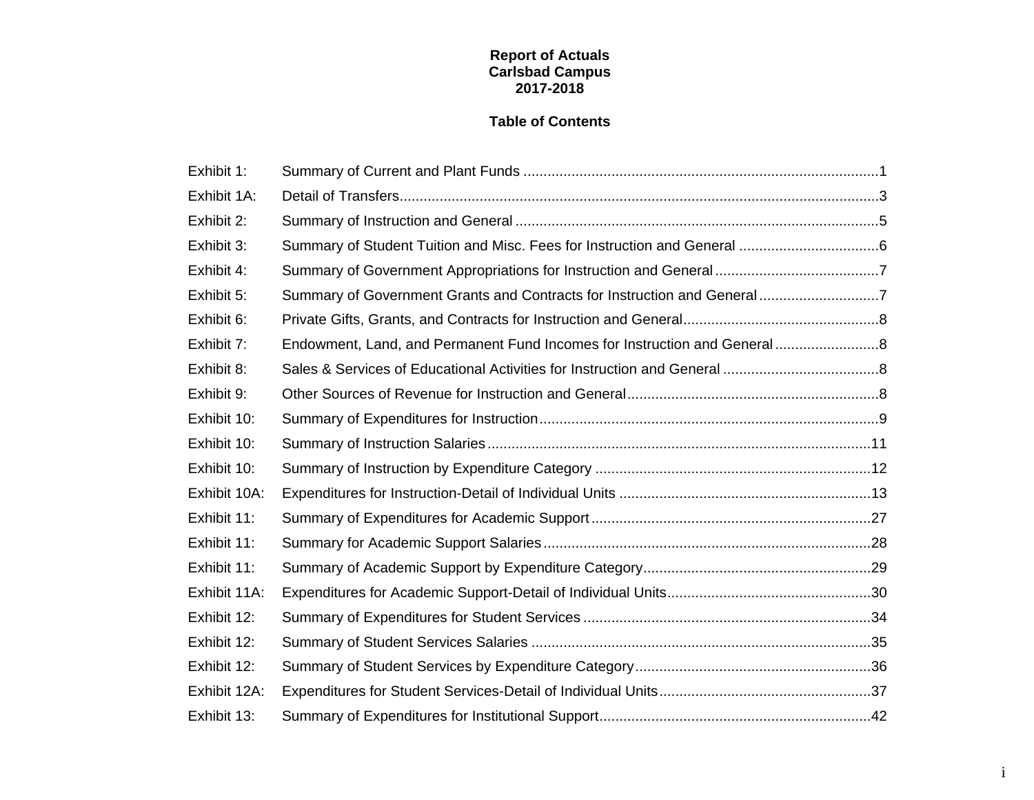# Report of Actuals
## Carlsbad Campus
## 2017-2018

### Table of Contents

| | | |
|---|---|---|
| Exhibit 1: | Summary of Current and Plant Funds | 1 |
| Exhibit 1A: | Detail of Transfers | 3 |
| Exhibit 2: | Summary of Instruction and General | 5 |
| Exhibit 3: | Summary of Student Tuition and Misc. Fees for Instruction and General | 6 |
| Exhibit 4: | Summary of Government Appropriations for Instruction and General | 7 |
| Exhibit 5: | Summary of Government Grants and Contracts for Instruction and General | 7 |
| Exhibit 6: | Private Gifts, Grants, and Contracts for Instruction and General | 8 |
| Exhibit 7: | Endowment, Land, and Permanent Fund Incomes for Instruction and General | 8 |
| Exhibit 8: | Sales & Services of Educational Activities for Instruction and General | 8 |
| Exhibit 9: | Other Sources of Revenue for Instruction and General | 8 |
| Exhibit 10: | Summary of Expenditures for Instruction | 9 |
| Exhibit 10: | Summary of Instruction Salaries | 11 |
| Exhibit 10: | Summary of Instruction by Expenditure Category | 12 |
| Exhibit 10A: | Expenditures for Instruction-Detail of Individual Units | 13 |
| Exhibit 11: | Summary of Expenditures for Academic Support | 27 |
| Exhibit 11: | Summary for Academic Support Salaries | 28 |
| Exhibit 11: | Summary of Academic Support by Expenditure Category | 29 |
| Exhibit 11A: | Expenditures for Academic Support-Detail of Individual Units | 30 |
| Exhibit 12: | Summary of Expenditures for Student Services | 34 |
| Exhibit 12: | Summary of Student Services Salaries | 35 |
| Exhibit 12: | Summary of Student Services by Expenditure Category | 36 |
| Exhibit 12A: | Expenditures for Student Services-Detail of Individual Units | 37 |
| Exhibit 13: | Summary of Expenditures for Institutional Support | 42 |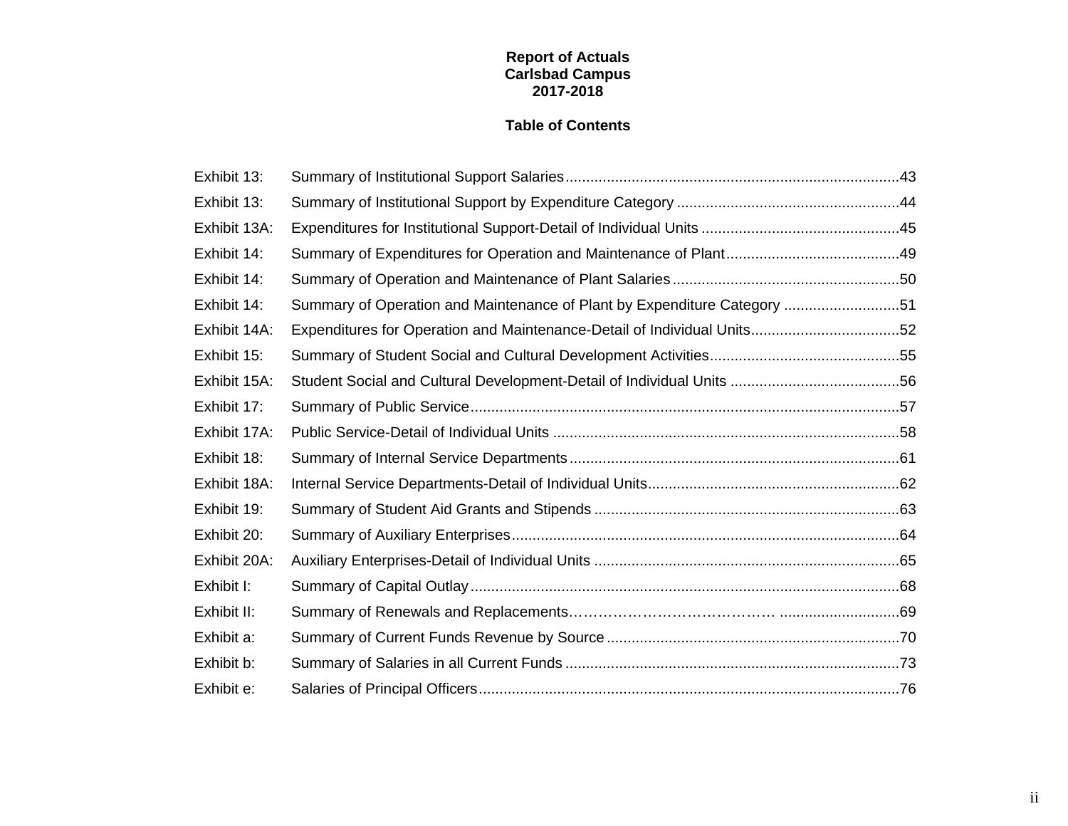**Report of Actuals**
**Carlsbad Campus**
**2017-2018**

**Table of Contents**

| | | |
|---|---|---|
| Exhibit 13: | Summary of Institutional Support Salaries | 43 |
| Exhibit 13: | Summary of Institutional Support by Expenditure Category | 44 |
| Exhibit 13A: | Expenditures for Institutional Support-Detail of Individual Units | 45 |
| Exhibit 14: | Summary of Expenditures for Operation and Maintenance of Plant | 49 |
| Exhibit 14: | Summary of Operation and Maintenance of Plant Salaries | 50 |
| Exhibit 14: | Summary of Operation and Maintenance of Plant by Expenditure Category | 51 |
| Exhibit 14A: | Expenditures for Operation and Maintenance-Detail of Individual Units | 52 |
| Exhibit 15: | Summary of Student Social and Cultural Development Activities | 55 |
| Exhibit 15A: | Student Social and Cultural Development-Detail of Individual Units | 56 |
| Exhibit 17: | Summary of Public Service | 57 |
| Exhibit 17A: | Public Service-Detail of Individual Units | 58 |
| Exhibit 18: | Summary of Internal Service Departments | 61 |
| Exhibit 18A: | Internal Service Departments-Detail of Individual Units | 62 |
| Exhibit 19: | Summary of Student Aid Grants and Stipends | 63 |
| Exhibit 20: | Summary of Auxiliary Enterprises | 64 |
| Exhibit 20A: | Auxiliary Enterprises-Detail of Individual Units | 65 |
| Exhibit I: | Summary of Capital Outlay | 68 |
| Exhibit II: | Summary of Renewals and Replacements | 69 |
| Exhibit a: | Summary of Current Funds Revenue by Source | 70 |
| Exhibit b: | Summary of Salaries in all Current Funds | 73 |
| Exhibit e: | Salaries of Principal Officers | 76 |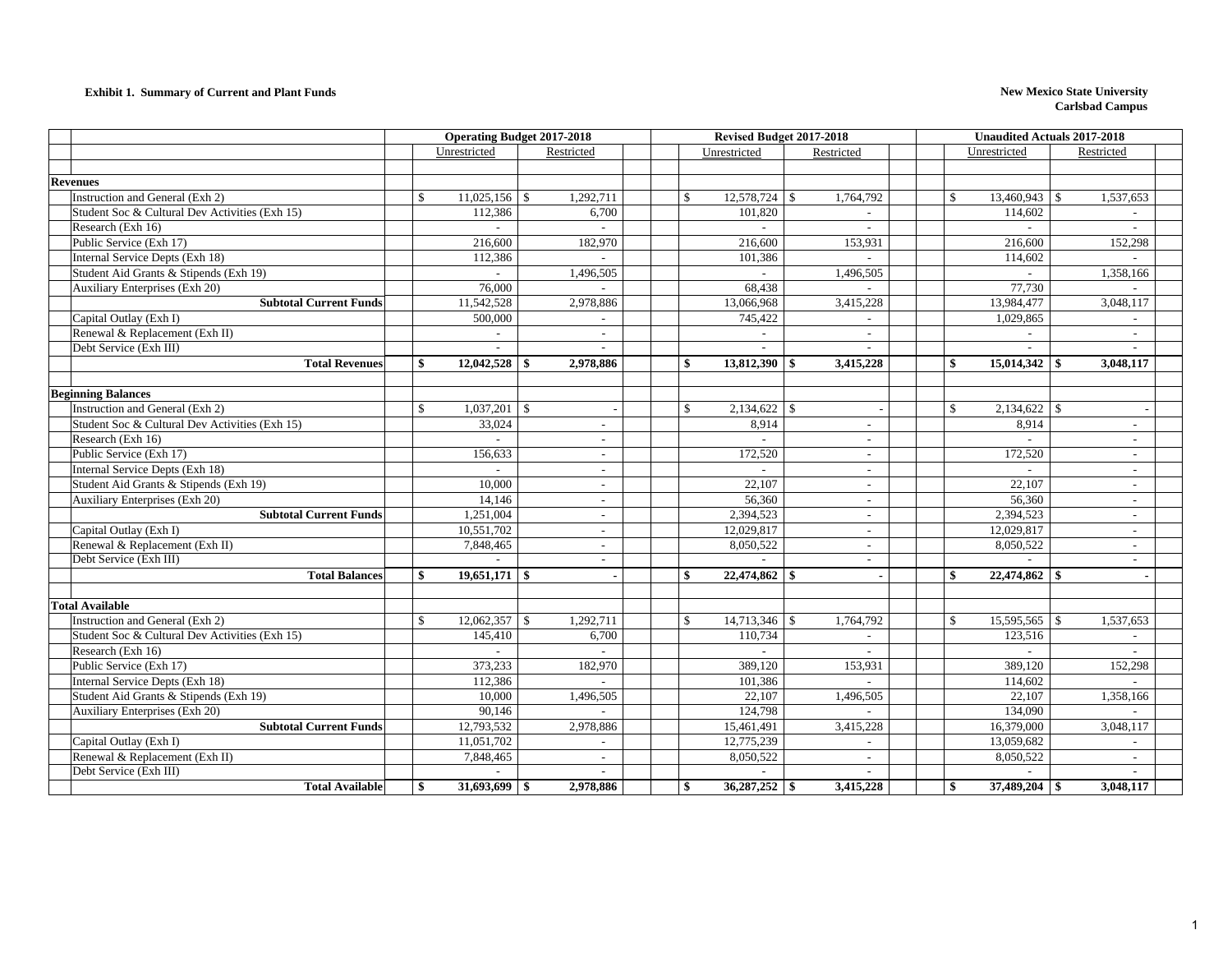**Exhibit 1. Summary of Current and Plant Funds**

**New Mexico State University**
**Carlsbad Campus**

| | Operating Budget 2017-2018 | | Revised Budget 2017-2018 | | Unaudited Actuals 2017-2018 | |
|---|---|---|---|---|---|---|
| | Unrestricted | Restricted | Unrestricted | Restricted | Unrestricted | Restricted |
| **Revenues** | | | | | | |
| Instruction and General (Exh 2) | $ 11,025,156 | $ 1,292,711 | $ 12,578,724 | $ 1,764,792 | $ 13,460,943 | $ 1,537,653 |
| Student Soc & Cultural Dev Activities (Exh 15) | 112,386 | 6,700 | 101,820 | - | 114,602 | - |
| Research (Exh 16) | - | - | - | - | - | - |
| Public Service (Exh 17) | 216,600 | 182,970 | 216,600 | 153,931 | 216,600 | 152,298 |
| Internal Service Depts (Exh 18) | 112,386 | - | 101,386 | - | 114,602 | - |
| Student Aid Grants & Stipends (Exh 19) | - | 1,496,505 | - | 1,496,505 | - | 1,358,166 |
| Auxiliary Enterprises (Exh 20) | 76,000 | - | 68,438 | - | 77,730 | - |
| **Subtotal Current Funds** | 11,542,528 | 2,978,886 | 13,066,968 | 3,415,228 | 13,984,477 | 3,048,117 |
| Capital Outlay (Exh I) | 500,000 | - | 745,422 | - | 1,029,865 | - |
| Renewal & Replacement (Exh II) | - | - | - | - | - | - |
| Debt Service (Exh III) | - | - | - | - | - | - |
| **Total Revenues** | **$ 12,042,528** | **$ 2,978,886** | **$ 13,812,390** | **$ 3,415,228** | **$ 15,014,342** | **$ 3,048,117** |
| **Beginning Balances** | | | | | | |
| Instruction and General (Exh 2) | $ 1,037,201 | $ - | $ 2,134,622 | $ - | $ 2,134,622 | $ - |
| Student Soc & Cultural Dev Activities (Exh 15) | 33,024 | - | 8,914 | - | 8,914 | - |
| Research (Exh 16) | - | - | - | - | - | - |
| Public Service (Exh 17) | 156,633 | - | 172,520 | - | 172,520 | - |
| Internal Service Depts (Exh 18) | - | - | - | - | - | - |
| Student Aid Grants & Stipends (Exh 19) | 10,000 | - | 22,107 | - | 22,107 | - |
| Auxiliary Enterprises (Exh 20) | 14,146 | - | 56,360 | - | 56,360 | - |
| **Subtotal Current Funds** | 1,251,004 | - | 2,394,523 | - | 2,394,523 | - |
| Capital Outlay (Exh I) | 10,551,702 | - | 12,029,817 | - | 12,029,817 | - |
| Renewal & Replacement (Exh II) | 7,848,465 | - | 8,050,522 | - | 8,050,522 | - |
| Debt Service (Exh III) | - | - | - | - | - | - |
| **Total Balances** | **$ 19,651,171** | **$ -** | **$ 22,474,862** | **$ -** | **$ 22,474,862** | **$ -** |
| **Total Available** | | | | | | |
| Instruction and General (Exh 2) | $ 12,062,357 | $ 1,292,711 | $ 14,713,346 | $ 1,764,792 | $ 15,595,565 | $ 1,537,653 |
| Student Soc & Cultural Dev Activities (Exh 15) | 145,410 | 6,700 | 110,734 | - | 123,516 | - |
| Research (Exh 16) | - | - | - | - | - | - |
| Public Service (Exh 17) | 373,233 | 182,970 | 389,120 | 153,931 | 389,120 | 152,298 |
| Internal Service Depts (Exh 18) | 112,386 | - | 101,386 | - | 114,602 | - |
| Student Aid Grants & Stipends (Exh 19) | 10,000 | 1,496,505 | 22,107 | 1,496,505 | 22,107 | 1,358,166 |
| Auxiliary Enterprises (Exh 20) | 90,146 | - | 124,798 | - | 134,090 | - |
| **Subtotal Current Funds** | 12,793,532 | 2,978,886 | 15,461,491 | 3,415,228 | 16,379,000 | 3,048,117 |
| Capital Outlay (Exh I) | 11,051,702 | - | 12,775,239 | - | 13,059,682 | - |
| Renewal & Replacement (Exh II) | 7,848,465 | - | 8,050,522 | - | 8,050,522 | - |
| Debt Service (Exh III) | - | - | - | - | - | - |
| **Total Available** | **$ 31,693,699** | **$ 2,978,886** | **$ 36,287,252** | **$ 3,415,228** | **$ 37,489,204** | **$ 3,048,117** |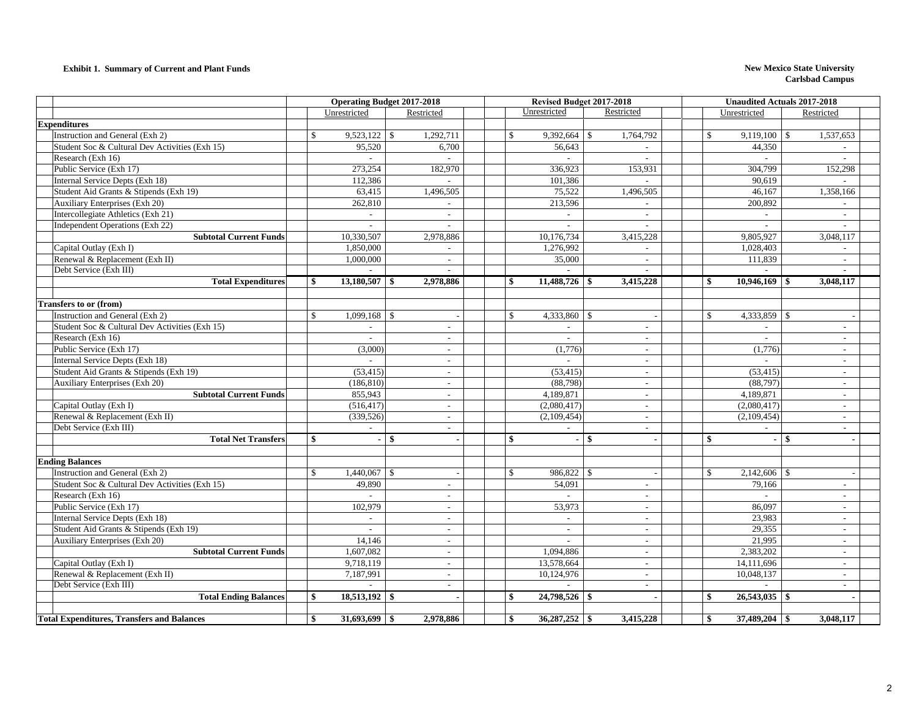**Exhibit 1. Summary of Current and Plant Funds**

**New Mexico State University**
**Carlsbad Campus**

| | Operating Budget 2017-2018 | | Revised Budget 2017-2018 | | Unaudited Actuals 2017-2018 | |
|---|---|---|---|---|---|---|
| | Unrestricted | Restricted | Unrestricted | Restricted | Unrestricted | Restricted |
| **Expenditures** | | | | | | |
| Instruction and General (Exh 2) | $ 9,523,122 | $ 1,292,711 | $ 9,392,664 | $ 1,764,792 | $ 9,119,100 | $ 1,537,653 |
| Student Soc & Cultural Dev Activities (Exh 15) | 95,520 | 6,700 | 56,643 | - | 44,350 | - |
| Research (Exh 16) | - | - | - | - | - | - |
| Public Service (Exh 17) | 273,254 | 182,970 | 336,923 | 153,931 | 304,799 | 152,298 |
| Internal Service Depts (Exh 18) | 112,386 | - | 101,386 | - | 90,619 | - |
| Student Aid Grants & Stipends (Exh 19) | 63,415 | 1,496,505 | 75,522 | 1,496,505 | 46,167 | 1,358,166 |
| Auxiliary Enterprises (Exh 20) | 262,810 | - | 213,596 | - | 200,892 | - |
| Intercollegiate Athletics (Exh 21) | - | - | - | - | - | - |
| Independent Operations (Exh 22) | - | - | - | - | - | - |
| **Subtotal Current Funds** | 10,330,507 | 2,978,886 | 10,176,734 | 3,415,228 | 9,805,927 | 3,048,117 |
| Capital Outlay (Exh I) | 1,850,000 | - | 1,276,992 | - | 1,028,403 | - |
| Renewal & Replacement (Exh II) | 1,000,000 | - | 35,000 | - | 111,839 | - |
| Debt Service (Exh III) | - | - | - | - | - | - |
| **Total Expenditures** | **$ 13,180,507** | **$ 2,978,886** | **$ 11,488,726** | **$ 3,415,228** | **$ 10,946,169** | **$ 3,048,117** |
| | | | | | | |
| **Transfers to or (from)** | | | | | | |
| Instruction and General (Exh 2) | $ 1,099,168 | $ - | $ 4,333,860 | $ - | $ 4,333,859 | $ - |
| Student Soc & Cultural Dev Activities (Exh 15) | - | - | - | - | - | - |
| Research (Exh 16) | - | - | - | - | - | - |
| Public Service (Exh 17) | (3,000) | - | (1,776) | - | (1,776) | - |
| Internal Service Depts (Exh 18) | - | - | - | - | - | - |
| Student Aid Grants & Stipends (Exh 19) | (53,415) | - | (53,415) | - | (53,415) | - |
| Auxiliary Enterprises (Exh 20) | (186,810) | - | (88,798) | - | (88,797) | - |
| **Subtotal Current Funds** | 855,943 | - | 4,189,871 | - | 4,189,871 | - |
| Capital Outlay (Exh I) | (516,417) | - | (2,080,417) | - | (2,080,417) | - |
| Renewal & Replacement (Exh II) | (339,526) | - | (2,109,454) | - | (2,109,454) | - |
| Debt Service (Exh III) | - | - | - | - | - | - |
| **Total Net Transfers** | **$ -** | **$ -** | **$ -** | **$ -** | **$ -** | **$ -** |
| | | | | | | |
| **Ending Balances** | | | | | | |
| Instruction and General (Exh 2) | $ 1,440,067 | $ - | $ 986,822 | $ - | $ 2,142,606 | $ - |
| Student Soc & Cultural Dev Activities (Exh 15) | 49,890 | - | 54,091 | - | 79,166 | - |
| Research (Exh 16) | - | - | - | - | - | - |
| Public Service (Exh 17) | 102,979 | - | 53,973 | - | 86,097 | - |
| Internal Service Depts (Exh 18) | - | - | - | - | 23,983 | - |
| Student Aid Grants & Stipends (Exh 19) | - | - | - | - | 29,355 | - |
| Auxiliary Enterprises (Exh 20) | 14,146 | - | - | - | 21,995 | - |
| **Subtotal Current Funds** | 1,607,082 | - | 1,094,886 | - | 2,383,202 | - |
| Capital Outlay (Exh I) | 9,718,119 | - | 13,578,664 | - | 14,111,696 | - |
| Renewal & Replacement (Exh II) | 7,187,991 | - | 10,124,976 | - | 10,048,137 | - |
| Debt Service (Exh III) | - | - | - | - | - | - |
| **Total Ending Balances** | **$ 18,513,192** | **$ -** | **$ 24,798,526** | **$ -** | **$ 26,543,035** | **$ -** |
| | | | | | | |
| **Total Expenditures, Transfers and Balances** | **$ 31,693,699** | **$ 2,978,886** | **$ 36,287,252** | **$ 3,415,228** | **$ 37,489,204** | **$ 3,048,117** |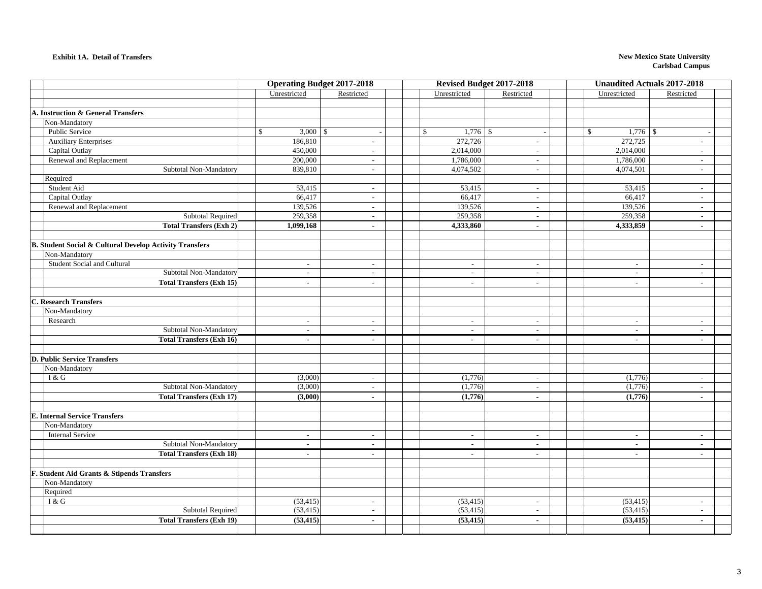**Exhibit 1A. Detail of Transfers**

**New Mexico State University**
**Carlsbad Campus**

| | Operating Budget 2017-2018 | | Revised Budget 2017-2018 | | Unaudited Actuals 2017-2018 | |
|---|---|---|---|---|---|---|
| | Unrestricted | Restricted | Unrestricted | Restricted | Unrestricted | Restricted |
| **A. Instruction & General Transfers** | | | | | | |
| Non-Mandatory | | | | | | |
| Public Service | $ 3,000 | $ - | $ 1,776 | $ - | $ 1,776 | $ - |
| Auxiliary Enterprises | 186,810 | - | 272,726 | - | 272,725 | - |
| Capital Outlay | 450,000 | - | 2,014,000 | - | 2,014,000 | - |
| Renewal and Replacement | 200,000 | - | 1,786,000 | - | 1,786,000 | - |
| Subtotal Non-Mandatory | 839,810 | - | 4,074,502 | - | 4,074,501 | - |
| Required | | | | | | |
| Student Aid | 53,415 | - | 53,415 | - | 53,415 | - |
| Capital Outlay | 66,417 | - | 66,417 | - | 66,417 | - |
| Renewal and Replacement | 139,526 | - | 139,526 | - | 139,526 | - |
| Subtotal Required | 259,358 | - | 259,358 | - | 259,358 | - |
| **Total Transfers (Exh 2)** | **1,099,168** | **-** | **4,333,860** | **-** | **4,333,859** | **-** |
| **B. Student Social & Cultural Develop Activity Transfers** | | | | | | |
| Non-Mandatory | | | | | | |
| Student Social and Cultural | - | - | - | - | - | - |
| Subtotal Non-Mandatory | - | - | - | - | - | - |
| **Total Transfers (Exh 15)** | **-** | **-** | **-** | **-** | **-** | **-** |
| **C. Research Transfers** | | | | | | |
| Non-Mandatory | | | | | | |
| Research | - | - | - | - | - | - |
| Subtotal Non-Mandatory | - | - | - | - | - | - |
| **Total Transfers (Exh 16)** | **-** | **-** | **-** | **-** | **-** | **-** |
| **D. Public Service Transfers** | | | | | | |
| Non-Mandatory | | | | | | |
| I & G | (3,000) | - | (1,776) | - | (1,776) | - |
| Subtotal Non-Mandatory | (3,000) | - | (1,776) | - | (1,776) | - |
| **Total Transfers (Exh 17)** | **(3,000)** | **-** | **(1,776)** | **-** | **(1,776)** | **-** |
| **E. Internal Service Transfers** | | | | | | |
| Non-Mandatory | | | | | | |
| Internal Service | - | - | - | - | - | - |
| Subtotal Non-Mandatory | - | - | - | - | - | - |
| **Total Transfers (Exh 18)** | **-** | **-** | **-** | **-** | **-** | **-** |
| **F. Student Aid Grants & Stipends Transfers** | | | | | | |
| Non-Mandatory | | | | | | |
| Required | | | | | | |
| I & G | (53,415) | - | (53,415) | - | (53,415) | - |
| Subtotal Required | (53,415) | - | (53,415) | - | (53,415) | - |
| **Total Transfers (Exh 19)** | **(53,415)** | **-** | **(53,415)** | **-** | **(53,415)** | **-** |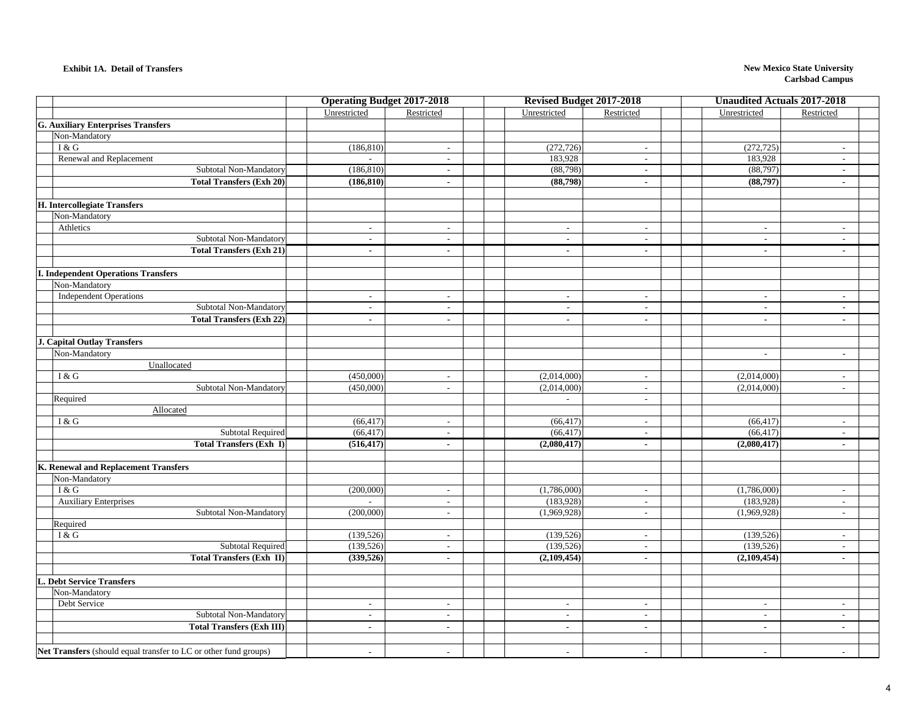**Exhibit 1A. Detail of Transfers**

**New Mexico State University**
**Carlsbad Campus**

| | Operating Budget 2017-2018 | | Revised Budget 2017-2018 | | Unaudited Actuals 2017-2018 | |
|---|---|---|---|---|---|---|
| | Unrestricted | Restricted | Unrestricted | Restricted | Unrestricted | Restricted |
| **G. Auxiliary Enterprises Transfers** | | | | | | |
| Non-Mandatory | | | | | | |
| I & G | (186,810) | - | (272,726) | - | (272,725) | - |
| Renewal and Replacement | - | - | 183,928 | - | 183,928 | - |
| Subtotal Non-Mandatory | (186,810) | - | (88,798) | - | (88,797) | - |
| **Total Transfers (Exh 20)** | **(186,810)** | **-** | **(88,798)** | **-** | **(88,797)** | **-** |
| | | | | | | |
| **H. Intercollegiate Transfers** | | | | | | |
| Non-Mandatory | | | | | | |
| Athletics | - | - | - | - | - | - |
| Subtotal Non-Mandatory | - | - | - | - | - | - |
| **Total Transfers (Exh 21)** | **-** | **-** | **-** | **-** | **-** | **-** |
| | | | | | | |
| **I. Independent Operations Transfers** | | | | | | |
| Non-Mandatory | | | | | | |
| Independent Operations | - | - | - | - | - | - |
| Subtotal Non-Mandatory | - | - | - | - | - | - |
| **Total Transfers (Exh 22)** | **-** | **-** | **-** | **-** | **-** | **-** |
| | | | | | | |
| **J. Capital Outlay Transfers** | | | | | | |
| Non-Mandatory | | | | | - | - |
| Unallocated | | | | | | |
| I & G | (450,000) | - | (2,014,000) | - | (2,014,000) | - |
| Subtotal Non-Mandatory | (450,000) | - | (2,014,000) | - | (2,014,000) | - |
| Required | | | - | - | | |
| Allocated | | | | | | |
| I & G | (66,417) | - | (66,417) | - | (66,417) | - |
| Subtotal Required | (66,417) | - | (66,417) | - | (66,417) | - |
| **Total Transfers (Exh I)** | **(516,417)** | **-** | **(2,080,417)** | **-** | **(2,080,417)** | **-** |
| | | | | | | |
| **K. Renewal and Replacement Transfers** | | | | | | |
| Non-Mandatory | | | | | | |
| I & G | (200,000) | - | (1,786,000) | - | (1,786,000) | - |
| Auxiliary Enterprises | - | - | (183,928) | - | (183,928) | - |
| Subtotal Non-Mandatory | (200,000) | - | (1,969,928) | - | (1,969,928) | - |
| Required | | | | | | |
| I & G | (139,526) | - | (139,526) | - | (139,526) | - |
| Subtotal Required | (139,526) | - | (139,526) | - | (139,526) | - |
| **Total Transfers (Exh II)** | **(339,526)** | **-** | **(2,109,454)** | **-** | **(2,109,454)** | **-** |
| | | | | | | |
| **L. Debt Service Transfers** | | | | | | |
| Non-Mandatory | | | | | | |
| Debt Service | - | - | - | - | - | - |
| Subtotal Non-Mandatory | - | - | - | - | - | - |
| **Total Transfers (Exh III)** | **-** | **-** | **-** | **-** | **-** | **-** |
| | | | | | | |
| **Net Transfers** (should equal transfer to LC or other fund groups) | - | - | - | - | - | - |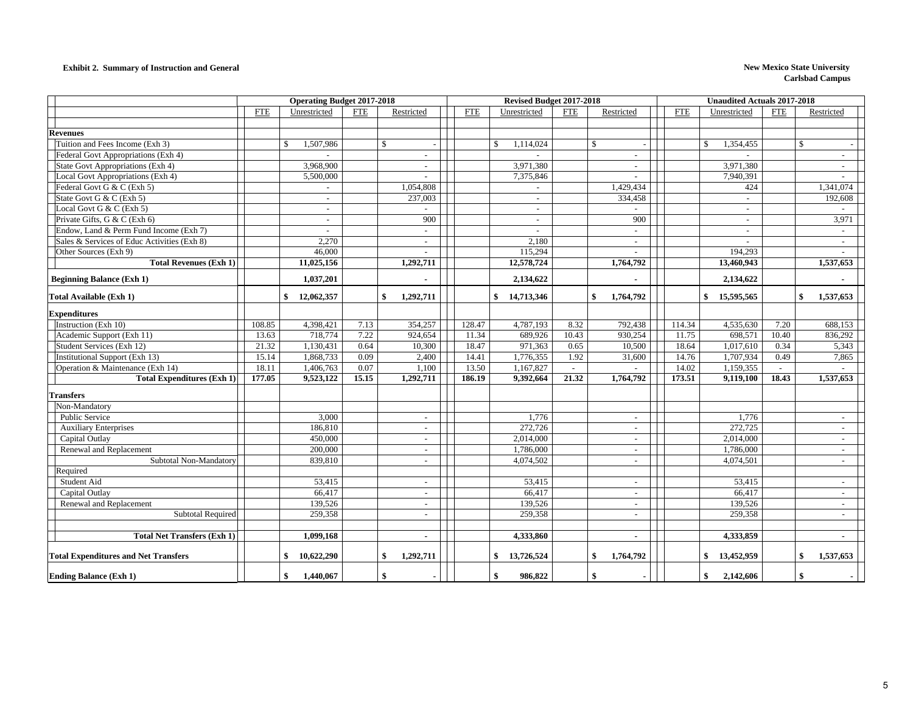**Exhibit 2. Summary of Instruction and General**

**New Mexico State University**
**Carlsbad Campus**

| | Operating Budget 2017-2018 | | | | Revised Budget 2017-2018 | | | | Unaudited Actuals 2017-2018 | | | |
|---|---|---|---|---|---|---|---|---|---|---|---|---|
| | FTE | Unrestricted | FTE | Restricted | FTE | Unrestricted | FTE | Restricted | FTE | Unrestricted | FTE | Restricted |
| **Revenues** | | | | | | | | | | | | |
| Tuition and Fees Income (Exh 3) | | $ 1,507,986 | | $ - | | $ 1,114,024 | | $ - | | $ 1,354,455 | | $ - |
| Federal Govt Appropriations (Exh 4) | | - | | - | | - | | - | | - | | - |
| State Govt Appropriations (Exh 4) | | 3,968,900 | | - | | 3,971,380 | | - | | 3,971,380 | | - |
| Local Govt Appropriations (Exh 4) | | 5,500,000 | | - | | 7,375,846 | | - | | 7,940,391 | | - |
| Federal Govt G & C (Exh 5) | | - | | 1,054,808 | | - | | 1,429,434 | | 424 | | 1,341,074 |
| State Govt G & C (Exh 5) | | - | | 237,003 | | - | | 334,458 | | - | | 192,608 |
| Local Govt G & C (Exh 5) | | - | | - | | - | | - | | - | | - |
| Private Gifts, G & C (Exh 6) | | - | | 900 | | - | | 900 | | - | | 3,971 |
| Endow, Land & Perm Fund Income (Exh 7) | | - | | - | | - | | - | | - | | - |
| Sales & Services of Educ Activities (Exh 8) | | 2,270 | | - | | 2,180 | | - | | - | | - |
| Other Sources (Exh 9) | | 46,000 | | - | | 115,294 | | - | | 194,293 | | - |
| **Total Revenues (Exh 1)** | | **11,025,156** | | **1,292,711** | | **12,578,724** | | **1,764,792** | | **13,460,943** | | **1,537,653** |
| **Beginning Balance (Exh 1)** | | **1,037,201** | | **-** | | **2,134,622** | | **-** | | **2,134,622** | | **-** |
| **Total Available (Exh 1)** | | **$ 12,062,357** | | **$ 1,292,711** | | **$ 14,713,346** | | **$ 1,764,792** | | **$ 15,595,565** | | **$ 1,537,653** |
| **Expenditures** | | | | | | | | | | | | |
| Instruction (Exh 10) | 108.85 | 4,398,421 | 7.13 | 354,257 | 128.47 | 4,787,193 | 8.32 | 792,438 | 114.34 | 4,535,630 | 7.20 | 688,153 |
| Academic Support (Exh 11) | 13.63 | 718,774 | 7.22 | 924,654 | 11.34 | 689,926 | 10.43 | 930,254 | 11.75 | 698,571 | 10.40 | 836,292 |
| Student Services (Exh 12) | 21.32 | 1,130,431 | 0.64 | 10,300 | 18.47 | 971,363 | 0.65 | 10,500 | 18.64 | 1,017,610 | 0.34 | 5,343 |
| Institutional Support (Exh 13) | 15.14 | 1,868,733 | 0.09 | 2,400 | 14.41 | 1,776,355 | 1.92 | 31,600 | 14.76 | 1,707,934 | 0.49 | 7,865 |
| Operation & Maintenance (Exh 14) | 18.11 | 1,406,763 | 0.07 | 1,100 | 13.50 | 1,167,827 | - | - | 14.02 | 1,159,355 | - | - |
| **Total Expenditures (Exh 1)** | **177.05** | **9,523,122** | **15.15** | **1,292,711** | **186.19** | **9,392,664** | **21.32** | **1,764,792** | **173.51** | **9,119,100** | **18.43** | **1,537,653** |
| **Transfers** | | | | | | | | | | | | |
| Non-Mandatory | | | | | | | | | | | | |
| Public Service | | 3,000 | | - | | 1,776 | | - | | 1,776 | | - |
| Auxiliary Enterprises | | 186,810 | | - | | 272,726 | | - | | 272,725 | | - |
| Capital Outlay | | 450,000 | | - | | 2,014,000 | | - | | 2,014,000 | | - |
| Renewal and Replacement | | 200,000 | | - | | 1,786,000 | | - | | 1,786,000 | | - |
| Subtotal Non-Mandatory | | 839,810 | | - | | 4,074,502 | | - | | 4,074,501 | | - |
| Required | | | | | | | | | | | | |
| Student Aid | | 53,415 | | - | | 53,415 | | - | | 53,415 | | - |
| Capital Outlay | | 66,417 | | - | | 66,417 | | - | | 66,417 | | - |
| Renewal and Replacement | | 139,526 | | - | | 139,526 | | - | | 139,526 | | - |
| Subtotal Required | | 259,358 | | - | | 259,358 | | - | | 259,358 | | - |
| **Total Net Transfers (Exh 1)** | | **1,099,168** | | **-** | | **4,333,860** | | **-** | | **4,333,859** | | **-** |
| **Total Expenditures and Net Transfers** | | **$ 10,622,290** | | **$ 1,292,711** | | **$ 13,726,524** | | **$ 1,764,792** | | **$ 13,452,959** | | **$ 1,537,653** |
| **Ending Balance (Exh 1)** | | **$ 1,440,067** | | **$ -** | | **$ 986,822** | | **$ -** | | **$ 2,142,606** | | **$ -** |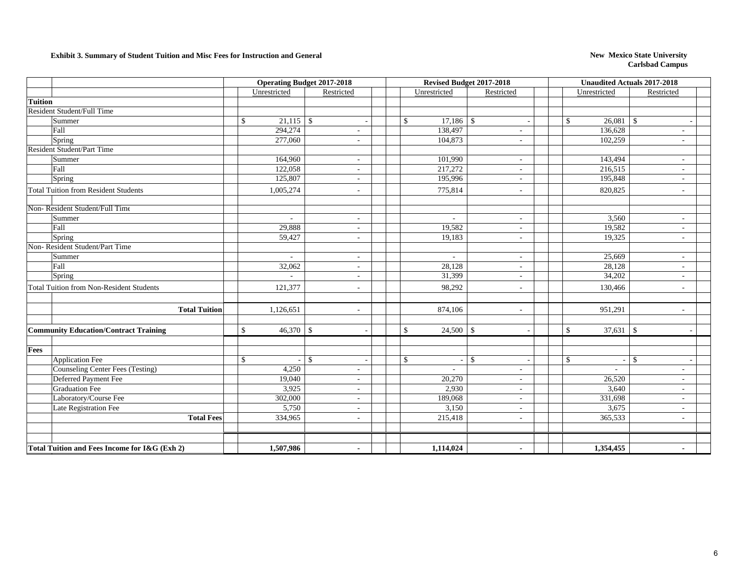**Exhibit 3. Summary of Student Tuition and Misc Fees for Instruction and General**

**New Mexico State University**
**Carlsbad Campus**

| | | Operating Budget 2017-2018 | | Revised Budget 2017-2018 | | Unaudited Actuals 2017-2018 | |
|---|---|---|---|---|---|---|---|
| | | Unrestricted | Restricted | Unrestricted | Restricted | Unrestricted | Restricted |
| **Tuition** | | | | | | | |
| Resident Student/Full Time | | | | | | | |
| | Summer | $ 21,115 | $ - | $ 17,186 | $ - | $ 26,081 | $ - |
| | Fall | 294,274 | - | 138,497 | - | 136,628 | - |
| | Spring | 277,060 | - | 104,873 | - | 102,259 | - |
| Resident Student/Part Time | | | | | | | |
| | Summer | 164,960 | - | 101,990 | - | 143,494 | - |
| | Fall | 122,058 | - | 217,272 | - | 216,515 | - |
| | Spring | 125,807 | - | 195,996 | - | 195,848 | - |
| Total Tuition from Resident Students | | 1,005,274 | - | 775,814 | - | 820,825 | - |
| | | | | | | | |
| Non- Resident Student/Full Time | | | | | | | |
| | Summer | - | - | - | - | 3,560 | - |
| | Fall | 29,888 | - | 19,582 | - | 19,582 | - |
| | Spring | 59,427 | - | 19,183 | - | 19,325 | - |
| Non- Resident Student/Part Time | | | | | | | |
| | Summer | - | - | - | - | 25,669 | - |
| | Fall | 32,062 | - | 28,128 | - | 28,128 | - |
| | Spring | - | - | 31,399 | - | 34,202 | - |
| Total Tuition from Non-Resident Students | | 121,377 | - | 98,292 | - | 130,466 | - |
| | | | | | | | |
| | **Total Tuition** | 1,126,651 | - | 874,106 | - | 951,291 | - |
| | | | | | | | |
| **Community Education/Contract Training** | | $ 46,370 | $ - | $ 24,500 | $ - | $ 37,631 | $ - |
| | | | | | | | |
| **Fees** | | | | | | | |
| | Application Fee | $ - | $ - | $ - | $ - | $ - | $ - |
| | Counseling Center Fees (Testing) | 4,250 | - | - | - | - | - |
| | Deferred Payment Fee | 19,040 | - | 20,270 | - | 26,520 | - |
| | Graduation Fee | 3,925 | - | 2,930 | - | 3,640 | - |
| | Laboratory/Course Fee | 302,000 | - | 189,068 | - | 331,698 | - |
| | Late Registration Fee | 5,750 | - | 3,150 | - | 3,675 | - |
| | **Total Fees** | 334,965 | - | 215,418 | - | 365,533 | - |
| | | | | | | | |
| **Total Tuition and Fees Income for I&G (Exh 2)** | | **1,507,986** | **-** | **1,114,024** | **-** | **1,354,455** | **-** |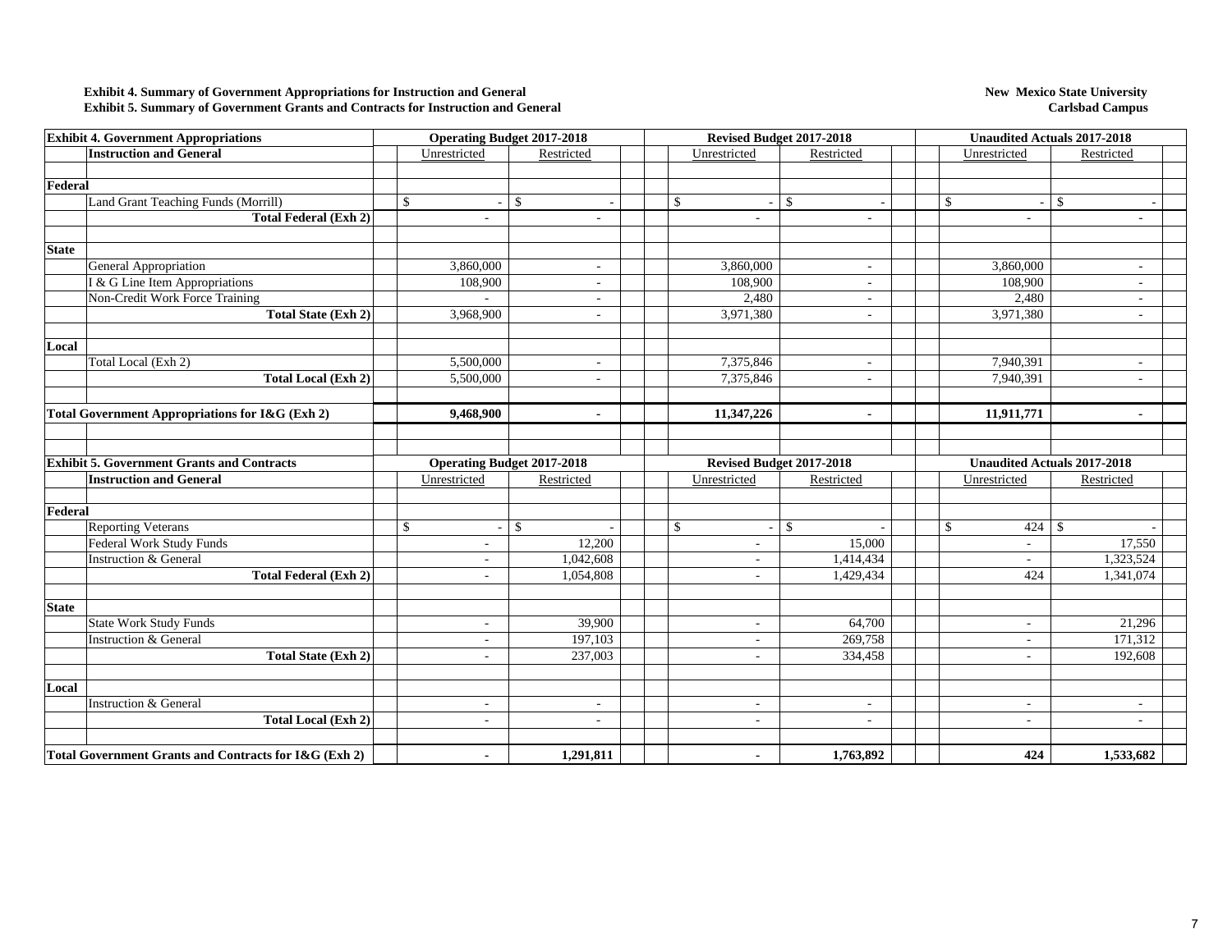**Exhibit 4. Summary of Government Appropriations for Instruction and General**
**Exhibit 5. Summary of Government Grants and Contracts for Instruction and General**

**New Mexico State University**
**Carlsbad Campus**

| **Exhibit 4. Government Appropriations** | **Operating Budget 2017-2018** | | **Revised Budget 2017-2018** | | **Unaudited Actuals 2017-2018** | |
|---|---|---|---|---|---|---|
| **Instruction and General** | Unrestricted | Restricted | Unrestricted | Restricted | Unrestricted | Restricted |
| **Federal** | | | | | | |
| Land Grant Teaching Funds (Morrill) | $ - | $ - | $ - | $ - | $ - | $ - |
| **Total Federal (Exh 2)** | - | - | - | - | - | - |
| **State** | | | | | | |
| General Appropriation | 3,860,000 | - | 3,860,000 | - | 3,860,000 | - |
| I & G Line Item Appropriations | 108,900 | - | 108,900 | - | 108,900 | - |
| Non-Credit Work Force Training | - | - | 2,480 | - | 2,480 | - |
| **Total State (Exh 2)** | 3,968,900 | - | 3,971,380 | - | 3,971,380 | - |
| **Local** | | | | | | |
| Total Local (Exh 2) | 5,500,000 | - | 7,375,846 | - | 7,940,391 | - |
| **Total Local (Exh 2)** | 5,500,000 | - | 7,375,846 | - | 7,940,391 | - |
| **Total Government Appropriations for I&G (Exh 2)** | **9,468,900** | **-** | **11,347,226** | **-** | **11,911,771** | **-** |

| **Exhibit 5. Government Grants and Contracts** | **Operating Budget 2017-2018** | | **Revised Budget 2017-2018** | | **Unaudited Actuals 2017-2018** | |
|---|---|---|---|---|---|---|
| **Instruction and General** | Unrestricted | Restricted | Unrestricted | Restricted | Unrestricted | Restricted |
| **Federal** | | | | | | |
| Reporting Veterans | $ - | $ - | $ - | $ - | $ 424 | $ - |
| Federal Work Study Funds | - | 12,200 | - | 15,000 | - | 17,550 |
| Instruction & General | - | 1,042,608 | - | 1,414,434 | - | 1,323,524 |
| **Total Federal (Exh 2)** | - | 1,054,808 | - | 1,429,434 | 424 | 1,341,074 |
| **State** | | | | | | |
| State Work Study Funds | - | 39,900 | - | 64,700 | - | 21,296 |
| Instruction & General | - | 197,103 | - | 269,758 | - | 171,312 |
| **Total State (Exh 2)** | - | 237,003 | - | 334,458 | - | 192,608 |
| **Local** | | | | | | |
| Instruction & General | - | - | - | - | - | - |
| **Total Local (Exh 2)** | - | - | - | - | - | - |
| **Total Government Grants and Contracts for I&G (Exh 2)** | **-** | **1,291,811** | **-** | **1,763,892** | **424** | **1,533,682** |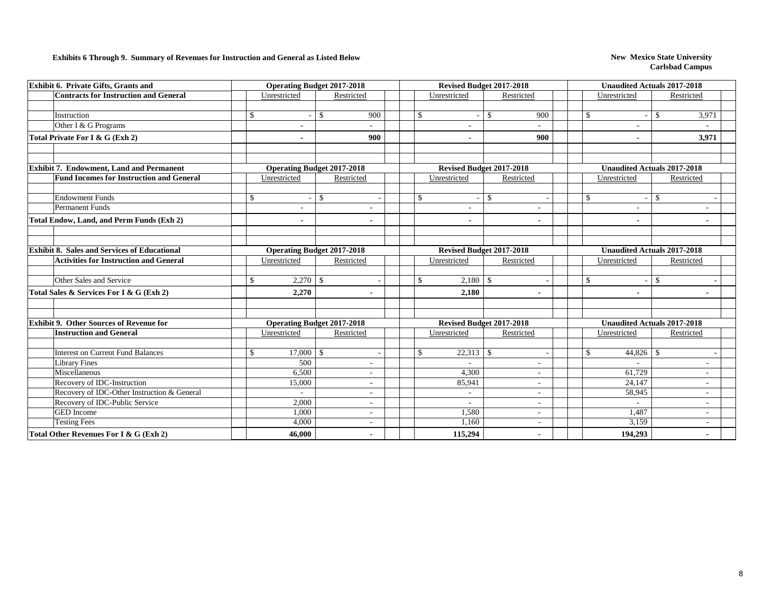**Exhibits 6 Through 9. Summary of Revenues for Instruction and General as Listed Below**

**New Mexico State University**
**Carlsbad Campus**

| **Exhibit 6. Private Gifts, Grants and Contracts for Instruction and General** | **Operating Budget 2017-2018** | | **Revised Budget 2017-2018** | | **Unaudited Actuals 2017-2018** | |
|---|---|---|---|---|---|---|
| | Unrestricted | Restricted | Unrestricted | Restricted | Unrestricted | Restricted |
| Instruction | $ - | $ 900 | $ - | $ 900 | $ - | $ 3,971 |
| Other I & G Programs | - | - | - | - | - | - |
| **Total Private For I & G (Exh 2)** | **-** | **900** | **-** | **900** | **-** | **3,971** |

| **Exhibit 7. Endowment, Land and Permanent Fund Incomes for Instruction and General** | **Operating Budget 2017-2018** | | **Revised Budget 2017-2018** | | **Unaudited Actuals 2017-2018** | |
|---|---|---|---|---|---|---|
| | Unrestricted | Restricted | Unrestricted | Restricted | Unrestricted | Restricted |
| Endowment Funds | $ - | $ - | $ - | $ - | $ - | $ - |
| Permanent Funds | - | - | - | - | - | - |
| **Total Endow, Land, and Perm Funds (Exh 2)** | **-** | **-** | **-** | **-** | **-** | **-** |

| **Exhibit 8. Sales and Services of Educational Activities for Instruction and General** | **Operating Budget 2017-2018** | | **Revised Budget 2017-2018** | | **Unaudited Actuals 2017-2018** | |
|---|---|---|---|---|---|---|
| | Unrestricted | Restricted | Unrestricted | Restricted | Unrestricted | Restricted |
| Other Sales and Service | $ 2,270 | $ - | $ 2,180 | $ - | $ - | $ - |
| **Total Sales & Services For I & G (Exh 2)** | **2,270** | **-** | **2,180** | **-** | **-** | **-** |

| **Exhibit 9. Other Sources of Revenue for Instruction and General** | **Operating Budget 2017-2018** | | **Revised Budget 2017-2018** | | **Unaudited Actuals 2017-2018** | |
|---|---|---|---|---|---|---|
| | Unrestricted | Restricted | Unrestricted | Restricted | Unrestricted | Restricted |
| Interest on Current Fund Balances | $ 17,000 | $ - | $ 22,313 | $ - | $ 44,826 | $ - |
| Library Fines | 500 | - | - | - | - | - |
| Miscellaneous | 6,500 | - | 4,300 | - | 61,729 | - |
| Recovery of IDC-Instruction | 15,000 | - | 85,941 | - | 24,147 | - |
| Recovery of IDC-Other Instruction & General | - | - | - | - | 58,945 | - |
| Recovery of IDC-Public Service | 2,000 | - | - | - | - | - |
| GED Income | 1,000 | - | 1,580 | - | 1,487 | - |
| Testing Fees | 4,000 | - | 1,160 | - | 3,159 | - |
| **Total Other Revenues For I & G (Exh 2)** | **46,000** | **-** | **115,294** | **-** | **194,293** | **-** |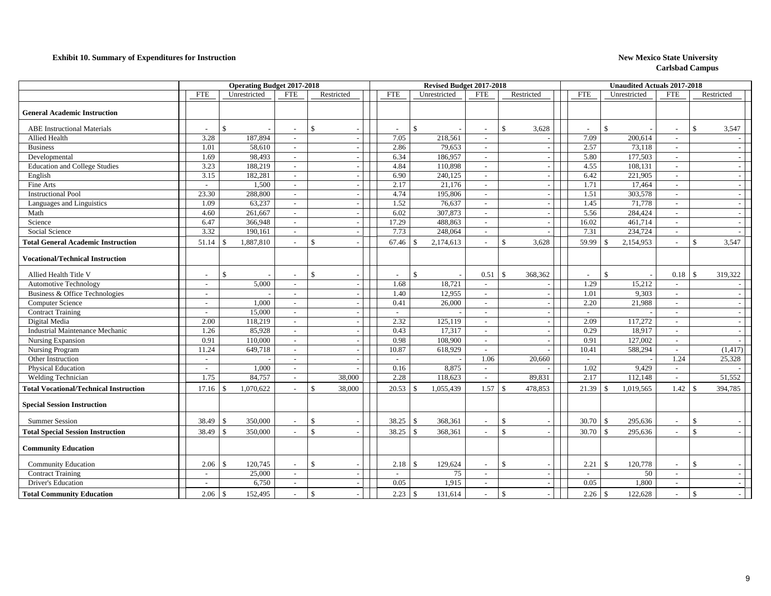**Exhibit 10. Summary of Expenditures for Instruction**

**New Mexico State University**
**Carlsbad Campus**

| | Operating Budget 2017-2018 | | | | Revised Budget 2017-2018 | | | | Unaudited Actuals 2017-2018 | | | |
|---|---|---|---|---|---|---|---|---|---|---|---|---|
| | FTE | Unrestricted | FTE | Restricted | FTE | Unrestricted | FTE | Restricted | FTE | Unrestricted | FTE | Restricted |
| **General Academic Instruction** | | | | | | | | | | | | |
| ABE Instructional Materials | - | $ - | - | $ - | - | $ - | - | $ 3,628 | - | $ - | - | $ 3,547 |
| Allied Health | 3.28 | 187,894 | - | - | 7.05 | 218,561 | - | - | 7.09 | 200,614 | - | - |
| Business | 1.01 | 58,610 | - | - | 2.86 | 79,653 | - | - | 2.57 | 73,118 | - | - |
| Developmental | 1.69 | 98,493 | - | - | 6.34 | 186,957 | - | - | 5.80 | 177,503 | - | - |
| Education and College Studies | 3.23 | 188,219 | - | - | 4.84 | 110,898 | - | - | 4.55 | 108,131 | - | - |
| English | 3.15 | 182,281 | - | - | 6.90 | 240,125 | - | - | 6.42 | 221,905 | - | - |
| Fine Arts | - | 1,500 | - | - | 2.17 | 21,176 | - | - | 1.71 | 17,464 | - | - |
| Instructional Pool | 23.30 | 288,800 | - | - | 4.74 | 195,806 | - | - | 1.51 | 303,578 | - | - |
| Languages and Linguistics | 1.09 | 63,237 | - | - | 1.52 | 76,637 | - | - | 1.45 | 71,778 | - | - |
| Math | 4.60 | 261,667 | - | - | 6.02 | 307,873 | - | - | 5.56 | 284,424 | - | - |
| Science | 6.47 | 366,948 | - | - | 17.29 | 488,863 | - | - | 16.02 | 461,714 | - | - |
| Social Science | 3.32 | 190,161 | - | - | 7.73 | 248,064 | - | - | 7.31 | 234,724 | - | - |
| **Total General Academic Instruction** | 51.14 | $ 1,887,810 | - | $ - | 67.46 | $ 2,174,613 | - | $ 3,628 | 59.99 | $ 2,154,953 | - | $ 3,547 |
| **Vocational/Technical Instruction** | | | | | | | | | | | | |
| Allied Health Title V | - | $ - | - | $ - | - | $ - | 0.51 | $ 368,362 | - | $ - | 0.18 | $ 319,322 |
| Automotive Technology | - | 5,000 | - | - | 1.68 | 18,721 | - | - | 1.29 | 15,212 | - | - |
| Business & Office Technologies | - | - | - | - | 1.40 | 12,955 | - | - | 1.01 | 9,303 | - | - |
| Computer Science | - | 1,000 | - | - | 0.41 | 26,000 | - | - | 2.20 | 21,988 | - | - |
| Contract Training | - | 15,000 | - | - | - | - | - | - | - | - | - | - |
| Digital Media | 2.00 | 118,219 | - | - | 2.32 | 125,119 | - | - | 2.09 | 117,272 | - | - |
| Industrial Maintenance Mechanic | 1.26 | 85,928 | - | - | 0.43 | 17,317 | - | - | 0.29 | 18,917 | - | - |
| Nursing Expansion | 0.91 | 110,000 | - | - | 0.98 | 108,900 | - | - | 0.91 | 127,002 | - | - |
| Nursing Program | 11.24 | 649,718 | - | - | 10.87 | 618,929 | - | - | 10.41 | 588,294 | - | (1,417) |
| Other Instruction | - | - | - | - | - | - | 1.06 | 20,660 | - | - | 1.24 | 25,328 |
| Physical Education | - | 1,000 | - | - | 0.16 | 8,875 | - | - | 1.02 | 9,429 | - | - |
| Welding Technician | 1.75 | 84,757 | - | 38,000 | 2.28 | 118,623 | - | 89,831 | 2.17 | 112,148 | - | 51,552 |
| **Total Vocational/Technical Instruction** | 17.16 | $ 1,070,622 | - | $ 38,000 | 20.53 | $ 1,055,439 | 1.57 | $ 478,853 | 21.39 | $ 1,019,565 | 1.42 | $ 394,785 |
| **Special Session Instruction** | | | | | | | | | | | | |
| Summer Session | 38.49 | $ 350,000 | - | $ - | 38.25 | $ 368,361 | - | $ - | 30.70 | $ 295,636 | - | $ - |
| **Total Special Session Instruction** | 38.49 | $ 350,000 | - | $ - | 38.25 | $ 368,361 | - | $ - | 30.70 | $ 295,636 | - | $ - |
| **Community Education** | | | | | | | | | | | | |
| Community Education | 2.06 | $ 120,745 | - | $ - | 2.18 | $ 129,624 | - | $ - | 2.21 | $ 120,778 | - | $ - |
| Contract Training | - | 25,000 | - | - | - | 75 | - | - | - | 50 | - | - |
| Driver's Education | - | 6,750 | - | - | 0.05 | 1,915 | - | - | 0.05 | 1,800 | - | - |
| **Total Community Education** | 2.06 | $ 152,495 | - | $ - | 2.23 | $ 131,614 | - | $ - | 2.26 | $ 122,628 | - | $ - |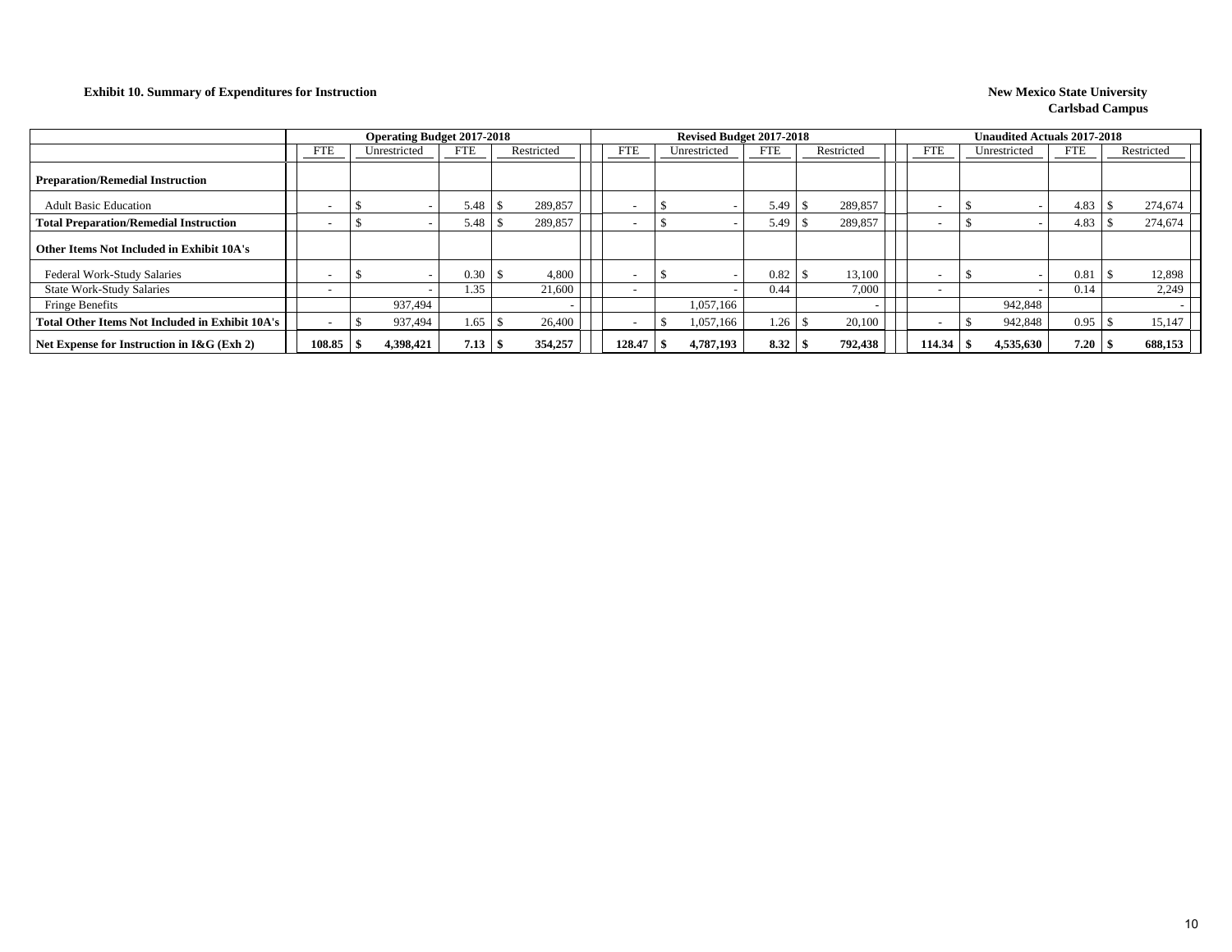**Exhibit 10. Summary of Expenditures for Instruction**

**New Mexico State University**
**Carlsbad Campus**

| | Operating Budget 2017-2018 | | | | Revised Budget 2017-2018 | | | | Unaudited Actuals 2017-2018 | | | |
|---|---|---|---|---|---|---|---|---|---|---|---|---|
| | FTE | Unrestricted | FTE | Restricted | FTE | Unrestricted | FTE | Restricted | FTE | Unrestricted | FTE | Restricted |
| **Preparation/Remedial Instruction** | | | | | | | | | | | | |
| Adult Basic Education | - | $ - | 5.48 | $ 289,857 | - | $ - | 5.49 | $ 289,857 | - | $ - | 4.83 | $ 274,674 |
| **Total Preparation/Remedial Instruction** | - | $ - | 5.48 | $ 289,857 | - | $ - | 5.49 | $ 289,857 | - | $ - | 4.83 | $ 274,674 |
| **Other Items Not Included in Exhibit 10A's** | | | | | | | | | | | | |
| Federal Work-Study Salaries | - | $ - | 0.30 | $ 4,800 | - | $ - | 0.82 | $ 13,100 | - | $ - | 0.81 | $ 12,898 |
| State Work-Study Salaries | - | - | 1.35 | 21,600 | - | - | 0.44 | 7,000 | - | - | 0.14 | 2,249 |
| Fringe Benefits | | 937,494 | | - | | 1,057,166 | | - | | 942,848 | | - |
| **Total Other Items Not Included in Exhibit 10A's** | - | $ 937,494 | 1.65 | $ 26,400 | - | $ 1,057,166 | 1.26 | $ 20,100 | - | $ 942,848 | 0.95 | $ 15,147 |
| **Net Expense for Instruction in I&G (Exh 2)** | **108.85** | **$ 4,398,421** | **7.13** | **$ 354,257** | **128.47** | **$ 4,787,193** | **8.32** | **$ 792,438** | **114.34** | **$ 4,535,630** | **7.20** | **$ 688,153** |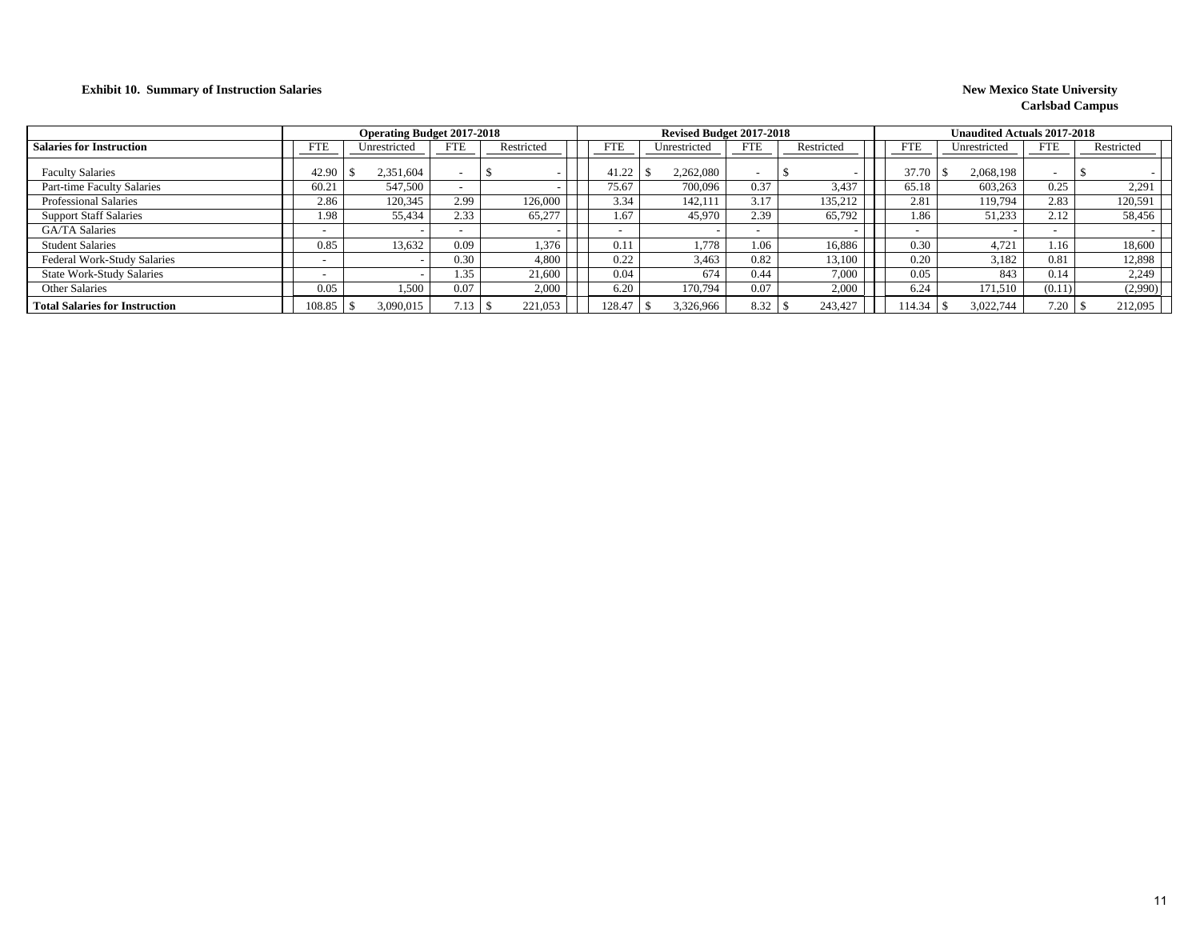**Exhibit 10. Summary of Instruction Salaries**

**New Mexico State University**
**Carlsbad Campus**

| | Operating Budget 2017-2018 | | | | Revised Budget 2017-2018 | | | | Unaudited Actuals 2017-2018 | | | |
|---|---|---|---|---|---|---|---|---|---|---|---|---|
| **Salaries for Instruction** | FTE | Unrestricted | FTE | Restricted | FTE | Unrestricted | FTE | Restricted | FTE | Unrestricted | FTE | Restricted |
| Faculty Salaries | 42.90 | $ 2,351,604 | - | $ - | 41.22 | $ 2,262,080 | - | $ - | 37.70 | $ 2,068,198 | - | $ - |
| Part-time Faculty Salaries | 60.21 | 547,500 | - | - | 75.67 | 700,096 | 0.37 | 3,437 | 65.18 | 603,263 | 0.25 | 2,291 |
| Professional Salaries | 2.86 | 120,345 | 2.99 | 126,000 | 3.34 | 142,111 | 3.17 | 135,212 | 2.81 | 119,794 | 2.83 | 120,591 |
| Support Staff Salaries | 1.98 | 55,434 | 2.33 | 65,277 | 1.67 | 45,970 | 2.39 | 65,792 | 1.86 | 51,233 | 2.12 | 58,456 |
| GA/TA Salaries | - | - | - | - | - | - | - | - | - | - | - | - |
| Student Salaries | 0.85 | 13,632 | 0.09 | 1,376 | 0.11 | 1,778 | 1.06 | 16,886 | 0.30 | 4,721 | 1.16 | 18,600 |
| Federal Work-Study Salaries | - | - | 0.30 | 4,800 | 0.22 | 3,463 | 0.82 | 13,100 | 0.20 | 3,182 | 0.81 | 12,898 |
| State Work-Study Salaries | - | - | 1.35 | 21,600 | 0.04 | 674 | 0.44 | 7,000 | 0.05 | 843 | 0.14 | 2,249 |
| Other Salaries | 0.05 | 1,500 | 0.07 | 2,000 | 6.20 | 170,794 | 0.07 | 2,000 | 6.24 | 171,510 | (0.11) | (2,990) |
| **Total Salaries for Instruction** | 108.85 | $ 3,090,015 | 7.13 | $ 221,053 | 128.47 | $ 3,326,966 | 8.32 | $ 243,427 | 114.34 | $ 3,022,744 | 7.20 | $ 212,095 |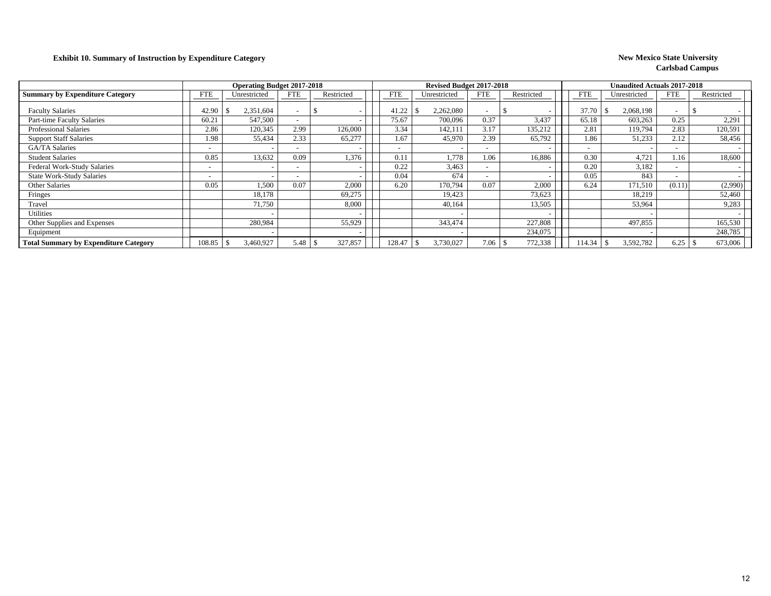**Exhibit 10. Summary of Instruction by Expenditure Category**

**New Mexico State University**
**Carlsbad Campus**

| Summary by Expenditure Category | Operating Budget 2017-2018 | | | | Revised Budget 2017-2018 | | | | Unaudited Actuals 2017-2018 | | | |
|---|---|---|---|---|---|---|---|---|---|---|---|---|
| | FTE | Unrestricted | FTE | Restricted | FTE | Unrestricted | FTE | Restricted | FTE | Unrestricted | FTE | Restricted |
| Faculty Salaries | 42.90 | $ 2,351,604 | - | $ - | 41.22 | $ 2,262,080 | - | $ - | 37.70 | $ 2,068,198 | - | $ - |
| Part-time Faculty Salaries | 60.21 | 547,500 | - | - | 75.67 | 700,096 | 0.37 | 3,437 | 65.18 | 603,263 | 0.25 | 2,291 |
| Professional Salaries | 2.86 | 120,345 | 2.99 | 126,000 | 3.34 | 142,111 | 3.17 | 135,212 | 2.81 | 119,794 | 2.83 | 120,591 |
| Support Staff Salaries | 1.98 | 55,434 | 2.33 | 65,277 | 1.67 | 45,970 | 2.39 | 65,792 | 1.86 | 51,233 | 2.12 | 58,456 |
| GA/TA Salaries | - | - | - | - | - | - | - | - | - | - | - | - |
| Student Salaries | 0.85 | 13,632 | 0.09 | 1,376 | 0.11 | 1,778 | 1.06 | 16,886 | 0.30 | 4,721 | 1.16 | 18,600 |
| Federal Work-Study Salaries | - | - | - | - | 0.22 | 3,463 | - | - | 0.20 | 3,182 | - | - |
| State Work-Study Salaries | - | - | - | - | 0.04 | 674 | - | - | 0.05 | 843 | - | - |
| Other Salaries | 0.05 | 1,500 | 0.07 | 2,000 | 6.20 | 170,794 | 0.07 | 2,000 | 6.24 | 171,510 | (0.11) | (2,990) |
| Fringes | | 18,178 | | 69,275 | | 19,423 | | 73,623 | | 18,219 | | 52,460 |
| Travel | | 71,750 | | 8,000 | | 40,164 | | 13,505 | | 53,964 | | 9,283 |
| Utilities | | - | | - | | - | | - | | - | | - |
| Other Supplies and Expenses | | 280,984 | | 55,929 | | 343,474 | | 227,808 | | 497,855 | | 165,530 |
| Equipment | | - | | - | | - | | 234,075 | | - | | 248,785 |
| **Total Summary by Expenditure Category** | 108.85 | $ 3,460,927 | 5.48 | $ 327,857 | 128.47 | $ 3,730,027 | 7.06 | $ 772,338 | 114.34 | $ 3,592,782 | 6.25 | $ 673,006 |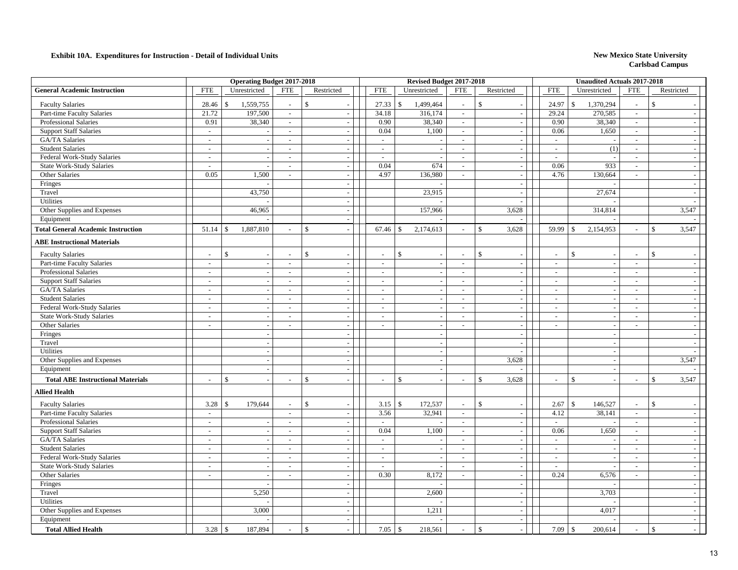**Exhibit 10A. Expenditures for Instruction - Detail of Individual Units**

**New Mexico State University**
**Carlsbad Campus**

| | Operating Budget 2017-2018 | | | | Revised Budget 2017-2018 | | | | Unaudited Actuals 2017-2018 | | | |
|---|---|---|---|---|---|---|---|---|---|---|---|---|
| **General Academic Instruction** | FTE | Unrestricted | FTE | Restricted | FTE | Unrestricted | FTE | Restricted | FTE | Unrestricted | FTE | Restricted |
| Faculty Salaries | 28.46 | $ 1,559,755 | - | $ - | 27.33 | $ 1,499,464 | - | $ - | 24.97 | $ 1,370,294 | - | $ - |
| Part-time Faculty Salaries | 21.72 | 197,500 | - | - | 34.18 | 316,174 | - | - | 29.24 | 270,585 | - | - |
| Professional Salaries | 0.91 | 38,340 | - | - | 0.90 | 38,340 | - | - | 0.90 | 38,340 | - | - |
| Support Staff Salaries | - | - | - | - | 0.04 | 1,100 | - | - | 0.06 | 1,650 | - | - |
| GA/TA Salaries | - | - | - | - | - | - | - | - | - | - | - | - |
| Student Salaries | - | - | - | - | - | - | - | - | - | (1) | - | - |
| Federal Work-Study Salaries | - | - | - | - | - | - | - | - | - | - | - | - |
| State Work-Study Salaries | - | - | - | - | 0.04 | 674 | - | - | 0.06 | 933 | - | - |
| Other Salaries | 0.05 | 1,500 | - | - | 4.97 | 136,980 | - | - | 4.76 | 130,664 | - | - |
| Fringes | | - | | - | | - | | - | | - | | - |
| Travel | | 43,750 | | - | | 23,915 | | - | | 27,674 | | - |
| Utilities | | - | | - | | - | | - | | - | | - |
| Other Supplies and Expenses | | 46,965 | | - | | 157,966 | | 3,628 | | 314,814 | | 3,547 |
| Equipment | | - | | - | | - | | - | | - | | - |
| **Total General Academic Instruction** | 51.14 | $ 1,887,810 | - | $ - | 67.46 | $ 2,174,613 | - | $ 3,628 | 59.99 | $ 2,154,953 | - | $ 3,547 |
| **ABE Instructional Materials** | | | | | | | | | | | | |
| Faculty Salaries | - | $ - | - | $ - | - | $ - | - | $ - | - | $ - | - | $ - |
| Part-time Faculty Salaries | - | - | - | - | - | - | - | - | - | - | - | - |
| Professional Salaries | - | - | - | - | - | - | - | - | - | - | - | - |
| Support Staff Salaries | - | - | - | - | - | - | - | - | - | - | - | - |
| GA/TA Salaries | - | - | - | - | - | - | - | - | - | - | - | - |
| Student Salaries | - | - | - | - | - | - | - | - | - | - | - | - |
| Federal Work-Study Salaries | - | - | - | - | - | - | - | - | - | - | - | - |
| State Work-Study Salaries | - | - | - | - | - | - | - | - | - | - | - | - |
| Other Salaries | - | - | - | - | - | - | - | - | - | - | - | - |
| Fringes | | - | | - | | - | | - | | - | | - |
| Travel | | - | | - | | - | | - | | - | | - |
| Utilities | | - | | - | | - | | - | | - | | - |
| Other Supplies and Expenses | | - | | - | | - | | 3,628 | | - | | 3,547 |
| Equipment | | - | | - | | - | | - | | - | | - |
| **Total ABE Instructional Materials** | - | $ - | - | $ - | - | $ - | - | $ 3,628 | - | $ - | - | $ 3,547 |
| **Allied Health** | | | | | | | | | | | | |
| Faculty Salaries | 3.28 | $ 179,644 | - | $ - | 3.15 | $ 172,537 | - | $ - | 2.67 | $ 146,527 | - | $ - |
| Part-time Faculty Salaries | - | | - | - | 3.56 | 32,941 | - | - | 4.12 | 38,141 | - | - |
| Professional Salaries | - | - | - | - | - | - | - | - | - | - | - | - |
| Support Staff Salaries | - | - | - | - | 0.04 | 1,100 | - | - | 0.06 | 1,650 | - | - |
| GA/TA Salaries | - | - | - | - | - | - | - | - | - | - | - | - |
| Student Salaries | - | - | - | - | - | - | - | - | - | - | - | - |
| Federal Work-Study Salaries | - | - | - | - | - | - | - | - | - | - | - | - |
| State Work-Study Salaries | - | - | - | - | - | - | - | - | - | - | - | - |
| Other Salaries | - | - | - | - | 0.30 | 8,172 | - | - | 0.24 | 6,576 | - | - |
| Fringes | | - | | - | | - | | - | | - | | - |
| Travel | | 5,250 | | - | | 2,600 | | - | | 3,703 | | - |
| Utilities | | - | | - | | - | | - | | - | | - |
| Other Supplies and Expenses | | 3,000 | | - | | 1,211 | | - | | 4,017 | | - |
| Equipment | | - | | - | | - | | - | | - | | - |
| **Total Allied Health** | 3.28 | $ 187,894 | - | $ - | 7.05 | $ 218,561 | - | $ - | 7.09 | $ 200,614 | - | $ - |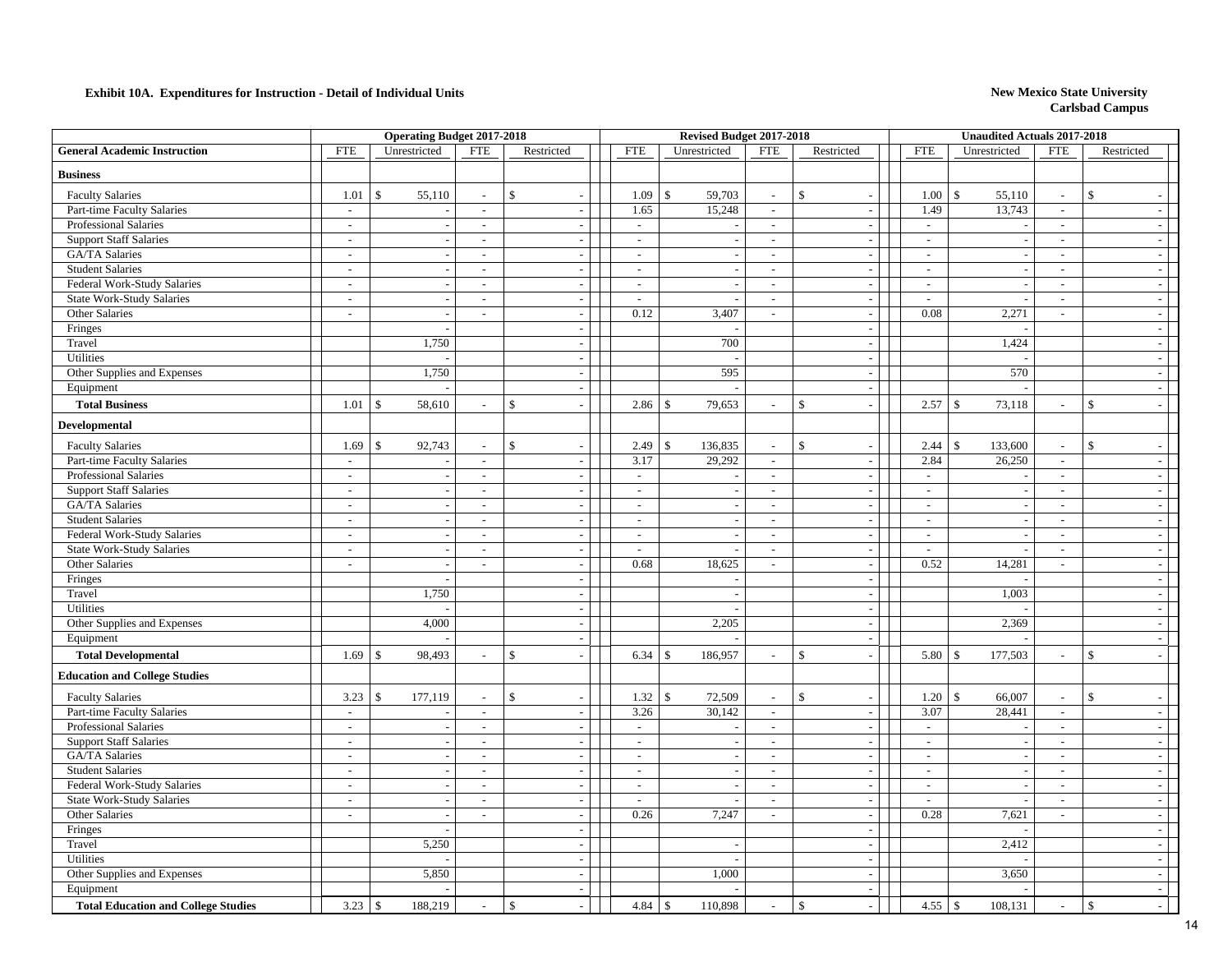**Exhibit 10A. Expenditures for Instruction - Detail of Individual Units**

**New Mexico State University**
**Carlsbad Campus**

| | Operating Budget 2017-2018 | | | | Revised Budget 2017-2018 | | | | Unaudited Actuals 2017-2018 | | | |
|---|---|---|---|---|---|---|---|---|---|---|---|---|
| **General Academic Instruction** | FTE | Unrestricted | FTE | Restricted | FTE | Unrestricted | FTE | Restricted | FTE | Unrestricted | FTE | Restricted |
| **Business** | | | | | | | | | | | | |
| Faculty Salaries | 1.01 | $ 55,110 | - | $ - | 1.09 | $ 59,703 | - | $ - | 1.00 | $ 55,110 | - | $ - |
| Part-time Faculty Salaries | - | - | - | - | 1.65 | 15,248 | - | - | 1.49 | 13,743 | - | - |
| Professional Salaries | - | - | - | - | - | - | - | - | - | - | - | - |
| Support Staff Salaries | - | - | - | - | - | - | - | - | - | - | - | - |
| GA/TA Salaries | - | - | - | - | - | - | - | - | - | - | - | - |
| Student Salaries | - | - | - | - | - | - | - | - | - | - | - | - |
| Federal Work-Study Salaries | - | - | - | - | - | - | - | - | - | - | - | - |
| State Work-Study Salaries | - | - | - | - | - | - | - | - | - | - | - | - |
| Other Salaries | - | - | - | - | 0.12 | 3,407 | - | - | 0.08 | 2,271 | - | - |
| Fringes | | - | | - | | - | | - | | - | | - |
| Travel | | 1,750 | | - | | 700 | | - | | 1,424 | | - |
| Utilities | | - | | - | | - | | - | | - | | - |
| Other Supplies and Expenses | | 1,750 | | - | | 595 | | - | | 570 | | - |
| Equipment | | - | | - | | - | | - | | - | | - |
| **Total Business** | 1.01 | $ 58,610 | - | $ - | 2.86 | $ 79,653 | - | $ - | 2.57 | $ 73,118 | - | $ - |
| **Developmental** | | | | | | | | | | | | |
| Faculty Salaries | 1.69 | $ 92,743 | - | $ - | 2.49 | $ 136,835 | - | $ - | 2.44 | $ 133,600 | - | $ - |
| Part-time Faculty Salaries | - | - | - | - | 3.17 | 29,292 | - | - | 2.84 | 26,250 | - | - |
| Professional Salaries | - | - | - | - | - | - | - | - | - | - | - | - |
| Support Staff Salaries | - | - | - | - | - | - | - | - | - | - | - | - |
| GA/TA Salaries | - | - | - | - | - | - | - | - | - | - | - | - |
| Student Salaries | - | - | - | - | - | - | - | - | - | - | - | - |
| Federal Work-Study Salaries | - | - | - | - | - | - | - | - | - | - | - | - |
| State Work-Study Salaries | - | - | - | - | - | - | - | - | - | - | - | - |
| Other Salaries | - | - | - | - | 0.68 | 18,625 | - | - | 0.52 | 14,281 | - | - |
| Fringes | | - | | - | | - | | - | | - | | - |
| Travel | | 1,750 | | - | | - | | - | | 1,003 | | - |
| Utilities | | - | | - | | - | | - | | - | | - |
| Other Supplies and Expenses | | 4,000 | | - | | 2,205 | | - | | 2,369 | | - |
| Equipment | | - | | - | | - | | - | | - | | - |
| **Total Developmental** | 1.69 | $ 98,493 | - | $ - | 6.34 | $ 186,957 | - | $ - | 5.80 | $ 177,503 | - | $ - |
| **Education and College Studies** | | | | | | | | | | | | |
| Faculty Salaries | 3.23 | $ 177,119 | - | $ - | 1.32 | $ 72,509 | - | $ - | 1.20 | $ 66,007 | - | $ - |
| Part-time Faculty Salaries | - | - | - | - | 3.26 | 30,142 | - | - | 3.07 | 28,441 | - | - |
| Professional Salaries | - | - | - | - | - | - | - | - | - | - | - | - |
| Support Staff Salaries | - | - | - | - | - | - | - | - | - | - | - | - |
| GA/TA Salaries | - | - | - | - | - | - | - | - | - | - | - | - |
| Student Salaries | - | - | - | - | - | - | - | - | - | - | - | - |
| Federal Work-Study Salaries | - | - | - | - | - | - | - | - | - | - | - | - |
| State Work-Study Salaries | - | - | - | - | - | - | - | - | - | - | - | - |
| Other Salaries | - | - | - | - | 0.26 | 7,247 | - | - | 0.28 | 7,621 | - | - |
| Fringes | | - | | - | | - | | - | | - | | - |
| Travel | | 5,250 | | - | | - | | - | | 2,412 | | - |
| Utilities | | - | | - | | - | | - | | - | | - |
| Other Supplies and Expenses | | 5,850 | | - | | 1,000 | | - | | 3,650 | | - |
| Equipment | | - | | - | | - | | - | | - | | - |
| **Total Education and College Studies** | 3.23 | $ 188,219 | - | $ - | 4.84 | $ 110,898 | - | $ - | 4.55 | $ 108,131 | - | $ - |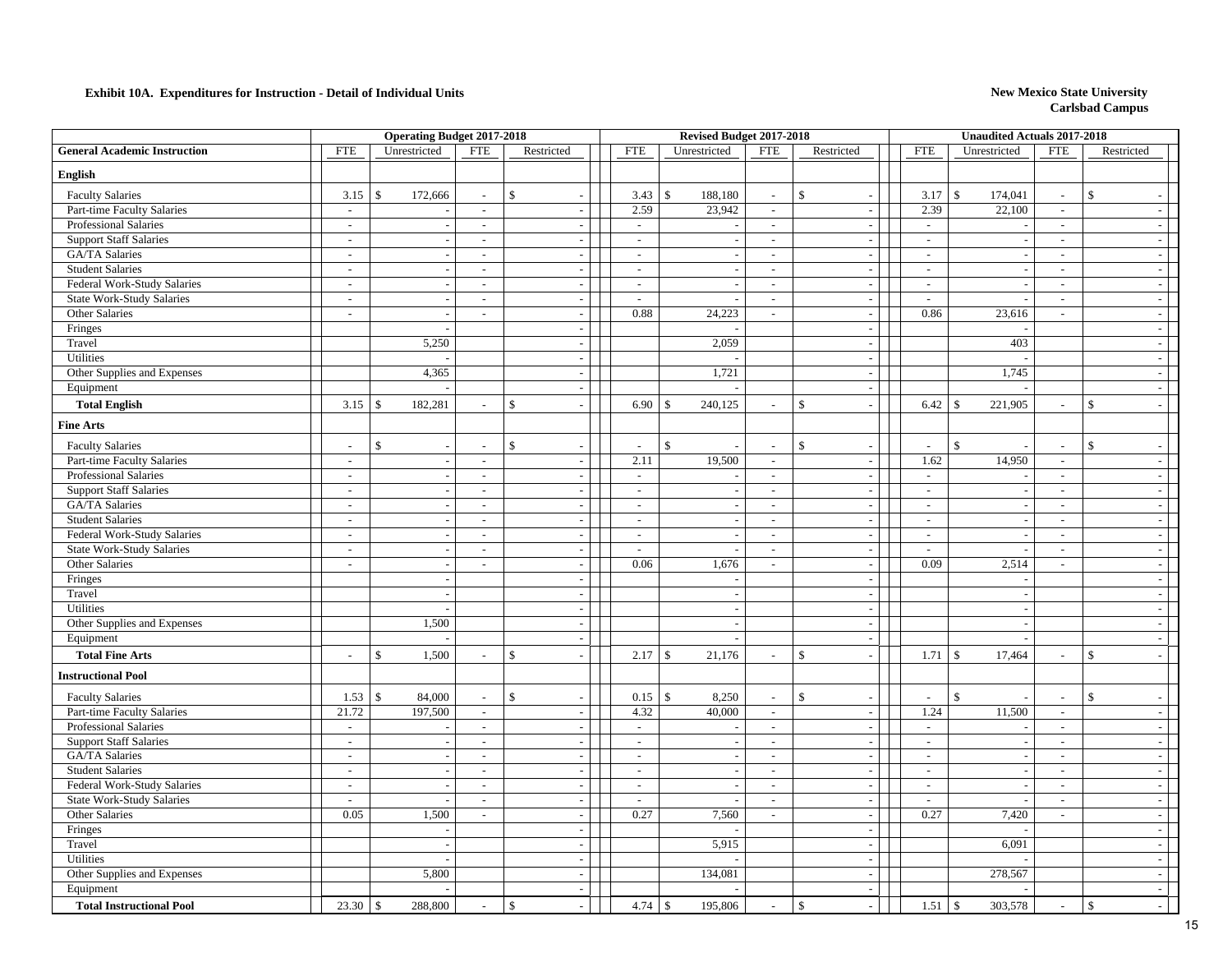**Exhibit 10A. Expenditures for Instruction - Detail of Individual Units**

**New Mexico State University**
**Carlsbad Campus**

| General Academic Instruction | Operating Budget 2017-2018 FTE | Unrestricted | FTE | Restricted | Revised Budget 2017-2018 FTE | Unrestricted | FTE | Restricted | Unaudited Actuals 2017-2018 FTE | Unrestricted | FTE | Restricted |
|---|---|---|---|---|---|---|---|---|---|---|---|---|
| **English** | | | | | | | | | | | | |
| Faculty Salaries | 3.15 | $ 172,666 | - | $ - | 3.43 | $ 188,180 | - | $ - | 3.17 | $ 174,041 | - | $ - |
| Part-time Faculty Salaries | - | - | - | - | 2.59 | 23,942 | - | - | 2.39 | 22,100 | - | - |
| Professional Salaries | - | - | - | - | - | - | - | - | - | - | - | - |
| Support Staff Salaries | - | - | - | - | - | - | - | - | - | - | - | - |
| GA/TA Salaries | - | - | - | - | - | - | - | - | - | - | - | - |
| Student Salaries | - | - | - | - | - | - | - | - | - | - | - | - |
| Federal Work-Study Salaries | - | - | - | - | - | - | - | - | - | - | - | - |
| State Work-Study Salaries | - | - | - | - | - | - | - | - | - | - | - | - |
| Other Salaries | - | - | - | - | 0.88 | 24,223 | - | - | 0.86 | 23,616 | - | - |
| Fringes | | - | | - | | - | | - | | - | | - |
| Travel | | 5,250 | | - | | 2,059 | | - | | 403 | | - |
| Utilities | | - | | - | | - | | - | | - | | - |
| Other Supplies and Expenses | | 4,365 | | - | | 1,721 | | - | | 1,745 | | - |
| Equipment | | - | | - | | - | | - | | - | | - |
| **Total English** | 3.15 | $ 182,281 | - | $ - | 6.90 | $ 240,125 | - | $ - | 6.42 | $ 221,905 | - | $ - |
| **Fine Arts** | | | | | | | | | | | | |
| Faculty Salaries | - | $ - | - | $ - | - | $ - | - | $ - | - | $ - | - | $ - |
| Part-time Faculty Salaries | - | - | - | - | 2.11 | 19,500 | - | - | 1.62 | 14,950 | - | - |
| Professional Salaries | - | - | - | - | - | - | - | - | - | - | - | - |
| Support Staff Salaries | - | - | - | - | - | - | - | - | - | - | - | - |
| GA/TA Salaries | - | - | - | - | - | - | - | - | - | - | - | - |
| Student Salaries | - | - | - | - | - | - | - | - | - | - | - | - |
| Federal Work-Study Salaries | - | - | - | - | - | - | - | - | - | - | - | - |
| State Work-Study Salaries | - | - | - | - | - | - | - | - | - | - | - | - |
| Other Salaries | - | - | - | - | 0.06 | 1,676 | - | - | 0.09 | 2,514 | - | - |
| Fringes | | - | | - | | - | | - | | - | | - |
| Travel | | - | | - | | - | | - | | - | | - |
| Utilities | | - | | - | | - | | - | | - | | - |
| Other Supplies and Expenses | | 1,500 | | - | | - | | - | | - | | - |
| Equipment | | - | | - | | - | | - | | - | | - |
| **Total Fine Arts** | - | $ 1,500 | - | $ - | 2.17 | $ 21,176 | - | $ - | 1.71 | $ 17,464 | - | $ - |
| **Instructional Pool** | | | | | | | | | | | | |
| Faculty Salaries | 1.53 | $ 84,000 | - | $ - | 0.15 | $ 8,250 | - | $ - | - | $ - | - | $ - |
| Part-time Faculty Salaries | 21.72 | 197,500 | - | - | 4.32 | 40,000 | - | - | 1.24 | 11,500 | - | - |
| Professional Salaries | - | - | - | - | - | - | - | - | - | - | - | - |
| Support Staff Salaries | - | - | - | - | - | - | - | - | - | - | - | - |
| GA/TA Salaries | - | - | - | - | - | - | - | - | - | - | - | - |
| Student Salaries | - | - | - | - | - | - | - | - | - | - | - | - |
| Federal Work-Study Salaries | - | - | - | - | - | - | - | - | - | - | - | - |
| State Work-Study Salaries | - | - | - | - | - | - | - | - | - | - | - | - |
| Other Salaries | 0.05 | 1,500 | - | - | 0.27 | 7,560 | - | - | 0.27 | 7,420 | - | - |
| Fringes | | - | | - | | - | | - | | - | | - |
| Travel | | - | | - | | 5,915 | | - | | 6,091 | | - |
| Utilities | | - | | - | | - | | - | | - | | - |
| Other Supplies and Expenses | | 5,800 | | - | | 134,081 | | - | | 278,567 | | - |
| Equipment | | - | | - | | - | | - | | - | | - |
| **Total Instructional Pool** | 23.30 | $ 288,800 | - | $ - | 4.74 | $ 195,806 | - | $ - | 1.51 | $ 303,578 | - | $ - |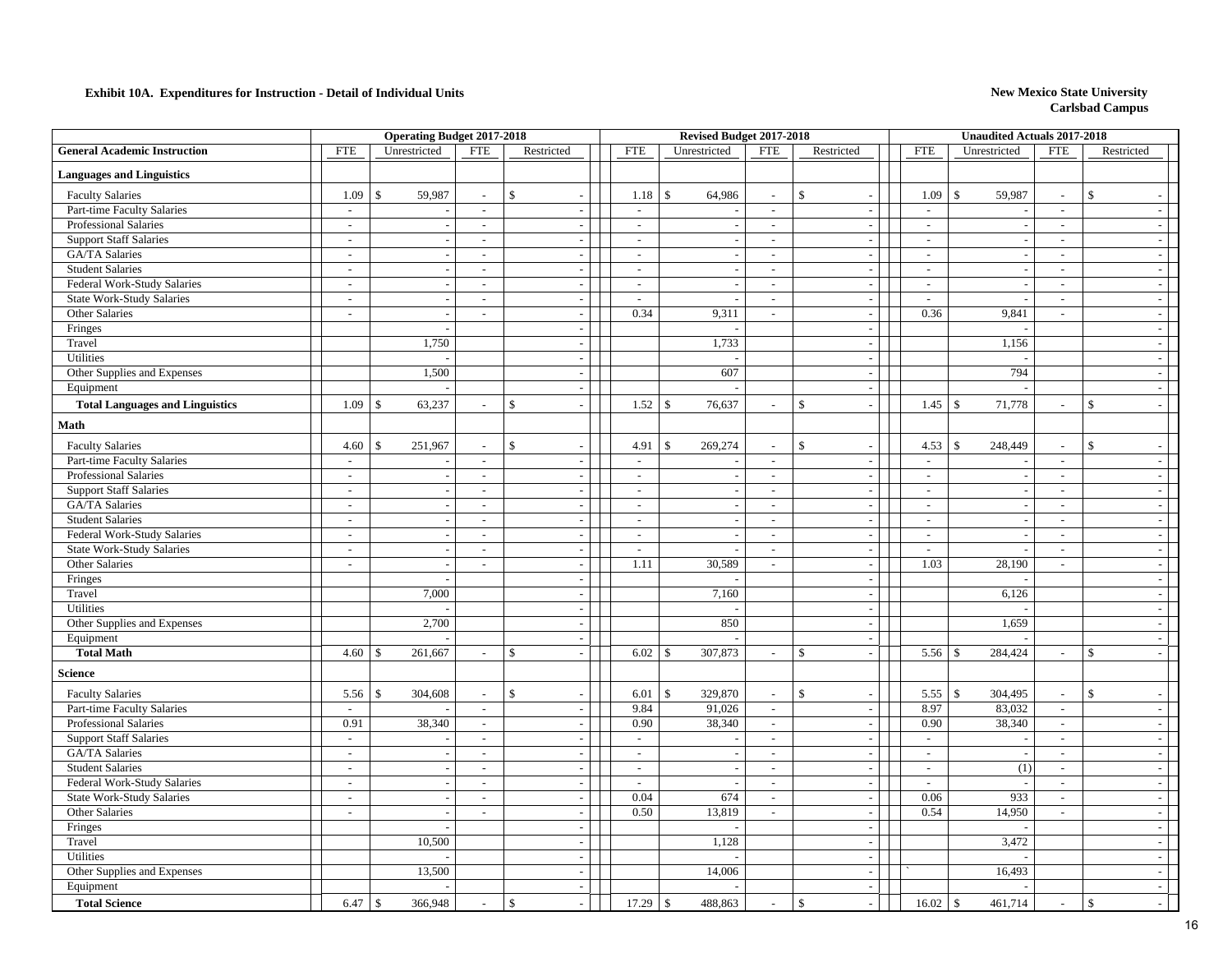**Exhibit 10A. Expenditures for Instruction - Detail of Individual Units**

**New Mexico State University**
**Carlsbad Campus**

| | Operating Budget 2017-2018 | | | | Revised Budget 2017-2018 | | | | Unaudited Actuals 2017-2018 | | | |
|---|---|---|---|---|---|---|---|---|---|---|---|---|
| **General Academic Instruction** | FTE | Unrestricted | FTE | Restricted | FTE | Unrestricted | FTE | Restricted | FTE | Unrestricted | FTE | Restricted |
| **Languages and Linguistics** | | | | | | | | | | | | |
| Faculty Salaries | 1.09 | $ 59,987 | - | $ - | 1.18 | $ 64,986 | - | $ - | 1.09 | $ 59,987 | - | $ - |
| Part-time Faculty Salaries | - | - | - | - | - | - | - | - | - | - | - | - |
| Professional Salaries | - | - | - | - | - | - | - | - | - | - | - | - |
| Support Staff Salaries | - | - | - | - | - | - | - | - | - | - | - | - |
| GA/TA Salaries | - | - | - | - | - | - | - | - | - | - | - | - |
| Student Salaries | - | - | - | - | - | - | - | - | - | - | - | - |
| Federal Work-Study Salaries | - | - | - | - | - | - | - | - | - | - | - | - |
| State Work-Study Salaries | - | - | - | - | - | - | - | - | - | - | - | - |
| Other Salaries | - | - | - | - | 0.34 | 9,311 | - | - | 0.36 | 9,841 | - | - |
| Fringes | | - | | - | | - | | - | | - | | - |
| Travel | | 1,750 | | - | | 1,733 | | - | | 1,156 | | - |
| Utilities | | - | | - | | - | | - | | - | | - |
| Other Supplies and Expenses | | 1,500 | | - | | 607 | | - | | 794 | | - |
| Equipment | | - | | - | | - | | - | | - | | - |
| **Total Languages and Linguistics** | 1.09 | $ 63,237 | - | $ - | 1.52 | $ 76,637 | - | $ - | 1.45 | $ 71,778 | - | $ - |
| **Math** | | | | | | | | | | | | |
| Faculty Salaries | 4.60 | $ 251,967 | - | $ - | 4.91 | $ 269,274 | - | $ - | 4.53 | $ 248,449 | - | $ - |
| Part-time Faculty Salaries | - | - | - | - | - | - | - | - | - | - | - | - |
| Professional Salaries | - | - | - | - | - | - | - | - | - | - | - | - |
| Support Staff Salaries | - | - | - | - | - | - | - | - | - | - | - | - |
| GA/TA Salaries | - | - | - | - | - | - | - | - | - | - | - | - |
| Student Salaries | - | - | - | - | - | - | - | - | - | - | - | - |
| Federal Work-Study Salaries | - | - | - | - | - | - | - | - | - | - | - | - |
| State Work-Study Salaries | - | - | - | - | - | - | - | - | - | - | - | - |
| Other Salaries | - | - | - | - | 1.11 | 30,589 | - | - | 1.03 | 28,190 | - | - |
| Fringes | | - | | - | | - | | - | | - | | - |
| Travel | | 7,000 | | - | | 7,160 | | - | | 6,126 | | - |
| Utilities | | - | | - | | - | | - | | - | | - |
| Other Supplies and Expenses | | 2,700 | | - | | 850 | | - | | 1,659 | | - |
| Equipment | | - | | - | | - | | - | | - | | - |
| **Total Math** | 4.60 | $ 261,667 | - | $ - | 6.02 | $ 307,873 | - | $ - | 5.56 | $ 284,424 | - | $ - |
| **Science** | | | | | | | | | | | | |
| Faculty Salaries | 5.56 | $ 304,608 | - | $ - | 6.01 | $ 329,870 | - | $ - | 5.55 | $ 304,495 | - | $ - |
| Part-time Faculty Salaries | - | - | - | - | 9.84 | 91,026 | - | - | 8.97 | 83,032 | - | - |
| Professional Salaries | 0.91 | 38,340 | - | - | 0.90 | 38,340 | - | - | 0.90 | 38,340 | - | - |
| Support Staff Salaries | - | - | - | - | - | - | - | - | - | - | - | - |
| GA/TA Salaries | - | - | - | - | - | - | - | - | - | - | - | - |
| Student Salaries | - | - | - | - | - | - | - | - | - | (1) | - | - |
| Federal Work-Study Salaries | - | - | - | - | - | - | - | - | - | - | - | - |
| State Work-Study Salaries | - | - | - | - | 0.04 | 674 | - | - | 0.06 | 933 | - | - |
| Other Salaries | - | - | - | - | 0.50 | 13,819 | - | - | 0.54 | 14,950 | - | - |
| Fringes | | - | | - | | - | | - | | - | | - |
| Travel | | 10,500 | | - | | 1,128 | | - | | 3,472 | | - |
| Utilities | | - | | - | | - | | - | | - | | - |
| Other Supplies and Expenses | | 13,500 | | - | | 14,006 | | - | ` | 16,493 | | - |
| Equipment | | - | | - | | - | | - | | - | | - |
| **Total Science** | 6.47 | $ 366,948 | - | $ - | 17.29 | $ 488,863 | - | $ - | 16.02 | $ 461,714 | - | $ - |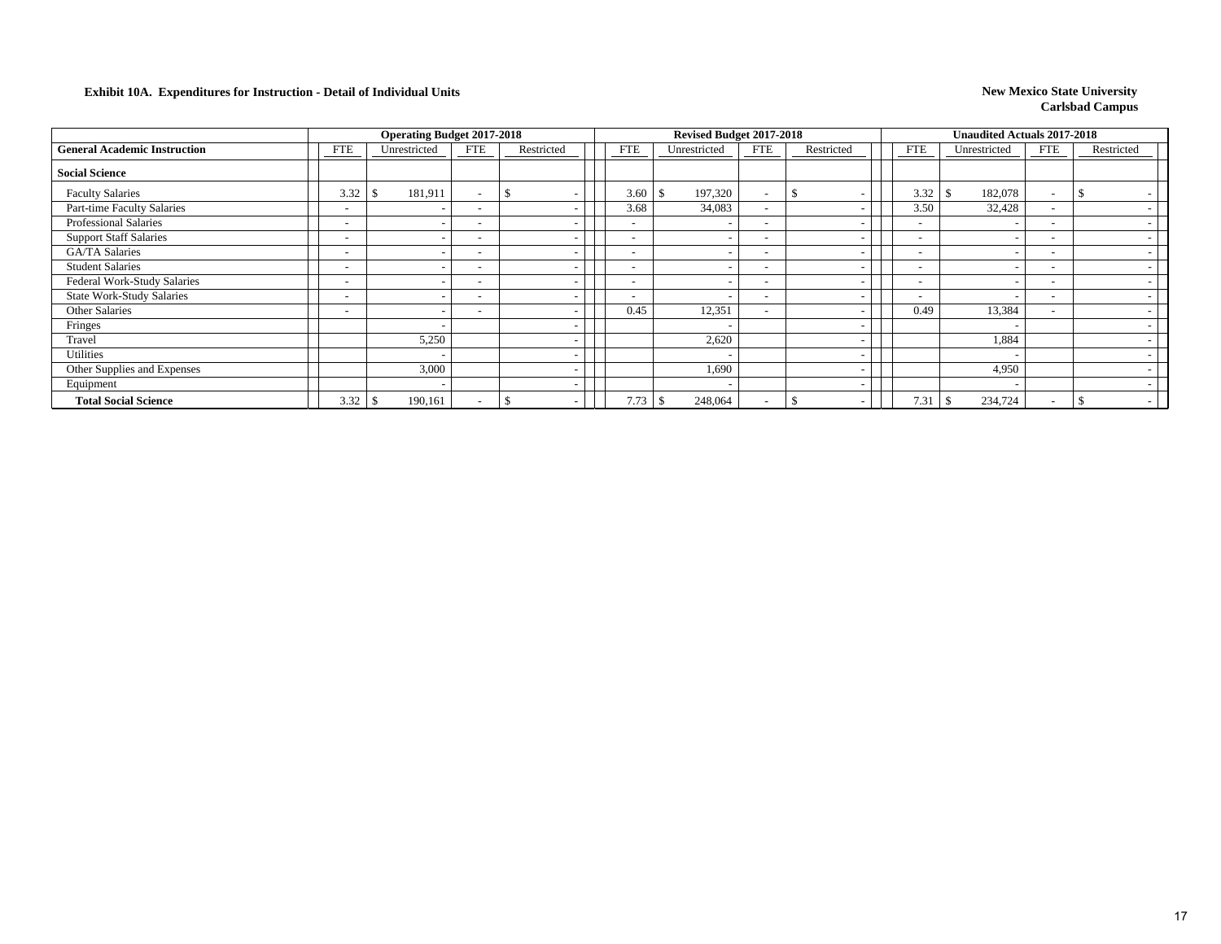**Exhibit 10A. Expenditures for Instruction - Detail of Individual Units**

**New Mexico State University**
**Carlsbad Campus**

| | Operating Budget 2017-2018 | | | | Revised Budget 2017-2018 | | | | Unaudited Actuals 2017-2018 | | | |
|---|---|---|---|---|---|---|---|---|---|---|---|---|
| **General Academic Instruction** | FTE | Unrestricted | FTE | Restricted | FTE | Unrestricted | FTE | Restricted | FTE | Unrestricted | FTE | Restricted |
| **Social Science** | | | | | | | | | | | | |
| Faculty Salaries | 3.32 | $ 181,911 | - | $ - | 3.60 | $ 197,320 | - | $ - | 3.32 | $ 182,078 | - | $ - |
| Part-time Faculty Salaries | - | - | - | - | 3.68 | 34,083 | - | - | 3.50 | 32,428 | - | - |
| Professional Salaries | - | - | - | - | - | - | - | - | - | - | - | - |
| Support Staff Salaries | - | - | - | - | - | - | - | - | - | - | - | - |
| GA/TA Salaries | - | - | - | - | - | - | - | - | - | - | - | - |
| Student Salaries | - | - | - | - | - | - | - | - | - | - | - | - |
| Federal Work-Study Salaries | - | - | - | - | - | - | - | - | - | - | - | - |
| State Work-Study Salaries | - | - | - | - | - | - | - | - | - | - | - | - |
| Other Salaries | - | - | - | - | 0.45 | 12,351 | - | - | 0.49 | 13,384 | - | - |
| Fringes | | - | | - | | - | | - | | - | | - |
| Travel | | 5,250 | | - | | 2,620 | | - | | 1,884 | | - |
| Utilities | | - | | - | | - | | - | | - | | - |
| Other Supplies and Expenses | | 3,000 | | - | | 1,690 | | - | | 4,950 | | - |
| Equipment | | - | | - | | - | | - | | - | | - |
| **Total Social Science** | 3.32 | $ 190,161 | - | $ - | 7.73 | $ 248,064 | - | $ - | 7.31 | $ 234,724 | - | $ - |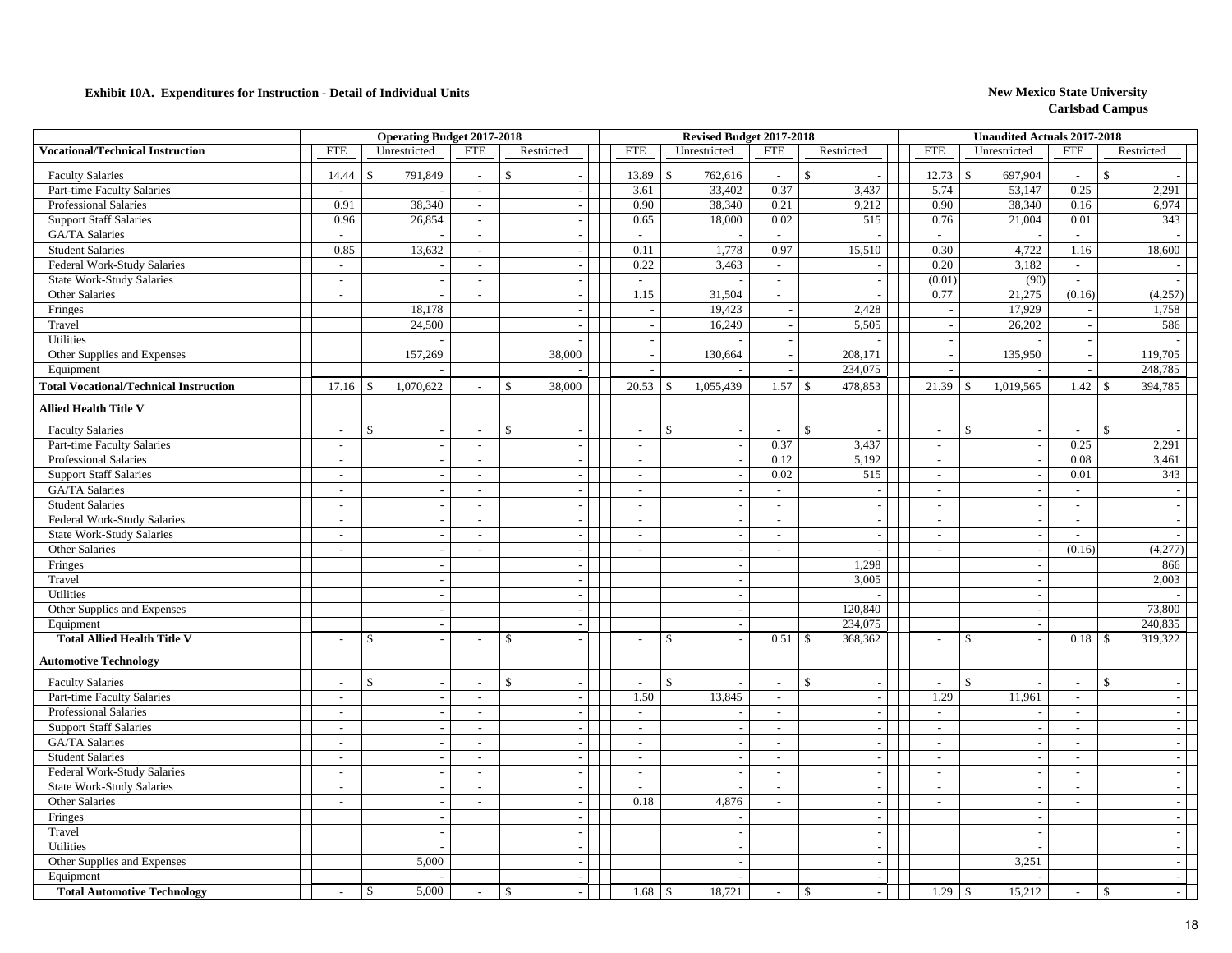**Exhibit 10A. Expenditures for Instruction - Detail of Individual Units**

**New Mexico State University**
**Carlsbad Campus**

| | Operating Budget 2017-2018 | | | | Revised Budget 2017-2018 | | | | Unaudited Actuals 2017-2018 | | | |
|---|---|---|---|---|---|---|---|---|---|---|---|---|
| **Vocational/Technical Instruction** | FTE | Unrestricted | FTE | Restricted | FTE | Unrestricted | FTE | Restricted | FTE | Unrestricted | FTE | Restricted |
| Faculty Salaries | 14.44 | $ 791,849 | - | $ - | 13.89 | $ 762,616 | - | $ - | 12.73 | $ 697,904 | - | $ - |
| Part-time Faculty Salaries | - | - | - | - | 3.61 | 33,402 | 0.37 | 3,437 | 5.74 | 53,147 | 0.25 | 2,291 |
| Professional Salaries | 0.91 | 38,340 | - | - | 0.90 | 38,340 | 0.21 | 9,212 | 0.90 | 38,340 | 0.16 | 6,974 |
| Support Staff Salaries | 0.96 | 26,854 | - | - | 0.65 | 18,000 | 0.02 | 515 | 0.76 | 21,004 | 0.01 | 343 |
| GA/TA Salaries | - | - | - | - | - | - | - | - | - | - | - | - |
| Student Salaries | 0.85 | 13,632 | - | - | 0.11 | 1,778 | 0.97 | 15,510 | 0.30 | 4,722 | 1.16 | 18,600 |
| Federal Work-Study Salaries | - | - | - | - | 0.22 | 3,463 | - | - | 0.20 | 3,182 | - | - |
| State Work-Study Salaries | - | - | - | - | - | - | - | - | (0.01) | (90) | - | - |
| Other Salaries | - | - | - | - | 1.15 | 31,504 | - | - | 0.77 | 21,275 | (0.16) | (4,257) |
| Fringes | | 18,178 | | - | - | 19,423 | - | 2,428 | - | 17,929 | - | 1,758 |
| Travel | | 24,500 | | - | - | 16,249 | - | 5,505 | - | 26,202 | - | 586 |
| Utilities | | - | | - | - | - | - | - | - | - | - | - |
| Other Supplies and Expenses | | 157,269 | | 38,000 | - | 130,664 | - | 208,171 | - | 135,950 | - | 119,705 |
| Equipment | | - | | - | - | - | - | 234,075 | - | - | - | 248,785 |
| **Total Vocational/Technical Instruction** | 17.16 | $ 1,070,622 | - | $ 38,000 | 20.53 | $ 1,055,439 | 1.57 | $ 478,853 | 21.39 | $ 1,019,565 | 1.42 | $ 394,785 |
| **Allied Health Title V** | | | | | | | | | | | | |
| Faculty Salaries | - | $ - | - | $ - | - | $ - | - | $ - | - | $ - | - | $ - |
| Part-time Faculty Salaries | - | - | - | - | - | - | 0.37 | 3,437 | - | - | 0.25 | 2,291 |
| Professional Salaries | - | - | - | - | - | - | 0.12 | 5,192 | - | - | 0.08 | 3,461 |
| Support Staff Salaries | - | - | - | - | - | - | 0.02 | 515 | - | - | 0.01 | 343 |
| GA/TA Salaries | - | - | - | - | - | - | - | - | - | - | - | - |
| Student Salaries | - | - | - | - | - | - | - | - | - | - | - | - |
| Federal Work-Study Salaries | - | - | - | - | - | - | - | - | - | - | - | - |
| State Work-Study Salaries | - | - | - | - | - | - | - | - | - | - | - | - |
| Other Salaries | - | - | - | - | - | - | - | - | - | - | (0.16) | (4,277) |
| Fringes | | - | | - | | - | | 1,298 | | - | | 866 |
| Travel | | - | | - | | - | | 3,005 | | - | | 2,003 |
| Utilities | | - | | - | | - | | - | | - | | - |
| Other Supplies and Expenses | | - | | - | | - | | 120,840 | | - | | 73,800 |
| Equipment | | - | | - | | - | | 234,075 | | - | | 240,835 |
| **Total Allied Health Title V** | - | $ - | - | $ - | - | $ - | 0.51 | $ 368,362 | - | $ - | 0.18 | $ 319,322 |
| **Automotive Technology** | | | | | | | | | | | | |
| Faculty Salaries | - | $ - | - | $ - | - | $ - | - | $ - | - | $ - | - | $ - |
| Part-time Faculty Salaries | - | - | - | - | 1.50 | 13,845 | - | - | 1.29 | 11,961 | - | - |
| Professional Salaries | - | - | - | - | - | - | - | - | - | - | - | - |
| Support Staff Salaries | - | - | - | - | - | - | - | - | - | - | - | - |
| GA/TA Salaries | - | - | - | - | - | - | - | - | - | - | - | - |
| Student Salaries | - | - | - | - | - | - | - | - | - | - | - | - |
| Federal Work-Study Salaries | - | - | - | - | - | - | - | - | - | - | - | - |
| State Work-Study Salaries | - | - | - | - | - | - | - | - | - | - | - | - |
| Other Salaries | - | - | - | - | 0.18 | 4,876 | - | - | - | - | - | - |
| Fringes | | - | | - | | - | | - | | - | | - |
| Travel | | - | | - | | - | | - | | - | | - |
| Utilities | | - | | - | | - | | - | | - | | - |
| Other Supplies and Expenses | | 5,000 | | - | | - | | - | | 3,251 | | - |
| Equipment | | - | | - | | - | | - | | - | | - |
| **Total Automotive Technology** | - | $ 5,000 | - | $ - | 1.68 | $ 18,721 | - | $ - | 1.29 | $ 15,212 | - | $ - |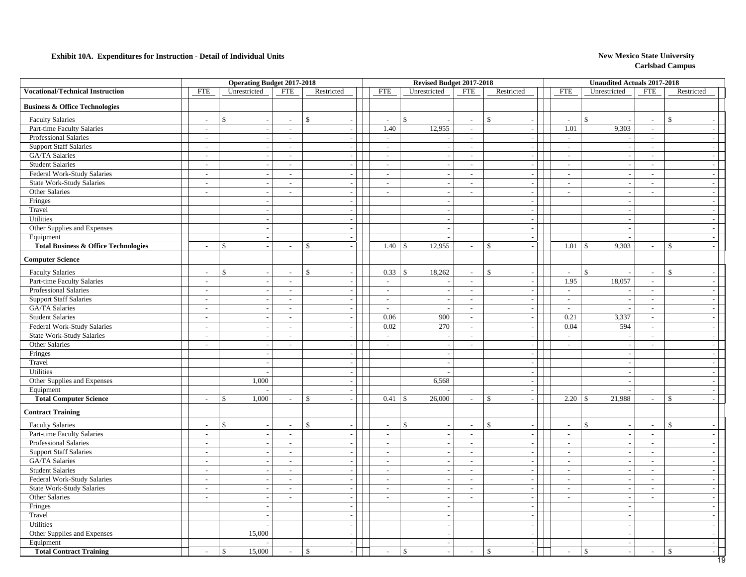**Exhibit 10A. Expenditures for Instruction - Detail of Individual Units**

**New Mexico State University**
**Carlsbad Campus**

| | Operating Budget 2017-2018 | | | | Revised Budget 2017-2018 | | | | Unaudited Actuals 2017-2018 | | | |
|---|---|---|---|---|---|---|---|---|---|---|---|---|
| **Vocational/Technical Instruction** | FTE | Unrestricted | FTE | Restricted | FTE | Unrestricted | FTE | Restricted | FTE | Unrestricted | FTE | Restricted |
| **Business & Office Technologies** | | | | | | | | | | | | |
| Faculty Salaries | - | $ - | - | $ - | - | $ - | - | $ - | - | $ - | - | $ - |
| Part-time Faculty Salaries | - | - | - | - | 1.40 | 12,955 | - | - | 1.01 | 9,303 | - | - |
| Professional Salaries | - | - | - | - | - | - | - | - | - | - | - | - |
| Support Staff Salaries | - | - | - | - | - | - | - | - | - | - | - | - |
| GA/TA Salaries | - | - | - | - | - | - | - | - | - | - | - | - |
| Student Salaries | - | - | - | - | - | - | - | - | - | - | - | - |
| Federal Work-Study Salaries | - | - | - | - | - | - | - | - | - | - | - | - |
| State Work-Study Salaries | - | - | - | - | - | - | - | - | - | - | - | - |
| Other Salaries | - | - | - | - | - | - | - | - | - | - | - | - |
| Fringes | | - | | - | | - | | - | | - | | - |
| Travel | | - | | - | | - | | - | | - | | - |
| Utilities | | - | | - | | - | | - | | - | | - |
| Other Supplies and Expenses | | - | | - | | - | | - | | - | | - |
| Equipment | | - | | - | | - | | - | | - | | - |
| **Total Business & Office Technologies** | - | $ - | - | $ - | 1.40 | $ 12,955 | - | $ - | 1.01 | $ 9,303 | - | $ - |
| **Computer Science** | | | | | | | | | | | | |
| Faculty Salaries | - | $ - | - | $ - | 0.33 | $ 18,262 | - | $ - | - | $ - | - | $ - |
| Part-time Faculty Salaries | - | - | - | - | - | - | - | - | 1.95 | 18,057 | - | - |
| Professional Salaries | - | - | - | - | - | - | - | - | - | - | - | - |
| Support Staff Salaries | - | - | - | - | - | - | - | - | - | - | - | - |
| GA/TA Salaries | - | - | - | - | - | - | - | - | - | - | - | - |
| Student Salaries | - | - | - | - | 0.06 | 900 | - | - | 0.21 | 3,337 | - | - |
| Federal Work-Study Salaries | - | - | - | - | 0.02 | 270 | - | - | 0.04 | 594 | - | - |
| State Work-Study Salaries | - | - | - | - | - | - | - | - | - | - | - | - |
| Other Salaries | - | - | - | - | - | - | - | - | - | - | - | - |
| Fringes | | - | | - | | - | | - | | - | | - |
| Travel | | - | | - | | - | | - | | - | | - |
| Utilities | | - | | - | | - | | - | | - | | - |
| Other Supplies and Expenses | | 1,000 | | - | | 6,568 | | - | | - | | - |
| Equipment | | - | | - | | - | | - | | - | | - |
| **Total Computer Science** | - | $ 1,000 | - | $ - | 0.41 | $ 26,000 | - | $ - | 2.20 | $ 21,988 | - | $ - |
| **Contract Training** | | | | | | | | | | | | |
| Faculty Salaries | - | $ - | - | $ - | - | $ - | - | $ - | - | $ - | - | $ - |
| Part-time Faculty Salaries | - | - | - | - | - | - | - | - | - | - | - | - |
| Professional Salaries | - | - | - | - | - | - | - | - | - | - | - | - |
| Support Staff Salaries | - | - | - | - | - | - | - | - | - | - | - | - |
| GA/TA Salaries | - | - | - | - | - | - | - | - | - | - | - | - |
| Student Salaries | - | - | - | - | - | - | - | - | - | - | - | - |
| Federal Work-Study Salaries | - | - | - | - | - | - | - | - | - | - | - | - |
| State Work-Study Salaries | - | - | - | - | - | - | - | - | - | - | - | - |
| Other Salaries | - | - | - | - | - | - | - | - | - | - | - | - |
| Fringes | | - | | - | | - | | - | | - | | - |
| Travel | | - | | - | | - | | - | | - | | - |
| Utilities | | - | | - | | - | | - | | - | | - |
| Other Supplies and Expenses | | 15,000 | | - | | - | | - | | - | | - |
| Equipment | | - | | - | | - | | - | | - | | - |
| **Total Contract Training** | - | $ 15,000 | - | $ - | - | $ - | - | $ - | - | $ - | - | $ - |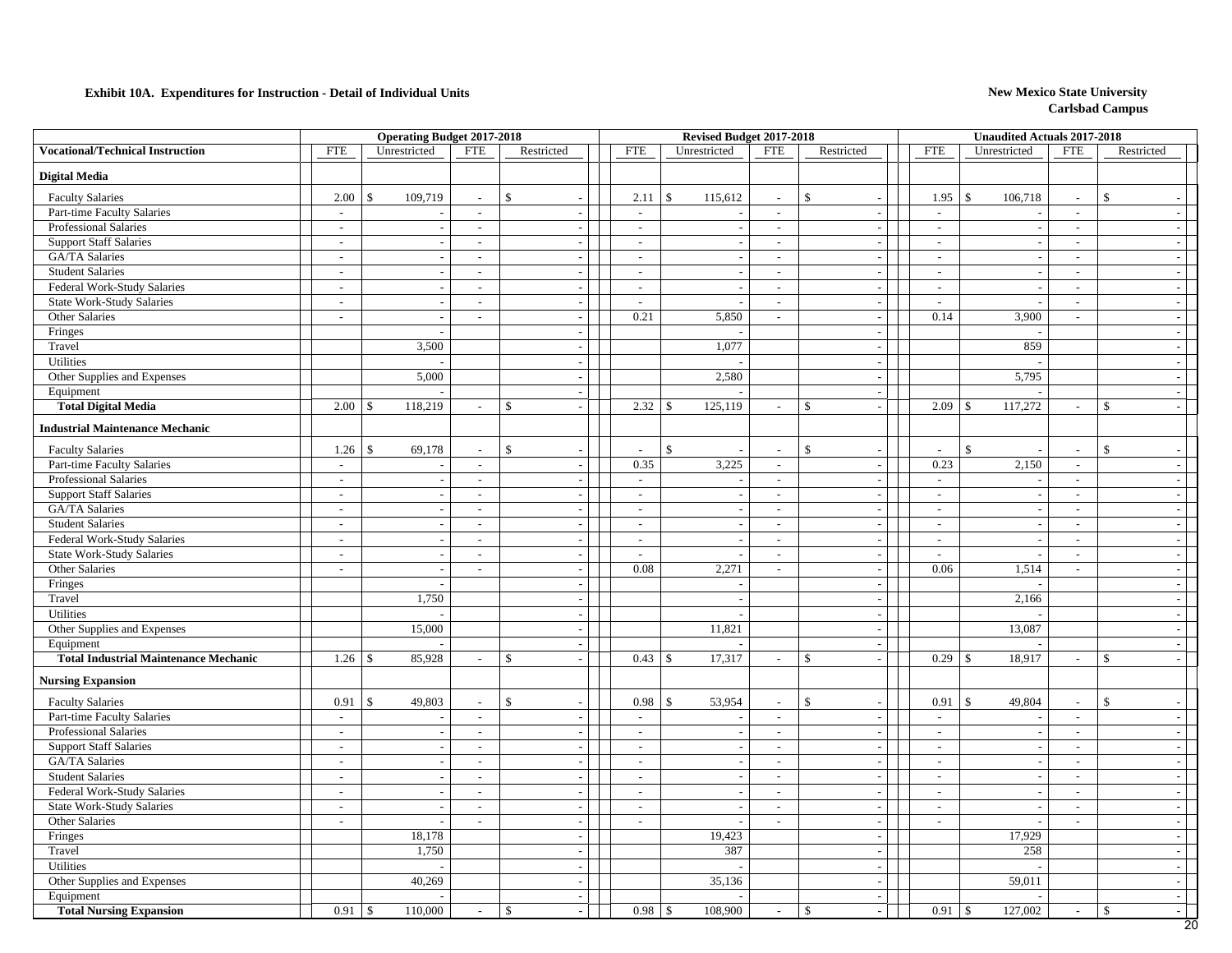**Exhibit 10A. Expenditures for Instruction - Detail of Individual Units**

**New Mexico State University**
**Carlsbad Campus**

| Vocational/Technical Instruction | Operating Budget 2017-2018 | | | | Revised Budget 2017-2018 | | | | Unaudited Actuals 2017-2018 | | | |
|---|---|---|---|---|---|---|---|---|---|---|---|---|
| | FTE | Unrestricted | FTE | Restricted | FTE | Unrestricted | FTE | Restricted | FTE | Unrestricted | FTE | Restricted |
| **Digital Media** | | | | | | | | | | | | |
| Faculty Salaries | 2.00 | $ 109,719 | - | $ - | 2.11 | $ 115,612 | - | $ - | 1.95 | $ 106,718 | - | $ - |
| Part-time Faculty Salaries | - | - | - | - | - | - | - | - | - | - | - | - |
| Professional Salaries | - | - | - | - | - | - | - | - | - | - | - | - |
| Support Staff Salaries | - | - | - | - | - | - | - | - | - | - | - | - |
| GA/TA Salaries | - | - | - | - | - | - | - | - | - | - | - | - |
| Student Salaries | - | - | - | - | - | - | - | - | - | - | - | - |
| Federal Work-Study Salaries | - | - | - | - | - | - | - | - | - | - | - | - |
| State Work-Study Salaries | - | - | - | - | - | - | - | - | - | - | - | - |
| Other Salaries | - | - | - | - | 0.21 | 5,850 | - | - | 0.14 | 3,900 | - | - |
| Fringes | | - | | - | | - | | - | | - | | - |
| Travel | | 3,500 | | - | | 1,077 | | - | | 859 | | - |
| Utilities | | - | | - | | - | | - | | - | | - |
| Other Supplies and Expenses | | 5,000 | | - | | 2,580 | | - | | 5,795 | | - |
| Equipment | | - | | - | | - | | - | | - | | - |
| **Total Digital Media** | 2.00 | $ 118,219 | - | $ - | 2.32 | $ 125,119 | - | $ - | 2.09 | $ 117,272 | - | $ - |
| **Industrial Maintenance Mechanic** | | | | | | | | | | | | |
| Faculty Salaries | 1.26 | $ 69,178 | - | $ - | - | $ - | - | $ - | - | $ - | - | $ - |
| Part-time Faculty Salaries | - | - | - | - | 0.35 | 3,225 | - | - | 0.23 | 2,150 | - | - |
| Professional Salaries | - | - | - | - | - | - | - | - | - | - | - | - |
| Support Staff Salaries | - | - | - | - | - | - | - | - | - | - | - | - |
| GA/TA Salaries | - | - | - | - | - | - | - | - | - | - | - | - |
| Student Salaries | - | - | - | - | - | - | - | - | - | - | - | - |
| Federal Work-Study Salaries | - | - | - | - | - | - | - | - | - | - | - | - |
| State Work-Study Salaries | - | - | - | - | - | - | - | - | - | - | - | - |
| Other Salaries | - | - | - | - | 0.08 | 2,271 | - | - | 0.06 | 1,514 | - | - |
| Fringes | | - | | - | | - | | - | | - | | - |
| Travel | | 1,750 | | - | | - | | - | | 2,166 | | - |
| Utilities | | - | | - | | - | | - | | - | | - |
| Other Supplies and Expenses | | 15,000 | | - | | 11,821 | | - | | 13,087 | | - |
| Equipment | | - | | - | | - | | - | | - | | - |
| **Total Industrial Maintenance Mechanic** | 1.26 | $ 85,928 | - | $ - | 0.43 | $ 17,317 | - | $ - | 0.29 | $ 18,917 | - | $ - |
| **Nursing Expansion** | | | | | | | | | | | | |
| Faculty Salaries | 0.91 | $ 49,803 | - | $ - | 0.98 | $ 53,954 | - | $ - | 0.91 | $ 49,804 | - | $ - |
| Part-time Faculty Salaries | - | - | - | - | - | - | - | - | - | - | - | - |
| Professional Salaries | - | - | - | - | - | - | - | - | - | - | - | - |
| Support Staff Salaries | - | - | - | - | - | - | - | - | - | - | - | - |
| GA/TA Salaries | - | - | - | - | - | - | - | - | - | - | - | - |
| Student Salaries | - | - | - | - | - | - | - | - | - | - | - | - |
| Federal Work-Study Salaries | - | - | - | - | - | - | - | - | - | - | - | - |
| State Work-Study Salaries | - | - | - | - | - | - | - | - | - | - | - | - |
| Other Salaries | - | - | - | - | - | - | - | - | - | - | - | - |
| Fringes | | 18,178 | | - | | 19,423 | | - | | 17,929 | | - |
| Travel | | 1,750 | | - | | 387 | | - | | 258 | | - |
| Utilities | | - | | - | | - | | - | | - | | - |
| Other Supplies and Expenses | | 40,269 | | - | | 35,136 | | - | | 59,011 | | - |
| Equipment | | - | | - | | - | | - | | - | | - |
| **Total Nursing Expansion** | 0.91 | $ 110,000 | - | $ - | 0.98 | $ 108,900 | - | $ - | 0.91 | $ 127,002 | - | $ - |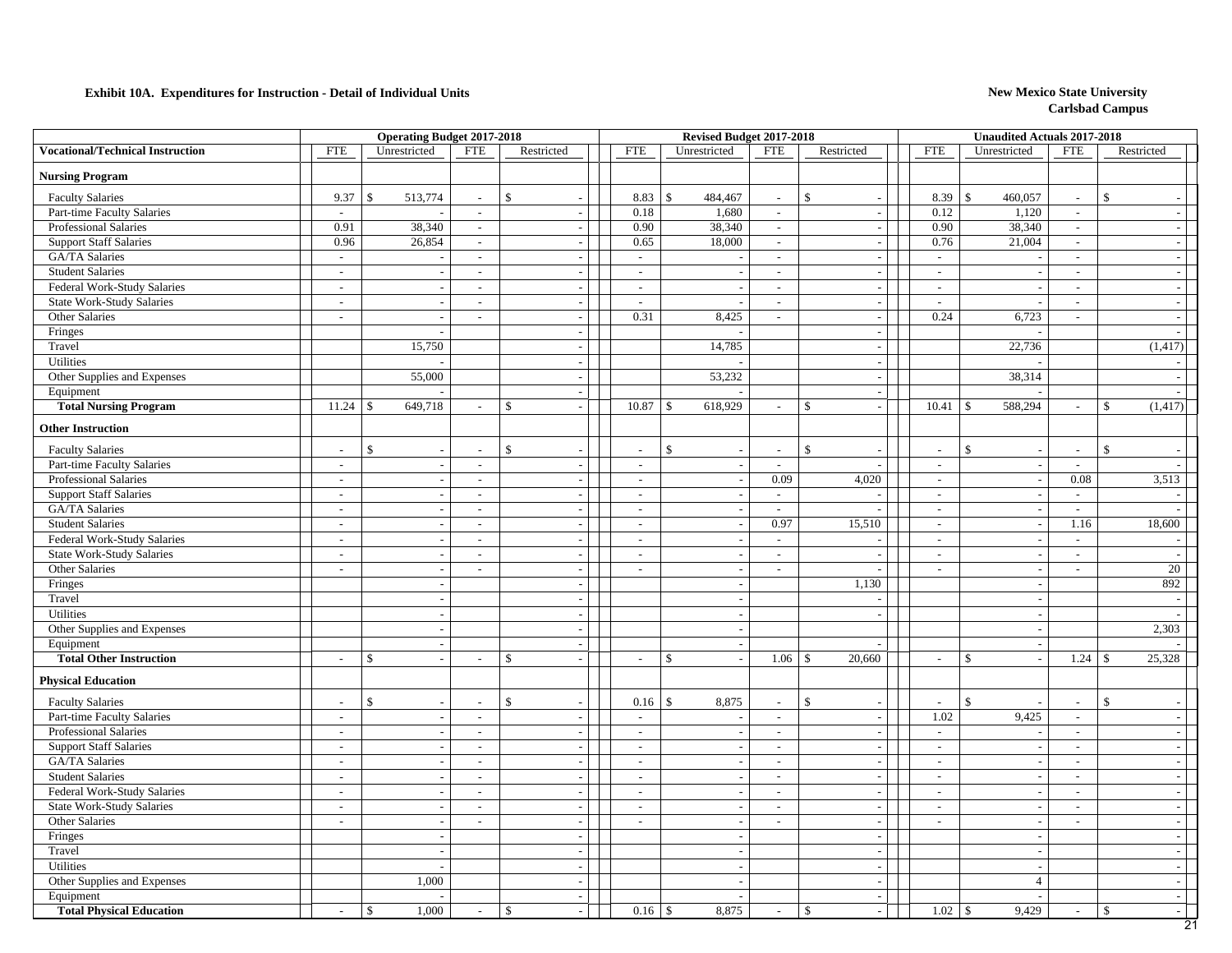**Exhibit 10A. Expenditures for Instruction - Detail of Individual Units**

**New Mexico State University**
**Carlsbad Campus**

| | Operating Budget 2017-2018 | | | | Revised Budget 2017-2018 | | | | Unaudited Actuals 2017-2018 | | | |
|---|---|---|---|---|---|---|---|---|---|---|---|---|
| **Vocational/Technical Instruction** | FTE | Unrestricted | FTE | Restricted | FTE | Unrestricted | FTE | Restricted | FTE | Unrestricted | FTE | Restricted |
| **Nursing Program** | | | | | | | | | | | | |
| Faculty Salaries | 9.37 | $ 513,774 | - | $ - | 8.83 | $ 484,467 | - | $ - | 8.39 | $ 460,057 | - | $ - |
| Part-time Faculty Salaries | - | - | - | - | 0.18 | 1,680 | - | - | 0.12 | 1,120 | - | - |
| Professional Salaries | 0.91 | 38,340 | - | - | 0.90 | 38,340 | - | - | 0.90 | 38,340 | - | - |
| Support Staff Salaries | 0.96 | 26,854 | - | - | 0.65 | 18,000 | - | - | 0.76 | 21,004 | - | - |
| GA/TA Salaries | - | - | - | - | - | - | - | - | - | - | - | - |
| Student Salaries | - | - | - | - | - | - | - | - | - | - | - | - |
| Federal Work-Study Salaries | - | - | - | - | - | - | - | - | - | - | - | - |
| State Work-Study Salaries | - | - | - | - | - | - | - | - | - | - | - | - |
| Other Salaries | - | - | - | - | 0.31 | 8,425 | - | - | 0.24 | 6,723 | - | - |
| Fringes | | - | | - | | - | | - | | - | | - |
| Travel | | 15,750 | | - | | 14,785 | | - | | 22,736 | | (1,417) |
| Utilities | | - | | - | | - | | - | | - | | - |
| Other Supplies and Expenses | | 55,000 | | - | | 53,232 | | - | | 38,314 | | - |
| Equipment | | - | | - | | - | | - | | - | | - |
| **Total Nursing Program** | 11.24 | $ 649,718 | - | $ - | 10.87 | $ 618,929 | - | $ - | 10.41 | $ 588,294 | - | $ (1,417) |
| **Other Instruction** | | | | | | | | | | | | |
| Faculty Salaries | - | $ - | - | $ - | - | $ - | - | $ - | - | $ - | - | $ - |
| Part-time Faculty Salaries | - | - | - | - | - | - | - | - | - | - | - | - |
| Professional Salaries | - | - | - | - | - | - | 0.09 | 4,020 | - | - | 0.08 | 3,513 |
| Support Staff Salaries | - | - | - | - | - | - | - | - | - | - | - | - |
| GA/TA Salaries | - | - | - | - | - | - | - | - | - | - | - | - |
| Student Salaries | - | - | - | - | - | - | 0.97 | 15,510 | - | - | 1.16 | 18,600 |
| Federal Work-Study Salaries | - | - | - | - | - | - | - | - | - | - | - | - |
| State Work-Study Salaries | - | - | - | - | - | - | - | - | - | - | - | - |
| Other Salaries | - | - | - | - | - | - | - | - | - | - | - | 20 |
| Fringes | | - | | - | | - | | 1,130 | | - | | 892 |
| Travel | | - | | - | | - | | - | | - | | - |
| Utilities | | - | | - | | - | | - | | - | | - |
| Other Supplies and Expenses | | - | | - | | - | | | | - | | 2,303 |
| Equipment | | - | | - | | - | | - | | - | | - |
| **Total Other Instruction** | - | $ - | - | $ - | - | $ - | 1.06 | $ 20,660 | - | $ - | 1.24 | $ 25,328 |
| **Physical Education** | | | | | | | | | | | | |
| Faculty Salaries | - | $ - | - | $ - | 0.16 | $ 8,875 | - | $ - | - | $ - | - | $ - |
| Part-time Faculty Salaries | - | - | - | - | - | - | - | - | 1.02 | 9,425 | - | - |
| Professional Salaries | - | - | - | - | - | - | - | - | - | - | - | - |
| Support Staff Salaries | - | - | - | - | - | - | - | - | - | - | - | - |
| GA/TA Salaries | - | - | - | - | - | - | - | - | - | - | - | - |
| Student Salaries | - | - | - | - | - | - | - | - | - | - | - | - |
| Federal Work-Study Salaries | - | - | - | - | - | - | - | - | - | - | - | - |
| State Work-Study Salaries | - | - | - | - | - | - | - | - | - | - | - | - |
| Other Salaries | - | - | - | - | - | - | - | - | - | - | - | - |
| Fringes | | - | | - | | - | | - | | - | | - |
| Travel | | - | | - | | - | | - | | - | | - |
| Utilities | | - | | - | | - | | - | | - | | - |
| Other Supplies and Expenses | | 1,000 | | - | | - | | - | | 4 | | - |
| Equipment | | - | | - | | - | | - | | - | | - |
| **Total Physical Education** | - | $ 1,000 | - | $ - | 0.16 | $ 8,875 | - | $ - | 1.02 | $ 9,429 | - | $ - |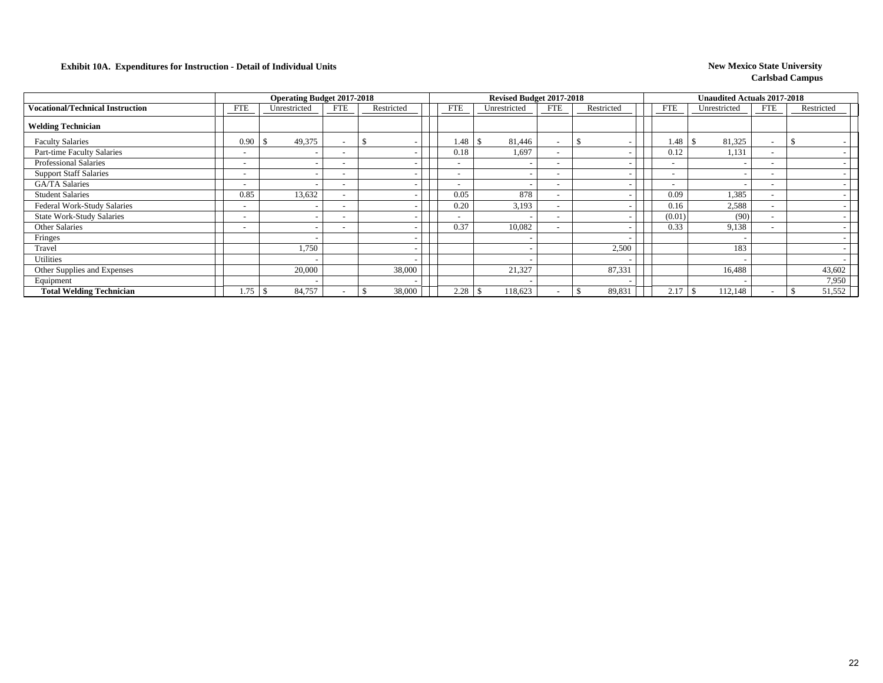**Exhibit 10A. Expenditures for Instruction - Detail of Individual Units**

**New Mexico State University**
**Carlsbad Campus**

| | Operating Budget 2017-2018 | | | | Revised Budget 2017-2018 | | | | Unaudited Actuals 2017-2018 | | | |
|---|---|---|---|---|---|---|---|---|---|---|---|---|
| **Vocational/Technical Instruction** | FTE | Unrestricted | FTE | Restricted | FTE | Unrestricted | FTE | Restricted | FTE | Unrestricted | FTE | Restricted |
| **Welding Technician** | | | | | | | | | | | | |
| Faculty Salaries | 0.90 | $ 49,375 | - | $ - | 1.48 | $ 81,446 | - | $ - | 1.48 | $ 81,325 | - | $ - |
| Part-time Faculty Salaries | - | - | - | - | 0.18 | 1,697 | - | - | 0.12 | 1,131 | - | - |
| Professional Salaries | - | - | - | - | - | - | - | - | - | - | - | - |
| Support Staff Salaries | - | - | - | - | - | - | - | - | - | - | - | - |
| GA/TA Salaries | - | - | - | - | - | - | - | - | - | - | - | - |
| Student Salaries | 0.85 | 13,632 | - | - | 0.05 | 878 | - | - | 0.09 | 1,385 | - | - |
| Federal Work-Study Salaries | - | - | - | - | 0.20 | 3,193 | - | - | 0.16 | 2,588 | - | - |
| State Work-Study Salaries | - | - | - | - | - | - | - | - | (0.01) | (90) | - | - |
| Other Salaries | - | - | - | - | 0.37 | 10,082 | - | - | 0.33 | 9,138 | - | - |
| Fringes | | - | | - | | - | | - | | - | | - |
| Travel | | 1,750 | | - | | - | | 2,500 | | 183 | | - |
| Utilities | | - | | - | | - | | - | | - | | - |
| Other Supplies and Expenses | | 20,000 | | 38,000 | | 21,327 | | 87,331 | | 16,488 | | 43,602 |
| Equipment | | - | | - | | - | | - | | - | | 7,950 |
| **Total Welding Technician** | 1.75 | $ 84,757 | - | $ 38,000 | 2.28 | $ 118,623 | - | $ 89,831 | 2.17 | $ 112,148 | - | $ 51,552 |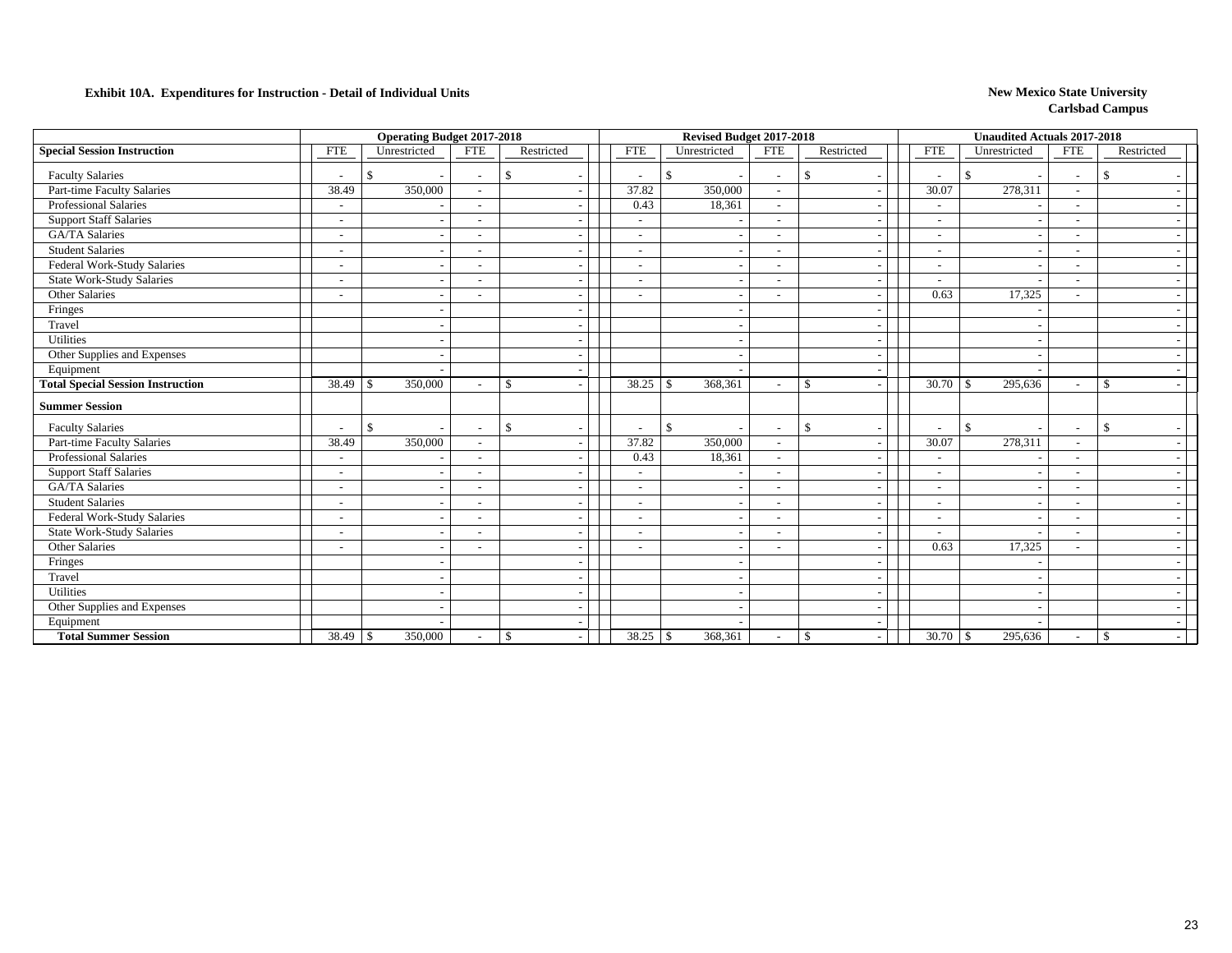**Exhibit 10A. Expenditures for Instruction - Detail of Individual Units**

**New Mexico State University**
**Carlsbad Campus**

| | Operating Budget 2017-2018 | | | | Revised Budget 2017-2018 | | | | Unaudited Actuals 2017-2018 | | | |
|---|---|---|---|---|---|---|---|---|---|---|---|---|
| **Special Session Instruction** | FTE | Unrestricted | FTE | Restricted | FTE | Unrestricted | FTE | Restricted | FTE | Unrestricted | FTE | Restricted |
| Faculty Salaries | - | $ - | - | $ - | - | $ - | - | $ - | - | $ - | - | $ - |
| Part-time Faculty Salaries | 38.49 | 350,000 | - | - | 37.82 | 350,000 | - | - | 30.07 | 278,311 | - | - |
| Professional Salaries | - | - | - | - | 0.43 | 18,361 | - | - | - | - | - | - |
| Support Staff Salaries | - | - | - | - | - | - | - | - | - | - | - | - |
| GA/TA Salaries | - | - | - | - | - | - | - | - | - | - | - | - |
| Student Salaries | - | - | - | - | - | - | - | - | - | - | - | - |
| Federal Work-Study Salaries | - | - | - | - | - | - | - | - | - | - | - | - |
| State Work-Study Salaries | - | - | - | - | - | - | - | - | - | - | - | - |
| Other Salaries | - | - | - | - | - | - | - | - | 0.63 | 17,325 | - | - |
| Fringes | | - | | - | | - | | - | | - | | - |
| Travel | | - | | - | | - | | - | | - | | - |
| Utilities | | - | | - | | - | | - | | - | | - |
| Other Supplies and Expenses | | - | | - | | - | | - | | - | | - |
| Equipment | | - | | - | | - | | - | | - | | - |
| **Total Special Session Instruction** | 38.49 | $ 350,000 | - | $ - | 38.25 | $ 368,361 | - | $ - | 30.70 | $ 295,636 | - | $ - |
| **Summer Session** | | | | | | | | | | | | |
| Faculty Salaries | - | $ - | - | $ - | - | $ - | - | $ - | - | $ - | - | $ - |
| Part-time Faculty Salaries | 38.49 | 350,000 | - | - | 37.82 | 350,000 | - | - | 30.07 | 278,311 | - | - |
| Professional Salaries | - | - | - | - | 0.43 | 18,361 | - | - | - | - | - | - |
| Support Staff Salaries | - | - | - | - | - | - | - | - | - | - | - | - |
| GA/TA Salaries | - | - | - | - | - | - | - | - | - | - | - | - |
| Student Salaries | - | - | - | - | - | - | - | - | - | - | - | - |
| Federal Work-Study Salaries | - | - | - | - | - | - | - | - | - | - | - | - |
| State Work-Study Salaries | - | - | - | - | - | - | - | - | - | - | - | - |
| Other Salaries | - | - | - | - | - | - | - | - | 0.63 | 17,325 | - | - |
| Fringes | | - | | - | | - | | - | | - | | - |
| Travel | | - | | - | | - | | - | | - | | - |
| Utilities | | - | | - | | - | | - | | - | | - |
| Other Supplies and Expenses | | - | | - | | - | | - | | - | | - |
| Equipment | | - | | - | | - | | - | | - | | - |
| **Total Summer Session** | 38.49 | $ 350,000 | - | $ - | 38.25 | $ 368,361 | - | $ - | 30.70 | $ 295,636 | - | $ - |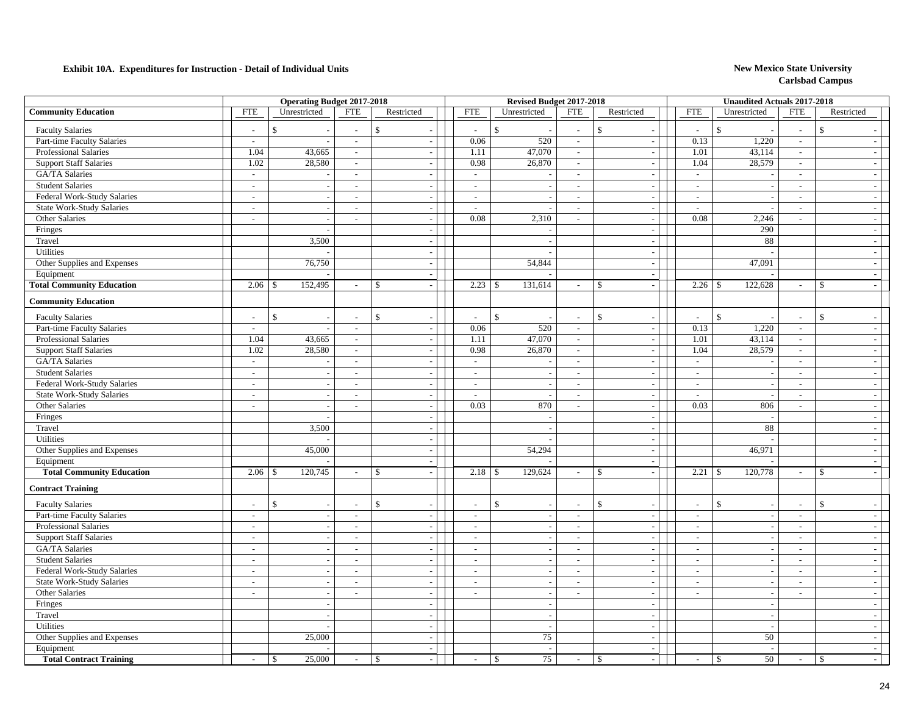**Exhibit 10A. Expenditures for Instruction - Detail of Individual Units**

**New Mexico State University**
**Carlsbad Campus**

| | Operating Budget 2017-2018 | | | | Revised Budget 2017-2018 | | | | Unaudited Actuals 2017-2018 | | | |
|---|---|---|---|---|---|---|---|---|---|---|---|---|
| **Community Education** | FTE | Unrestricted | FTE | Restricted | FTE | Unrestricted | FTE | Restricted | FTE | Unrestricted | FTE | Restricted |
| Faculty Salaries | - | $ - | - | $ - | - | $ - | - | $ - | - | $ - | - | $ - |
| Part-time Faculty Salaries | - | - | - | - | 0.06 | 520 | - | - | 0.13 | 1,220 | - | - |
| Professional Salaries | 1.04 | 43,665 | - | - | 1.11 | 47,070 | - | - | 1.01 | 43,114 | - | - |
| Support Staff Salaries | 1.02 | 28,580 | - | - | 0.98 | 26,870 | - | - | 1.04 | 28,579 | - | - |
| GA/TA Salaries | - | - | - | - | - | - | - | - | - | - | - | - |
| Student Salaries | - | - | - | - | - | - | - | - | - | - | - | - |
| Federal Work-Study Salaries | - | - | - | - | - | - | - | - | - | - | - | - |
| State Work-Study Salaries | - | - | - | - | - | - | - | - | - | - | - | - |
| Other Salaries | - | - | - | - | 0.08 | 2,310 | - | - | 0.08 | 2,246 | - | - |
| Fringes | | - | | - | | - | | - | | 290 | | - |
| Travel | | 3,500 | | - | | - | | - | | 88 | | - |
| Utilities | | - | | - | | - | | - | | - | | - |
| Other Supplies and Expenses | | 76,750 | | - | | 54,844 | | - | | 47,091 | | - |
| Equipment | | - | | - | | - | | - | | - | | - |
| **Total Community Education** | 2.06 | $ 152,495 | - | $ - | 2.23 | $ 131,614 | - | $ - | 2.26 | $ 122,628 | - | $ - |
| **Community Education** | | | | | | | | | | | | |
| Faculty Salaries | - | $ - | - | $ - | - | $ - | - | $ - | - | $ - | - | $ - |
| Part-time Faculty Salaries | - | - | - | - | 0.06 | 520 | - | - | 0.13 | 1,220 | - | - |
| Professional Salaries | 1.04 | 43,665 | - | - | 1.11 | 47,070 | - | - | 1.01 | 43,114 | - | - |
| Support Staff Salaries | 1.02 | 28,580 | - | - | 0.98 | 26,870 | - | - | 1.04 | 28,579 | - | - |
| GA/TA Salaries | - | - | - | - | - | - | - | - | - | - | - | - |
| Student Salaries | - | - | - | - | - | - | - | - | - | - | - | - |
| Federal Work-Study Salaries | - | - | - | - | - | - | - | - | - | - | - | - |
| State Work-Study Salaries | - | - | - | - | - | - | - | - | - | - | - | - |
| Other Salaries | - | - | - | - | 0.03 | 870 | - | - | 0.03 | 806 | - | - |
| Fringes | | - | | - | | - | | - | | - | | - |
| Travel | | 3,500 | | - | | - | | - | | 88 | | - |
| Utilities | | - | | - | | - | | - | | - | | - |
| Other Supplies and Expenses | | 45,000 | | - | | 54,294 | | - | | 46,971 | | - |
| Equipment | | - | | - | | - | | - | | - | | - |
| **Total Community Education** | 2.06 | $ 120,745 | - | $ - | 2.18 | $ 129,624 | - | $ - | 2.21 | $ 120,778 | - | $ - |
| **Contract Training** | | | | | | | | | | | | |
| Faculty Salaries | - | $ - | - | $ - | - | $ - | - | $ - | - | $ - | - | $ - |
| Part-time Faculty Salaries | - | - | - | - | - | - | - | - | - | - | - | - |
| Professional Salaries | - | - | - | - | - | - | - | - | - | - | - | - |
| Support Staff Salaries | - | - | - | - | - | - | - | - | - | - | - | - |
| GA/TA Salaries | - | - | - | - | - | - | - | - | - | - | - | - |
| Student Salaries | - | - | - | - | - | - | - | - | - | - | - | - |
| Federal Work-Study Salaries | - | - | - | - | - | - | - | - | - | - | - | - |
| State Work-Study Salaries | - | - | - | - | - | - | - | - | - | - | - | - |
| Other Salaries | - | - | - | - | - | - | - | - | - | - | - | - |
| Fringes | | - | | - | | - | | - | | - | | - |
| Travel | | - | | - | | - | | - | | - | | - |
| Utilities | | - | | - | | - | | - | | - | | - |
| Other Supplies and Expenses | | 25,000 | | - | | 75 | | - | | 50 | | - |
| Equipment | | - | | - | | - | | - | | - | | - |
| **Total Contract Training** | - | $ 25,000 | - | $ - | - | $ 75 | - | $ - | - | $ 50 | - | $ - |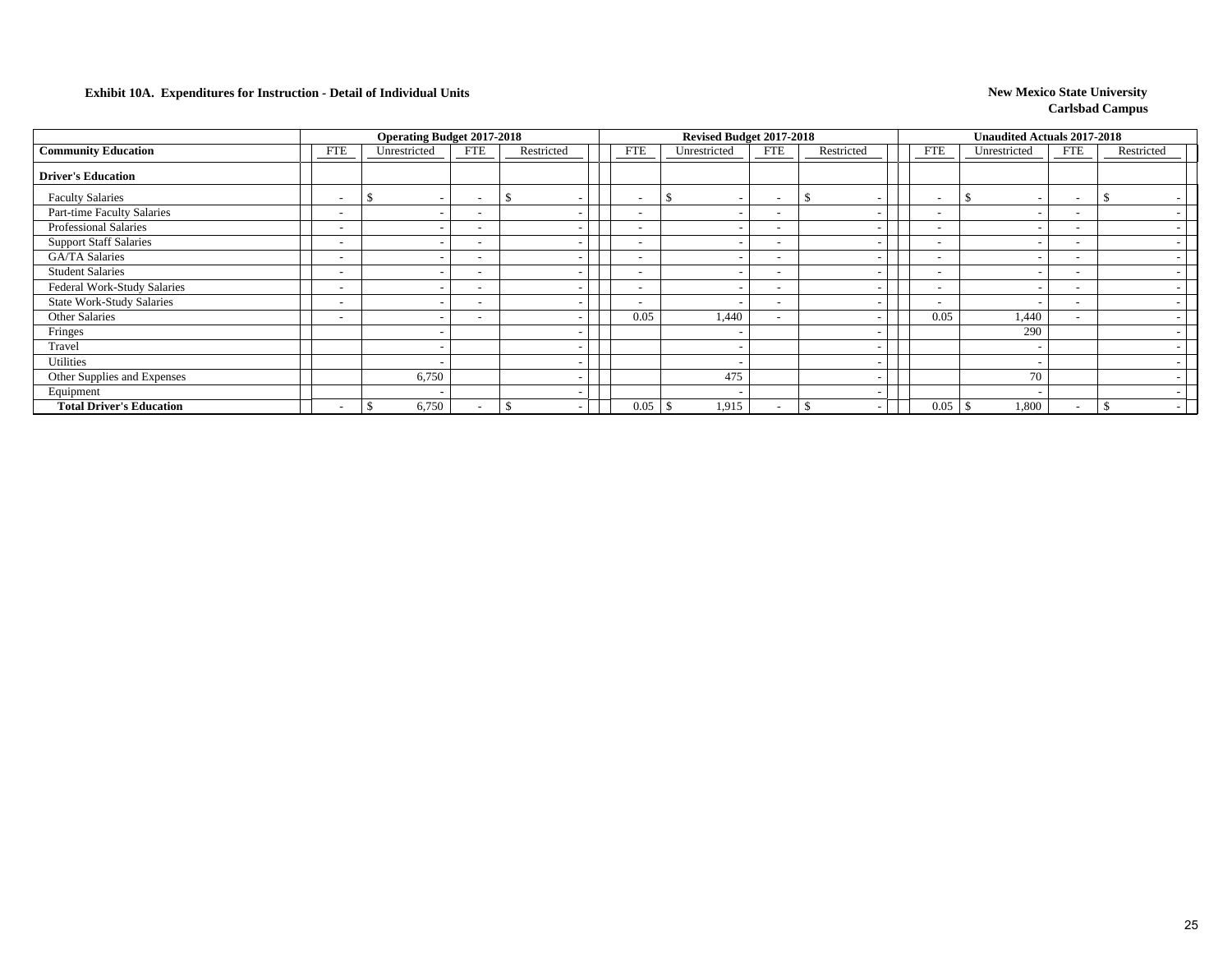**Exhibit 10A. Expenditures for Instruction - Detail of Individual Units**

**New Mexico State University**
**Carlsbad Campus**

| | Operating Budget 2017-2018 | | | | Revised Budget 2017-2018 | | | | Unaudited Actuals 2017-2018 | | | |
|---|---|---|---|---|---|---|---|---|---|---|---|---|
| **Community Education** | FTE | Unrestricted | FTE | Restricted | FTE | Unrestricted | FTE | Restricted | FTE | Unrestricted | FTE | Restricted |
| **Driver's Education** | | | | | | | | | | | | |
| Faculty Salaries | - | $ - | - | $ - | - | $ - | - | $ - | - | $ - | - | $ - |
| Part-time Faculty Salaries | - | - | - | - | - | - | - | - | - | - | - | - |
| Professional Salaries | - | - | - | - | - | - | - | - | - | - | - | - |
| Support Staff Salaries | - | - | - | - | - | - | - | - | - | - | - | - |
| GA/TA Salaries | - | - | - | - | - | - | - | - | - | - | - | - |
| Student Salaries | - | - | - | - | - | - | - | - | - | - | - | - |
| Federal Work-Study Salaries | - | - | - | - | - | - | - | - | - | - | - | - |
| State Work-Study Salaries | - | - | - | - | - | - | - | - | - | - | - | - |
| Other Salaries | - | - | - | - | 0.05 | 1,440 | - | - | 0.05 | 1,440 | - | - |
| Fringes | | - | | - | | - | | - | | 290 | | - |
| Travel | | - | | - | | - | | - | | - | | - |
| Utilities | | - | | - | | - | | - | | - | | - |
| Other Supplies and Expenses | | 6,750 | | - | | 475 | | - | | 70 | | - |
| Equipment | | - | | - | | - | | - | | - | | - |
| **Total Driver's Education** | - | $ 6,750 | - | $ - | 0.05 | $ 1,915 | - | $ - | 0.05 | $ 1,800 | - | $ - |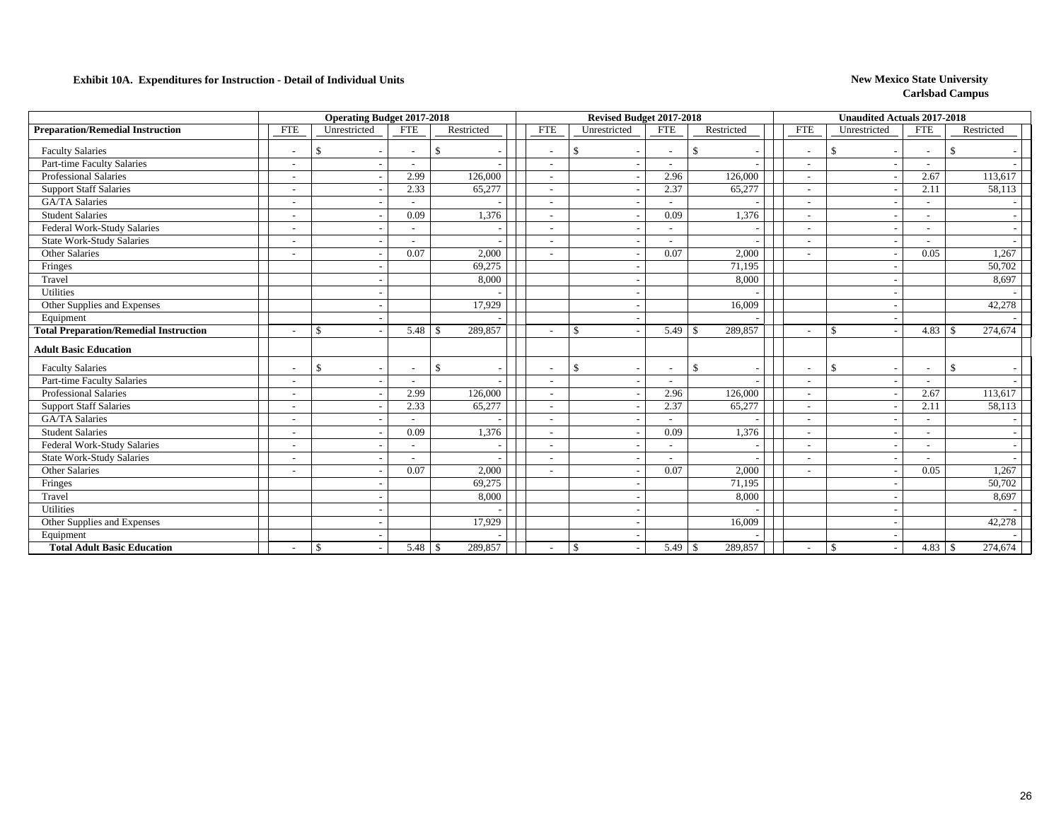**Exhibit 10A. Expenditures for Instruction - Detail of Individual Units**

**New Mexico State University**
**Carlsbad Campus**

| | Operating Budget 2017-2018 | | | | Revised Budget 2017-2018 | | | | Unaudited Actuals 2017-2018 | | | |
|---|---|---|---|---|---|---|---|---|---|---|---|---|
| **Preparation/Remedial Instruction** | FTE | Unrestricted | FTE | Restricted | FTE | Unrestricted | FTE | Restricted | FTE | Unrestricted | FTE | Restricted |
| Faculty Salaries | - | $ - | - | $ - | - | $ - | - | $ - | - | $ - | - | $ - |
| Part-time Faculty Salaries | - | - | - | - | - | - | - | - | - | - | - | - |
| Professional Salaries | - | - | 2.99 | 126,000 | - | - | 2.96 | 126,000 | - | - | 2.67 | 113,617 |
| Support Staff Salaries | - | - | 2.33 | 65,277 | - | - | 2.37 | 65,277 | - | - | 2.11 | 58,113 |
| GA/TA Salaries | - | - | - | - | - | - | - | - | - | - | - | - |
| Student Salaries | - | - | 0.09 | 1,376 | - | - | 0.09 | 1,376 | - | - | - | - |
| Federal Work-Study Salaries | - | - | - | - | - | - | - | - | - | - | - | - |
| State Work-Study Salaries | - | - | - | - | - | - | - | - | - | - | - | - |
| Other Salaries | - | - | 0.07 | 2,000 | - | - | 0.07 | 2,000 | - | - | 0.05 | 1,267 |
| Fringes | | - | | 69,275 | | - | | 71,195 | | - | | 50,702 |
| Travel | | - | | 8,000 | | - | | 8,000 | | - | | 8,697 |
| Utilities | | - | | - | | - | | - | | - | | - |
| Other Supplies and Expenses | | - | | 17,929 | | - | | 16,009 | | - | | 42,278 |
| Equipment | | - | | - | | - | | - | | - | | - |
| **Total Preparation/Remedial Instruction** | - | $ - | 5.48 | $ 289,857 | - | $ - | 5.49 | $ 289,857 | - | $ - | 4.83 | $ 274,674 |
| **Adult Basic Education** | | | | | | | | | | | | |
| Faculty Salaries | - | $ - | - | $ - | - | $ - | - | $ - | - | $ - | - | $ - |
| Part-time Faculty Salaries | - | - | - | - | - | - | - | - | - | - | - | - |
| Professional Salaries | - | - | 2.99 | 126,000 | - | - | 2.96 | 126,000 | - | - | 2.67 | 113,617 |
| Support Staff Salaries | - | - | 2.33 | 65,277 | - | - | 2.37 | 65,277 | - | - | 2.11 | 58,113 |
| GA/TA Salaries | - | - | - | - | - | - | - | - | - | - | - | - |
| Student Salaries | - | - | 0.09 | 1,376 | - | - | 0.09 | 1,376 | - | - | - | - |
| Federal Work-Study Salaries | - | - | - | - | - | - | - | - | - | - | - | - |
| State Work-Study Salaries | - | - | - | - | - | - | - | - | - | - | - | - |
| Other Salaries | - | - | 0.07 | 2,000 | - | - | 0.07 | 2,000 | - | - | 0.05 | 1,267 |
| Fringes | | - | | 69,275 | | - | | 71,195 | | - | | 50,702 |
| Travel | | - | | 8,000 | | - | | 8,000 | | - | | 8,697 |
| Utilities | | - | | - | | - | | - | | - | | - |
| Other Supplies and Expenses | | - | | 17,929 | | - | | 16,009 | | - | | 42,278 |
| Equipment | | - | | - | | - | | - | | - | | - |
| **Total Adult Basic Education** | - | $ - | 5.48 | $ 289,857 | - | $ - | 5.49 | $ 289,857 | - | $ - | 4.83 | $ 274,674 |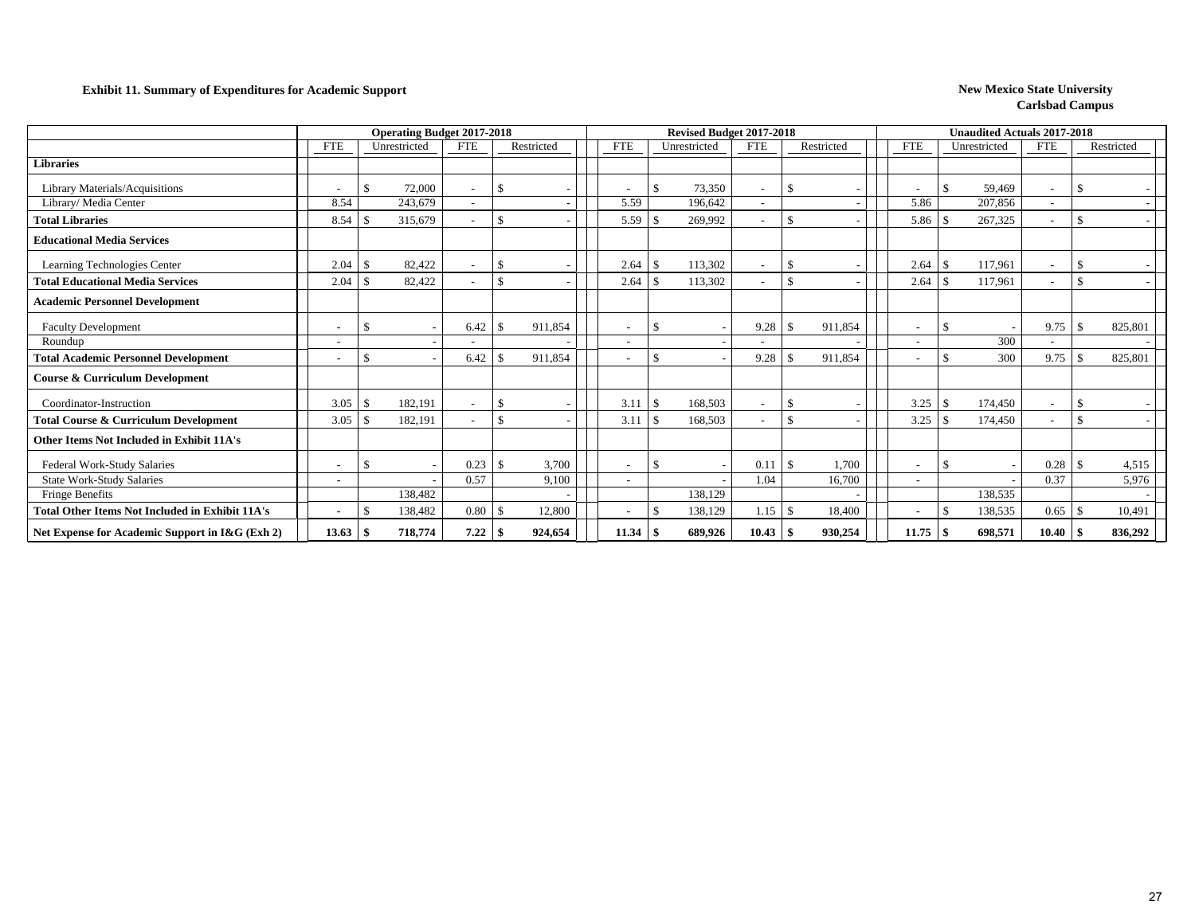**Exhibit 11. Summary of Expenditures for Academic Support**

**New Mexico State University**
**Carlsbad Campus**

| | Operating Budget 2017-2018 | | | | Revised Budget 2017-2018 | | | | Unaudited Actuals 2017-2018 | | | |
|---|---|---|---|---|---|---|---|---|---|---|---|---|
| | FTE | Unrestricted | FTE | Restricted | FTE | Unrestricted | FTE | Restricted | FTE | Unrestricted | FTE | Restricted |
| **Libraries** | | | | | | | | | | | | |
| Library Materials/Acquisitions | - | $ 72,000 | - | $ - | - | $ 73,350 | - | $ - | - | $ 59,469 | - | $ - |
| Library/ Media Center | 8.54 | 243,679 | - | - | 5.59 | 196,642 | - | - | 5.86 | 207,856 | - | - |
| **Total Libraries** | 8.54 | $ 315,679 | - | $ - | 5.59 | $ 269,992 | - | $ - | 5.86 | $ 267,325 | - | $ - |
| **Educational Media Services** | | | | | | | | | | | | |
| Learning Technologies Center | 2.04 | $ 82,422 | - | $ - | 2.64 | $ 113,302 | - | $ - | 2.64 | $ 117,961 | - | $ - |
| **Total Educational Media Services** | 2.04 | $ 82,422 | - | $ - | 2.64 | $ 113,302 | - | $ - | 2.64 | $ 117,961 | - | $ - |
| **Academic Personnel Development** | | | | | | | | | | | | |
| Faculty Development | - | $ - | 6.42 | $ 911,854 | - | $ - | 9.28 | $ 911,854 | - | $ - | 9.75 | $ 825,801 |
| Roundup | - | - | - | - | - | - | - | - | - | 300 | - | - |
| **Total Academic Personnel Development** | - | $ - | 6.42 | $ 911,854 | - | $ - | 9.28 | $ 911,854 | - | $ 300 | 9.75 | $ 825,801 |
| **Course & Curriculum Development** | | | | | | | | | | | | |
| Coordinator-Instruction | 3.05 | $ 182,191 | - | $ - | 3.11 | $ 168,503 | - | $ - | 3.25 | $ 174,450 | - | $ - |
| **Total Course & Curriculum Development** | 3.05 | $ 182,191 | - | $ - | 3.11 | $ 168,503 | - | $ - | 3.25 | $ 174,450 | - | $ - |
| **Other Items Not Included in Exhibit 11A's** | | | | | | | | | | | | |
| Federal Work-Study Salaries | - | $ - | 0.23 | $ 3,700 | - | $ - | 0.11 | $ 1,700 | - | $ - | 0.28 | $ 4,515 |
| State Work-Study Salaries | - | - | 0.57 | 9,100 | - | - | 1.04 | 16,700 | - | - | 0.37 | 5,976 |
| Fringe Benefits | | 138,482 | | - | | 138,129 | | - | | 138,535 | | - |
| **Total Other Items Not Included in Exhibit 11A's** | - | $ 138,482 | 0.80 | $ 12,800 | - | $ 138,129 | 1.15 | $ 18,400 | - | $ 138,535 | 0.65 | $ 10,491 |
| **Net Expense for Academic Support in I&G (Exh 2)** | **13.63** | **$ 718,774** | **7.22** | **$ 924,654** | **11.34** | **$ 689,926** | **10.43** | **$ 930,254** | **11.75** | **$ 698,571** | **10.40** | **$ 836,292** |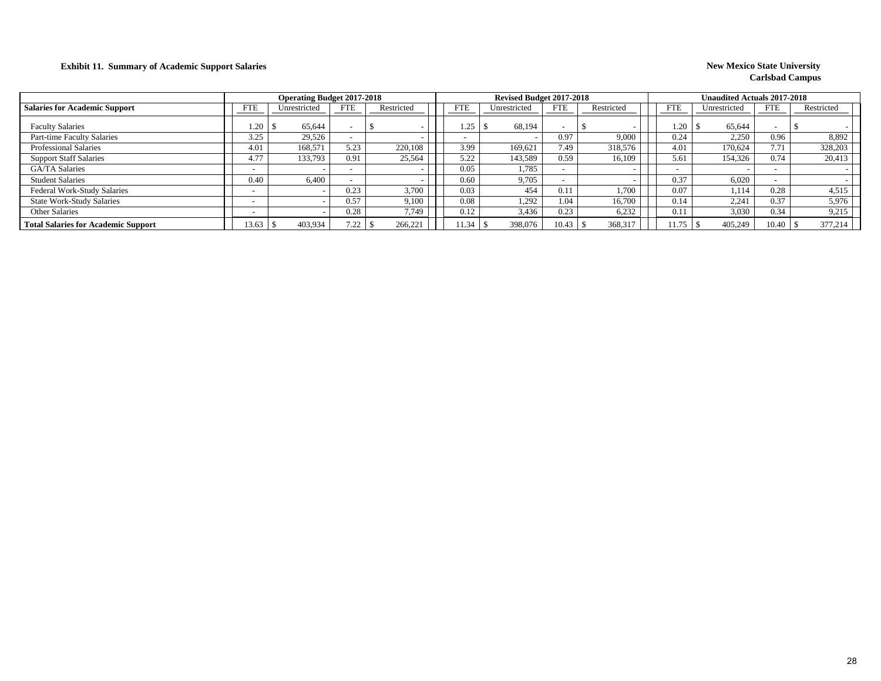**Exhibit 11. Summary of Academic Support Salaries**

**New Mexico State University**
**Carlsbad Campus**

| Salaries for Academic Support | Operating Budget 2017-2018 | | | | Revised Budget 2017-2018 | | | | Unaudited Actuals 2017-2018 | | | |
|---|---|---|---|---|---|---|---|---|---|---|---|---|
| | FTE | Unrestricted | FTE | Restricted | FTE | Unrestricted | FTE | Restricted | FTE | Unrestricted | FTE | Restricted |
| Faculty Salaries | 1.20 | $ 65,644 | - | $ - | 1.25 | $ 68,194 | - | $ - | 1.20 | $ 65,644 | - | $ - |
| Part-time Faculty Salaries | 3.25 | 29,526 | - | - | - | - | 0.97 | 9,000 | 0.24 | 2,250 | 0.96 | 8,892 |
| Professional Salaries | 4.01 | 168,571 | 5.23 | 220,108 | 3.99 | 169,621 | 7.49 | 318,576 | 4.01 | 170,624 | 7.71 | 328,203 |
| Support Staff Salaries | 4.77 | 133,793 | 0.91 | 25,564 | 5.22 | 143,589 | 0.59 | 16,109 | 5.61 | 154,326 | 0.74 | 20,413 |
| GA/TA Salaries | - | - | - | - | 0.05 | 1,785 | - | - | - | - | - | - |
| Student Salaries | 0.40 | 6,400 | - | - | 0.60 | 9,705 | - | - | 0.37 | 6,020 | - | - |
| Federal Work-Study Salaries | - | - | 0.23 | 3,700 | 0.03 | 454 | 0.11 | 1,700 | 0.07 | 1,114 | 0.28 | 4,515 |
| State Work-Study Salaries | - | - | 0.57 | 9,100 | 0.08 | 1,292 | 1.04 | 16,700 | 0.14 | 2,241 | 0.37 | 5,976 |
| Other Salaries | - | - | 0.28 | 7,749 | 0.12 | 3,436 | 0.23 | 6,232 | 0.11 | 3,030 | 0.34 | 9,215 |
| **Total Salaries for Academic Support** | 13.63 | $ 403,934 | 7.22 | $ 266,221 | 11.34 | $ 398,076 | 10.43 | $ 368,317 | 11.75 | $ 405,249 | 10.40 | $ 377,214 |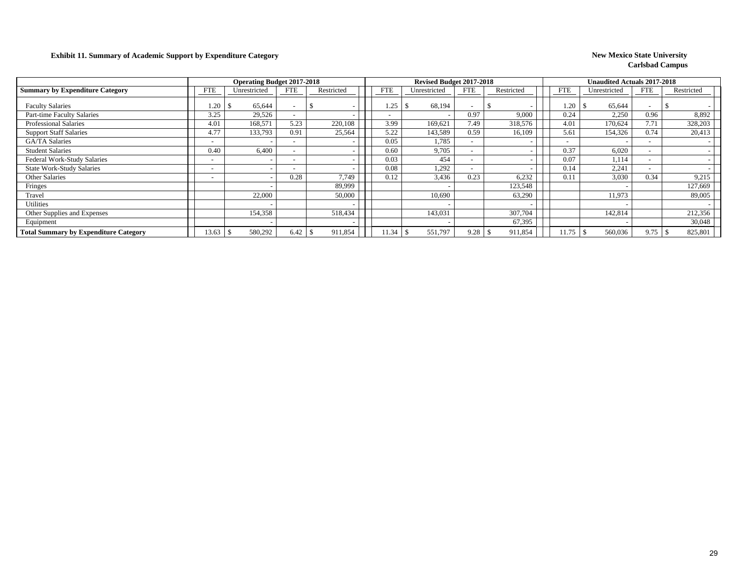**Exhibit 11. Summary of Academic Support by Expenditure Category**

**New Mexico State University**
**Carlsbad Campus**

| Summary by Expenditure Category | Operating Budget 2017-2018 | | | | Revised Budget 2017-2018 | | | | Unaudited Actuals 2017-2018 | | | |
|---|---|---|---|---|---|---|---|---|---|---|---|---|
| | FTE | Unrestricted | FTE | Restricted | FTE | Unrestricted | FTE | Restricted | FTE | Unrestricted | FTE | Restricted |
| Faculty Salaries | 1.20 | $ 65,644 | - | $ - | 1.25 | $ 68,194 | - | $ - | 1.20 | $ 65,644 | - | $ - |
| Part-time Faculty Salaries | 3.25 | 29,526 | - | - | - | - | 0.97 | 9,000 | 0.24 | 2,250 | 0.96 | 8,892 |
| Professional Salaries | 4.01 | 168,571 | 5.23 | 220,108 | 3.99 | 169,621 | 7.49 | 318,576 | 4.01 | 170,624 | 7.71 | 328,203 |
| Support Staff Salaries | 4.77 | 133,793 | 0.91 | 25,564 | 5.22 | 143,589 | 0.59 | 16,109 | 5.61 | 154,326 | 0.74 | 20,413 |
| GA/TA Salaries | - | - | - | - | 0.05 | 1,785 | - | - | - | - | - | - |
| Student Salaries | 0.40 | 6,400 | - | - | 0.60 | 9,705 | - | - | 0.37 | 6,020 | - | - |
| Federal Work-Study Salaries | - | - | - | - | 0.03 | 454 | - | - | 0.07 | 1,114 | - | - |
| State Work-Study Salaries | - | - | - | - | 0.08 | 1,292 | - | - | 0.14 | 2,241 | - | - |
| Other Salaries | - | - | 0.28 | 7,749 | 0.12 | 3,436 | 0.23 | 6,232 | 0.11 | 3,030 | 0.34 | 9,215 |
| Fringes | | - | | 89,999 | | - | | 123,548 | | - | | 127,669 |
| Travel | | 22,000 | | 50,000 | | 10,690 | | 63,290 | | 11,973 | | 89,005 |
| Utilities | | - | | - | | - | | - | | - | | - |
| Other Supplies and Expenses | | 154,358 | | 518,434 | | 143,031 | | 307,704 | | 142,814 | | 212,356 |
| Equipment | | - | | - | | - | | 67,395 | | - | | 30,048 |
| **Total Summary by Expenditure Category** | 13.63 | $ 580,292 | 6.42 | $ 911,854 | 11.34 | $ 551,797 | 9.28 | $ 911,854 | 11.75 | $ 560,036 | 9.75 | $ 825,801 |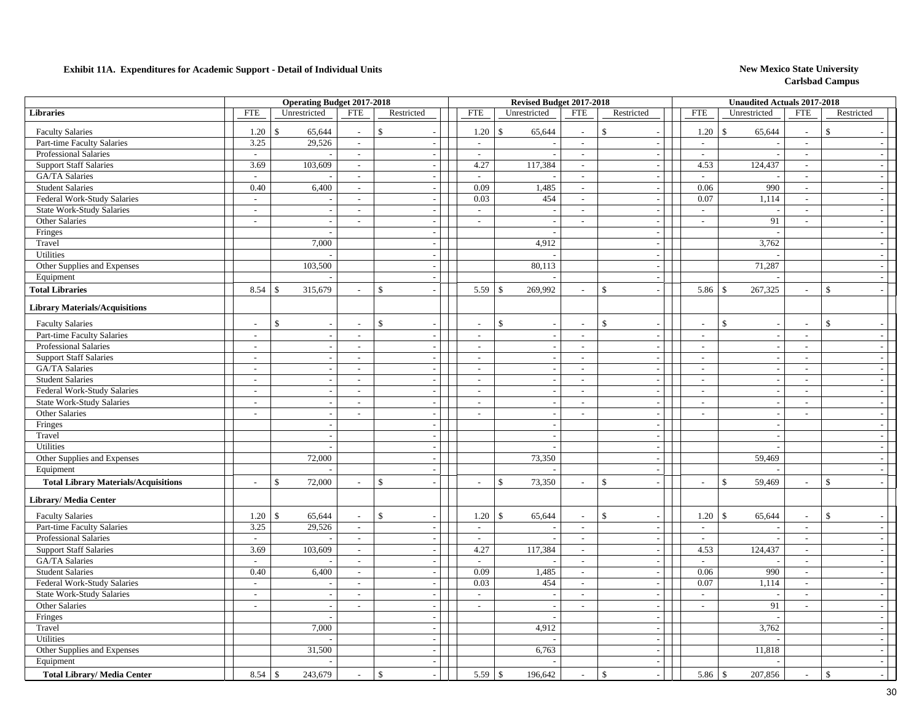**Exhibit 11A. Expenditures for Academic Support - Detail of Individual Units**

**New Mexico State University**
**Carlsbad Campus**

| | Operating Budget 2017-2018 | | | | Revised Budget 2017-2018 | | | | Unaudited Actuals 2017-2018 | | | |
|---|---|---|---|---|---|---|---|---|---|---|---|---|
| **Libraries** | FTE | Unrestricted | FTE | Restricted | FTE | Unrestricted | FTE | Restricted | FTE | Unrestricted | FTE | Restricted |
| Faculty Salaries | 1.20 | $ 65,644 | - | $ - | 1.20 | $ 65,644 | - | $ - | 1.20 | $ 65,644 | - | $ - |
| Part-time Faculty Salaries | 3.25 | 29,526 | - | - | - | - | - | - | - | - | - | - |
| Professional Salaries | - | - | - | - | - | - | - | - | - | - | - | - |
| Support Staff Salaries | 3.69 | 103,609 | - | - | 4.27 | 117,384 | - | - | 4.53 | 124,437 | - | - |
| GA/TA Salaries | - | - | - | - | - | - | - | - | - | - | - | - |
| Student Salaries | 0.40 | 6,400 | - | - | 0.09 | 1,485 | - | - | 0.06 | 990 | - | - |
| Federal Work-Study Salaries | - | - | - | - | 0.03 | 454 | - | - | 0.07 | 1,114 | - | - |
| State Work-Study Salaries | - | - | - | - | - | - | - | - | - | - | - | - |
| Other Salaries | - | - | - | - | - | - | - | - | - | 91 | - | - |
| Fringes | | - | | - | | - | | - | | - | | - |
| Travel | | 7,000 | | - | | 4,912 | | - | | 3,762 | | - |
| Utilities | | - | | - | | - | | - | | - | | - |
| Other Supplies and Expenses | | 103,500 | | - | | 80,113 | | - | | 71,287 | | - |
| Equipment | | - | | - | | - | | - | | - | | - |
| **Total Libraries** | 8.54 | $ 315,679 | - | $ - | 5.59 | $ 269,992 | - | $ - | 5.86 | $ 267,325 | - | $ - |
| **Library Materials/Acquisitions** | | | | | | | | | | | | |
| Faculty Salaries | - | $ - | - | $ - | - | $ - | - | $ - | - | $ - | - | $ - |
| Part-time Faculty Salaries | - | - | - | - | - | - | - | - | - | - | - | - |
| Professional Salaries | - | - | - | - | - | - | - | - | - | - | - | - |
| Support Staff Salaries | - | - | - | - | - | - | - | - | - | - | - | - |
| GA/TA Salaries | - | - | - | - | - | - | - | - | - | - | - | - |
| Student Salaries | - | - | - | - | - | - | - | - | - | - | - | - |
| Federal Work-Study Salaries | - | - | - | - | - | - | - | - | - | - | - | - |
| State Work-Study Salaries | - | - | - | - | - | - | - | - | - | - | - | - |
| Other Salaries | - | - | - | - | - | - | - | - | - | - | - | - |
| Fringes | | - | | - | | - | | - | | - | | - |
| Travel | | - | | - | | - | | - | | - | | - |
| Utilities | | - | | - | | - | | - | | - | | - |
| Other Supplies and Expenses | | 72,000 | | - | | 73,350 | | - | | 59,469 | | - |
| Equipment | | - | | - | | - | | - | | - | | - |
| **Total Library Materials/Acquisitions** | - | $ 72,000 | - | $ - | - | $ 73,350 | - | $ - | - | $ 59,469 | - | $ - |
| **Library/ Media Center** | | | | | | | | | | | | |
| Faculty Salaries | 1.20 | $ 65,644 | - | $ - | 1.20 | $ 65,644 | - | $ - | 1.20 | $ 65,644 | - | $ - |
| Part-time Faculty Salaries | 3.25 | 29,526 | - | - | - | - | - | - | - | - | - | - |
| Professional Salaries | - | - | - | - | - | - | - | - | - | - | - | - |
| Support Staff Salaries | 3.69 | 103,609 | - | - | 4.27 | 117,384 | - | - | 4.53 | 124,437 | - | - |
| GA/TA Salaries | - | - | - | - | - | - | - | - | - | - | - | - |
| Student Salaries | 0.40 | 6,400 | - | - | 0.09 | 1,485 | - | - | 0.06 | 990 | - | - |
| Federal Work-Study Salaries | - | - | - | - | 0.03 | 454 | - | - | 0.07 | 1,114 | - | - |
| State Work-Study Salaries | - | - | - | - | - | - | - | - | - | - | - | - |
| Other Salaries | - | - | - | - | - | - | - | - | - | 91 | - | - |
| Fringes | | - | | - | | - | | - | | - | | - |
| Travel | | 7,000 | | - | | 4,912 | | - | | 3,762 | | - |
| Utilities | | - | | - | | - | | - | | - | | - |
| Other Supplies and Expenses | | 31,500 | | - | | 6,763 | | - | | 11,818 | | - |
| Equipment | | - | | - | | - | | - | | - | | - |
| **Total Library/ Media Center** | 8.54 | $ 243,679 | - | $ - | 5.59 | $ 196,642 | - | $ - | 5.86 | $ 207,856 | - | $ - |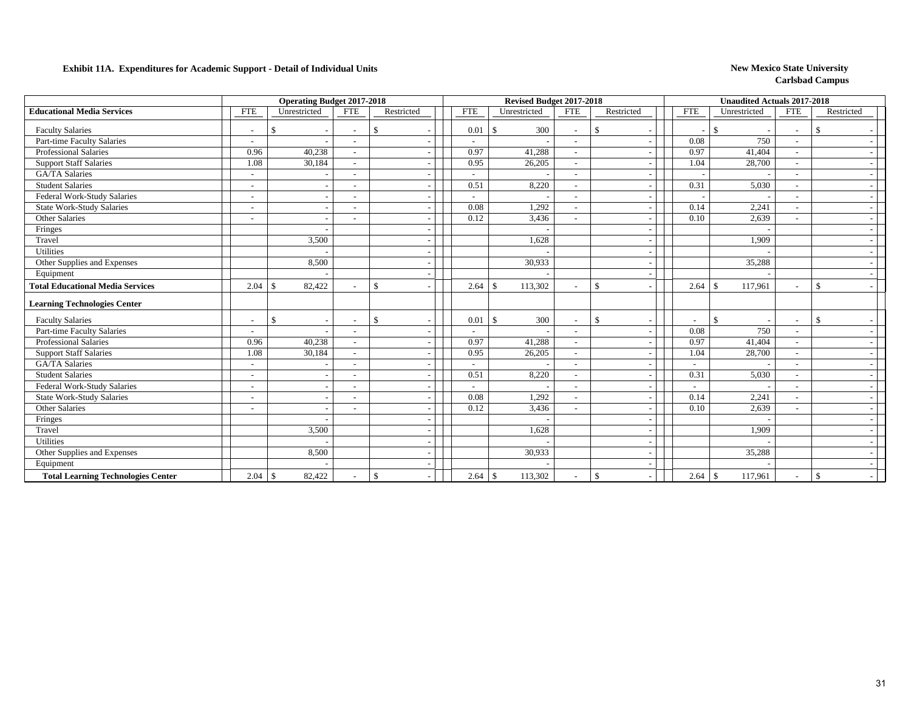**Exhibit 11A. Expenditures for Academic Support - Detail of Individual Units**

**New Mexico State University**
**Carlsbad Campus**

| | Operating Budget 2017-2018 | | | | Revised Budget 2017-2018 | | | | Unaudited Actuals 2017-2018 | | | |
|---|---|---|---|---|---|---|---|---|---|---|---|---|
| **Educational Media Services** | FTE | Unrestricted | FTE | Restricted | FTE | Unrestricted | FTE | Restricted | FTE | Unrestricted | FTE | Restricted |
| Faculty Salaries | - | $ - | - | $ - | 0.01 | $ 300 | - | $ - | - | $ - | - | $ - |
| Part-time Faculty Salaries | - | - | - | - | - | - | - | - | 0.08 | 750 | - | - |
| Professional Salaries | 0.96 | 40,238 | - | - | 0.97 | 41,288 | - | - | 0.97 | 41,404 | - | - |
| Support Staff Salaries | 1.08 | 30,184 | - | - | 0.95 | 26,205 | - | - | 1.04 | 28,700 | - | - |
| GA/TA Salaries | - | - | - | - | - | - | - | - | - | - | - | - |
| Student Salaries | - | - | - | - | 0.51 | 8,220 | - | - | 0.31 | 5,030 | - | - |
| Federal Work-Study Salaries | - | - | - | - | - | - | - | - | - | - | - | - |
| State Work-Study Salaries | - | - | - | - | 0.08 | 1,292 | - | - | 0.14 | 2,241 | - | - |
| Other Salaries | - | - | - | - | 0.12 | 3,436 | - | - | 0.10 | 2,639 | - | - |
| Fringes | | - | | - | | - | | - | | - | | - |
| Travel | | 3,500 | | - | | 1,628 | | - | | 1,909 | | - |
| Utilities | | - | | - | | - | | - | | - | | - |
| Other Supplies and Expenses | | 8,500 | | - | | 30,933 | | - | | 35,288 | | - |
| Equipment | | - | | - | | - | | - | | - | | - |
| **Total Educational Media Services** | 2.04 | $ 82,422 | - | $ - | 2.64 | $ 113,302 | - | $ - | 2.64 | $ 117,961 | - | $ - |
| **Learning Technologies Center** | | | | | | | | | | | | |
| Faculty Salaries | - | $ - | - | $ - | 0.01 | $ 300 | - | $ - | - | $ - | - | $ - |
| Part-time Faculty Salaries | - | - | - | - | - | - | - | - | 0.08 | 750 | - | - |
| Professional Salaries | 0.96 | 40,238 | - | - | 0.97 | 41,288 | - | - | 0.97 | 41,404 | - | - |
| Support Staff Salaries | 1.08 | 30,184 | - | - | 0.95 | 26,205 | - | - | 1.04 | 28,700 | - | - |
| GA/TA Salaries | - | - | - | - | - | - | - | - | - | - | - | - |
| Student Salaries | - | - | - | - | 0.51 | 8,220 | - | - | 0.31 | 5,030 | - | - |
| Federal Work-Study Salaries | - | - | - | - | - | - | - | - | - | - | - | - |
| State Work-Study Salaries | - | - | - | - | 0.08 | 1,292 | - | - | 0.14 | 2,241 | - | - |
| Other Salaries | - | - | - | - | 0.12 | 3,436 | - | - | 0.10 | 2,639 | - | - |
| Fringes | | - | | - | | - | | - | | - | | - |
| Travel | | 3,500 | | - | | 1,628 | | - | | 1,909 | | - |
| Utilities | | - | | - | | - | | - | | - | | - |
| Other Supplies and Expenses | | 8,500 | | - | | 30,933 | | - | | 35,288 | | - |
| Equipment | | - | | - | | - | | - | | - | | - |
| **Total Learning Technologies Center** | 2.04 | $ 82,422 | - | $ - | 2.64 | $ 113,302 | - | $ - | 2.64 | $ 117,961 | - | $ - |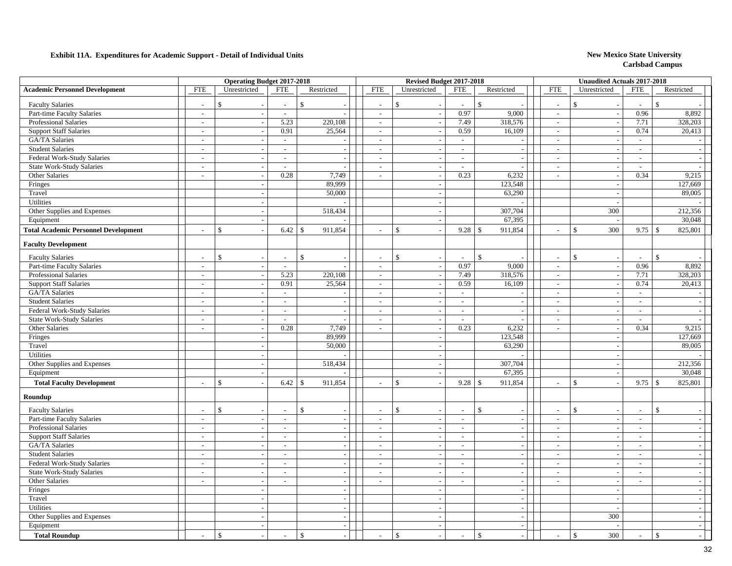**Exhibit 11A. Expenditures for Academic Support - Detail of Individual Units**

**New Mexico State University**
**Carlsbad Campus**

| | Operating Budget 2017-2018 | | | | Revised Budget 2017-2018 | | | | Unaudited Actuals 2017-2018 | | | |
|---|---|---|---|---|---|---|---|---|---|---|---|---|
| **Academic Personnel Development** | FTE | Unrestricted | FTE | Restricted | FTE | Unrestricted | FTE | Restricted | FTE | Unrestricted | FTE | Restricted |
| Faculty Salaries | - | $ - | - | $ - | - | $ - | - | $ - | - | $ - | - | $ - |
| Part-time Faculty Salaries | - | - | - | - | - | - | 0.97 | 9,000 | - | - | 0.96 | 8,892 |
| Professional Salaries | - | - | 5.23 | 220,108 | - | - | 7.49 | 318,576 | - | - | 7.71 | 328,203 |
| Support Staff Salaries | - | - | 0.91 | 25,564 | - | - | 0.59 | 16,109 | - | - | 0.74 | 20,413 |
| GA/TA Salaries | - | - | - | - | - | - | - | - | - | - | - | - |
| Student Salaries | - | - | - | - | - | - | - | - | - | - | - | - |
| Federal Work-Study Salaries | - | - | - | - | - | - | - | - | - | - | - | - |
| State Work-Study Salaries | - | - | - | - | - | - | - | - | - | - | - | - |
| Other Salaries | - | - | 0.28 | 7,749 | - | - | 0.23 | 6,232 | - | - | 0.34 | 9,215 |
| Fringes | | - | | 89,999 | | - | | 123,548 | | - | | 127,669 |
| Travel | | - | | 50,000 | | - | | 63,290 | | - | | 89,005 |
| Utilities | | - | | - | | - | | - | | - | | - |
| Other Supplies and Expenses | | - | | 518,434 | | - | | 307,704 | | 300 | | 212,356 |
| Equipment | | - | | - | | - | | 67,395 | | - | | 30,048 |
| **Total Academic Personnel Development** | - | $ - | 6.42 | $ 911,854 | - | $ - | 9.28 | $ 911,854 | - | $ 300 | 9.75 | $ 825,801 |
| **Faculty Development** | | | | | | | | | | | | |
| Faculty Salaries | - | $ - | - | $ - | - | $ - | - | $ - | - | $ - | - | $ - |
| Part-time Faculty Salaries | - | - | - | - | - | - | 0.97 | 9,000 | - | - | 0.96 | 8,892 |
| Professional Salaries | - | - | 5.23 | 220,108 | - | - | 7.49 | 318,576 | - | - | 7.71 | 328,203 |
| Support Staff Salaries | - | - | 0.91 | 25,564 | - | - | 0.59 | 16,109 | - | - | 0.74 | 20,413 |
| GA/TA Salaries | - | - | - | - | - | - | - | - | - | - | - | - |
| Student Salaries | - | - | - | - | - | - | - | - | - | - | - | - |
| Federal Work-Study Salaries | - | - | - | - | - | - | - | - | - | - | - | - |
| State Work-Study Salaries | - | - | - | - | - | - | - | - | - | - | - | - |
| Other Salaries | - | - | 0.28 | 7,749 | - | - | 0.23 | 6,232 | - | - | 0.34 | 9,215 |
| Fringes | | - | | 89,999 | | - | | 123,548 | | - | | 127,669 |
| Travel | | - | | 50,000 | | - | | 63,290 | | - | | 89,005 |
| Utilities | | - | | - | | - | | - | | - | | - |
| Other Supplies and Expenses | | - | | 518,434 | | - | | 307,704 | | - | | 212,356 |
| Equipment | | - | | - | | - | | 67,395 | | - | | 30,048 |
| **Total Faculty Development** | - | $ - | 6.42 | $ 911,854 | - | $ - | 9.28 | $ 911,854 | - | $ - | 9.75 | $ 825,801 |
| **Roundup** | | | | | | | | | | | | |
| Faculty Salaries | - | $ - | - | $ - | - | $ - | - | $ - | - | $ - | - | $ - |
| Part-time Faculty Salaries | - | - | - | - | - | - | - | - | - | - | - | - |
| Professional Salaries | - | - | - | - | - | - | - | - | - | - | - | - |
| Support Staff Salaries | - | - | - | - | - | - | - | - | - | - | - | - |
| GA/TA Salaries | - | - | - | - | - | - | - | - | - | - | - | - |
| Student Salaries | - | - | - | - | - | - | - | - | - | - | - | - |
| Federal Work-Study Salaries | - | - | - | - | - | - | - | - | - | - | - | - |
| State Work-Study Salaries | - | - | - | - | - | - | - | - | - | - | - | - |
| Other Salaries | - | - | - | - | - | - | - | - | - | - | - | - |
| Fringes | | - | | - | | - | | - | | - | | - |
| Travel | | - | | - | | - | | - | | - | | - |
| Utilities | | - | | - | | - | | - | | - | | - |
| Other Supplies and Expenses | | - | | - | | - | | - | | 300 | | - |
| Equipment | | - | | - | | - | | - | | - | | - |
| **Total Roundup** | - | $ - | - | $ - | - | $ - | - | $ - | - | $ 300 | - | $ - |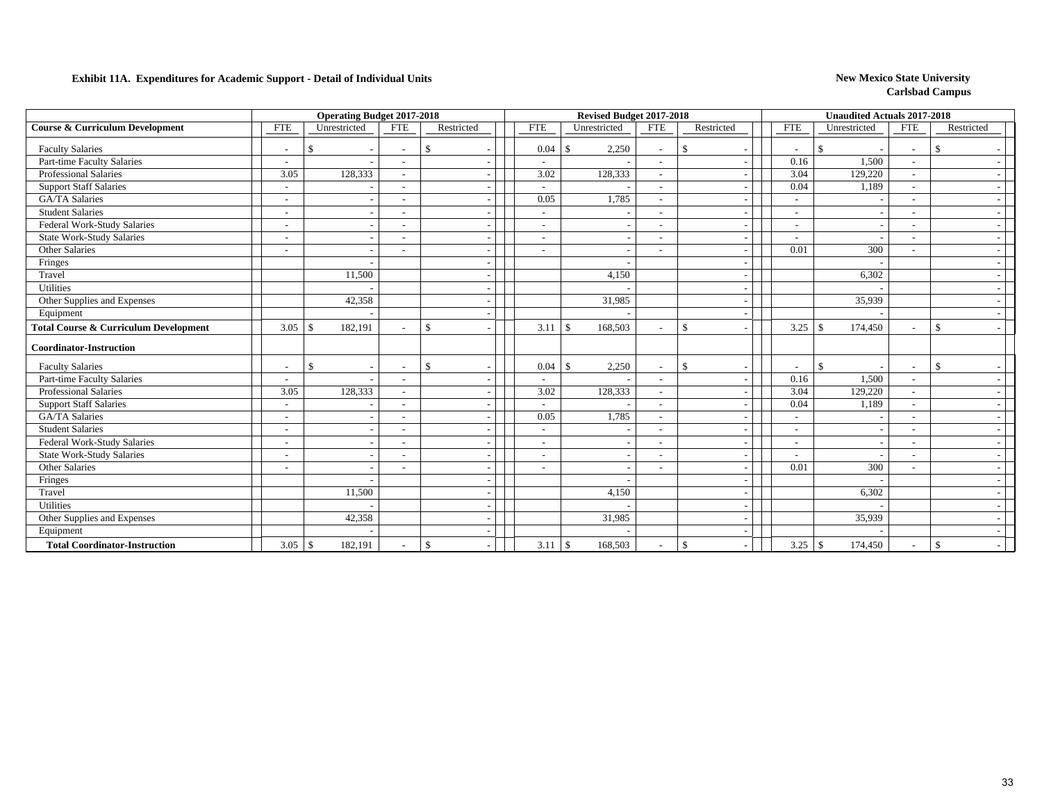**Exhibit 11A. Expenditures for Academic Support - Detail of Individual Units**

**New Mexico State University**
**Carlsbad Campus**

| | Operating Budget 2017-2018 | | | | Revised Budget 2017-2018 | | | | Unaudited Actuals 2017-2018 | | | |
|---|---|---|---|---|---|---|---|---|---|---|---|---|
| **Course & Curriculum Development** | FTE | Unrestricted | FTE | Restricted | FTE | Unrestricted | FTE | Restricted | FTE | Unrestricted | FTE | Restricted |
| Faculty Salaries | - | $ - | - | $ - | 0.04 | $ 2,250 | - | $ - | - | $ - | - | $ - |
| Part-time Faculty Salaries | - | - | - | - | - | - | - | - | 0.16 | 1,500 | - | - |
| Professional Salaries | 3.05 | 128,333 | - | - | 3.02 | 128,333 | - | - | 3.04 | 129,220 | - | - |
| Support Staff Salaries | - | - | - | - | - | - | - | - | 0.04 | 1,189 | - | - |
| GA/TA Salaries | - | - | - | - | 0.05 | 1,785 | - | - | - | - | - | - |
| Student Salaries | - | - | - | - | - | - | - | - | - | - | - | - |
| Federal Work-Study Salaries | - | - | - | - | - | - | - | - | - | - | - | - |
| State Work-Study Salaries | - | - | - | - | - | - | - | - | - | - | - | - |
| Other Salaries | - | - | - | - | - | - | - | - | 0.01 | 300 | - | - |
| Fringes | | - | | - | | - | | - | | - | | - |
| Travel | | 11,500 | | - | | 4,150 | | - | | 6,302 | | - |
| Utilities | | - | | - | | - | | - | | - | | - |
| Other Supplies and Expenses | | 42,358 | | - | | 31,985 | | - | | 35,939 | | - |
| Equipment | | - | | - | | - | | - | | - | | - |
| **Total Course & Curriculum Development** | 3.05 | $ 182,191 | - | $ - | 3.11 | $ 168,503 | - | $ - | 3.25 | $ 174,450 | - | $ - |
| **Coordinator-Instruction** | | | | | | | | | | | | |
| Faculty Salaries | - | $ - | - | $ - | 0.04 | $ 2,250 | - | $ - | - | $ - | - | $ - |
| Part-time Faculty Salaries | - | - | - | - | - | - | - | - | 0.16 | 1,500 | - | - |
| Professional Salaries | 3.05 | 128,333 | - | - | 3.02 | 128,333 | - | - | 3.04 | 129,220 | - | - |
| Support Staff Salaries | - | - | - | - | - | - | - | - | 0.04 | 1,189 | - | - |
| GA/TA Salaries | - | - | - | - | 0.05 | 1,785 | - | - | - | - | - | - |
| Student Salaries | - | - | - | - | - | - | - | - | - | - | - | - |
| Federal Work-Study Salaries | - | - | - | - | - | - | - | - | - | - | - | - |
| State Work-Study Salaries | - | - | - | - | - | - | - | - | - | - | - | - |
| Other Salaries | - | - | - | - | - | - | - | - | 0.01 | 300 | - | - |
| Fringes | | - | | - | | - | | - | | - | | - |
| Travel | | 11,500 | | - | | 4,150 | | - | | 6,302 | | - |
| Utilities | | - | | - | | - | | - | | - | | - |
| Other Supplies and Expenses | | 42,358 | | - | | 31,985 | | - | | 35,939 | | - |
| Equipment | | - | | - | | - | | - | | - | | - |
| **Total Coordinator-Instruction** | 3.05 | $ 182,191 | - | $ - | 3.11 | $ 168,503 | - | $ - | 3.25 | $ 174,450 | - | $ - |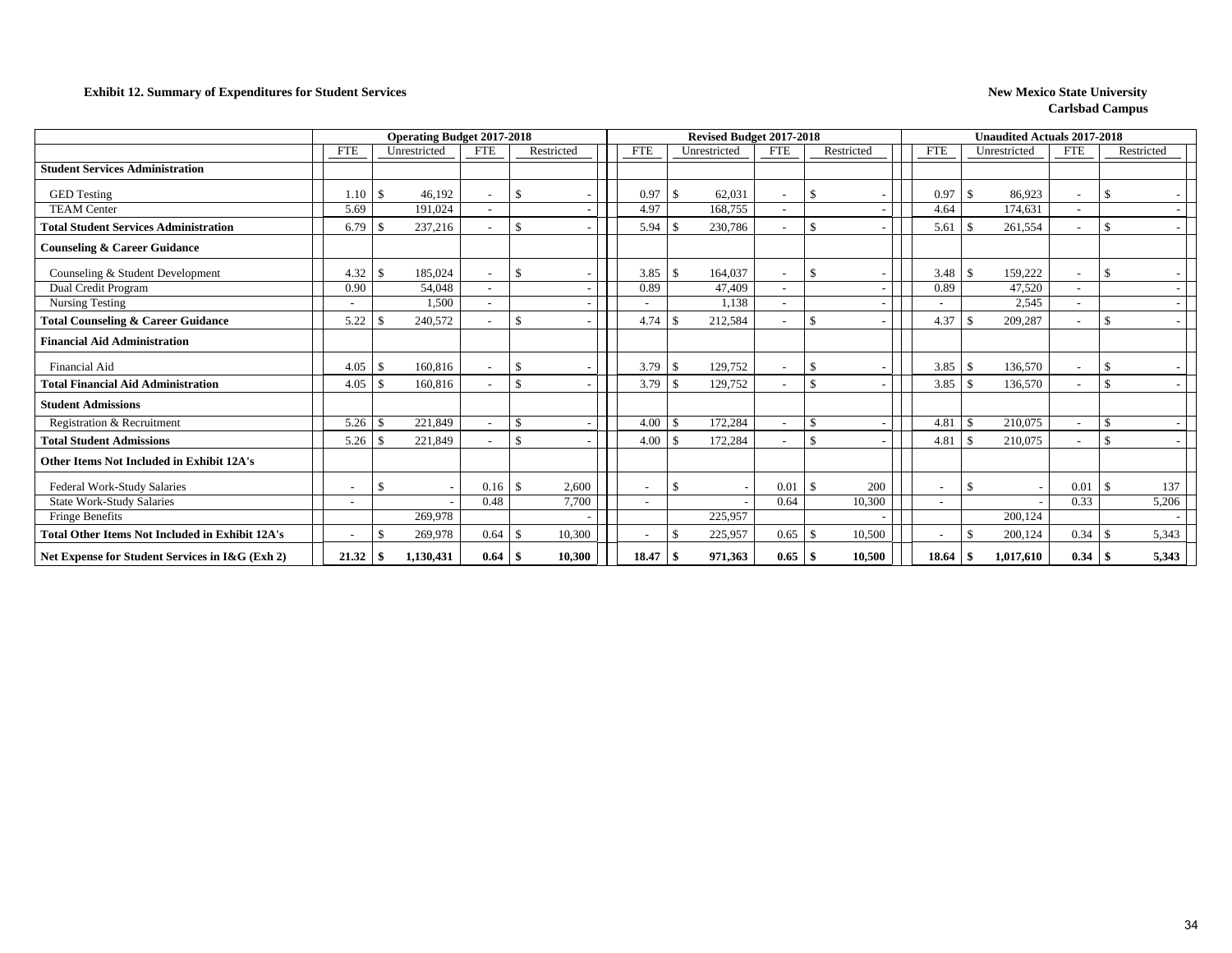**Exhibit 12. Summary of Expenditures for Student Services**

**New Mexico State University**
**Carlsbad Campus**

| | Operating Budget 2017-2018 | | | | Revised Budget 2017-2018 | | | | Unaudited Actuals 2017-2018 | | | |
|---|---|---|---|---|---|---|---|---|---|---|---|---|
| | FTE | Unrestricted | FTE | Restricted | FTE | Unrestricted | FTE | Restricted | FTE | Unrestricted | FTE | Restricted |
| **Student Services Administration** | | | | | | | | | | | | |
| GED Testing | 1.10 | $ 46,192 | - | $ - | 0.97 | $ 62,031 | - | $ - | 0.97 | $ 86,923 | - | $ - |
| TEAM Center | 5.69 | 191,024 | - | - | 4.97 | 168,755 | - | - | 4.64 | 174,631 | - | - |
| **Total Student Services Administration** | 6.79 | $ 237,216 | - | $ - | 5.94 | $ 230,786 | - | $ - | 5.61 | $ 261,554 | - | $ - |
| **Counseling & Career Guidance** | | | | | | | | | | | | |
| Counseling & Student Development | 4.32 | $ 185,024 | - | $ - | 3.85 | $ 164,037 | - | $ - | 3.48 | $ 159,222 | - | $ - |
| Dual Credit Program | 0.90 | 54,048 | - | - | 0.89 | 47,409 | - | - | 0.89 | 47,520 | - | - |
| Nursing Testing | - | 1,500 | - | - | - | 1,138 | - | - | - | 2,545 | - | - |
| **Total Counseling & Career Guidance** | 5.22 | $ 240,572 | - | $ - | 4.74 | $ 212,584 | - | $ - | 4.37 | $ 209,287 | - | $ - |
| **Financial Aid Administration** | | | | | | | | | | | | |
| Financial Aid | 4.05 | $ 160,816 | - | $ - | 3.79 | $ 129,752 | - | $ - | 3.85 | $ 136,570 | - | $ - |
| **Total Financial Aid Administration** | 4.05 | $ 160,816 | - | $ - | 3.79 | $ 129,752 | - | $ - | 3.85 | $ 136,570 | - | $ - |
| **Student Admissions** | | | | | | | | | | | | |
| Registration & Recruitment | 5.26 | $ 221,849 | - | $ - | 4.00 | $ 172,284 | - | $ - | 4.81 | $ 210,075 | - | $ - |
| **Total Student Admissions** | 5.26 | $ 221,849 | - | $ - | 4.00 | $ 172,284 | - | $ - | 4.81 | $ 210,075 | - | $ - |
| **Other Items Not Included in Exhibit 12A's** | | | | | | | | | | | | |
| Federal Work-Study Salaries | - | $ - | 0.16 | $ 2,600 | - | $ - | 0.01 | $ 200 | - | $ - | 0.01 | $ 137 |
| State Work-Study Salaries | - | - | 0.48 | 7,700 | - | - | 0.64 | 10,300 | - | - | 0.33 | 5,206 |
| Fringe Benefits | | 269,978 | | - | | 225,957 | | - | | 200,124 | | - |
| **Total Other Items Not Included in Exhibit 12A's** | - | $ 269,978 | 0.64 | $ 10,300 | - | $ 225,957 | 0.65 | $ 10,500 | - | $ 200,124 | 0.34 | $ 5,343 |
| **Net Expense for Student Services in I&G (Exh 2)** | **21.32** | **$ 1,130,431** | **0.64** | **$ 10,300** | **18.47** | **$ 971,363** | **0.65** | **$ 10,500** | **18.64** | **$ 1,017,610** | **0.34** | **$ 5,343** |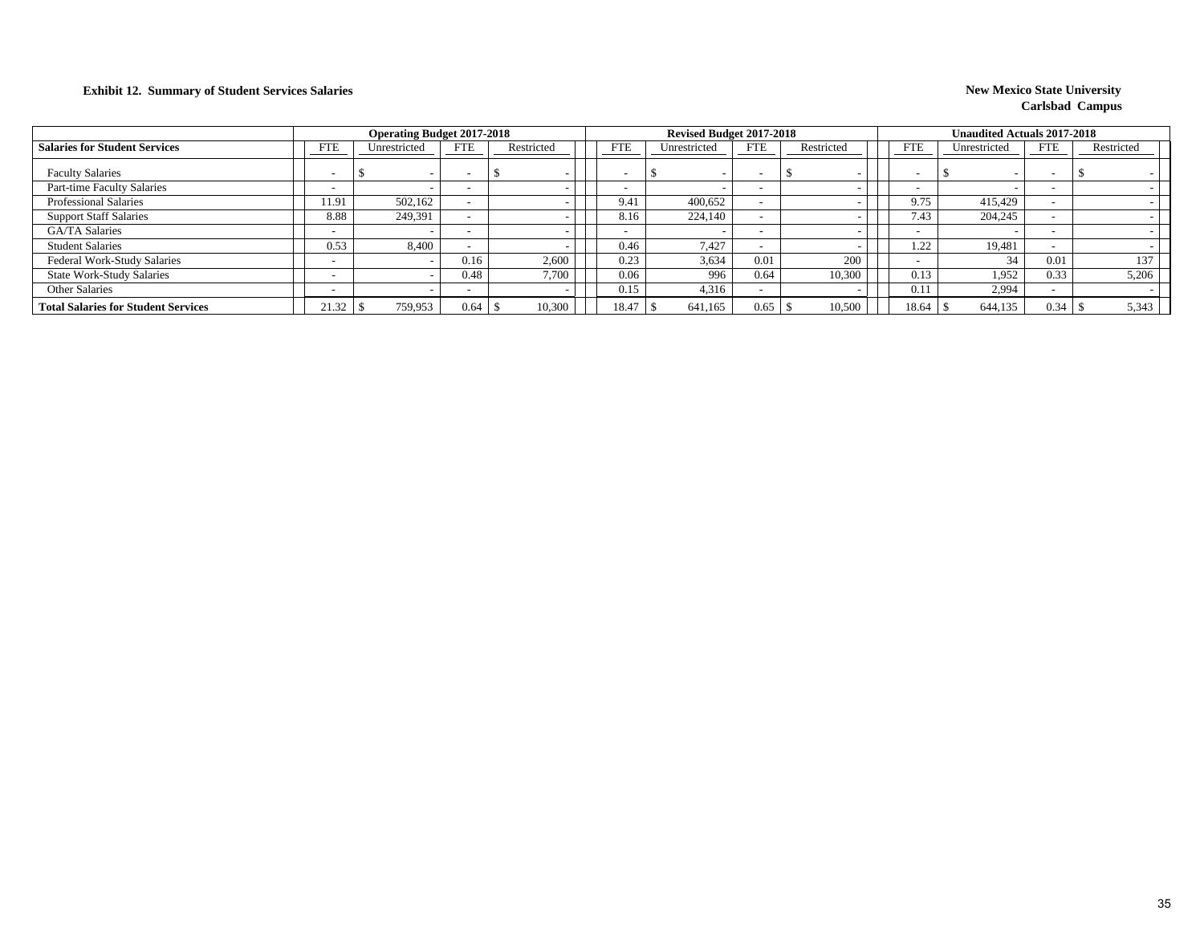**Exhibit 12. Summary of Student Services Salaries**

**New Mexico State University**
**Carlsbad Campus**

| Salaries for Student Services | Operating Budget 2017-2018 | | | | Revised Budget 2017-2018 | | | | Unaudited Actuals 2017-2018 | | | |
|---|---|---|---|---|---|---|---|---|---|---|---|---|
| | FTE | Unrestricted | FTE | Restricted | FTE | Unrestricted | FTE | Restricted | FTE | Unrestricted | FTE | Restricted |
| Faculty Salaries | - | $ - | - | $ - | - | $ - | - | $ - | - | $ - | - | $ - |
| Part-time Faculty Salaries | - | - | - | - | - | - | - | - | - | - | - | - |
| Professional Salaries | 11.91 | 502,162 | - | - | 9.41 | 400,652 | - | - | 9.75 | 415,429 | - | - |
| Support Staff Salaries | 8.88 | 249,391 | - | - | 8.16 | 224,140 | - | - | 7.43 | 204,245 | - | - |
| GA/TA Salaries | - | - | - | - | - | - | - | - | - | - | - | - |
| Student Salaries | 0.53 | 8,400 | - | - | 0.46 | 7,427 | - | - | 1.22 | 19,481 | - | - |
| Federal Work-Study Salaries | - | - | 0.16 | 2,600 | 0.23 | 3,634 | 0.01 | 200 | - | 34 | 0.01 | 137 |
| State Work-Study Salaries | - | - | 0.48 | 7,700 | 0.06 | 996 | 0.64 | 10,300 | 0.13 | 1,952 | 0.33 | 5,206 |
| Other Salaries | - | - | - | - | 0.15 | 4,316 | - | - | 0.11 | 2,994 | - | - |
| **Total Salaries for Student Services** | 21.32 | $ 759,953 | 0.64 | $ 10,300 | 18.47 | $ 641,165 | 0.65 | $ 10,500 | 18.64 | $ 644,135 | 0.34 | $ 5,343 |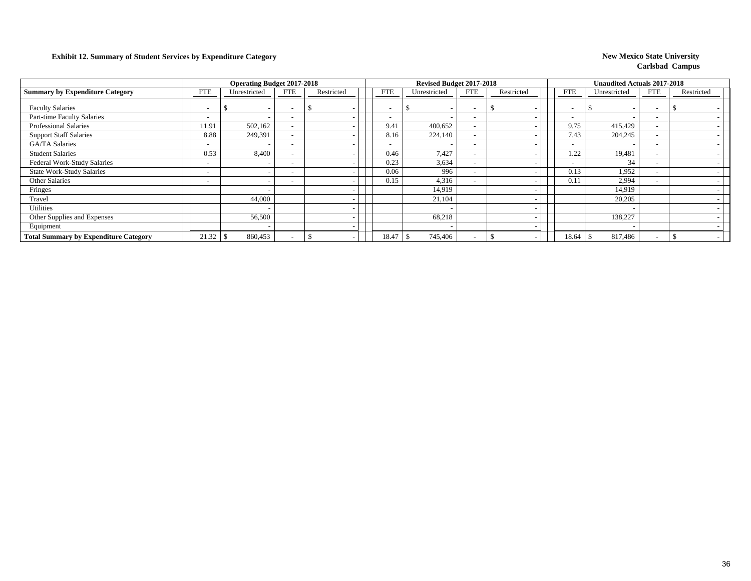**Exhibit 12. Summary of Student Services by Expenditure Category**

**New Mexico State University**
**Carlsbad Campus**

| | Operating Budget 2017-2018 | | | | Revised Budget 2017-2018 | | | | Unaudited Actuals 2017-2018 | | | |
|---|---|---|---|---|---|---|---|---|---|---|---|---|
| **Summary by Expenditure Category** | FTE | Unrestricted | FTE | Restricted | FTE | Unrestricted | FTE | Restricted | FTE | Unrestricted | FTE | Restricted |
| Faculty Salaries | - | $ - | - | $ - | - | $ - | - | $ - | - | $ - | - | $ - |
| Part-time Faculty Salaries | - | - | - | - | - | - | - | - | - | - | - | - |
| Professional Salaries | 11.91 | 502,162 | - | - | 9.41 | 400,652 | - | - | 9.75 | 415,429 | - | - |
| Support Staff Salaries | 8.88 | 249,391 | - | - | 8.16 | 224,140 | - | - | 7.43 | 204,245 | - | - |
| GA/TA Salaries | - | - | - | - | - | - | - | - | - | - | - | - |
| Student Salaries | 0.53 | 8,400 | - | - | 0.46 | 7,427 | - | - | 1.22 | 19,481 | - | - |
| Federal Work-Study Salaries | - | - | - | - | 0.23 | 3,634 | - | - | - | 34 | - | - |
| State Work-Study Salaries | - | - | - | - | 0.06 | 996 | - | - | 0.13 | 1,952 | - | - |
| Other Salaries | - | - | - | - | 0.15 | 4,316 | - | - | 0.11 | 2,994 | - | - |
| Fringes | | - | | - | | 14,919 | | - | | 14,919 | | - |
| Travel | | 44,000 | | - | | 21,104 | | - | | 20,205 | | - |
| Utilities | | - | | - | | - | | - | | - | | - |
| Other Supplies and Expenses | | 56,500 | | - | | 68,218 | | - | | 138,227 | | - |
| Equipment | | - | | - | | - | | - | | - | | - |
| **Total Summary by Expenditure Category** | 21.32 | $ 860,453 | - | $ - | 18.47 | $ 745,406 | - | $ - | 18.64 | $ 817,486 | - | $ - |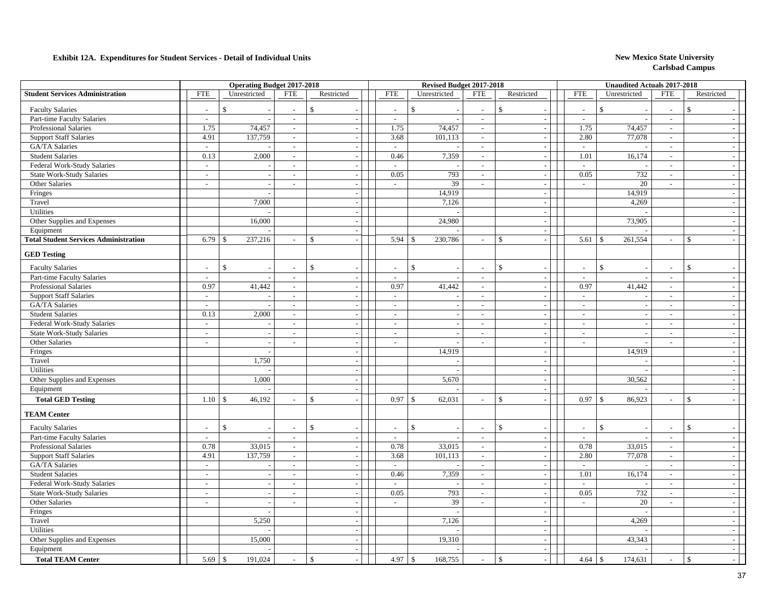**Exhibit 12A. Expenditures for Student Services - Detail of Individual Units**

**New Mexico State University**
**Carlsbad Campus**

| | Operating Budget 2017-2018 | | | | Revised Budget 2017-2018 | | | | Unaudited Actuals 2017-2018 | | | |
|---|---|---|---|---|---|---|---|---|---|---|---|---|
| **Student Services Administration** | FTE | Unrestricted | FTE | Restricted | FTE | Unrestricted | FTE | Restricted | FTE | Unrestricted | FTE | Restricted |
| Faculty Salaries | - | $ - | - | $ - | - | $ - | - | $ - | - | $ - | - | $ - |
| Part-time Faculty Salaries | - | - | - | - | - | - | - | - | - | - | - | - |
| Professional Salaries | 1.75 | 74,457 | - | - | 1.75 | 74,457 | - | - | 1.75 | 74,457 | - | - |
| Support Staff Salaries | 4.91 | 137,759 | - | - | 3.68 | 101,113 | - | - | 2.80 | 77,078 | - | - |
| GA/TA Salaries | - | - | - | - | - | - | - | - | - | - | - | - |
| Student Salaries | 0.13 | 2,000 | - | - | 0.46 | 7,359 | - | - | 1.01 | 16,174 | - | - |
| Federal Work-Study Salaries | - | - | - | - | - | - | - | - | - | - | - | - |
| State Work-Study Salaries | - | - | - | - | 0.05 | 793 | - | - | 0.05 | 732 | - | - |
| Other Salaries | - | - | - | - | - | 39 | - | - | - | 20 | - | - |
| Fringes | | - | | - | | 14,919 | | - | | 14,919 | | - |
| Travel | | 7,000 | | - | | 7,126 | | - | | 4,269 | | - |
| Utilities | | - | | - | | - | | - | | - | | - |
| Other Supplies and Expenses | | 16,000 | | - | | 24,980 | | - | | 73,905 | | - |
| Equipment | | - | | - | | - | | - | | - | | - |
| **Total Student Services Administration** | 6.79 | $ 237,216 | - | $ - | 5.94 | $ 230,786 | - | $ - | 5.61 | $ 261,554 | - | $ - |
| **GED Testing** | | | | | | | | | | | | |
| Faculty Salaries | - | $ - | - | $ - | - | $ - | - | $ - | - | $ - | - | $ - |
| Part-time Faculty Salaries | - | - | - | - | - | - | - | - | - | - | - | - |
| Professional Salaries | 0.97 | 41,442 | - | - | 0.97 | 41,442 | - | - | 0.97 | 41,442 | - | - |
| Support Staff Salaries | - | - | - | - | - | - | - | - | - | - | - | - |
| GA/TA Salaries | - | - | - | - | - | - | - | - | - | - | - | - |
| Student Salaries | 0.13 | 2,000 | - | - | - | - | - | - | - | - | - | - |
| Federal Work-Study Salaries | - | - | - | - | - | - | - | - | - | - | - | - |
| State Work-Study Salaries | - | - | - | - | - | - | - | - | - | - | - | - |
| Other Salaries | - | - | - | - | - | - | - | - | - | - | - | - |
| Fringes | | - | | - | | 14,919 | | - | | 14,919 | | - |
| Travel | | 1,750 | | - | | - | | - | | - | | - |
| Utilities | | - | | - | | - | | - | | - | | - |
| Other Supplies and Expenses | | 1,000 | | - | | 5,670 | | - | | 30,562 | | - |
| Equipment | | - | | - | | - | | - | | - | | - |
| **Total GED Testing** | 1.10 | $ 46,192 | - | $ - | 0.97 | $ 62,031 | - | $ - | 0.97 | $ 86,923 | - | $ - |
| **TEAM Center** | | | | | | | | | | | | |
| Faculty Salaries | - | $ - | - | $ - | - | $ - | - | $ - | - | $ - | - | $ - |
| Part-time Faculty Salaries | - | - | - | - | - | - | - | - | - | - | - | - |
| Professional Salaries | 0.78 | 33,015 | - | - | 0.78 | 33,015 | - | - | 0.78 | 33,015 | - | - |
| Support Staff Salaries | 4.91 | 137,759 | - | - | 3.68 | 101,113 | - | - | 2.80 | 77,078 | - | - |
| GA/TA Salaries | - | - | - | - | - | - | - | - | - | - | - | - |
| Student Salaries | - | - | - | - | 0.46 | 7,359 | - | - | 1.01 | 16,174 | - | - |
| Federal Work-Study Salaries | - | - | - | - | - | - | - | - | - | - | - | - |
| State Work-Study Salaries | - | - | - | - | 0.05 | 793 | - | - | 0.05 | 732 | - | - |
| Other Salaries | - | - | - | - | - | 39 | - | - | - | 20 | - | - |
| Fringes | | - | | - | | - | | - | | - | | - |
| Travel | | 5,250 | | - | | 7,126 | | - | | 4,269 | | - |
| Utilities | | - | | - | | - | | - | | - | | - |
| Other Supplies and Expenses | | 15,000 | | - | | 19,310 | | - | | 43,343 | | - |
| Equipment | | - | | - | | - | | - | | - | | - |
| **Total TEAM Center** | 5.69 | $ 191,024 | - | $ - | 4.97 | $ 168,755 | - | $ - | 4.64 | $ 174,631 | - | $ - |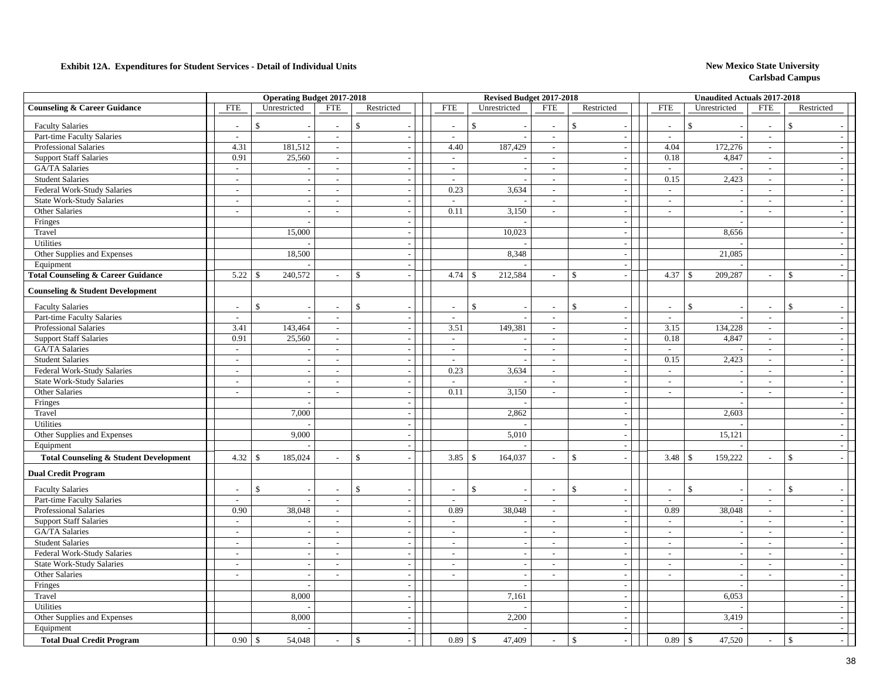**Exhibit 12A. Expenditures for Student Services - Detail of Individual Units**

**New Mexico State University**
**Carlsbad Campus**

| | Operating Budget 2017-2018 | | | | Revised Budget 2017-2018 | | | | Unaudited Actuals 2017-2018 | | | |
|---|---|---|---|---|---|---|---|---|---|---|---|---|
| **Counseling & Career Guidance** | FTE | Unrestricted | FTE | Restricted | FTE | Unrestricted | FTE | Restricted | FTE | Unrestricted | FTE | Restricted |
| Faculty Salaries | - | $ - | - | $ - | - | $ - | - | $ - | - | $ - | - | $ - |
| Part-time Faculty Salaries | - | - | - | - | - | - | - | - | - | - | - | - |
| Professional Salaries | 4.31 | 181,512 | - | - | 4.40 | 187,429 | - | - | 4.04 | 172,276 | - | - |
| Support Staff Salaries | 0.91 | 25,560 | - | - | - | - | - | - | 0.18 | 4,847 | - | - |
| GA/TA Salaries | - | - | - | - | - | - | - | - | - | - | - | - |
| Student Salaries | - | - | - | - | - | - | - | - | 0.15 | 2,423 | - | - |
| Federal Work-Study Salaries | - | - | - | - | 0.23 | 3,634 | - | - | - | - | - | - |
| State Work-Study Salaries | - | - | - | - | - | - | - | - | - | - | - | - |
| Other Salaries | - | - | - | - | 0.11 | 3,150 | - | - | - | - | - | - |
| Fringes | | - | | - | | - | | - | | - | | - |
| Travel | | 15,000 | | - | | 10,023 | | - | | 8,656 | | - |
| Utilities | | - | | - | | - | | - | | - | | - |
| Other Supplies and Expenses | | 18,500 | | - | | 8,348 | | - | | 21,085 | | - |
| Equipment | | - | | - | | - | | - | | - | | - |
| **Total Counseling & Career Guidance** | 5.22 | $ 240,572 | - | $ - | 4.74 | $ 212,584 | - | $ - | 4.37 | $ 209,287 | - | $ - |
| **Counseling & Student Development** | | | | | | | | | | | | |
| Faculty Salaries | - | $ - | - | $ - | - | $ - | - | $ - | - | $ - | - | $ - |
| Part-time Faculty Salaries | - | - | - | - | - | - | - | - | - | - | - | - |
| Professional Salaries | 3.41 | 143,464 | - | - | 3.51 | 149,381 | - | - | 3.15 | 134,228 | - | - |
| Support Staff Salaries | 0.91 | 25,560 | - | - | - | - | - | - | 0.18 | 4,847 | - | - |
| GA/TA Salaries | - | - | - | - | - | - | - | - | - | - | - | - |
| Student Salaries | - | - | - | - | - | - | - | - | 0.15 | 2,423 | - | - |
| Federal Work-Study Salaries | - | - | - | - | 0.23 | 3,634 | - | - | - | - | - | - |
| State Work-Study Salaries | - | - | - | - | - | - | - | - | - | - | - | - |
| Other Salaries | - | - | - | - | 0.11 | 3,150 | - | - | - | - | - | - |
| Fringes | | - | | - | | - | | - | | - | | - |
| Travel | | 7,000 | | - | | 2,862 | | - | | 2,603 | | - |
| Utilities | | - | | - | | - | | - | | - | | - |
| Other Supplies and Expenses | | 9,000 | | - | | 5,010 | | - | | 15,121 | | - |
| Equipment | | - | | - | | - | | - | | - | | - |
| **Total Counseling & Student Development** | 4.32 | $ 185,024 | - | $ - | 3.85 | $ 164,037 | - | $ - | 3.48 | $ 159,222 | - | $ - |
| **Dual Credit Program** | | | | | | | | | | | | |
| Faculty Salaries | - | $ - | - | $ - | - | $ - | - | $ - | - | $ - | - | $ - |
| Part-time Faculty Salaries | - | - | - | - | - | - | - | - | - | - | - | - |
| Professional Salaries | 0.90 | 38,048 | - | - | 0.89 | 38,048 | - | - | 0.89 | 38,048 | - | - |
| Support Staff Salaries | - | - | - | - | - | - | - | - | - | - | - | - |
| GA/TA Salaries | - | - | - | - | - | - | - | - | - | - | - | - |
| Student Salaries | - | - | - | - | - | - | - | - | - | - | - | - |
| Federal Work-Study Salaries | - | - | - | - | - | - | - | - | - | - | - | - |
| State Work-Study Salaries | - | - | - | - | - | - | - | - | - | - | - | - |
| Other Salaries | - | - | - | - | - | - | - | - | - | - | - | - |
| Fringes | | - | | - | | - | | - | | - | | - |
| Travel | | 8,000 | | - | | 7,161 | | - | | 6,053 | | - |
| Utilities | | - | | - | | - | | - | | - | | - |
| Other Supplies and Expenses | | 8,000 | | - | | 2,200 | | - | | 3,419 | | - |
| Equipment | | - | | - | | - | | - | | - | | - |
| **Total Dual Credit Program** | 0.90 | $ 54,048 | - | $ - | 0.89 | $ 47,409 | - | $ - | 0.89 | $ 47,520 | - | $ - |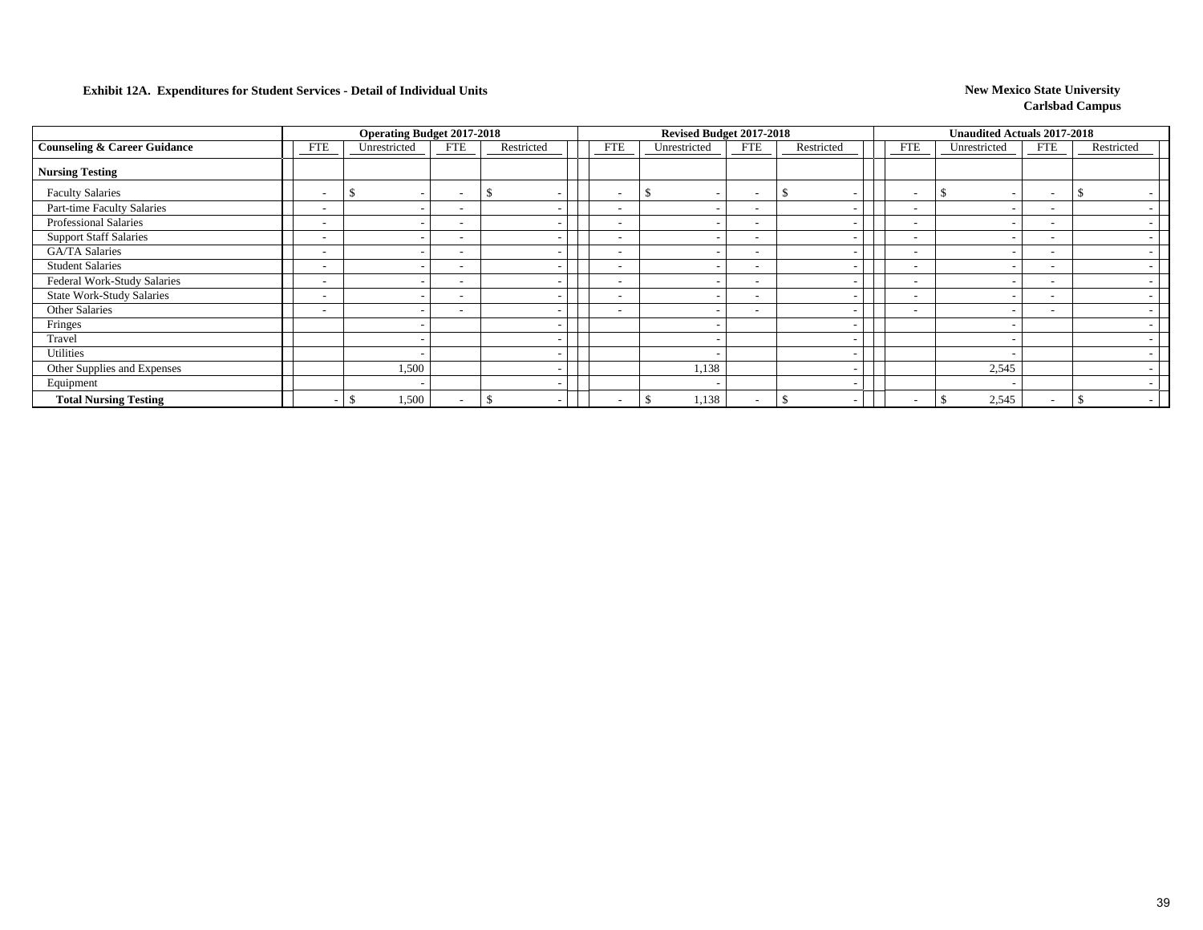**Exhibit 12A. Expenditures for Student Services - Detail of Individual Units**

**New Mexico State University**
**Carlsbad Campus**

| | Operating Budget 2017-2018 | | | | Revised Budget 2017-2018 | | | | Unaudited Actuals 2017-2018 | | | |
|---|---|---|---|---|---|---|---|---|---|---|---|---|
| **Counseling & Career Guidance** | FTE | Unrestricted | FTE | Restricted | FTE | Unrestricted | FTE | Restricted | FTE | Unrestricted | FTE | Restricted |
| **Nursing Testing** | | | | | | | | | | | | |
| Faculty Salaries | - | $ - | - | $ - | - | $ - | - | $ - | - | $ - | - | $ - |
| Part-time Faculty Salaries | - | - | - | - | - | - | - | - | - | - | - | - |
| Professional Salaries | - | - | - | - | - | - | - | - | - | - | - | - |
| Support Staff Salaries | - | - | - | - | - | - | - | - | - | - | - | - |
| GA/TA Salaries | - | - | - | - | - | - | - | - | - | - | - | - |
| Student Salaries | - | - | - | - | - | - | - | - | - | - | - | - |
| Federal Work-Study Salaries | - | - | - | - | - | - | - | - | - | - | - | - |
| State Work-Study Salaries | - | - | - | - | - | - | - | - | - | - | - | - |
| Other Salaries | - | - | - | - | - | - | - | - | - | - | - | - |
| Fringes | | - | | - | | - | | - | | - | | - |
| Travel | | - | | - | | - | | - | | - | | - |
| Utilities | | - | | - | | - | | - | | - | | - |
| Other Supplies and Expenses | | 1,500 | | - | | 1,138 | | - | | 2,545 | | - |
| Equipment | | - | | - | | - | | - | | - | | - |
| **Total Nursing Testing** | - | $ 1,500 | - | $ - | - | $ 1,138 | - | $ - | - | $ 2,545 | - | $ - |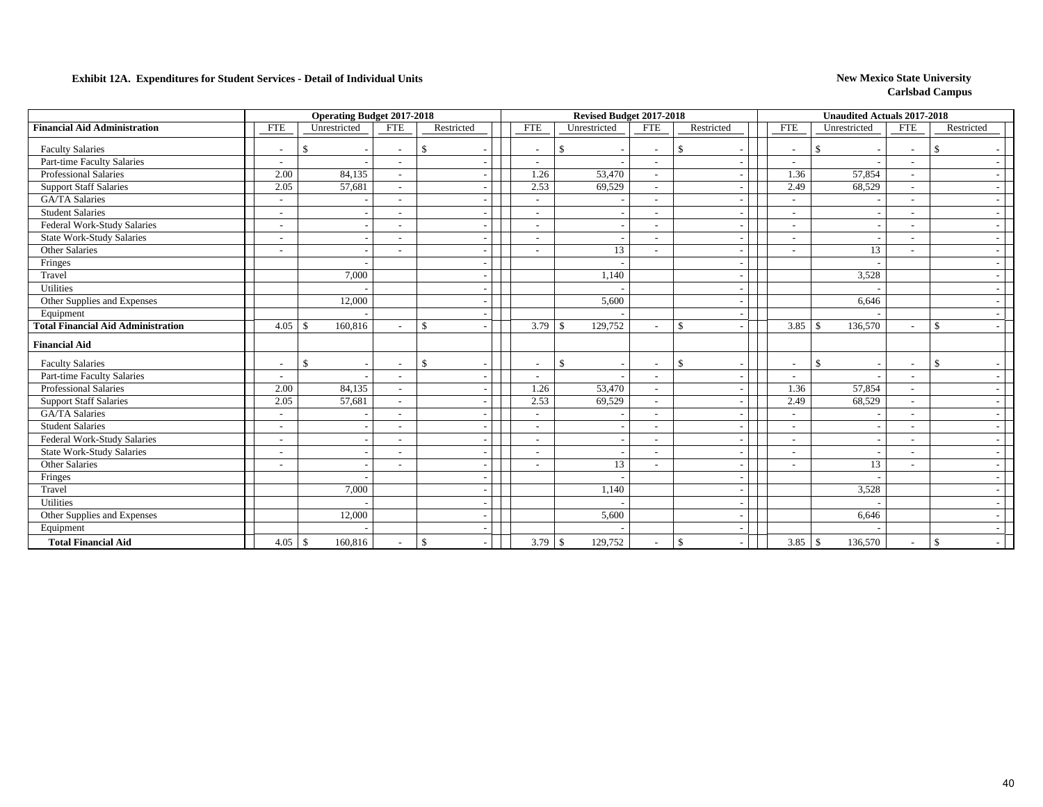**Exhibit 12A. Expenditures for Student Services - Detail of Individual Units**

**New Mexico State University**
**Carlsbad Campus**

| | Operating Budget 2017-2018 | | | | Revised Budget 2017-2018 | | | | Unaudited Actuals 2017-2018 | | | |
|---|---|---|---|---|---|---|---|---|---|---|---|---|
| **Financial Aid Administration** | FTE | Unrestricted | FTE | Restricted | FTE | Unrestricted | FTE | Restricted | FTE | Unrestricted | FTE | Restricted |
| Faculty Salaries | - | $ - | - | $ - | - | $ - | - | $ - | - | $ - | - | $ - |
| Part-time Faculty Salaries | - | - | - | - | - | - | - | - | - | - | - | - |
| Professional Salaries | 2.00 | 84,135 | - | - | 1.26 | 53,470 | - | - | 1.36 | 57,854 | - | - |
| Support Staff Salaries | 2.05 | 57,681 | - | - | 2.53 | 69,529 | - | - | 2.49 | 68,529 | - | - |
| GA/TA Salaries | - | - | - | - | - | - | - | - | - | - | - | - |
| Student Salaries | - | - | - | - | - | - | - | - | - | - | - | - |
| Federal Work-Study Salaries | - | - | - | - | - | - | - | - | - | - | - | - |
| State Work-Study Salaries | - | - | - | - | - | - | - | - | - | - | - | - |
| Other Salaries | - | - | - | - | - | 13 | - | - | - | 13 | - | - |
| Fringes | | - | | - | | - | | - | | - | | - |
| Travel | | 7,000 | | - | | 1,140 | | - | | 3,528 | | - |
| Utilities | | - | | - | | - | | - | | - | | - |
| Other Supplies and Expenses | | 12,000 | | - | | 5,600 | | - | | 6,646 | | - |
| Equipment | | - | | - | | - | | - | | - | | - |
| **Total Financial Aid Administration** | 4.05 | $ 160,816 | - | $ - | 3.79 | $ 129,752 | - | $ - | 3.85 | $ 136,570 | - | $ - |
| **Financial Aid** | | | | | | | | | | | | |
| Faculty Salaries | - | $ - | - | $ - | - | $ - | - | $ - | - | $ - | - | $ - |
| Part-time Faculty Salaries | - | - | - | - | - | - | - | - | - | - | - | - |
| Professional Salaries | 2.00 | 84,135 | - | - | 1.26 | 53,470 | - | - | 1.36 | 57,854 | - | - |
| Support Staff Salaries | 2.05 | 57,681 | - | - | 2.53 | 69,529 | - | - | 2.49 | 68,529 | - | - |
| GA/TA Salaries | - | - | - | - | - | - | - | - | - | - | - | - |
| Student Salaries | - | - | - | - | - | - | - | - | - | - | - | - |
| Federal Work-Study Salaries | - | - | - | - | - | - | - | - | - | - | - | - |
| State Work-Study Salaries | - | - | - | - | - | - | - | - | - | - | - | - |
| Other Salaries | - | - | - | - | - | 13 | - | - | - | 13 | - | - |
| Fringes | | - | | - | | - | | - | | - | | - |
| Travel | | 7,000 | | - | | 1,140 | | - | | 3,528 | | - |
| Utilities | | - | | - | | - | | - | | - | | - |
| Other Supplies and Expenses | | 12,000 | | - | | 5,600 | | - | | 6,646 | | - |
| Equipment | | - | | - | | - | | - | | - | | - |
| **Total Financial Aid** | 4.05 | $ 160,816 | - | $ - | 3.79 | $ 129,752 | - | $ - | 3.85 | $ 136,570 | - | $ - |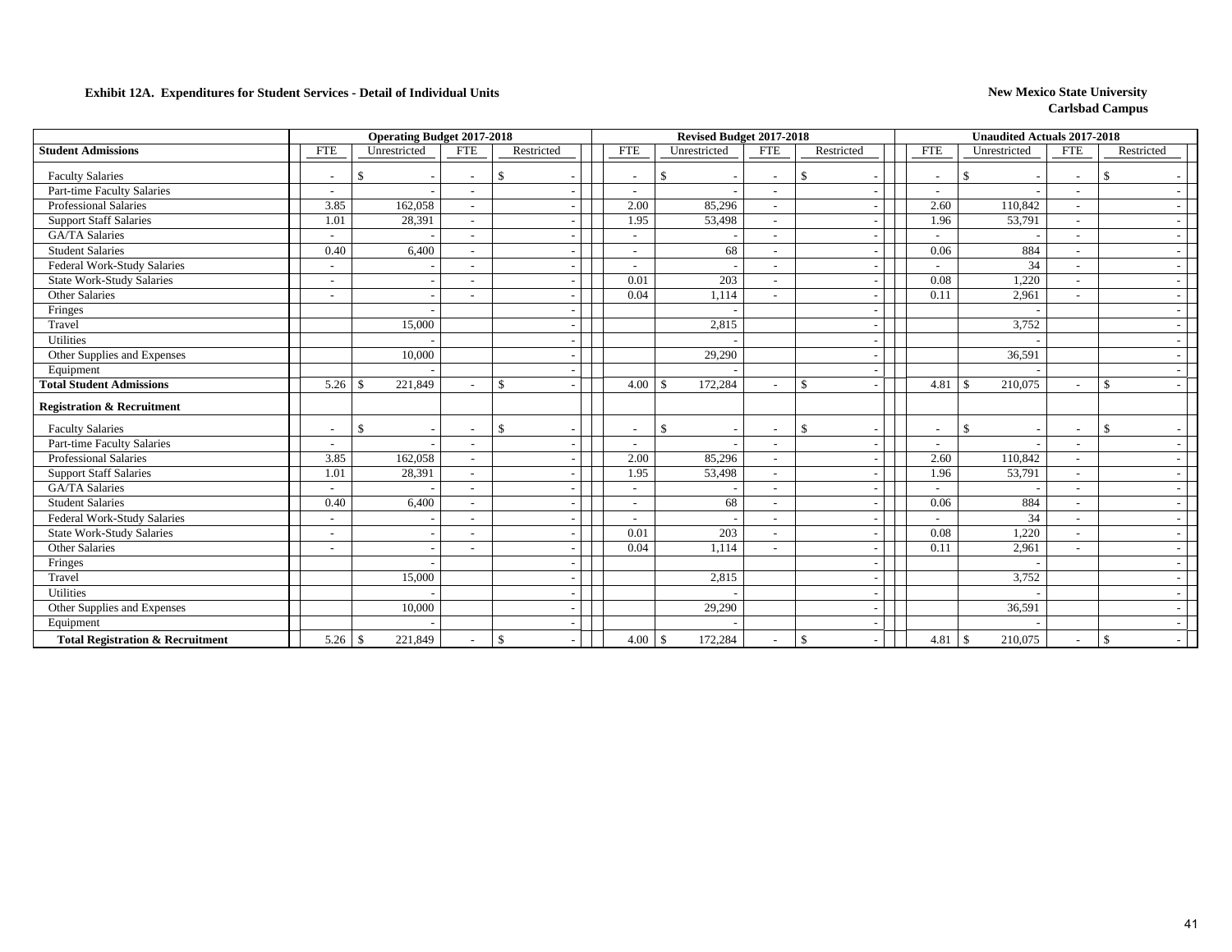**Exhibit 12A. Expenditures for Student Services - Detail of Individual Units**

**New Mexico State University**
**Carlsbad Campus**

| | Operating Budget 2017-2018 | | | | Revised Budget 2017-2018 | | | | Unaudited Actuals 2017-2018 | | | |
|---|---|---|---|---|---|---|---|---|---|---|---|---|
| **Student Admissions** | FTE | Unrestricted | FTE | Restricted | FTE | Unrestricted | FTE | Restricted | FTE | Unrestricted | FTE | Restricted |
| Faculty Salaries | - | $ - | - | $ - | - | $ - | - | $ - | - | $ - | - | $ - |
| Part-time Faculty Salaries | - | - | - | - | - | - | - | - | - | - | - | - |
| Professional Salaries | 3.85 | 162,058 | - | - | 2.00 | 85,296 | - | - | 2.60 | 110,842 | - | - |
| Support Staff Salaries | 1.01 | 28,391 | - | - | 1.95 | 53,498 | - | - | 1.96 | 53,791 | - | - |
| GA/TA Salaries | - | - | - | - | - | - | - | - | - | - | - | - |
| Student Salaries | 0.40 | 6,400 | - | - | - | 68 | - | - | 0.06 | 884 | - | - |
| Federal Work-Study Salaries | - | - | - | - | - | - | - | - | - | 34 | - | - |
| State Work-Study Salaries | - | - | - | - | 0.01 | 203 | - | - | 0.08 | 1,220 | - | - |
| Other Salaries | - | - | - | - | 0.04 | 1,114 | - | - | 0.11 | 2,961 | - | - |
| Fringes | | - | | - | | - | | - | | - | | - |
| Travel | | 15,000 | | - | | 2,815 | | - | | 3,752 | | - |
| Utilities | | - | | - | | - | | - | | - | | - |
| Other Supplies and Expenses | | 10,000 | | - | | 29,290 | | - | | 36,591 | | - |
| Equipment | | - | | - | | - | | - | | - | | - |
| **Total Student Admissions** | 5.26 | $ 221,849 | - | $ - | 4.00 | $ 172,284 | - | $ - | 4.81 | $ 210,075 | - | $ - |
| **Registration & Recruitment** | | | | | | | | | | | | |
| Faculty Salaries | - | $ - | - | $ - | - | $ - | - | $ - | - | $ - | - | $ - |
| Part-time Faculty Salaries | - | - | - | - | - | - | - | - | - | - | - | - |
| Professional Salaries | 3.85 | 162,058 | - | - | 2.00 | 85,296 | - | - | 2.60 | 110,842 | - | - |
| Support Staff Salaries | 1.01 | 28,391 | - | - | 1.95 | 53,498 | - | - | 1.96 | 53,791 | - | - |
| GA/TA Salaries | - | - | - | - | - | - | - | - | - | - | - | - |
| Student Salaries | 0.40 | 6,400 | - | - | - | 68 | - | - | 0.06 | 884 | - | - |
| Federal Work-Study Salaries | - | - | - | - | - | - | - | - | - | 34 | - | - |
| State Work-Study Salaries | - | - | - | - | 0.01 | 203 | - | - | 0.08 | 1,220 | - | - |
| Other Salaries | - | - | - | - | 0.04 | 1,114 | - | - | 0.11 | 2,961 | - | - |
| Fringes | | - | | - | | - | | - | | - | | - |
| Travel | | 15,000 | | - | | 2,815 | | - | | 3,752 | | - |
| Utilities | | - | | - | | - | | - | | - | | - |
| Other Supplies and Expenses | | 10,000 | | - | | 29,290 | | - | | 36,591 | | - |
| Equipment | | - | | - | | - | | - | | - | | - |
| **Total Registration & Recruitment** | 5.26 | $ 221,849 | - | $ - | 4.00 | $ 172,284 | - | $ - | 4.81 | $ 210,075 | - | $ - |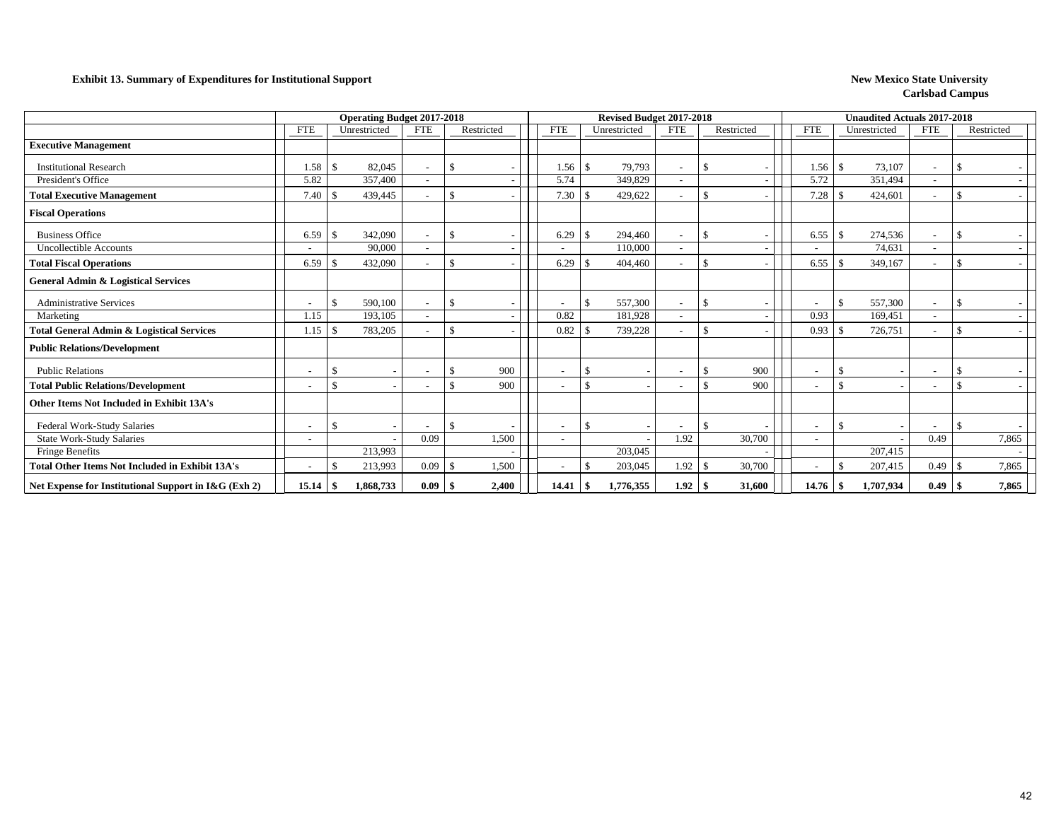**Exhibit 13. Summary of Expenditures for Institutional Support**

**New Mexico State University**
**Carlsbad Campus**

| | Operating Budget 2017-2018 | | | | Revised Budget 2017-2018 | | | | Unaudited Actuals 2017-2018 | | | |
|---|---|---|---|---|---|---|---|---|---|---|---|---|
| | FTE | Unrestricted | FTE | Restricted | FTE | Unrestricted | FTE | Restricted | FTE | Unrestricted | FTE | Restricted |
| **Executive Management** | | | | | | | | | | | | |
| Institutional Research | 1.58 | $ 82,045 | - | $ - | 1.56 | $ 79,793 | - | $ - | 1.56 | $ 73,107 | - | $ - |
| President's Office | 5.82 | 357,400 | - | - | 5.74 | 349,829 | - | - | 5.72 | 351,494 | - | - |
| **Total Executive Management** | 7.40 | $ 439,445 | - | $ - | 7.30 | $ 429,622 | - | $ - | 7.28 | $ 424,601 | - | $ - |
| **Fiscal Operations** | | | | | | | | | | | | |
| Business Office | 6.59 | $ 342,090 | - | $ - | 6.29 | $ 294,460 | - | $ - | 6.55 | $ 274,536 | - | $ - |
| Uncollectible Accounts | - | 90,000 | - | - | - | 110,000 | - | - | - | 74,631 | - | - |
| **Total Fiscal Operations** | 6.59 | $ 432,090 | - | $ - | 6.29 | $ 404,460 | - | $ - | 6.55 | $ 349,167 | - | $ - |
| **General Admin & Logistical Services** | | | | | | | | | | | | |
| Administrative Services | - | $ 590,100 | - | $ - | - | $ 557,300 | - | $ - | - | $ 557,300 | - | $ - |
| Marketing | 1.15 | 193,105 | - | - | 0.82 | 181,928 | - | - | 0.93 | 169,451 | - | - |
| **Total General Admin & Logistical Services** | 1.15 | $ 783,205 | - | $ - | 0.82 | $ 739,228 | - | $ - | 0.93 | $ 726,751 | - | $ - |
| **Public Relations/Development** | | | | | | | | | | | | |
| Public Relations | - | $ - | - | $ 900 | - | $ - | - | $ 900 | - | $ - | - | $ - |
| **Total Public Relations/Development** | - | $ - | - | $ 900 | - | $ - | - | $ 900 | - | $ - | - | $ - |
| **Other Items Not Included in Exhibit 13A's** | | | | | | | | | | | | |
| Federal Work-Study Salaries | - | $ - | - | $ - | - | $ - | - | $ - | - | $ - | - | $ - |
| State Work-Study Salaries | - | - | 0.09 | 1,500 | - | - | 1.92 | 30,700 | - | - | 0.49 | 7,865 |
| Fringe Benefits | | 213,993 | | - | | 203,045 | | - | | 207,415 | | - |
| **Total Other Items Not Included in Exhibit 13A's** | - | $ 213,993 | 0.09 | $ 1,500 | - | $ 203,045 | 1.92 | $ 30,700 | - | $ 207,415 | 0.49 | $ 7,865 |
| **Net Expense for Institutional Support in I&G (Exh 2)** | **15.14** | **$ 1,868,733** | **0.09** | **$ 2,400** | **14.41** | **$ 1,776,355** | **1.92** | **$ 31,600** | **14.76** | **$ 1,707,934** | **0.49** | **$ 7,865** |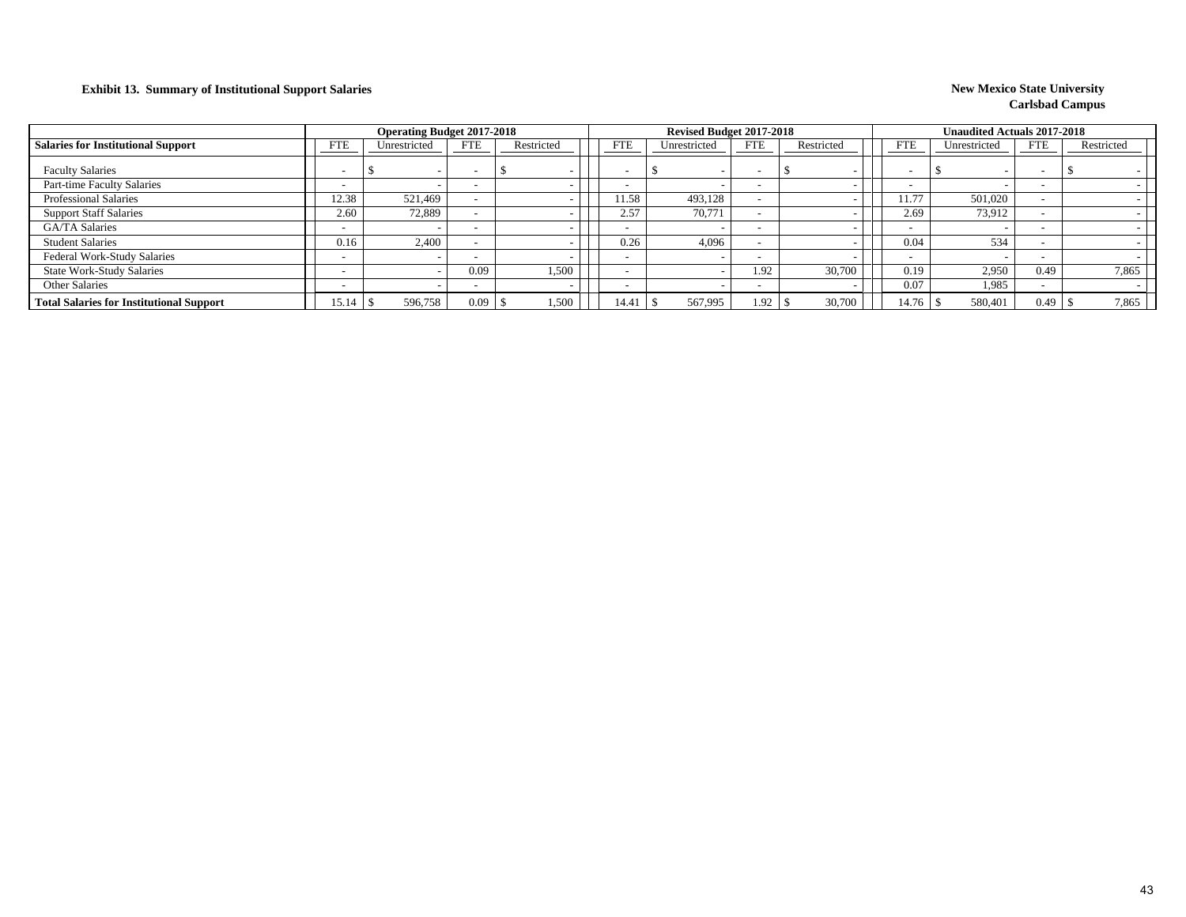**Exhibit 13. Summary of Institutional Support Salaries**

**New Mexico State University**
**Carlsbad Campus**

| Salaries for Institutional Support | Operating Budget 2017-2018 | | | | Revised Budget 2017-2018 | | | | Unaudited Actuals 2017-2018 | | | |
|---|---|---|---|---|---|---|---|---|---|---|---|---|
| | FTE | Unrestricted | FTE | Restricted | FTE | Unrestricted | FTE | Restricted | FTE | Unrestricted | FTE | Restricted |
| Faculty Salaries | - | $ - | - | $ - | - | $ - | - | $ - | - | $ - | - | $ - |
| Part-time Faculty Salaries | - | - | - | - | - | - | - | - | - | - | - | - |
| Professional Salaries | 12.38 | 521,469 | - | - | 11.58 | 493,128 | - | - | 11.77 | 501,020 | - | - |
| Support Staff Salaries | 2.60 | 72,889 | - | - | 2.57 | 70,771 | - | - | 2.69 | 73,912 | - | - |
| GA/TA Salaries | - | - | - | - | - | - | - | - | - | - | - | - |
| Student Salaries | 0.16 | 2,400 | - | - | 0.26 | 4,096 | - | - | 0.04 | 534 | - | - |
| Federal Work-Study Salaries | - | - | - | - | - | - | - | - | - | - | - | - |
| State Work-Study Salaries | - | - | 0.09 | 1,500 | - | - | 1.92 | 30,700 | 0.19 | 2,950 | 0.49 | 7,865 |
| Other Salaries | - | - | - | - | - | - | - | - | 0.07 | 1,985 | - | - |
| **Total Salaries for Institutional Support** | 15.14 | $ 596,758 | 0.09 | $ 1,500 | 14.41 | $ 567,995 | 1.92 | $ 30,700 | 14.76 | $ 580,401 | 0.49 | $ 7,865 |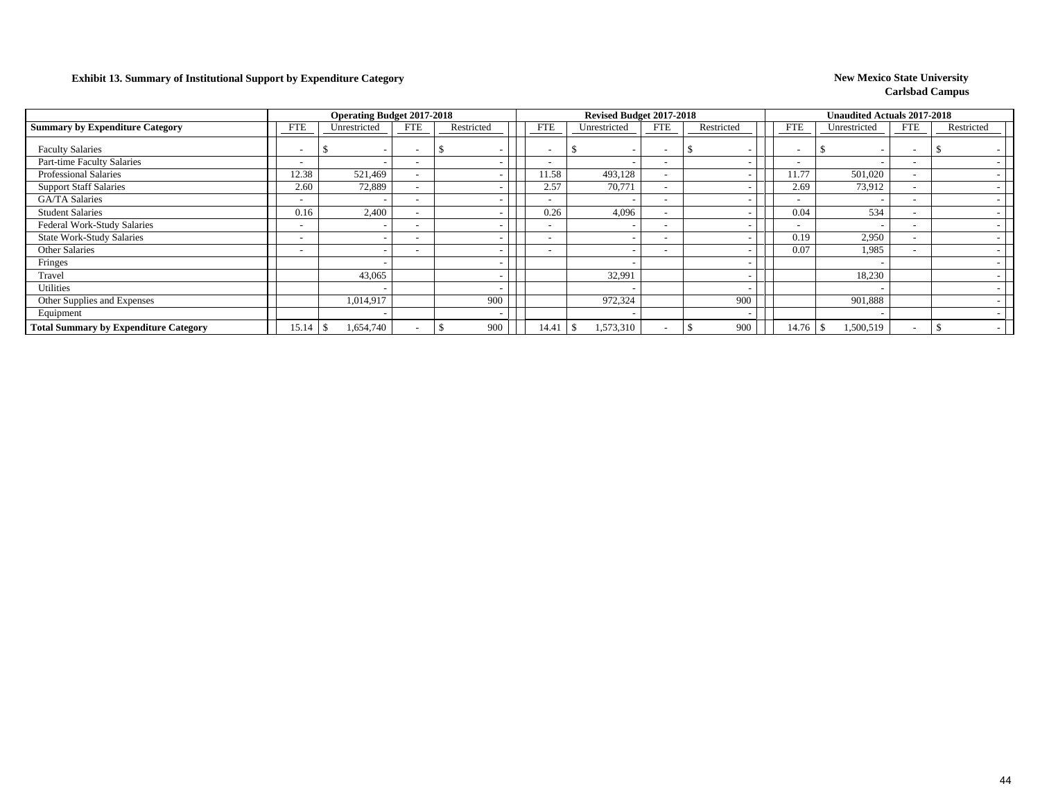**Exhibit 13. Summary of Institutional Support by Expenditure Category**

**New Mexico State University**
**Carlsbad Campus**

| Summary by Expenditure Category | Operating Budget 2017-2018 | | | | Revised Budget 2017-2018 | | | | Unaudited Actuals 2017-2018 | | | |
|---|---|---|---|---|---|---|---|---|---|---|---|---|
| | FTE | Unrestricted | FTE | Restricted | FTE | Unrestricted | FTE | Restricted | FTE | Unrestricted | FTE | Restricted |
| Faculty Salaries | - | $ - | - | $ - | - | $ - | - | $ - | - | $ - | - | $ - |
| Part-time Faculty Salaries | - | - | - | - | - | - | - | - | - | - | - | - |
| Professional Salaries | 12.38 | 521,469 | - | - | 11.58 | 493,128 | - | - | 11.77 | 501,020 | - | - |
| Support Staff Salaries | 2.60 | 72,889 | - | - | 2.57 | 70,771 | - | - | 2.69 | 73,912 | - | - |
| GA/TA Salaries | - | - | - | - | - | - | - | - | - | - | - | - |
| Student Salaries | 0.16 | 2,400 | - | - | 0.26 | 4,096 | - | - | 0.04 | 534 | - | - |
| Federal Work-Study Salaries | - | - | - | - | - | - | - | - | - | - | - | - |
| State Work-Study Salaries | - | - | - | - | - | - | - | - | 0.19 | 2,950 | - | - |
| Other Salaries | - | - | - | - | - | - | - | - | 0.07 | 1,985 | - | - |
| Fringes | | - | | - | | - | | - | | - | | - |
| Travel | | 43,065 | | - | | 32,991 | | - | | 18,230 | | - |
| Utilities | | - | | - | | - | | - | | - | | - |
| Other Supplies and Expenses | | 1,014,917 | | 900 | | 972,324 | | 900 | | 901,888 | | - |
| Equipment | | - | | - | | - | | - | | - | | - |
| **Total Summary by Expenditure Category** | 15.14 | $ 1,654,740 | - | $ 900 | 14.41 | $ 1,573,310 | - | $ 900 | 14.76 | $ 1,500,519 | - | $ - |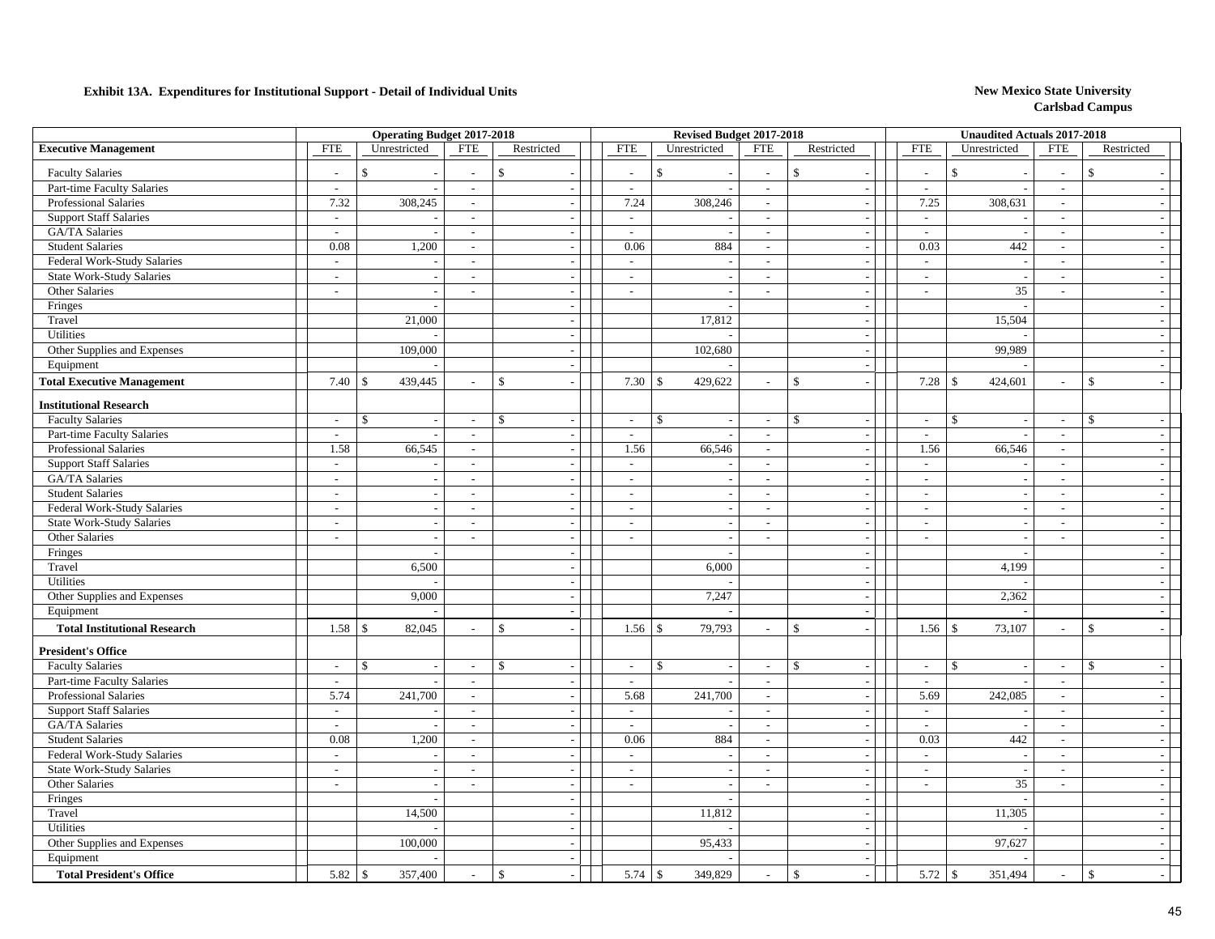**Exhibit 13A. Expenditures for Institutional Support - Detail of Individual Units**

**New Mexico State University**
**Carlsbad Campus**

| | Operating Budget 2017-2018 | | | | Revised Budget 2017-2018 | | | | Unaudited Actuals 2017-2018 | | | |
|---|---|---|---|---|---|---|---|---|---|---|---|---|
| **Executive Management** | FTE | Unrestricted | FTE | Restricted | FTE | Unrestricted | FTE | Restricted | FTE | Unrestricted | FTE | Restricted |
| Faculty Salaries | - | $ - | - | $ - | - | $ - | - | $ - | - | $ - | - | $ - |
| Part-time Faculty Salaries | - | - | - | - | - | - | - | - | - | - | - | - |
| Professional Salaries | 7.32 | 308,245 | - | - | 7.24 | 308,246 | - | - | 7.25 | 308,631 | - | - |
| Support Staff Salaries | - | - | - | - | - | - | - | - | - | - | - | - |
| GA/TA Salaries | - | - | - | - | - | - | - | - | - | - | - | - |
| Student Salaries | 0.08 | 1,200 | - | - | 0.06 | 884 | - | - | 0.03 | 442 | - | - |
| Federal Work-Study Salaries | - | - | - | - | - | - | - | - | - | - | - | - |
| State Work-Study Salaries | - | - | - | - | - | - | - | - | - | - | - | - |
| Other Salaries | - | - | - | - | - | - | - | - | - | 35 | - | - |
| Fringes | | - | | - | | - | | - | | - | | - |
| Travel | | 21,000 | | - | | 17,812 | | - | | 15,504 | | - |
| Utilities | | - | | - | | - | | - | | - | | - |
| Other Supplies and Expenses | | 109,000 | | - | | 102,680 | | - | | 99,989 | | - |
| Equipment | | - | | - | | - | | - | | - | | - |
| **Total Executive Management** | 7.40 | $ 439,445 | - | $ - | 7.30 | $ 429,622 | - | $ - | 7.28 | $ 424,601 | - | $ - |
| **Institutional Research** | | | | | | | | | | | | |
| Faculty Salaries | - | $ - | - | $ - | - | $ - | - | $ - | - | $ - | - | $ - |
| Part-time Faculty Salaries | - | - | - | - | - | - | - | - | - | - | - | - |
| Professional Salaries | 1.58 | 66,545 | - | - | 1.56 | 66,546 | - | - | 1.56 | 66,546 | - | - |
| Support Staff Salaries | - | - | - | - | - | - | - | - | - | - | - | - |
| GA/TA Salaries | - | - | - | - | - | - | - | - | - | - | - | - |
| Student Salaries | - | - | - | - | - | - | - | - | - | - | - | - |
| Federal Work-Study Salaries | - | - | - | - | - | - | - | - | - | - | - | - |
| State Work-Study Salaries | - | - | - | - | - | - | - | - | - | - | - | - |
| Other Salaries | - | - | - | - | - | - | - | - | - | - | - | - |
| Fringes | | - | | - | | - | | - | | - | | - |
| Travel | | 6,500 | | - | | 6,000 | | - | | 4,199 | | - |
| Utilities | | - | | - | | - | | - | | - | | - |
| Other Supplies and Expenses | | 9,000 | | - | | 7,247 | | - | | 2,362 | | - |
| Equipment | | - | | - | | - | | - | | - | | - |
| **Total Institutional Research** | 1.58 | $ 82,045 | - | $ - | 1.56 | $ 79,793 | - | $ - | 1.56 | $ 73,107 | - | $ - |
| **President's Office** | | | | | | | | | | | | |
| Faculty Salaries | - | $ - | - | $ - | - | $ - | - | $ - | - | $ - | - | $ - |
| Part-time Faculty Salaries | - | - | - | - | - | - | - | - | - | - | - | - |
| Professional Salaries | 5.74 | 241,700 | - | - | 5.68 | 241,700 | - | - | 5.69 | 242,085 | - | - |
| Support Staff Salaries | - | - | - | - | - | - | - | - | - | - | - | - |
| GA/TA Salaries | - | - | - | - | - | - | - | - | - | - | - | - |
| Student Salaries | 0.08 | 1,200 | - | - | 0.06 | 884 | - | - | 0.03 | 442 | - | - |
| Federal Work-Study Salaries | - | - | - | - | - | - | - | - | - | - | - | - |
| State Work-Study Salaries | - | - | - | - | - | - | - | - | - | - | - | - |
| Other Salaries | - | - | - | - | - | - | - | - | - | 35 | - | - |
| Fringes | | - | | - | | - | | - | | - | | - |
| Travel | | 14,500 | | - | | 11,812 | | - | | 11,305 | | - |
| Utilities | | - | | - | | - | | - | | - | | - |
| Other Supplies and Expenses | | 100,000 | | - | | 95,433 | | - | | 97,627 | | - |
| Equipment | | - | | - | | - | | - | | - | | - |
| **Total President's Office** | 5.82 | $ 357,400 | - | $ - | 5.74 | $ 349,829 | - | $ - | 5.72 | $ 351,494 | - | $ - |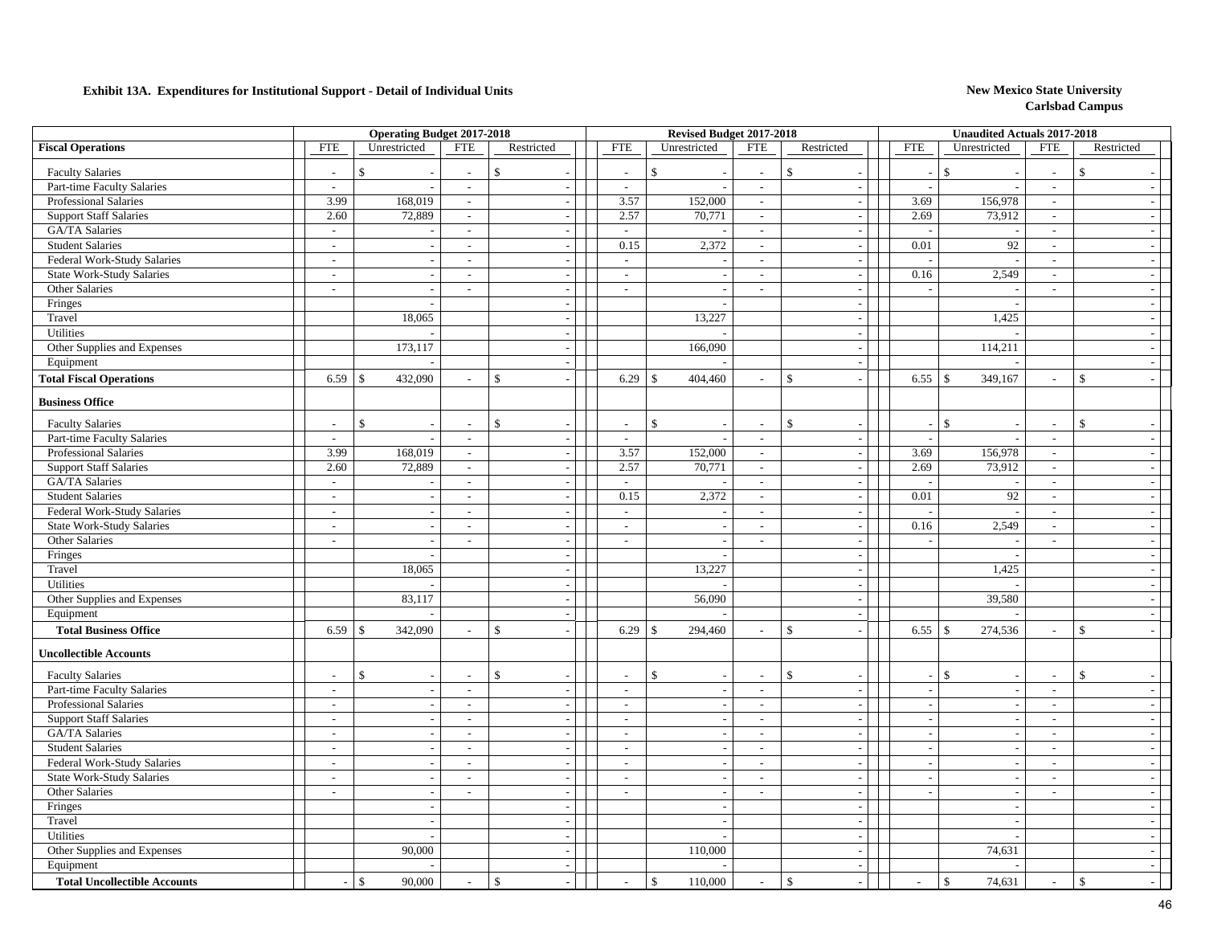**Exhibit 13A. Expenditures for Institutional Support - Detail of Individual Units**

**New Mexico State University**
**Carlsbad Campus**

| | Operating Budget 2017-2018 | | | | Revised Budget 2017-2018 | | | | Unaudited Actuals 2017-2018 | | | |
|---|---|---|---|---|---|---|---|---|---|---|---|---|
| **Fiscal Operations** | FTE | Unrestricted | FTE | Restricted | FTE | Unrestricted | FTE | Restricted | FTE | Unrestricted | FTE | Restricted |
| Faculty Salaries | - | $ - | - | $ - | - | $ - | - | $ - | - | $ - | - | $ - |
| Part-time Faculty Salaries | - | - | - | - | - | - | - | - | - | - | - | - |
| Professional Salaries | 3.99 | 168,019 | - | - | 3.57 | 152,000 | - | - | 3.69 | 156,978 | - | - |
| Support Staff Salaries | 2.60 | 72,889 | - | - | 2.57 | 70,771 | - | - | 2.69 | 73,912 | - | - |
| GA/TA Salaries | - | - | - | - | - | - | - | - | - | - | - | - |
| Student Salaries | - | - | - | - | 0.15 | 2,372 | - | - | 0.01 | 92 | - | - |
| Federal Work-Study Salaries | - | - | - | - | - | - | - | - | - | - | - | - |
| State Work-Study Salaries | - | - | - | - | - | - | - | - | 0.16 | 2,549 | - | - |
| Other Salaries | - | - | - | - | - | - | - | - | - | - | - | - |
| Fringes | | - | | - | | - | | - | | - | | - |
| Travel | | 18,065 | | - | | 13,227 | | - | | 1,425 | | - |
| Utilities | | - | | - | | - | | - | | - | | - |
| Other Supplies and Expenses | | 173,117 | | - | | 166,090 | | - | | 114,211 | | - |
| Equipment | | - | | - | | - | | - | | - | | - |
| **Total Fiscal Operations** | 6.59 | $ 432,090 | - | $ - | 6.29 | $ 404,460 | - | $ - | 6.55 | $ 349,167 | - | $ - |
| **Business Office** | | | | | | | | | | | | |
| Faculty Salaries | - | $ - | - | $ - | - | $ - | - | $ - | - | $ - | - | $ - |
| Part-time Faculty Salaries | - | - | - | - | - | - | - | - | - | - | - | - |
| Professional Salaries | 3.99 | 168,019 | - | - | 3.57 | 152,000 | - | - | 3.69 | 156,978 | - | - |
| Support Staff Salaries | 2.60 | 72,889 | - | - | 2.57 | 70,771 | - | - | 2.69 | 73,912 | - | - |
| GA/TA Salaries | - | - | - | - | - | - | - | - | - | - | - | - |
| Student Salaries | - | - | - | - | 0.15 | 2,372 | - | - | 0.01 | 92 | - | - |
| Federal Work-Study Salaries | - | - | - | - | - | - | - | - | - | - | - | - |
| State Work-Study Salaries | - | - | - | - | - | - | - | - | 0.16 | 2,549 | - | - |
| Other Salaries | - | - | - | - | - | - | - | - | - | - | - | - |
| Fringes | | - | | - | | - | | - | | - | | - |
| Travel | | 18,065 | | - | | 13,227 | | - | | 1,425 | | - |
| Utilities | | - | | - | | - | | - | | - | | - |
| Other Supplies and Expenses | | 83,117 | | - | | 56,090 | | - | | 39,580 | | - |
| Equipment | | - | | - | | - | | - | | - | | - |
| **Total Business Office** | 6.59 | $ 342,090 | - | $ - | 6.29 | $ 294,460 | - | $ - | 6.55 | $ 274,536 | - | $ - |
| **Uncollectible Accounts** | | | | | | | | | | | | |
| Faculty Salaries | - | $ - | - | $ - | - | $ - | - | $ - | - | $ - | - | $ - |
| Part-time Faculty Salaries | - | - | - | - | - | - | - | - | - | - | - | - |
| Professional Salaries | - | - | - | - | - | - | - | - | - | - | - | - |
| Support Staff Salaries | - | - | - | - | - | - | - | - | - | - | - | - |
| GA/TA Salaries | - | - | - | - | - | - | - | - | - | - | - | - |
| Student Salaries | - | - | - | - | - | - | - | - | - | - | - | - |
| Federal Work-Study Salaries | - | - | - | - | - | - | - | - | - | - | - | - |
| State Work-Study Salaries | - | - | - | - | - | - | - | - | - | - | - | - |
| Other Salaries | - | - | - | - | - | - | - | - | - | - | - | - |
| Fringes | | - | | - | | - | | - | | - | | - |
| Travel | | - | | - | | - | | - | | - | | - |
| Utilities | | - | | - | | - | | - | | - | | - |
| Other Supplies and Expenses | | 90,000 | | - | | 110,000 | | - | | 74,631 | | - |
| Equipment | | - | | - | | - | | - | | - | | - |
| **Total Uncollectible Accounts** | - | $ 90,000 | - | $ - | - | $ 110,000 | - | $ - | - | $ 74,631 | - | $ - |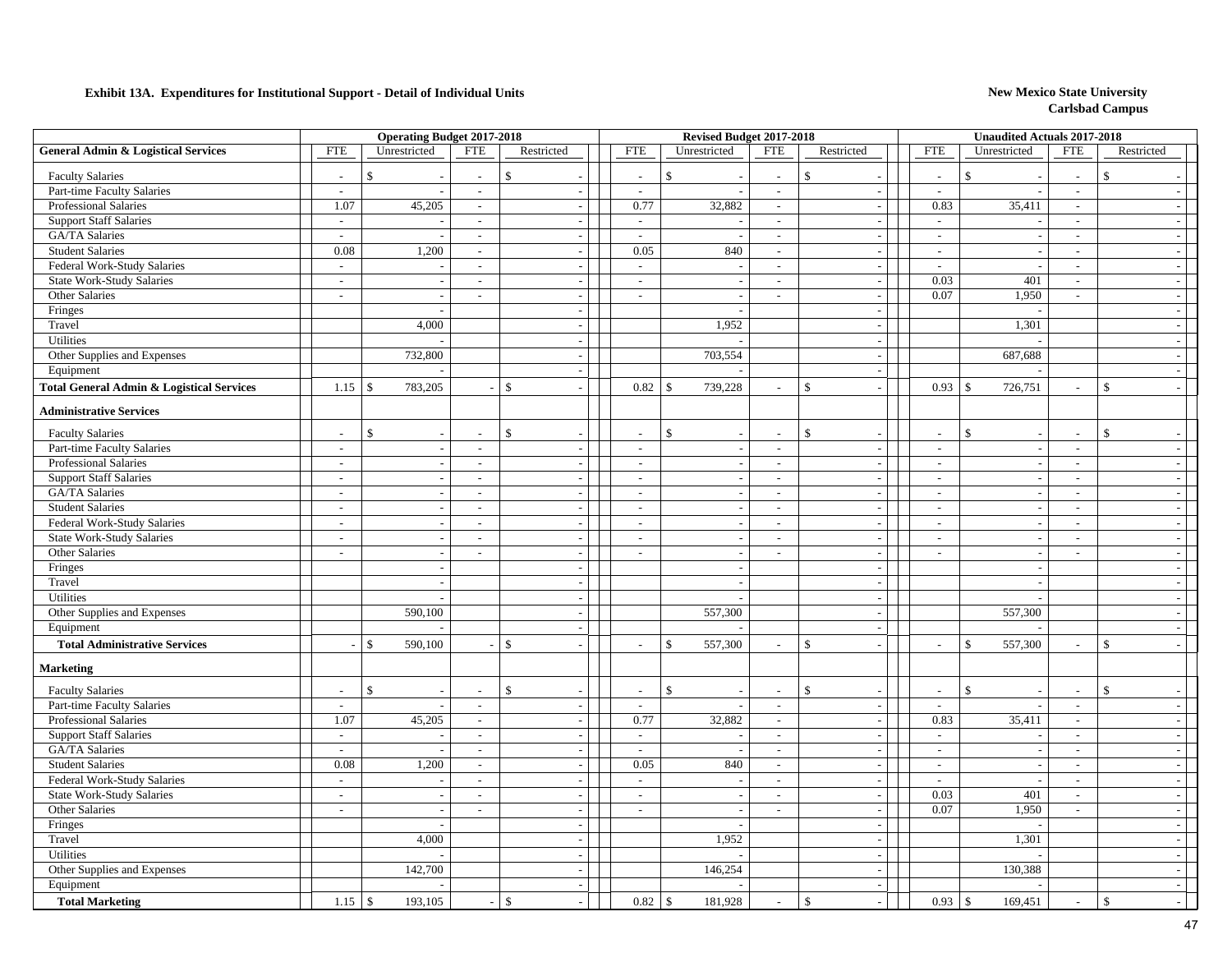## Exhibit 13A. Expenditures for Institutional Support - Detail of Individual Units

**New Mexico State University**
**Carlsbad Campus**

| | Operating Budget 2017-2018 | | | | Revised Budget 2017-2018 | | | | Unaudited Actuals 2017-2018 | | | |
|---|---|---|---|---|---|---|---|---|---|---|---|---|
| **General Admin & Logistical Services** | FTE | Unrestricted | FTE | Restricted | FTE | Unrestricted | FTE | Restricted | FTE | Unrestricted | FTE | Restricted |
| Faculty Salaries | - | $ - | - | $ - | - | $ - | - | $ - | - | $ - | - | $ - |
| Part-time Faculty Salaries | - | - | - | - | - | - | - | - | - | - | - | - |
| Professional Salaries | 1.07 | 45,205 | - | - | 0.77 | 32,882 | - | - | 0.83 | 35,411 | - | - |
| Support Staff Salaries | - | - | - | - | - | - | - | - | - | - | - | - |
| GA/TA Salaries | - | - | - | - | - | - | - | - | - | - | - | - |
| Student Salaries | 0.08 | 1,200 | - | - | 0.05 | 840 | - | - | - | - | - | - |
| Federal Work-Study Salaries | - | - | - | - | - | - | - | - | - | - | - | - |
| State Work-Study Salaries | - | - | - | - | - | - | - | - | 0.03 | 401 | - | - |
| Other Salaries | - | - | - | - | - | - | - | - | 0.07 | 1,950 | - | - |
| Fringes | | - | | - | | - | | - | | - | | - |
| Travel | | 4,000 | | - | | 1,952 | | - | | 1,301 | | - |
| Utilities | | - | | - | | - | | - | | - | | - |
| Other Supplies and Expenses | | 732,800 | | - | | 703,554 | | - | | 687,688 | | - |
| Equipment | | - | | - | | - | | - | | - | | - |
| **Total General Admin & Logistical Services** | 1.15 | $ 783,205 | - | $ - | 0.82 | $ 739,228 | - | $ - | 0.93 | $ 726,751 | - | $ - |
| **Administrative Services** | | | | | | | | | | | | |
| Faculty Salaries | - | $ - | - | $ - | - | $ - | - | $ - | - | $ - | - | $ - |
| Part-time Faculty Salaries | - | - | - | - | - | - | - | - | - | - | - | - |
| Professional Salaries | - | - | - | - | - | - | - | - | - | - | - | - |
| Support Staff Salaries | - | - | - | - | - | - | - | - | - | - | - | - |
| GA/TA Salaries | - | - | - | - | - | - | - | - | - | - | - | - |
| Student Salaries | - | - | - | - | - | - | - | - | - | - | - | - |
| Federal Work-Study Salaries | - | - | - | - | - | - | - | - | - | - | - | - |
| State Work-Study Salaries | - | - | - | - | - | - | - | - | - | - | - | - |
| Other Salaries | - | - | - | - | - | - | - | - | - | - | - | - |
| Fringes | | - | | - | | - | | - | | - | | - |
| Travel | | - | | - | | - | | - | | - | | - |
| Utilities | | - | | - | | - | | - | | - | | - |
| Other Supplies and Expenses | | 590,100 | | - | | 557,300 | | - | | 557,300 | | - |
| Equipment | | - | | - | | - | | - | | - | | - |
| **Total Administrative Services** | - | $ 590,100 | - | $ - | - | $ 557,300 | - | $ - | - | $ 557,300 | - | $ - |
| **Marketing** | | | | | | | | | | | | |
| Faculty Salaries | - | $ - | - | $ - | - | $ - | - | $ - | - | $ - | - | $ - |
| Part-time Faculty Salaries | - | - | - | - | - | - | - | - | - | - | - | - |
| Professional Salaries | 1.07 | 45,205 | - | - | 0.77 | 32,882 | - | - | 0.83 | 35,411 | - | - |
| Support Staff Salaries | - | - | - | - | - | - | - | - | - | - | - | - |
| GA/TA Salaries | - | - | - | - | - | - | - | - | - | - | - | - |
| Student Salaries | 0.08 | 1,200 | - | - | 0.05 | 840 | - | - | - | - | - | - |
| Federal Work-Study Salaries | - | - | - | - | - | - | - | - | - | - | - | - |
| State Work-Study Salaries | - | - | - | - | - | - | - | - | 0.03 | 401 | - | - |
| Other Salaries | - | - | - | - | - | - | - | - | 0.07 | 1,950 | - | - |
| Fringes | | - | | - | | - | | - | | - | | - |
| Travel | | 4,000 | | - | | 1,952 | | - | | 1,301 | | - |
| Utilities | | - | | - | | - | | - | | - | | - |
| Other Supplies and Expenses | | 142,700 | | - | | 146,254 | | - | | 130,388 | | - |
| Equipment | | - | | - | | - | | - | | - | | - |
| **Total Marketing** | 1.15 | $ 193,105 | - | $ - | 0.82 | $ 181,928 | - | $ - | 0.93 | $ 169,451 | - | $ - |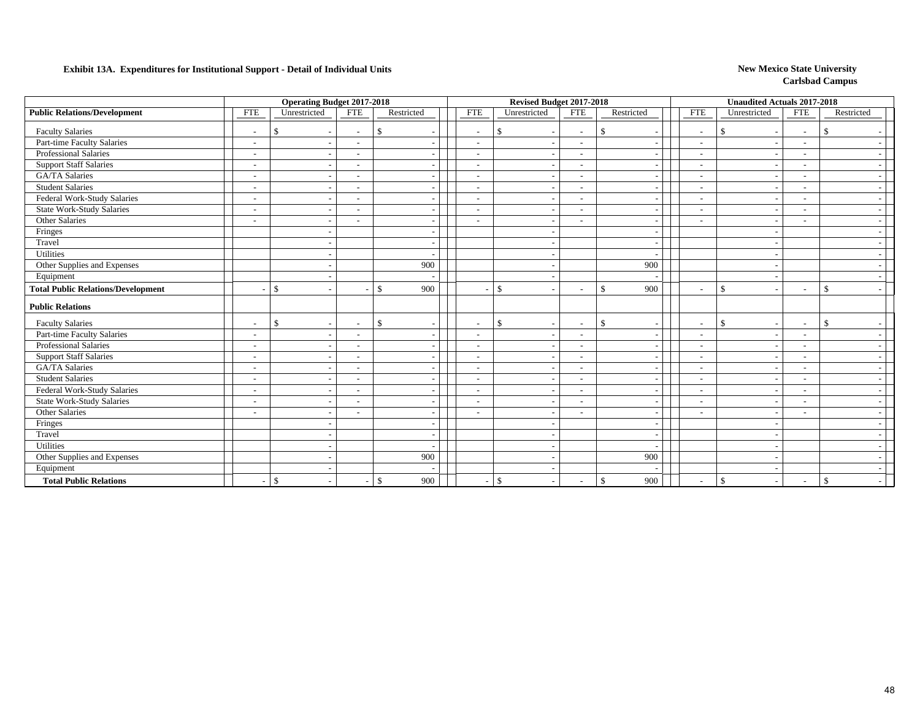**Exhibit 13A. Expenditures for Institutional Support - Detail of Individual Units**

**New Mexico State University**
**Carlsbad Campus**

| | Operating Budget 2017-2018 | | | | Revised Budget 2017-2018 | | | | Unaudited Actuals 2017-2018 | | | |
|---|---|---|---|---|---|---|---|---|---|---|---|---|
| **Public Relations/Development** | FTE | Unrestricted | FTE | Restricted | FTE | Unrestricted | FTE | Restricted | FTE | Unrestricted | FTE | Restricted |
| Faculty Salaries | - | $ - | - | $ - | - | $ - | - | $ - | - | $ - | - | $ - |
| Part-time Faculty Salaries | - | - | - | - | - | - | - | - | - | - | - | - |
| Professional Salaries | - | - | - | - | - | - | - | - | - | - | - | - |
| Support Staff Salaries | - | - | - | - | - | - | - | - | - | - | - | - |
| GA/TA Salaries | - | - | - | - | - | - | - | - | - | - | - | - |
| Student Salaries | - | - | - | - | - | - | - | - | - | - | - | - |
| Federal Work-Study Salaries | - | - | - | - | - | - | - | - | - | - | - | - |
| State Work-Study Salaries | - | - | - | - | - | - | - | - | - | - | - | - |
| Other Salaries | - | - | - | - | - | - | - | - | - | - | - | - |
| Fringes | | - | | - | | - | | - | | - | | - |
| Travel | | - | | - | | - | | - | | - | | - |
| Utilities | | - | | - | | - | | - | | - | | - |
| Other Supplies and Expenses | | - | | 900 | | - | | 900 | | - | | - |
| Equipment | | - | | - | | - | | - | | - | | - |
| **Total Public Relations/Development** | - | $ - | - | $ 900 | - | $ - | - | $ 900 | - | $ - | - | $ - |
| **Public Relations** | | | | | | | | | | | | |
| Faculty Salaries | - | $ - | - | $ - | - | $ - | - | $ - | - | $ - | - | $ - |
| Part-time Faculty Salaries | - | - | - | - | - | - | - | - | - | - | - | - |
| Professional Salaries | - | - | - | - | - | - | - | - | - | - | - | - |
| Support Staff Salaries | - | - | - | - | - | - | - | - | - | - | - | - |
| GA/TA Salaries | - | - | - | - | - | - | - | - | - | - | - | - |
| Student Salaries | - | - | - | - | - | - | - | - | - | - | - | - |
| Federal Work-Study Salaries | - | - | - | - | - | - | - | - | - | - | - | - |
| State Work-Study Salaries | - | - | - | - | - | - | - | - | - | - | - | - |
| Other Salaries | - | - | - | - | - | - | - | - | - | - | - | - |
| Fringes | | - | | - | | - | | - | | - | | - |
| Travel | | - | | - | | - | | - | | - | | - |
| Utilities | | - | | - | | - | | - | | - | | - |
| Other Supplies and Expenses | | - | | 900 | | - | | 900 | | - | | - |
| Equipment | | - | | - | | - | | - | | - | | - |
| **Total Public Relations** | - | $ - | - | $ 900 | - | $ - | - | $ 900 | - | $ - | - | $ - |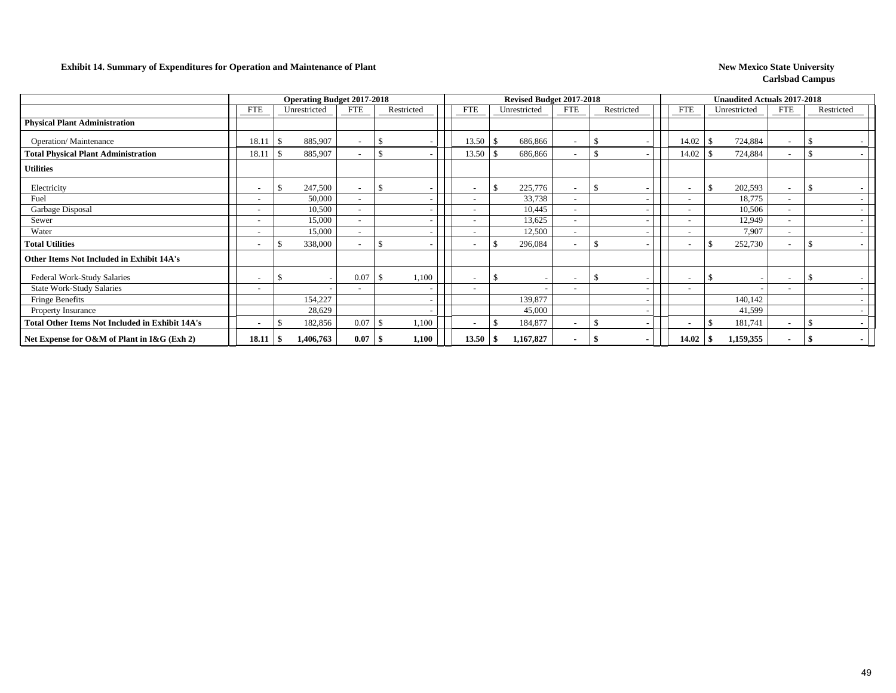**Exhibit 14. Summary of Expenditures for Operation and Maintenance of Plant**

**New Mexico State University**
**Carlsbad Campus**

| | Operating Budget 2017-2018 | | | | Revised Budget 2017-2018 | | | | Unaudited Actuals 2017-2018 | | | |
|---|---|---|---|---|---|---|---|---|---|---|---|---|
| | FTE | Unrestricted | FTE | Restricted | FTE | Unrestricted | FTE | Restricted | FTE | Unrestricted | FTE | Restricted |
| **Physical Plant Administration** | | | | | | | | | | | | |
| Operation/ Maintenance | 18.11 | $ 885,907 | - | $ - | 13.50 | $ 686,866 | - | $ - | 14.02 | $ 724,884 | - | $ - |
| **Total Physical Plant Administration** | 18.11 | $ 885,907 | - | $ - | 13.50 | $ 686,866 | - | $ - | 14.02 | $ 724,884 | - | $ - |
| **Utilities** | | | | | | | | | | | | |
| Electricity | - | $ 247,500 | - | $ - | - | $ 225,776 | - | $ - | - | $ 202,593 | - | $ - |
| Fuel | - | 50,000 | - | - | - | 33,738 | - | - | - | 18,775 | - | - |
| Garbage Disposal | - | 10,500 | - | - | - | 10,445 | - | - | - | 10,506 | - | - |
| Sewer | - | 15,000 | - | - | - | 13,625 | - | - | - | 12,949 | - | - |
| Water | - | 15,000 | - | - | - | 12,500 | - | - | - | 7,907 | - | - |
| **Total Utilities** | - | $ 338,000 | - | $ - | - | $ 296,084 | - | $ - | - | $ 252,730 | - | $ - |
| **Other Items Not Included in Exhibit 14A's** | | | | | | | | | | | | |
| Federal Work-Study Salaries | - | $ - | 0.07 | $ 1,100 | - | $ - | - | $ - | - | $ - | - | $ - |
| State Work-Study Salaries | - | - | - | - | - | - | - | - | - | - | - | - |
| Fringe Benefits | | 154,227 | | - | | 139,877 | | - | | 140,142 | | - |
| Property Insurance | | 28,629 | | - | | 45,000 | | - | | 41,599 | | - |
| **Total Other Items Not Included in Exhibit 14A's** | - | $ 182,856 | 0.07 | $ 1,100 | - | $ 184,877 | - | $ - | - | $ 181,741 | - | $ - |
| **Net Expense for O&M of Plant in I&G (Exh 2)** | **18.11** | **$ 1,406,763** | **0.07** | **$ 1,100** | **13.50** | **$ 1,167,827** | **-** | **$ -** | **14.02** | **$ 1,159,355** | **-** | **$ -** |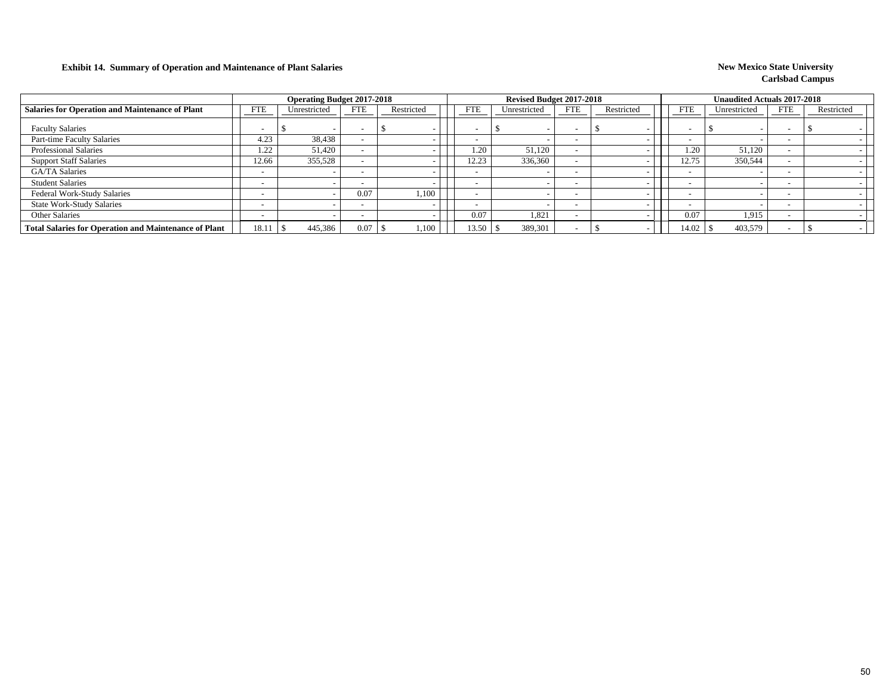**Exhibit 14. Summary of Operation and Maintenance of Plant Salaries**

**New Mexico State University**
**Carlsbad Campus**

| | Operating Budget 2017-2018 | | | | Revised Budget 2017-2018 | | | | Unaudited Actuals 2017-2018 | | | |
|---|---|---|---|---|---|---|---|---|---|---|---|---|
| **Salaries for Operation and Maintenance of Plant** | FTE | Unrestricted | FTE | Restricted | FTE | Unrestricted | FTE | Restricted | FTE | Unrestricted | FTE | Restricted |
| Faculty Salaries | - | $ - | - | $ - | - | $ - | - | $ - | - | $ - | - | $ - |
| Part-time Faculty Salaries | 4.23 | 38,438 | - | - | - | - | - | - | - | - | - | - |
| Professional Salaries | 1.22 | 51,420 | - | - | 1.20 | 51,120 | - | - | 1.20 | 51,120 | - | - |
| Support Staff Salaries | 12.66 | 355,528 | - | - | 12.23 | 336,360 | - | - | 12.75 | 350,544 | - | - |
| GA/TA Salaries | - | - | - | - | - | - | - | - | - | - | - | - |
| Student Salaries | - | - | - | - | - | - | - | - | - | - | - | - |
| Federal Work-Study Salaries | - | - | 0.07 | 1,100 | - | - | - | - | - | - | - | - |
| State Work-Study Salaries | - | - | - | - | - | - | - | - | - | - | - | - |
| Other Salaries | - | - | - | - | 0.07 | 1,821 | - | - | 0.07 | 1,915 | - | - |
| **Total Salaries for Operation and Maintenance of Plant** | 18.11 | $ 445,386 | 0.07 | $ 1,100 | 13.50 | $ 389,301 | - | $ - | 14.02 | $ 403,579 | - | $ - |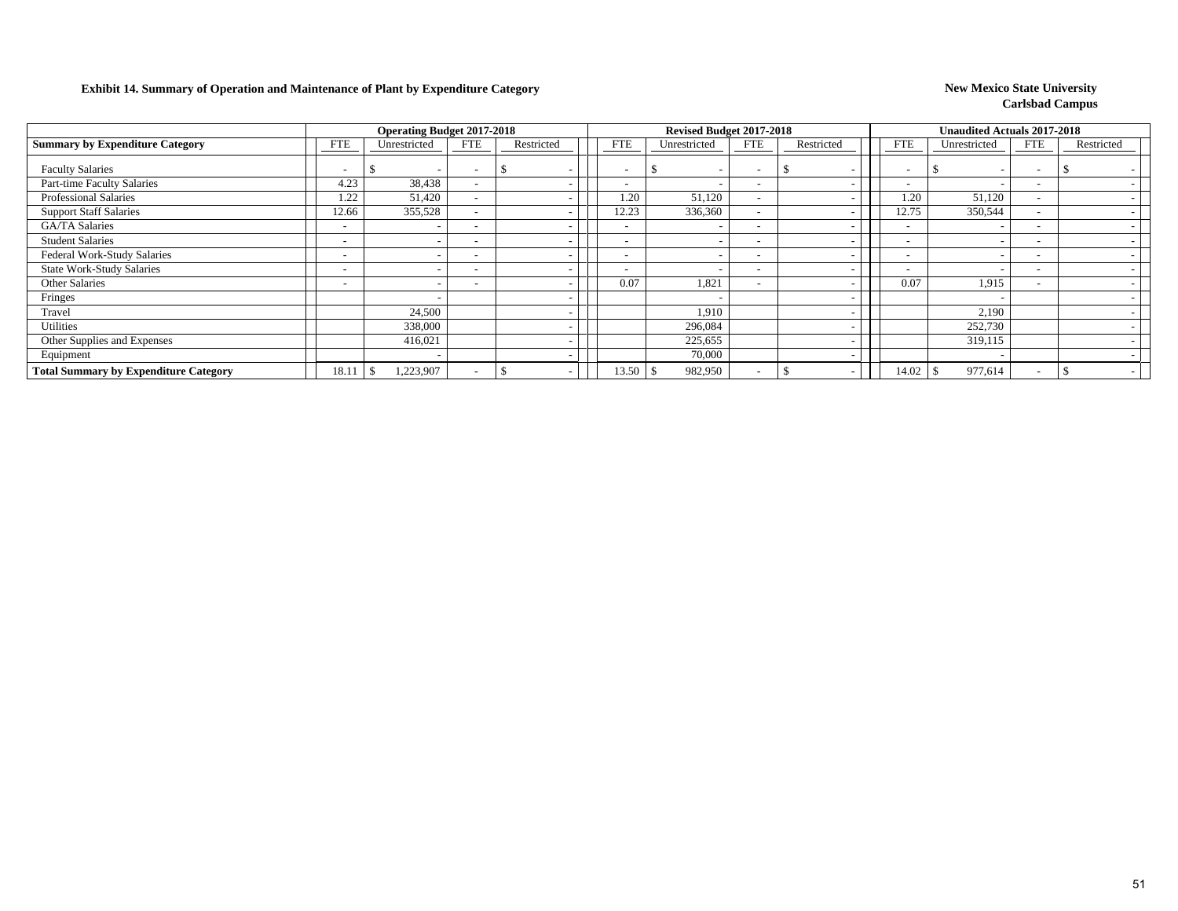**Exhibit 14. Summary of Operation and Maintenance of Plant by Expenditure Category**

**New Mexico State University**
**Carlsbad Campus**

| | Operating Budget 2017-2018 | | | | Revised Budget 2017-2018 | | | | Unaudited Actuals 2017-2018 | | | |
|---|---|---|---|---|---|---|---|---|---|---|---|---|
| **Summary by Expenditure Category** | FTE | Unrestricted | FTE | Restricted | FTE | Unrestricted | FTE | Restricted | FTE | Unrestricted | FTE | Restricted |
| Faculty Salaries | - | $ - | - | $ - | - | $ - | - | $ - | - | $ - | - | $ - |
| Part-time Faculty Salaries | 4.23 | 38,438 | - | - | - | - | - | - | - | - | - | - |
| Professional Salaries | 1.22 | 51,420 | - | - | 1.20 | 51,120 | - | - | 1.20 | 51,120 | - | - |
| Support Staff Salaries | 12.66 | 355,528 | - | - | 12.23 | 336,360 | - | - | 12.75 | 350,544 | - | - |
| GA/TA Salaries | - | - | - | - | - | - | - | - | - | - | - | - |
| Student Salaries | - | - | - | - | - | - | - | - | - | - | - | - |
| Federal Work-Study Salaries | - | - | - | - | - | - | - | - | - | - | - | - |
| State Work-Study Salaries | - | - | - | - | - | - | - | - | - | - | - | - |
| Other Salaries | - | - | - | - | 0.07 | 1,821 | - | - | 0.07 | 1,915 | - | - |
| Fringes | | - | | - | | - | | - | | - | | - |
| Travel | | 24,500 | | - | | 1,910 | | - | | 2,190 | | - |
| Utilities | | 338,000 | | - | | 296,084 | | - | | 252,730 | | - |
| Other Supplies and Expenses | | 416,021 | | - | | 225,655 | | - | | 319,115 | | - |
| Equipment | | - | | - | | 70,000 | | - | | - | | - |
| **Total Summary by Expenditure Category** | 18.11 | $ 1,223,907 | - | $ - | 13.50 | $ 982,950 | - | $ - | 14.02 | $ 977,614 | - | $ - |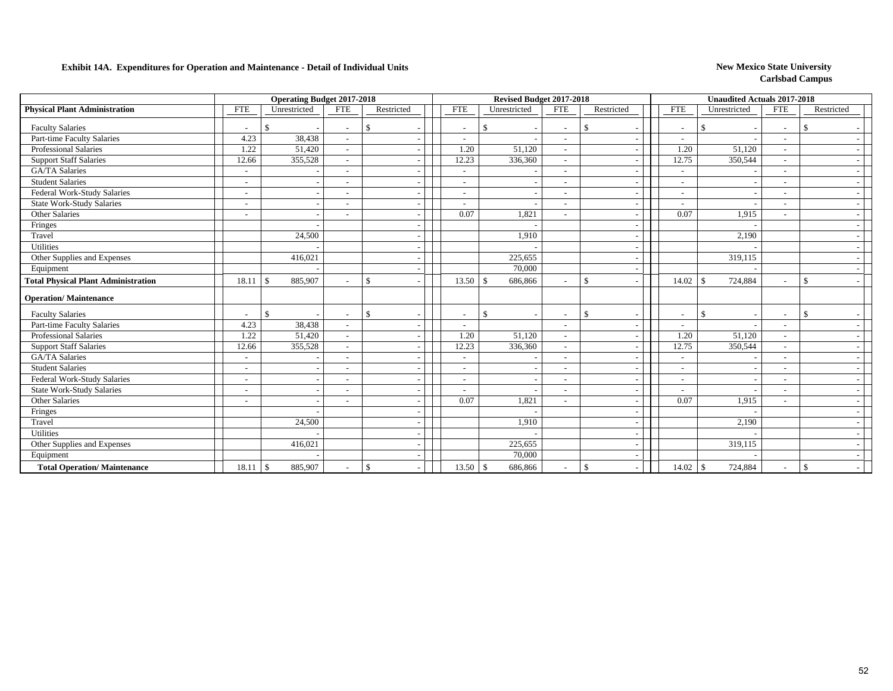**Exhibit 14A. Expenditures for Operation and Maintenance - Detail of Individual Units**

**New Mexico State University**
**Carlsbad Campus**

| | Operating Budget 2017-2018 | | | | Revised Budget 2017-2018 | | | | Unaudited Actuals 2017-2018 | | | |
|---|---|---|---|---|---|---|---|---|---|---|---|---|
| **Physical Plant Administration** | FTE | Unrestricted | FTE | Restricted | FTE | Unrestricted | FTE | Restricted | FTE | Unrestricted | FTE | Restricted |
| Faculty Salaries | - | $ - | - | $ - | - | $ - | - | $ - | - | $ - | - | $ - |
| Part-time Faculty Salaries | 4.23 | 38,438 | - | - | - | - | - | - | - | - | - | - |
| Professional Salaries | 1.22 | 51,420 | - | - | 1.20 | 51,120 | - | - | 1.20 | 51,120 | - | - |
| Support Staff Salaries | 12.66 | 355,528 | - | - | 12.23 | 336,360 | - | - | 12.75 | 350,544 | - | - |
| GA/TA Salaries | - | - | - | - | - | - | - | - | - | - | - | - |
| Student Salaries | - | - | - | - | - | - | - | - | - | - | - | - |
| Federal Work-Study Salaries | - | - | - | - | - | - | - | - | - | - | - | - |
| State Work-Study Salaries | - | - | - | - | - | - | - | - | - | - | - | - |
| Other Salaries | - | - | - | - | 0.07 | 1,821 | - | - | 0.07 | 1,915 | - | - |
| Fringes | | - | | - | | - | | - | | - | | - |
| Travel | | 24,500 | | - | | 1,910 | | - | | 2,190 | | - |
| Utilities | | - | | - | | - | | - | | - | | - |
| Other Supplies and Expenses | | 416,021 | | - | | 225,655 | | - | | 319,115 | | - |
| Equipment | | - | | - | | 70,000 | | - | | - | | - |
| **Total Physical Plant Administration** | 18.11 | $ 885,907 | - | $ - | 13.50 | $ 686,866 | - | $ - | 14.02 | $ 724,884 | - | $ - |
| **Operation/ Maintenance** | | | | | | | | | | | | |
| Faculty Salaries | - | $ - | - | $ - | - | $ - | - | $ - | - | $ - | - | $ - |
| Part-time Faculty Salaries | 4.23 | 38,438 | - | - | - | | - | - | - | - | - | - |
| Professional Salaries | 1.22 | 51,420 | - | - | 1.20 | 51,120 | - | - | 1.20 | 51,120 | - | - |
| Support Staff Salaries | 12.66 | 355,528 | - | - | 12.23 | 336,360 | - | - | 12.75 | 350,544 | - | - |
| GA/TA Salaries | - | - | - | - | - | - | - | - | - | - | - | - |
| Student Salaries | - | - | - | - | - | - | - | - | - | - | - | - |
| Federal Work-Study Salaries | - | - | - | - | - | - | - | - | - | - | - | - |
| State Work-Study Salaries | - | - | - | - | - | - | - | - | - | - | - | - |
| Other Salaries | - | - | - | - | 0.07 | 1,821 | - | - | 0.07 | 1,915 | - | - |
| Fringes | | - | | - | | - | | - | | - | | - |
| Travel | | 24,500 | | - | | 1,910 | | - | | 2,190 | | - |
| Utilities | | - | | - | | - | | - | | - | | - |
| Other Supplies and Expenses | | 416,021 | | - | | 225,655 | | - | | 319,115 | | - |
| Equipment | | - | | - | | 70,000 | | - | | - | | - |
| **Total Operation/ Maintenance** | 18.11 | $ 885,907 | - | $ - | 13.50 | $ 686,866 | - | $ - | 14.02 | $ 724,884 | - | $ - |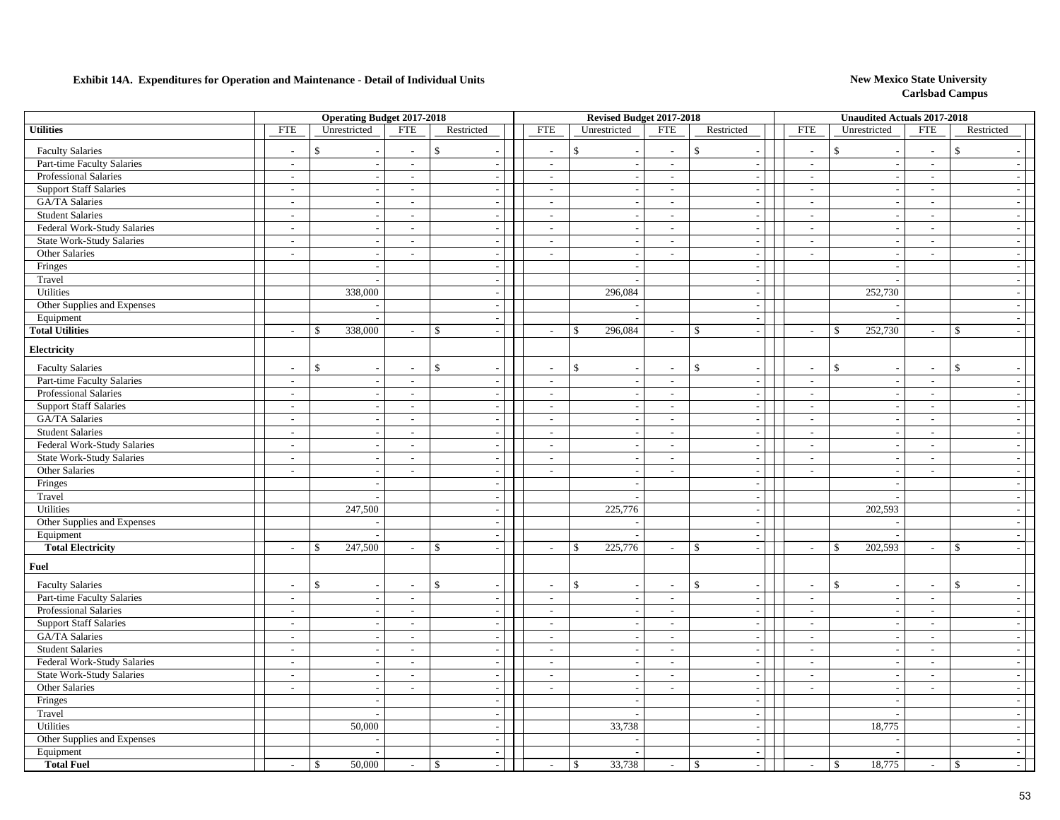**Exhibit 14A. Expenditures for Operation and Maintenance - Detail of Individual Units**

**New Mexico State University**
**Carlsbad Campus**

| | Operating Budget 2017-2018 | | | | Revised Budget 2017-2018 | | | | Unaudited Actuals 2017-2018 | | | |
|---|---|---|---|---|---|---|---|---|---|---|---|---|
| **Utilities** | FTE | Unrestricted | FTE | Restricted | FTE | Unrestricted | FTE | Restricted | FTE | Unrestricted | FTE | Restricted |
| Faculty Salaries | - | $ - | - | $ - | - | $ - | - | $ - | - | $ - | - | $ - |
| Part-time Faculty Salaries | - | - | - | - | - | - | - | - | - | - | - | - |
| Professional Salaries | - | - | - | - | - | - | - | - | - | - | - | - |
| Support Staff Salaries | - | - | - | - | - | - | - | - | - | - | - | - |
| GA/TA Salaries | - | - | - | - | - | - | - | - | - | - | - | - |
| Student Salaries | - | - | - | - | - | - | - | - | - | - | - | - |
| Federal Work-Study Salaries | - | - | - | - | - | - | - | - | - | - | - | - |
| State Work-Study Salaries | - | - | - | - | - | - | - | - | - | - | - | - |
| Other Salaries | - | - | - | - | - | - | - | - | - | - | - | - |
| Fringes | | - | | - | | - | | - | | - | | - |
| Travel | | - | | - | | - | | - | | - | | - |
| Utilities | | 338,000 | | - | | 296,084 | | - | | 252,730 | | - |
| Other Supplies and Expenses | | - | | - | | - | | - | | - | | - |
| Equipment | | - | | - | | - | | - | | - | | - |
| **Total Utilities** | - | $ 338,000 | - | $ - | - | $ 296,084 | - | $ - | - | $ 252,730 | - | $ - |
| **Electricity** | | | | | | | | | | | | |
| Faculty Salaries | - | $ - | - | $ - | - | $ - | - | $ - | - | $ - | - | $ - |
| Part-time Faculty Salaries | - | - | - | - | - | - | - | - | - | - | - | - |
| Professional Salaries | - | - | - | - | - | - | - | - | - | - | - | - |
| Support Staff Salaries | - | - | - | - | - | - | - | - | - | - | - | - |
| GA/TA Salaries | - | - | - | - | - | - | - | - | - | - | - | - |
| Student Salaries | - | - | - | - | - | - | - | - | - | - | - | - |
| Federal Work-Study Salaries | - | - | - | - | - | - | - | - | - | - | - | - |
| State Work-Study Salaries | - | - | - | - | - | - | - | - | - | - | - | - |
| Other Salaries | - | - | - | - | - | - | - | - | - | - | - | - |
| Fringes | | - | | - | | - | | - | | - | | - |
| Travel | | - | | - | | - | | - | | - | | - |
| Utilities | | 247,500 | | - | | 225,776 | | - | | 202,593 | | - |
| Other Supplies and Expenses | | - | | - | | - | | - | | - | | - |
| Equipment | | - | | - | | - | | - | | - | | - |
| **Total Electricity** | - | $ 247,500 | - | $ - | - | $ 225,776 | - | $ - | - | $ 202,593 | - | $ - |
| **Fuel** | | | | | | | | | | | | |
| Faculty Salaries | - | $ - | - | $ - | - | $ - | - | $ - | - | $ - | - | $ - |
| Part-time Faculty Salaries | - | - | - | - | - | - | - | - | - | - | - | - |
| Professional Salaries | - | - | - | - | - | - | - | - | - | - | - | - |
| Support Staff Salaries | - | - | - | - | - | - | - | - | - | - | - | - |
| GA/TA Salaries | - | - | - | - | - | - | - | - | - | - | - | - |
| Student Salaries | - | - | - | - | - | - | - | - | - | - | - | - |
| Federal Work-Study Salaries | - | - | - | - | - | - | - | - | - | - | - | - |
| State Work-Study Salaries | - | - | - | - | - | - | - | - | - | - | - | - |
| Other Salaries | - | - | - | - | - | - | - | - | - | - | - | - |
| Fringes | | - | | - | | - | | - | | - | | - |
| Travel | | - | | - | | - | | - | | - | | - |
| Utilities | | 50,000 | | - | | 33,738 | | - | | 18,775 | | - |
| Other Supplies and Expenses | | - | | - | | - | | - | | - | | - |
| Equipment | | - | | - | | - | | - | | - | | - |
| **Total Fuel** | - | $ 50,000 | - | $ - | - | $ 33,738 | - | $ - | - | $ 18,775 | - | $ - |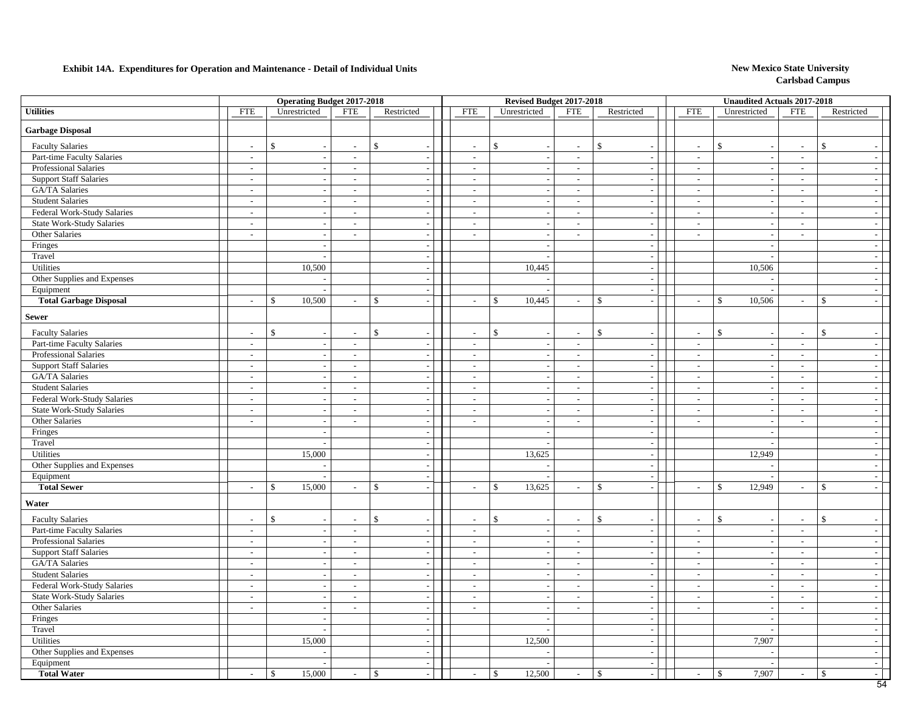**Exhibit 14A. Expenditures for Operation and Maintenance - Detail of Individual Units**

**New Mexico State University**
**Carlsbad Campus**

| Utilities | Operating Budget 2017-2018 | | | | Revised Budget 2017-2018 | | | | Unaudited Actuals 2017-2018 | | | |
|---|---|---|---|---|---|---|---|---|---|---|---|---|
| | FTE | Unrestricted | FTE | Restricted | FTE | Unrestricted | FTE | Restricted | FTE | Unrestricted | FTE | Restricted |
| **Garbage Disposal** | | | | | | | | | | | | |
| Faculty Salaries | - | $ - | - | $ - | - | $ - | - | $ - | - | $ - | - | $ - |
| Part-time Faculty Salaries | - | - | - | - | - | - | - | - | - | - | - | - |
| Professional Salaries | - | - | - | - | - | - | - | - | - | - | - | - |
| Support Staff Salaries | - | - | - | - | - | - | - | - | - | - | - | - |
| GA/TA Salaries | - | - | - | - | - | - | - | - | - | - | - | - |
| Student Salaries | - | - | - | - | - | - | - | - | - | - | - | - |
| Federal Work-Study Salaries | - | - | - | - | - | - | - | - | - | - | - | - |
| State Work-Study Salaries | - | - | - | - | - | - | - | - | - | - | - | - |
| Other Salaries | - | - | - | - | - | - | - | - | - | - | - | - |
| Fringes | | - | | - | | - | | - | | - | | - |
| Travel | | - | | - | | - | | - | | - | | - |
| Utilities | | 10,500 | | - | | 10,445 | | - | | 10,506 | | - |
| Other Supplies and Expenses | | - | | - | | - | | - | | - | | - |
| Equipment | | - | | - | | - | | - | | - | | - |
| **Total Garbage Disposal** | - | $ 10,500 | - | $ - | - | $ 10,445 | - | $ - | - | $ 10,506 | - | $ - |
| **Sewer** | | | | | | | | | | | | |
| Faculty Salaries | - | $ - | - | $ - | - | $ - | - | $ - | - | $ - | - | $ - |
| Part-time Faculty Salaries | - | - | - | - | - | - | - | - | - | - | - | - |
| Professional Salaries | - | - | - | - | - | - | - | - | - | - | - | - |
| Support Staff Salaries | - | - | - | - | - | - | - | - | - | - | - | - |
| GA/TA Salaries | - | - | - | - | - | - | - | - | - | - | - | - |
| Student Salaries | - | - | - | - | - | - | - | - | - | - | - | - |
| Federal Work-Study Salaries | - | - | - | - | - | - | - | - | - | - | - | - |
| State Work-Study Salaries | - | - | - | - | - | - | - | - | - | - | - | - |
| Other Salaries | - | - | - | - | - | - | - | - | - | - | - | - |
| Fringes | | - | | - | | - | | - | | - | | - |
| Travel | | - | | - | | - | | - | | - | | - |
| Utilities | | 15,000 | | - | | 13,625 | | - | | 12,949 | | - |
| Other Supplies and Expenses | | - | | - | | - | | - | | - | | - |
| Equipment | | - | | - | | - | | - | | - | | - |
| **Total Sewer** | - | $ 15,000 | - | $ - | - | $ 13,625 | - | $ - | - | $ 12,949 | - | $ - |
| **Water** | | | | | | | | | | | | |
| Faculty Salaries | - | $ - | - | $ - | - | $ - | - | $ - | - | $ - | - | $ - |
| Part-time Faculty Salaries | - | - | - | - | - | - | - | - | - | - | - | - |
| Professional Salaries | - | - | - | - | - | - | - | - | - | - | - | - |
| Support Staff Salaries | - | - | - | - | - | - | - | - | - | - | - | - |
| GA/TA Salaries | - | - | - | - | - | - | - | - | - | - | - | - |
| Student Salaries | - | - | - | - | - | - | - | - | - | - | - | - |
| Federal Work-Study Salaries | - | - | - | - | - | - | - | - | - | - | - | - |
| State Work-Study Salaries | - | - | - | - | - | - | - | - | - | - | - | - |
| Other Salaries | - | - | - | - | - | - | - | - | - | - | - | - |
| Fringes | | - | | - | | - | | - | | - | | - |
| Travel | | - | | - | | - | | - | | - | | - |
| Utilities | | 15,000 | | - | | 12,500 | | - | | 7,907 | | - |
| Other Supplies and Expenses | | - | | - | | - | | - | | - | | - |
| Equipment | | - | | - | | - | | - | | - | | - |
| **Total Water** | - | $ 15,000 | - | $ - | - | $ 12,500 | - | $ - | - | $ 7,907 | - | $ - |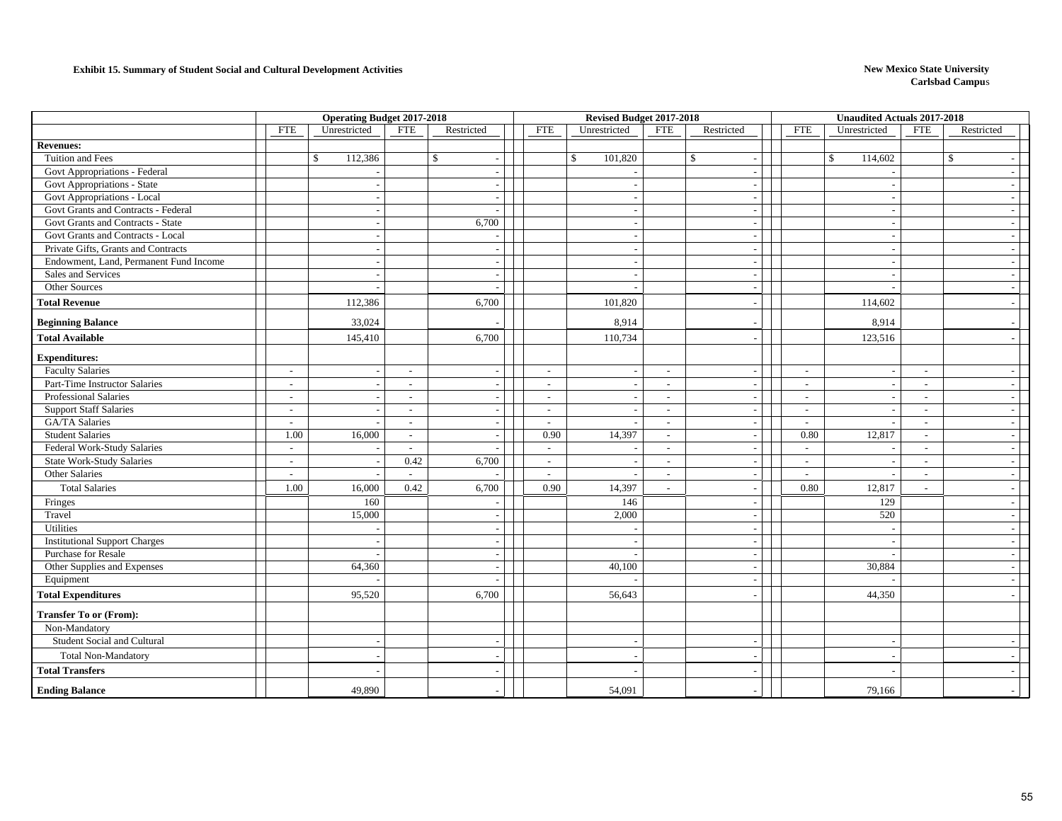**Exhibit 15. Summary of Student Social and Cultural Development Activities**

**New Mexico State University**
**Carlsbad Campus**

| | Operating Budget 2017-2018 | | | | Revised Budget 2017-2018 | | | | Unaudited Actuals 2017-2018 | | | |
|---|---|---|---|---|---|---|---|---|---|---|---|---|
| | FTE | Unrestricted | FTE | Restricted | FTE | Unrestricted | FTE | Restricted | FTE | Unrestricted | FTE | Restricted |
| **Revenues:** | | | | | | | | | | | | |
| Tuition and Fees | | $ 112,386 | | $ - | | $ 101,820 | | $ - | | $ 114,602 | | $ - |
| Govt Appropriations - Federal | | - | | - | | - | | - | | - | | - |
| Govt Appropriations - State | | - | | - | | - | | - | | - | | - |
| Govt Appropriations - Local | | - | | - | | - | | - | | - | | - |
| Govt Grants and Contracts - Federal | | - | | - | | - | | - | | - | | - |
| Govt Grants and Contracts - State | | - | | 6,700 | | - | | - | | - | | - |
| Govt Grants and Contracts - Local | | - | | - | | - | | - | | - | | - |
| Private Gifts, Grants and Contracts | | - | | - | | - | | - | | - | | - |
| Endowment, Land, Permanent Fund Income | | - | | - | | - | | - | | - | | - |
| Sales and Services | | - | | - | | - | | - | | - | | - |
| Other Sources | | - | | - | | - | | - | | - | | - |
| **Total Revenue** | | 112,386 | | 6,700 | | 101,820 | | - | | 114,602 | | - |
| **Beginning Balance** | | 33,024 | | - | | 8,914 | | - | | 8,914 | | - |
| **Total Available** | | 145,410 | | 6,700 | | 110,734 | | - | | 123,516 | | - |
| **Expenditures:** | | | | | | | | | | | | |
| Faculty Salaries | - | - | - | - | - | - | - | - | - | - | - | - |
| Part-Time Instructor Salaries | - | - | - | - | - | - | - | - | - | - | - | - |
| Professional Salaries | - | - | - | - | - | - | - | - | - | - | - | - |
| Support Staff Salaries | - | - | - | - | - | - | - | - | - | - | - | - |
| GA/TA Salaries | - | - | - | - | - | - | - | - | - | - | - | - |
| Student Salaries | 1.00 | 16,000 | - | - | 0.90 | 14,397 | - | - | 0.80 | 12,817 | - | - |
| Federal Work-Study Salaries | - | - | - | - | - | - | - | - | - | - | - | - |
| State Work-Study Salaries | - | - | 0.42 | 6,700 | - | - | - | - | - | - | - | - |
| Other Salaries | - | - | - | - | - | - | - | - | - | - | - | - |
| Total Salaries | 1.00 | 16,000 | 0.42 | 6,700 | 0.90 | 14,397 | - | - | 0.80 | 12,817 | - | - |
| Fringes | | 160 | | - | | 146 | | - | | 129 | | - |
| Travel | | 15,000 | | - | | 2,000 | | - | | 520 | | - |
| Utilities | | - | | - | | - | | - | | - | | - |
| Institutional Support Charges | | - | | - | | - | | - | | - | | - |
| Purchase for Resale | | - | | - | | - | | - | | - | | - |
| Other Supplies and Expenses | | 64,360 | | - | | 40,100 | | - | | 30,884 | | - |
| Equipment | | - | | - | | - | | - | | - | | - |
| **Total Expenditures** | | 95,520 | | 6,700 | | 56,643 | | - | | 44,350 | | - |
| **Transfer To or (From):** | | | | | | | | | | | | |
| Non-Mandatory | | | | | | | | | | | | |
| Student Social and Cultural | | - | | - | | - | | - | | - | | - |
| Total Non-Mandatory | | - | | - | | - | | - | | - | | - |
| **Total Transfers** | | - | | - | | - | | - | | - | | - |
| **Ending Balance** | | 49,890 | | - | | 54,091 | | - | | 79,166 | | - |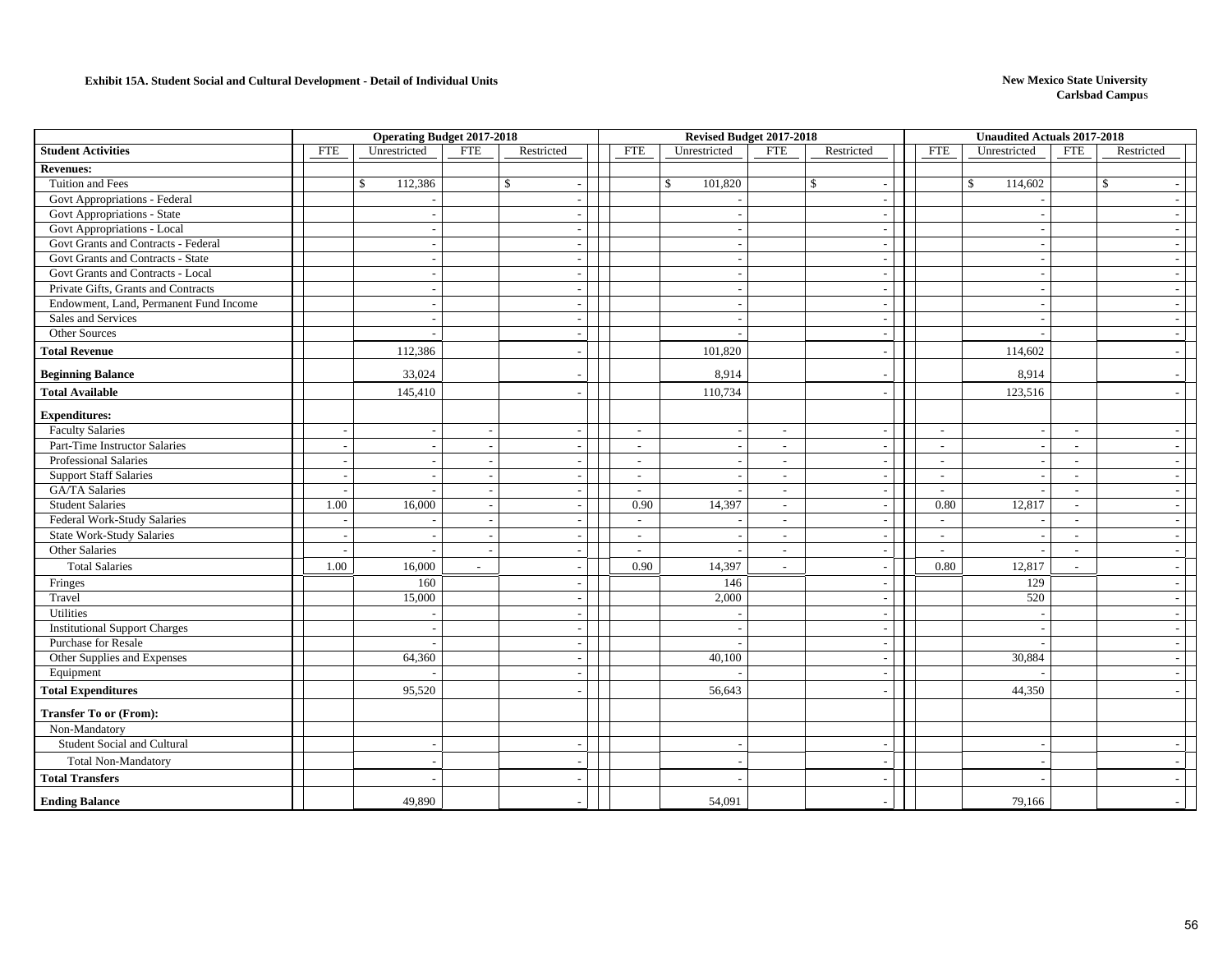**Exhibit 15A. Student Social and Cultural Development - Detail of Individual Units**

**New Mexico State University**
**Carlsbad Campus**

| | Operating Budget 2017-2018 | | | | Revised Budget 2017-2018 | | | | Unaudited Actuals 2017-2018 | | | |
|---|---|---|---|---|---|---|---|---|---|---|---|---|
| **Student Activities** | FTE | Unrestricted | FTE | Restricted | FTE | Unrestricted | FTE | Restricted | FTE | Unrestricted | FTE | Restricted |
| **Revenues:** | | | | | | | | | | | | |
| Tuition and Fees | | $ 112,386 | | $ - | | $ 101,820 | | $ - | | $ 114,602 | | $ - |
| Govt Appropriations - Federal | | - | | - | | - | | - | | - | | - |
| Govt Appropriations - State | | - | | - | | - | | - | | - | | - |
| Govt Appropriations - Local | | - | | - | | - | | - | | - | | - |
| Govt Grants and Contracts - Federal | | - | | - | | - | | - | | - | | - |
| Govt Grants and Contracts - State | | - | | - | | - | | - | | - | | - |
| Govt Grants and Contracts - Local | | - | | - | | - | | - | | - | | - |
| Private Gifts, Grants and Contracts | | - | | - | | - | | - | | - | | - |
| Endowment, Land, Permanent Fund Income | | - | | - | | - | | - | | - | | - |
| Sales and Services | | - | | - | | - | | - | | - | | - |
| Other Sources | | - | | - | | - | | - | | - | | - |
| **Total Revenue** | | 112,386 | | - | | 101,820 | | - | | 114,602 | | - |
| **Beginning Balance** | | 33,024 | | - | | 8,914 | | - | | 8,914 | | - |
| **Total Available** | | 145,410 | | - | | 110,734 | | - | | 123,516 | | - |
| **Expenditures:** | | | | | | | | | | | | |
| Faculty Salaries | - | - | - | - | - | - | - | - | - | - | - | - |
| Part-Time Instructor Salaries | - | - | - | - | - | - | - | - | - | - | - | - |
| Professional Salaries | - | - | - | - | - | - | - | - | - | - | - | - |
| Support Staff Salaries | - | - | - | - | - | - | - | - | - | - | - | - |
| GA/TA Salaries | - | - | - | - | - | - | - | - | - | - | - | - |
| Student Salaries | 1.00 | 16,000 | - | - | 0.90 | 14,397 | - | - | 0.80 | 12,817 | - | - |
| Federal Work-Study Salaries | - | - | - | - | - | - | - | - | - | - | - | - |
| State Work-Study Salaries | - | - | - | - | - | - | - | - | - | - | - | - |
| Other Salaries | - | - | - | - | - | - | - | - | - | - | - | - |
| Total Salaries | 1.00 | 16,000 | - | - | 0.90 | 14,397 | - | - | 0.80 | 12,817 | - | - |
| Fringes | | 160 | | - | | 146 | | - | | 129 | | - |
| Travel | | 15,000 | | - | | 2,000 | | - | | 520 | | - |
| Utilities | | - | | - | | - | | - | | - | | - |
| Institutional Support Charges | | - | | - | | - | | - | | - | | - |
| Purchase for Resale | | - | | - | | - | | - | | - | | - |
| Other Supplies and Expenses | | 64,360 | | - | | 40,100 | | - | | 30,884 | | - |
| Equipment | | - | | - | | - | | - | | - | | - |
| **Total Expenditures** | | 95,520 | | - | | 56,643 | | - | | 44,350 | | - |
| **Transfer To or (From):** | | | | | | | | | | | | |
| Non-Mandatory | | | | | | | | | | | | |
| Student Social and Cultural | | - | | - | | - | | - | | - | | - |
| Total Non-Mandatory | | - | | - | | - | | - | | - | | - |
| **Total Transfers** | | - | | - | | - | | - | | - | | - |
| **Ending Balance** | | 49,890 | | - | | 54,091 | | - | | 79,166 | | - |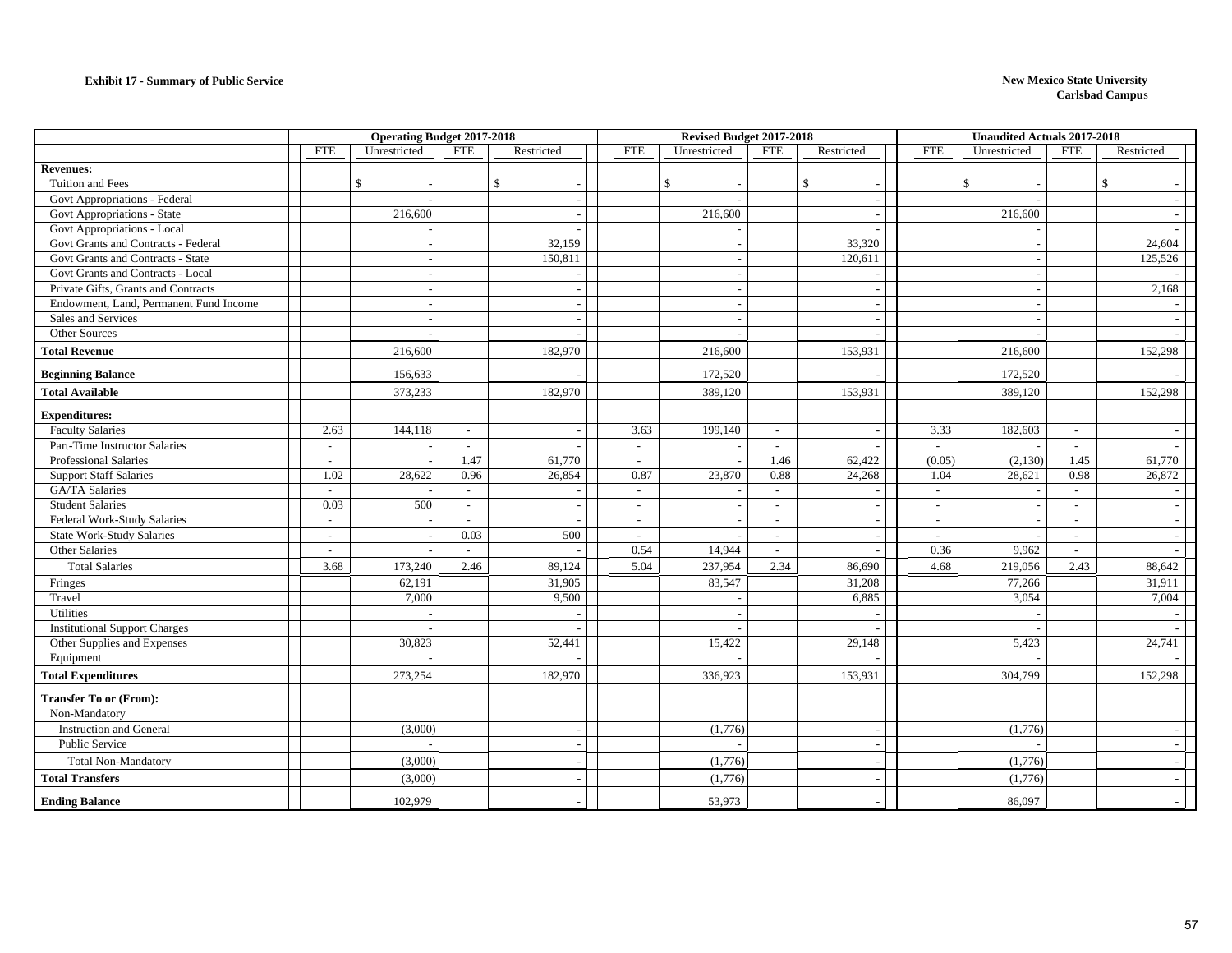**Exhibit 17 - Summary of Public Service**

**New Mexico State University**
**Carlsbad Campus**

| | Operating Budget 2017-2018 | | | | Revised Budget 2017-2018 | | | | Unaudited Actuals 2017-2018 | | | |
|---|---|---|---|---|---|---|---|---|---|---|---|---|
| | FTE | Unrestricted | FTE | Restricted | FTE | Unrestricted | FTE | Restricted | FTE | Unrestricted | FTE | Restricted |
| **Revenues:** | | | | | | | | | | | | |
| Tuition and Fees | | $ - | | $ - | | $ - | | $ - | | $ - | | $ - |
| Govt Appropriations - Federal | | - | | - | | - | | - | | - | | - |
| Govt Appropriations - State | | 216,600 | | - | | 216,600 | | - | | 216,600 | | - |
| Govt Appropriations - Local | | - | | - | | - | | - | | - | | - |
| Govt Grants and Contracts - Federal | | - | | 32,159 | | - | | 33,320 | | - | | 24,604 |
| Govt Grants and Contracts - State | | - | | 150,811 | | - | | 120,611 | | - | | 125,526 |
| Govt Grants and Contracts - Local | | - | | - | | - | | - | | - | | - |
| Private Gifts, Grants and Contracts | | - | | - | | - | | - | | - | | 2,168 |
| Endowment, Land, Permanent Fund Income | | - | | - | | - | | - | | - | | - |
| Sales and Services | | - | | - | | - | | - | | - | | - |
| Other Sources | | - | | - | | - | | - | | - | | - |
| **Total Revenue** | | 216,600 | | 182,970 | | 216,600 | | 153,931 | | 216,600 | | 152,298 |
| **Beginning Balance** | | 156,633 | | - | | 172,520 | | - | | 172,520 | | - |
| **Total Available** | | 373,233 | | 182,970 | | 389,120 | | 153,931 | | 389,120 | | 152,298 |
| **Expenditures:** | | | | | | | | | | | | |
| Faculty Salaries | 2.63 | 144,118 | - | - | 3.63 | 199,140 | - | - | 3.33 | 182,603 | - | - |
| Part-Time Instructor Salaries | - | - | - | - | - | - | - | - | - | - | - | - |
| Professional Salaries | - | - | 1.47 | 61,770 | - | - | 1.46 | 62,422 | (0.05) | (2,130) | 1.45 | 61,770 |
| Support Staff Salaries | 1.02 | 28,622 | 0.96 | 26,854 | 0.87 | 23,870 | 0.88 | 24,268 | 1.04 | 28,621 | 0.98 | 26,872 |
| GA/TA Salaries | - | - | - | - | - | - | - | - | - | - | - | - |
| Student Salaries | 0.03 | 500 | - | - | - | - | - | - | - | - | - | - |
| Federal Work-Study Salaries | - | - | - | - | - | - | - | - | - | - | - | - |
| State Work-Study Salaries | - | - | 0.03 | 500 | - | - | - | - | - | - | - | - |
| Other Salaries | - | - | - | - | 0.54 | 14,944 | - | - | 0.36 | 9,962 | - | - |
| Total Salaries | 3.68 | 173,240 | 2.46 | 89,124 | 5.04 | 237,954 | 2.34 | 86,690 | 4.68 | 219,056 | 2.43 | 88,642 |
| Fringes | | 62,191 | | 31,905 | | 83,547 | | 31,208 | | 77,266 | | 31,911 |
| Travel | | 7,000 | | 9,500 | | - | | 6,885 | | 3,054 | | 7,004 |
| Utilities | | - | | - | | - | | - | | - | | - |
| Institutional Support Charges | | - | | - | | - | | - | | - | | - |
| Other Supplies and Expenses | | 30,823 | | 52,441 | | 15,422 | | 29,148 | | 5,423 | | 24,741 |
| Equipment | | - | | - | | - | | - | | - | | - |
| **Total Expenditures** | | 273,254 | | 182,970 | | 336,923 | | 153,931 | | 304,799 | | 152,298 |
| **Transfer To or (From):** | | | | | | | | | | | | |
| Non-Mandatory | | | | | | | | | | | | |
| Instruction and General | | (3,000) | | - | | (1,776) | | - | | (1,776) | | - |
| Public Service | | - | | - | | - | | - | | - | | - |
| Total Non-Mandatory | | (3,000) | | - | | (1,776) | | - | | (1,776) | | - |
| **Total Transfers** | | (3,000) | | - | | (1,776) | | - | | (1,776) | | - |
| **Ending Balance** | | 102,979 | | - | | 53,973 | | - | | 86,097 | | - |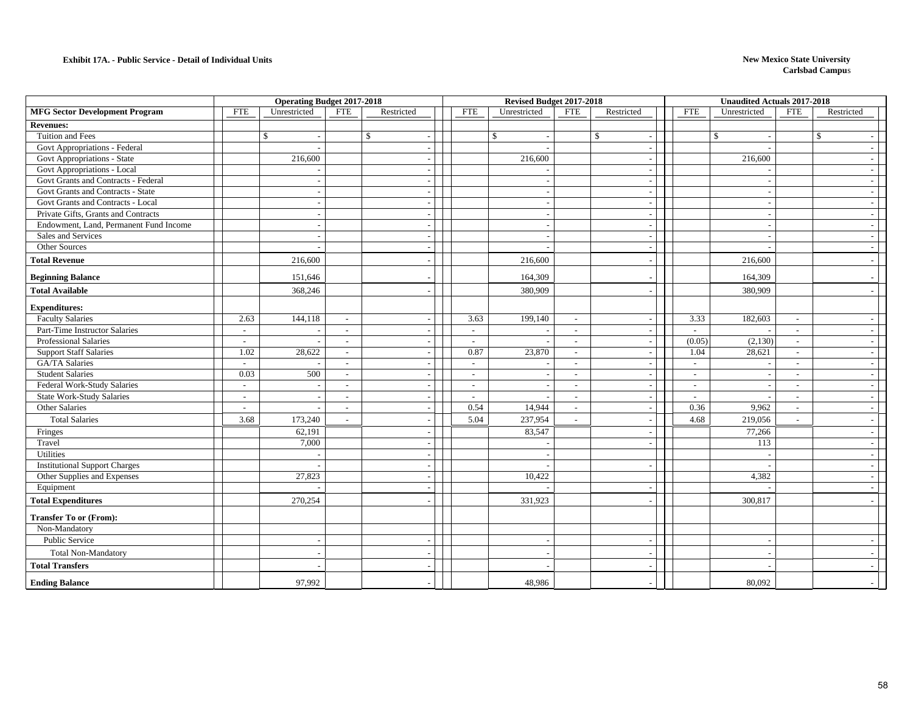**Exhibit 17A. - Public Service - Detail of Individual Units**

**New Mexico State University**
**Carlsbad Campus**

| MFG Sector Development Program | Operating Budget 2017-2018 FTE | Unrestricted | FTE | Restricted | Revised Budget 2017-2018 FTE | Unrestricted | FTE | Restricted | Unaudited Actuals 2017-2018 FTE | Unrestricted | FTE | Restricted |
|---|---|---|---|---|---|---|---|---|---|---|---|---|
| **Revenues:** | | | | | | | | | | | | |
| Tuition and Fees | | $ - | | $ - | | $ - | | $ - | | $ - | | $ - |
| Govt Appropriations - Federal | | - | | - | | - | | - | | - | | - |
| Govt Appropriations - State | | 216,600 | | - | | 216,600 | | - | | 216,600 | | - |
| Govt Appropriations - Local | | - | | - | | - | | - | | - | | - |
| Govt Grants and Contracts - Federal | | - | | - | | - | | - | | - | | - |
| Govt Grants and Contracts - State | | - | | - | | - | | - | | - | | - |
| Govt Grants and Contracts - Local | | - | | - | | - | | - | | - | | - |
| Private Gifts, Grants and Contracts | | - | | - | | - | | - | | - | | - |
| Endowment, Land, Permanent Fund Income | | - | | - | | - | | - | | - | | - |
| Sales and Services | | - | | - | | - | | - | | - | | - |
| Other Sources | | - | | - | | - | | - | | - | | - |
| **Total Revenue** | | 216,600 | | - | | 216,600 | | - | | 216,600 | | - |
| **Beginning Balance** | | 151,646 | | - | | 164,309 | | - | | 164,309 | | - |
| **Total Available** | | 368,246 | | - | | 380,909 | | - | | 380,909 | | - |
| **Expenditures:** | | | | | | | | | | | | |
| Faculty Salaries | 2.63 | 144,118 | - | - | 3.63 | 199,140 | - | - | 3.33 | 182,603 | - | - |
| Part-Time Instructor Salaries | - | - | - | - | - | - | - | - | - | - | - | - |
| Professional Salaries | - | - | - | - | - | - | - | - | (0.05) | (2,130) | - | - |
| Support Staff Salaries | 1.02 | 28,622 | - | - | 0.87 | 23,870 | - | - | 1.04 | 28,621 | - | - |
| GA/TA Salaries | - | - | - | - | - | - | - | - | - | - | - | - |
| Student Salaries | 0.03 | 500 | - | - | - | - | - | - | - | - | - | - |
| Federal Work-Study Salaries | - | - | - | - | - | - | - | - | - | - | - | - |
| State Work-Study Salaries | - | - | - | - | - | - | - | - | - | - | - | - |
| Other Salaries | - | - | - | - | 0.54 | 14,944 | - | - | 0.36 | 9,962 | - | - |
| Total Salaries | 3.68 | 173,240 | - | - | 5.04 | 237,954 | - | - | 4.68 | 219,056 | - | - |
| Fringes | | 62,191 | | - | | 83,547 | | - | | 77,266 | | - |
| Travel | | 7,000 | | - | | - | | - | | 113 | | - |
| Utilities | | - | | - | | - | | | | - | | - |
| Institutional Support Charges | | - | | - | | - | | - | | - | | - |
| Other Supplies and Expenses | | 27,823 | | - | | 10,422 | | | | 4,382 | | - |
| Equipment | | - | | - | | - | | - | | - | | - |
| **Total Expenditures** | | 270,254 | | - | | 331,923 | | - | | 300,817 | | - |
| **Transfer To or (From):** | | | | | | | | | | | | |
| Non-Mandatory | | | | | | | | | | | | |
| Public Service | | - | | - | | - | | - | | - | | - |
| Total Non-Mandatory | | - | | - | | - | | - | | - | | - |
| **Total Transfers** | | - | | - | | - | | - | | - | | - |
| **Ending Balance** | | 97,992 | | - | | 48,986 | | - | | 80,092 | | - |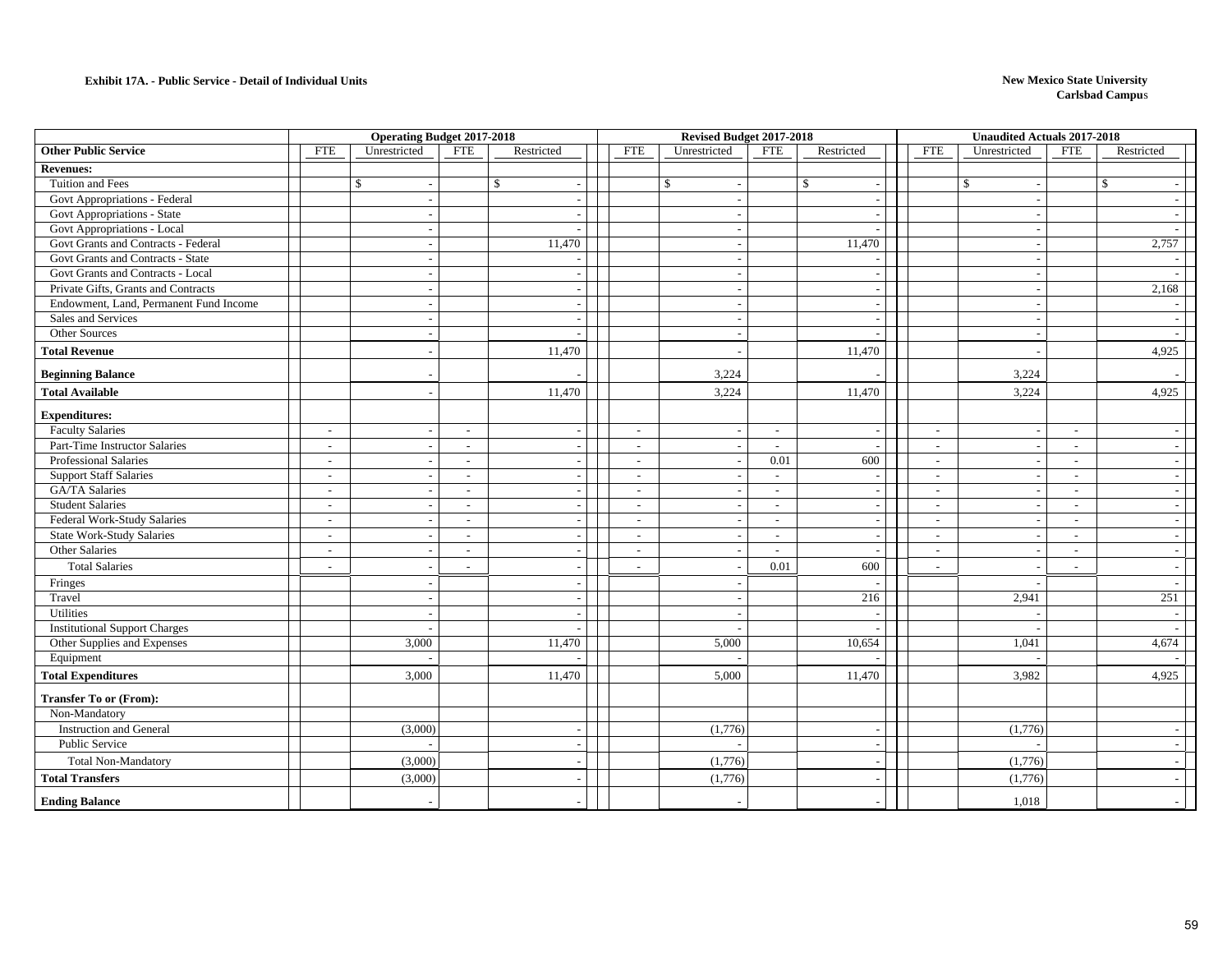**Exhibit 17A. - Public Service - Detail of Individual Units**

**New Mexico State University**
**Carlsbad Campus**

| | Operating Budget 2017-2018 | | | | Revised Budget 2017-2018 | | | | Unaudited Actuals 2017-2018 | | | |
|---|---|---|---|---|---|---|---|---|---|---|---|---|
| **Other Public Service** | FTE | Unrestricted | FTE | Restricted | FTE | Unrestricted | FTE | Restricted | FTE | Unrestricted | FTE | Restricted |
| **Revenues:** | | | | | | | | | | | | |
| Tuition and Fees | | $ - | | $ - | | $ - | | $ - | | $ - | | $ - |
| Govt Appropriations - Federal | | - | | - | | - | | - | | - | | - |
| Govt Appropriations - State | | - | | - | | - | | - | | - | | - |
| Govt Appropriations - Local | | - | | - | | - | | - | | - | | - |
| Govt Grants and Contracts - Federal | | - | | 11,470 | | - | | 11,470 | | - | | 2,757 |
| Govt Grants and Contracts - State | | - | | - | | - | | - | | - | | - |
| Govt Grants and Contracts - Local | | - | | - | | - | | - | | - | | - |
| Private Gifts, Grants and Contracts | | - | | - | | - | | - | | - | | 2,168 |
| Endowment, Land, Permanent Fund Income | | - | | - | | - | | - | | - | | - |
| Sales and Services | | - | | - | | - | | - | | - | | - |
| Other Sources | | - | | - | | - | | - | | - | | - |
| **Total Revenue** | | - | | 11,470 | | - | | 11,470 | | - | | 4,925 |
| **Beginning Balance** | | - | | - | | 3,224 | | - | | 3,224 | | - |
| **Total Available** | | - | | 11,470 | | 3,224 | | 11,470 | | 3,224 | | 4,925 |
| **Expenditures:** | | | | | | | | | | | | |
| Faculty Salaries | - | - | - | - | - | - | - | - | - | - | - | - |
| Part-Time Instructor Salaries | - | - | - | - | - | - | - | - | - | - | - | - |
| Professional Salaries | - | - | - | - | - | - | 0.01 | 600 | - | - | - | - |
| Support Staff Salaries | - | - | - | - | - | - | - | - | - | - | - | - |
| GA/TA Salaries | - | - | - | - | - | - | - | - | - | - | - | - |
| Student Salaries | - | - | - | - | - | - | - | - | - | - | - | - |
| Federal Work-Study Salaries | - | - | - | - | - | - | - | - | - | - | - | - |
| State Work-Study Salaries | - | - | - | - | - | - | - | - | - | - | - | - |
| Other Salaries | - | - | - | - | - | - | - | - | - | - | - | - |
| Total Salaries | - | - | - | - | - | - | 0.01 | 600 | - | - | - | - |
| Fringes | | - | | - | | - | | - | | - | | - |
| Travel | | - | | - | | - | | 216 | | 2,941 | | 251 |
| Utilities | | - | | - | | - | | - | | - | | - |
| Institutional Support Charges | | - | | - | | - | | - | | - | | - |
| Other Supplies and Expenses | | 3,000 | | 11,470 | | 5,000 | | 10,654 | | 1,041 | | 4,674 |
| Equipment | | - | | - | | - | | - | | - | | - |
| **Total Expenditures** | | 3,000 | | 11,470 | | 5,000 | | 11,470 | | 3,982 | | 4,925 |
| **Transfer To or (From):** | | | | | | | | | | | | |
| Non-Mandatory | | | | | | | | | | | | |
| Instruction and General | | (3,000) | | - | | (1,776) | | - | | (1,776) | | - |
| Public Service | | - | | - | | - | | - | | - | | - |
| Total Non-Mandatory | | (3,000) | | - | | (1,776) | | - | | (1,776) | | - |
| **Total Transfers** | | (3,000) | | - | | (1,776) | | - | | (1,776) | | - |
| **Ending Balance** | | - | | - | | - | | - | | 1,018 | | - |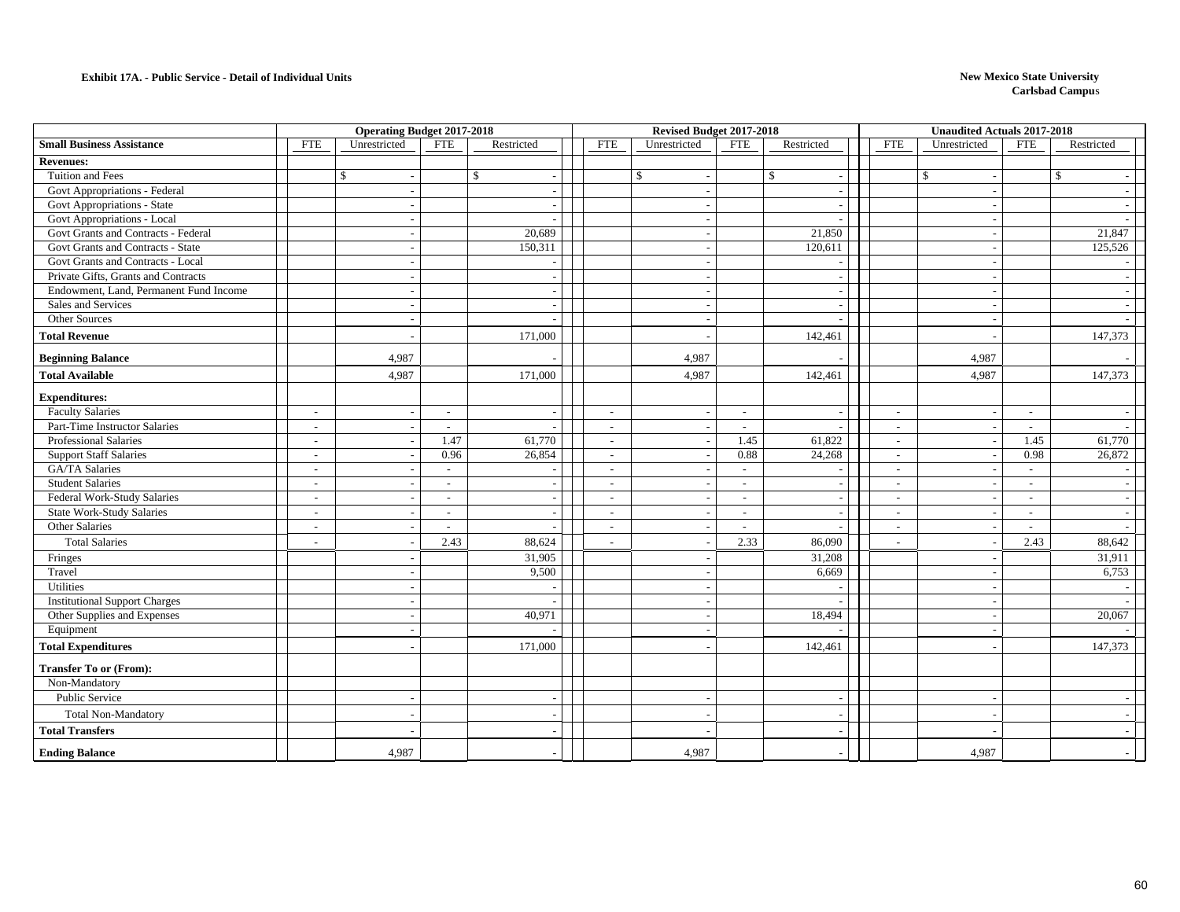**Exhibit 17A. - Public Service - Detail of Individual Units**

**New Mexico State University**
**Carlsbad Campus**

| Small Business Assistance | Operating Budget 2017-2018 | | | | Revised Budget 2017-2018 | | | | Unaudited Actuals 2017-2018 | | | |
|---|---|---|---|---|---|---|---|---|---|---|---|---|
| | FTE | Unrestricted | FTE | Restricted | FTE | Unrestricted | FTE | Restricted | FTE | Unrestricted | FTE | Restricted |
| **Revenues:** | | | | | | | | | | | | |
| Tuition and Fees | | $ - | | $ - | | $ - | | $ - | | $ - | | $ - |
| Govt Appropriations - Federal | | - | | - | | - | | - | | - | | - |
| Govt Appropriations - State | | - | | - | | - | | - | | - | | - |
| Govt Appropriations - Local | | - | | - | | - | | - | | - | | - |
| Govt Grants and Contracts - Federal | | - | | 20,689 | | - | | 21,850 | | - | | 21,847 |
| Govt Grants and Contracts - State | | - | | 150,311 | | - | | 120,611 | | - | | 125,526 |
| Govt Grants and Contracts - Local | | - | | - | | - | | - | | - | | - |
| Private Gifts, Grants and Contracts | | - | | - | | - | | - | | - | | - |
| Endowment, Land, Permanent Fund Income | | - | | - | | - | | - | | - | | - |
| Sales and Services | | - | | - | | - | | - | | - | | - |
| Other Sources | | - | | - | | - | | - | | - | | - |
| **Total Revenue** | | - | | 171,000 | | - | | 142,461 | | - | | 147,373 |
| **Beginning Balance** | | 4,987 | | - | | 4,987 | | - | | 4,987 | | - |
| **Total Available** | | 4,987 | | 171,000 | | 4,987 | | 142,461 | | 4,987 | | 147,373 |
| **Expenditures:** | | | | | | | | | | | | |
| Faculty Salaries | - | - | - | - | - | - | - | - | - | - | - | - |
| Part-Time Instructor Salaries | - | - | - | - | - | - | - | - | - | - | - | - |
| Professional Salaries | - | - | 1.47 | 61,770 | - | - | 1.45 | 61,822 | - | - | 1.45 | 61,770 |
| Support Staff Salaries | - | - | 0.96 | 26,854 | - | - | 0.88 | 24,268 | - | - | 0.98 | 26,872 |
| GA/TA Salaries | - | - | - | - | - | - | - | - | - | - | - | - |
| Student Salaries | - | - | - | - | - | - | - | - | - | - | - | - |
| Federal Work-Study Salaries | - | - | - | - | - | - | - | - | - | - | - | - |
| State Work-Study Salaries | - | - | - | - | - | - | - | - | - | - | - | - |
| Other Salaries | - | - | - | - | - | - | - | - | - | - | - | - |
| Total Salaries | - | - | 2.43 | 88,624 | - | - | 2.33 | 86,090 | - | - | 2.43 | 88,642 |
| Fringes | | - | | 31,905 | | - | | 31,208 | | - | | 31,911 |
| Travel | | - | | 9,500 | | - | | 6,669 | | - | | 6,753 |
| Utilities | | - | | - | | - | | - | | - | | - |
| Institutional Support Charges | | - | | - | | - | | - | | - | | - |
| Other Supplies and Expenses | | - | | 40,971 | | - | | 18,494 | | - | | 20,067 |
| Equipment | | - | | - | | - | | - | | - | | - |
| **Total Expenditures** | | - | | 171,000 | | - | | 142,461 | | - | | 147,373 |
| **Transfer To or (From):** | | | | | | | | | | | | |
| Non-Mandatory | | | | | | | | | | | | |
| Public Service | | - | | - | | - | | - | | - | | - |
| Total Non-Mandatory | | - | | - | | - | | - | | - | | - |
| **Total Transfers** | | - | | - | | - | | - | | - | | - |
| **Ending Balance** | | 4,987 | | - | | 4,987 | | - | | 4,987 | | - |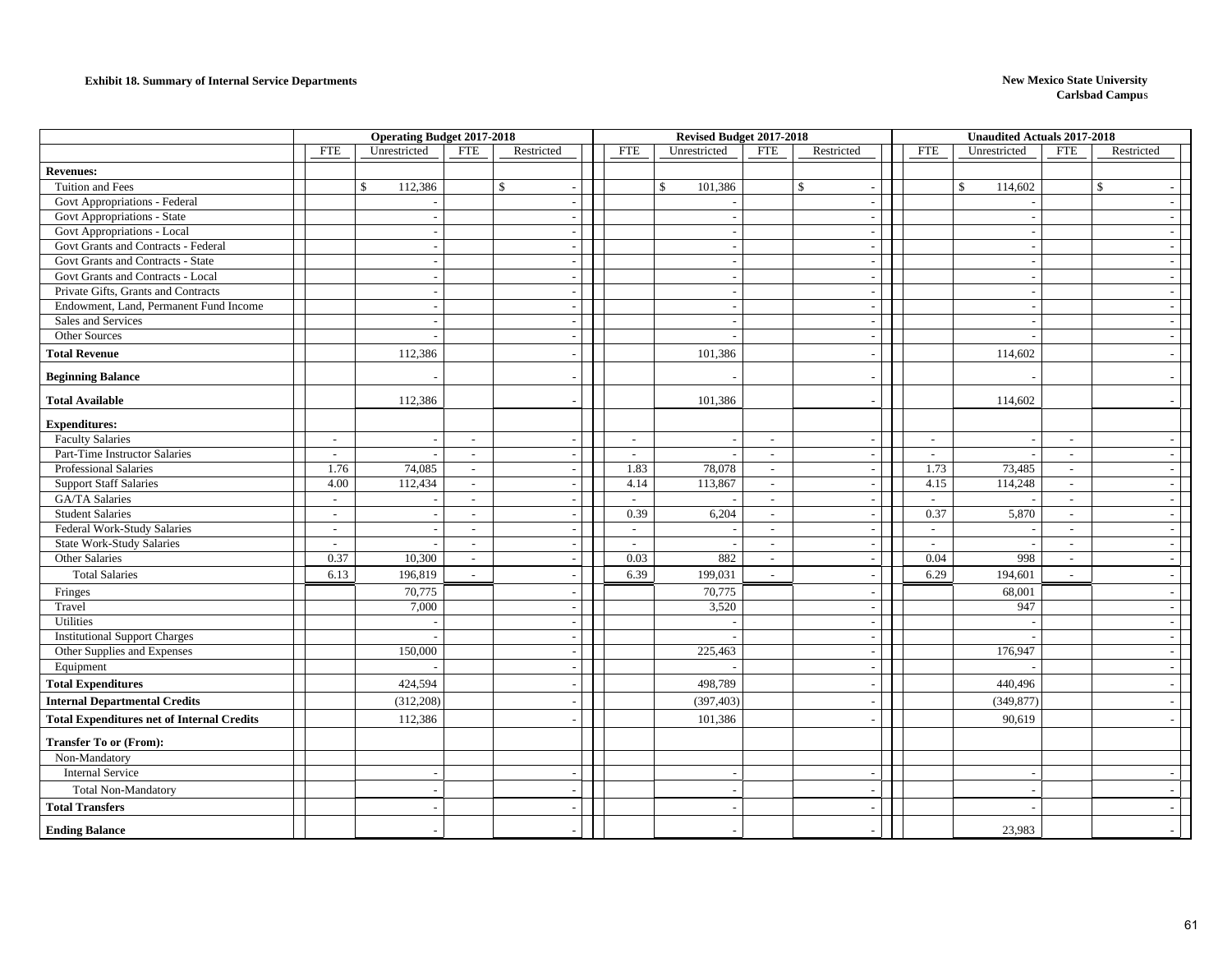**Exhibit 18. Summary of Internal Service Departments**

**New Mexico State University**
**Carlsbad Campus**

| | Operating Budget 2017-2018 | | | | Revised Budget 2017-2018 | | | | Unaudited Actuals 2017-2018 | | | |
|---|---|---|---|---|---|---|---|---|---|---|---|---|
| | FTE | Unrestricted | FTE | Restricted | FTE | Unrestricted | FTE | Restricted | FTE | Unrestricted | FTE | Restricted |
| **Revenues:** | | | | | | | | | | | | |
| Tuition and Fees | | $ 112,386 | | $ - | | $ 101,386 | | $ - | | $ 114,602 | | $ - |
| Govt Appropriations - Federal | | - | | - | | - | | - | | - | | - |
| Govt Appropriations - State | | - | | - | | - | | - | | - | | - |
| Govt Appropriations - Local | | - | | - | | - | | - | | - | | - |
| Govt Grants and Contracts - Federal | | - | | - | | - | | - | | - | | - |
| Govt Grants and Contracts - State | | - | | - | | - | | - | | - | | - |
| Govt Grants and Contracts - Local | | - | | - | | - | | - | | - | | - |
| Private Gifts, Grants and Contracts | | - | | - | | - | | - | | - | | - |
| Endowment, Land, Permanent Fund Income | | - | | - | | - | | - | | - | | - |
| Sales and Services | | - | | - | | - | | - | | - | | - |
| Other Sources | | - | | - | | - | | - | | - | | - |
| **Total Revenue** | | 112,386 | | - | | 101,386 | | - | | 114,602 | | - |
| **Beginning Balance** | | - | | - | | - | | - | | - | | - |
| **Total Available** | | 112,386 | | - | | 101,386 | | - | | 114,602 | | - |
| **Expenditures:** | | | | | | | | | | | | |
| Faculty Salaries | - | - | - | - | - | - | - | - | - | - | - | - |
| Part-Time Instructor Salaries | - | - | - | - | - | - | - | - | - | - | - | - |
| Professional Salaries | 1.76 | 74,085 | - | - | 1.83 | 78,078 | - | - | 1.73 | 73,485 | - | - |
| Support Staff Salaries | 4.00 | 112,434 | - | - | 4.14 | 113,867 | - | - | 4.15 | 114,248 | - | - |
| GA/TA Salaries | - | - | - | - | - | - | - | - | - | - | - | - |
| Student Salaries | - | - | - | - | 0.39 | 6,204 | - | - | 0.37 | 5,870 | - | - |
| Federal Work-Study Salaries | - | - | - | - | - | - | - | - | - | - | - | - |
| State Work-Study Salaries | - | - | - | - | - | - | - | - | - | - | - | - |
| Other Salaries | 0.37 | 10,300 | - | - | 0.03 | 882 | - | - | 0.04 | 998 | - | - |
| Total Salaries | 6.13 | 196,819 | - | - | 6.39 | 199,031 | - | - | 6.29 | 194,601 | - | - |
| Fringes | | 70,775 | | - | | 70,775 | | - | | 68,001 | | - |
| Travel | | 7,000 | | - | | 3,520 | | - | | 947 | | - |
| Utilities | | - | | - | | - | | - | | - | | - |
| Institutional Support Charges | | - | | - | | - | | - | | - | | - |
| Other Supplies and Expenses | | 150,000 | | - | | 225,463 | | - | | 176,947 | | - |
| Equipment | | - | | - | | - | | - | | - | | - |
| **Total Expenditures** | | 424,594 | | - | | 498,789 | | - | | 440,496 | | - |
| **Internal Departmental Credits** | | (312,208) | | - | | (397,403) | | - | | (349,877) | | - |
| **Total Expenditures net of Internal Credits** | | 112,386 | | - | | 101,386 | | - | | 90,619 | | - |
| **Transfer To or (From):** | | | | | | | | | | | | |
| Non-Mandatory | | | | | | | | | | | | |
| Internal Service | | - | | - | | - | | - | | - | | - |
| Total Non-Mandatory | | - | | - | | - | | - | | - | | - |
| **Total Transfers** | | - | | - | | - | | - | | - | | - |
| **Ending Balance** | | - | | - | | - | | - | | 23,983 | | - |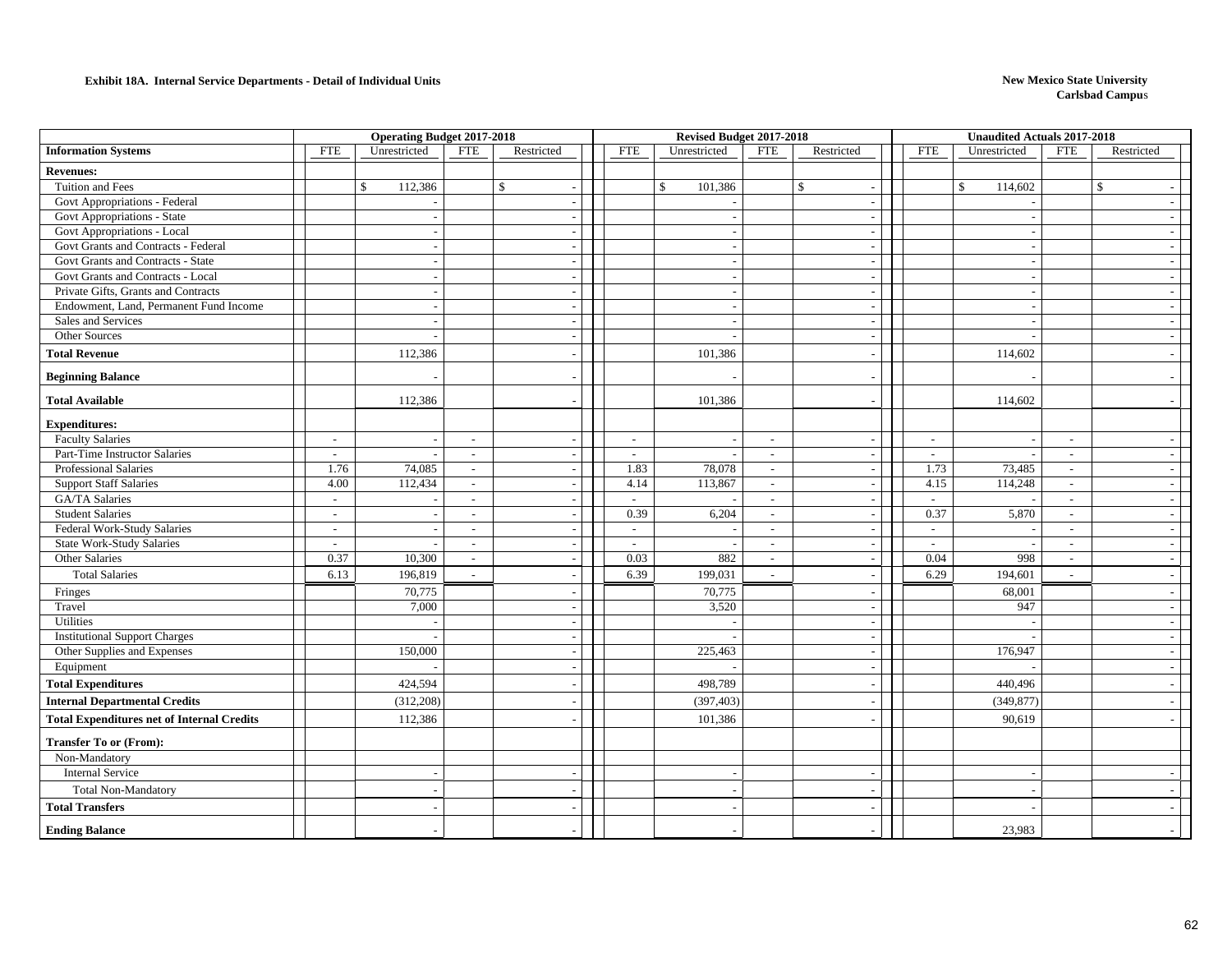**Exhibit 18A. Internal Service Departments - Detail of Individual Units**

**New Mexico State University**
**Carlsbad Campus**

| | Operating Budget 2017-2018 | | | | Revised Budget 2017-2018 | | | | Unaudited Actuals 2017-2018 | | | |
|---|---|---|---|---|---|---|---|---|---|---|---|---|
| **Information Systems** | FTE | Unrestricted | FTE | Restricted | FTE | Unrestricted | FTE | Restricted | FTE | Unrestricted | FTE | Restricted |
| **Revenues:** | | | | | | | | | | | | |
| Tuition and Fees | | $ 112,386 | | $ - | | $ 101,386 | | $ - | | $ 114,602 | | $ - |
| Govt Appropriations - Federal | | - | | - | | - | | - | | - | | - |
| Govt Appropriations - State | | - | | - | | - | | - | | - | | - |
| Govt Appropriations - Local | | - | | - | | - | | - | | - | | - |
| Govt Grants and Contracts - Federal | | - | | - | | - | | - | | - | | - |
| Govt Grants and Contracts - State | | - | | - | | - | | - | | - | | - |
| Govt Grants and Contracts - Local | | - | | - | | - | | - | | - | | - |
| Private Gifts, Grants and Contracts | | - | | - | | - | | - | | - | | - |
| Endowment, Land, Permanent Fund Income | | - | | - | | - | | - | | - | | - |
| Sales and Services | | - | | - | | - | | - | | - | | - |
| Other Sources | | - | | - | | - | | - | | - | | - |
| **Total Revenue** | | 112,386 | | - | | 101,386 | | - | | 114,602 | | - |
| **Beginning Balance** | | - | | - | | - | | - | | - | | - |
| **Total Available** | | 112,386 | | - | | 101,386 | | - | | 114,602 | | - |
| **Expenditures:** | | | | | | | | | | | | |
| Faculty Salaries | - | - | - | - | - | - | - | - | - | - | - | - |
| Part-Time Instructor Salaries | - | - | - | - | - | - | - | - | - | - | - | - |
| Professional Salaries | 1.76 | 74,085 | - | - | 1.83 | 78,078 | - | - | 1.73 | 73,485 | - | - |
| Support Staff Salaries | 4.00 | 112,434 | - | - | 4.14 | 113,867 | - | - | 4.15 | 114,248 | - | - |
| GA/TA Salaries | - | - | - | - | - | - | - | - | - | - | - | - |
| Student Salaries | - | - | - | - | 0.39 | 6,204 | - | - | 0.37 | 5,870 | - | - |
| Federal Work-Study Salaries | - | - | - | - | - | - | - | - | - | - | - | - |
| State Work-Study Salaries | - | - | - | - | - | - | - | - | - | - | - | - |
| Other Salaries | 0.37 | 10,300 | - | - | 0.03 | 882 | - | - | 0.04 | 998 | - | - |
| Total Salaries | 6.13 | 196,819 | - | - | 6.39 | 199,031 | - | - | 6.29 | 194,601 | - | - |
| Fringes | | 70,775 | | - | | 70,775 | | - | | 68,001 | | - |
| Travel | | 7,000 | | - | | 3,520 | | - | | 947 | | - |
| Utilities | | - | | - | | - | | - | | - | | - |
| Institutional Support Charges | | - | | - | | - | | - | | - | | - |
| Other Supplies and Expenses | | 150,000 | | - | | 225,463 | | - | | 176,947 | | - |
| Equipment | | - | | - | | - | | - | | - | | - |
| **Total Expenditures** | | 424,594 | | - | | 498,789 | | - | | 440,496 | | - |
| **Internal Departmental Credits** | | (312,208) | | - | | (397,403) | | - | | (349,877) | | - |
| **Total Expenditures net of Internal Credits** | | 112,386 | | - | | 101,386 | | - | | 90,619 | | - |
| **Transfer To or (From):** | | | | | | | | | | | | |
| Non-Mandatory | | | | | | | | | | | | |
| Internal Service | | - | | - | | - | | - | | - | | - |
| Total Non-Mandatory | | - | | - | | - | | - | | - | | - |
| **Total Transfers** | | - | | - | | - | | - | | - | | - |
| **Ending Balance** | | - | | - | | - | | - | | 23,983 | | - |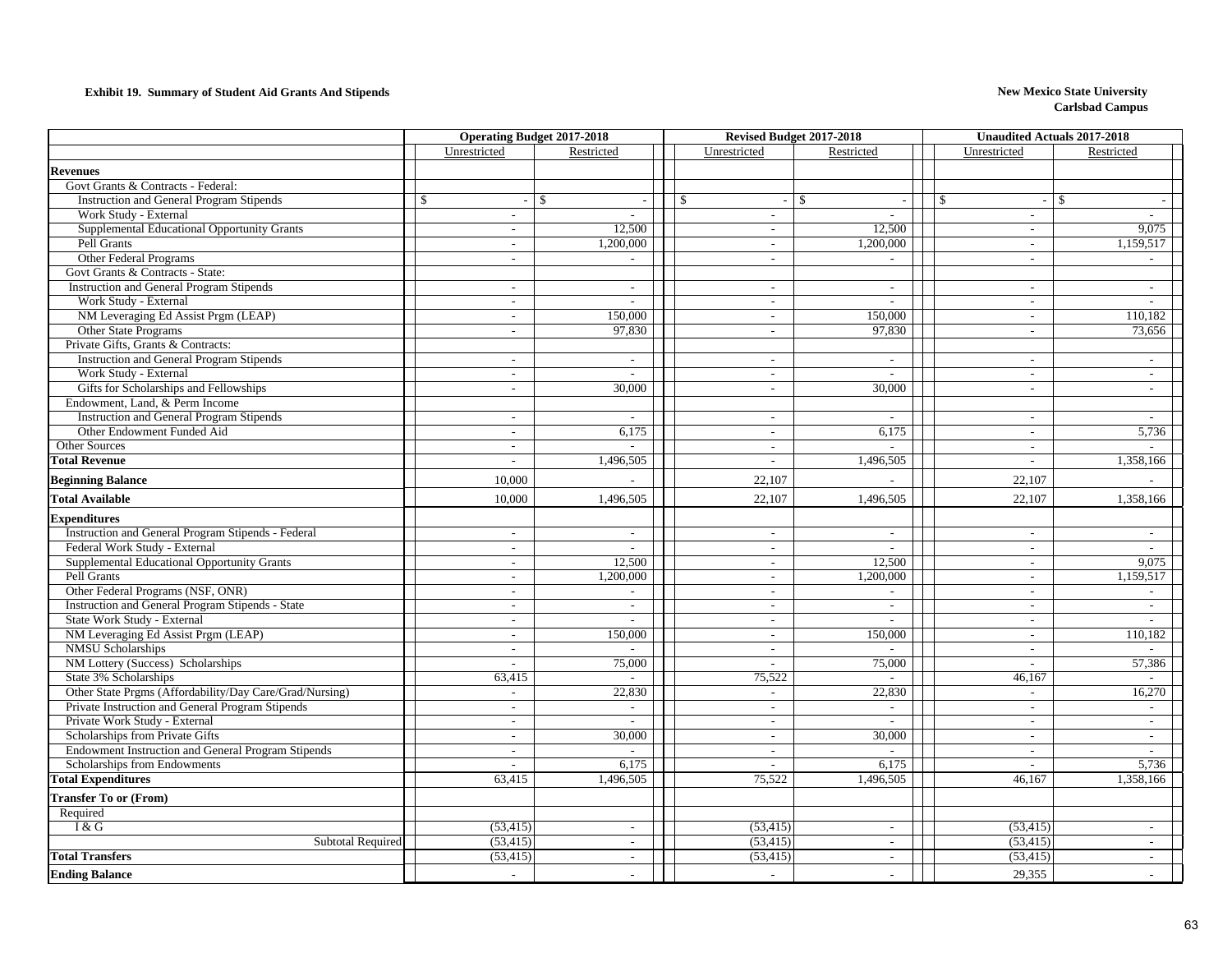**Exhibit 19. Summary of Student Aid Grants And Stipends**

**New Mexico State University**
**Carlsbad Campus**

| | Operating Budget 2017-2018 | | Revised Budget 2017-2018 | | Unaudited Actuals 2017-2018 | |
|---|---|---|---|---|---|---|
| | Unrestricted | Restricted | Unrestricted | Restricted | Unrestricted | Restricted |
| **Revenues** | | | | | | |
| Govt Grants & Contracts - Federal: | | | | | | |
| Instruction and General Program Stipends | $ - | $ - | $ - | $ - | $ - | $ - |
| Work Study - External | - | - | - | - | - | - |
| Supplemental Educational Opportunity Grants | - | 12,500 | - | 12,500 | - | 9,075 |
| Pell Grants | - | 1,200,000 | - | 1,200,000 | - | 1,159,517 |
| Other Federal Programs | - | - | - | - | - | - |
| Govt Grants & Contracts - State: | | | | | | |
| Instruction and General Program Stipends | - | - | - | - | - | - |
| Work Study - External | - | - | - | - | - | - |
| NM Leveraging Ed Assist Prgm (LEAP) | - | 150,000 | - | 150,000 | - | 110,182 |
| Other State Programs | - | 97,830 | - | 97,830 | - | 73,656 |
| Private Gifts, Grants & Contracts: | | | | | | |
| Instruction and General Program Stipends | - | - | - | - | - | - |
| Work Study - External | - | - | - | - | - | - |
| Gifts for Scholarships and Fellowships | - | 30,000 | - | 30,000 | - | - |
| Endowment, Land, & Perm Income | | | | | | |
| Instruction and General Program Stipends | - | - | - | - | - | - |
| Other Endowment Funded Aid | - | 6,175 | - | 6,175 | - | 5,736 |
| Other Sources | - | - | - | - | - | - |
| **Total Revenue** | - | 1,496,505 | - | 1,496,505 | - | 1,358,166 |
| **Beginning Balance** | 10,000 | - | 22,107 | - | 22,107 | - |
| **Total Available** | 10,000 | 1,496,505 | 22,107 | 1,496,505 | 22,107 | 1,358,166 |
| **Expenditures** | | | | | | |
| Instruction and General Program Stipends - Federal | - | - | - | - | - | - |
| Federal Work Study - External | - | - | - | - | - | - |
| Supplemental Educational Opportunity Grants | - | 12,500 | - | 12,500 | - | 9,075 |
| Pell Grants | - | 1,200,000 | - | 1,200,000 | - | 1,159,517 |
| Other Federal Programs (NSF, ONR) | - | - | - | - | - | - |
| Instruction and General Program Stipends - State | - | - | - | - | - | - |
| State Work Study - External | - | - | - | - | - | - |
| NM Leveraging Ed Assist Prgm (LEAP) | - | 150,000 | - | 150,000 | - | 110,182 |
| NMSU Scholarships | - | - | - | - | - | - |
| NM Lottery (Success) Scholarships | - | 75,000 | - | 75,000 | - | 57,386 |
| State 3% Scholarships | 63,415 | - | 75,522 | - | 46,167 | - |
| Other State Prgms (Affordability/Day Care/Grad/Nursing) | - | 22,830 | - | 22,830 | - | 16,270 |
| Private Instruction and General Program Stipends | - | - | - | - | - | - |
| Private Work Study - External | - | - | - | - | - | - |
| Scholarships from Private Gifts | - | 30,000 | - | 30,000 | - | - |
| Endowment Instruction and General Program Stipends | - | - | - | - | - | - |
| Scholarships from Endowments | - | 6,175 | - | 6,175 | - | 5,736 |
| **Total Expenditures** | 63,415 | 1,496,505 | 75,522 | 1,496,505 | 46,167 | 1,358,166 |
| **Transfer To or (From)** | | | | | | |
| Required | | | | | | |
| I & G | (53,415) | - | (53,415) | - | (53,415) | - |
| Subtotal Required | (53,415) | - | (53,415) | - | (53,415) | - |
| **Total Transfers** | (53,415) | - | (53,415) | - | (53,415) | - |
| **Ending Balance** | - | - | - | - | 29,355 | - |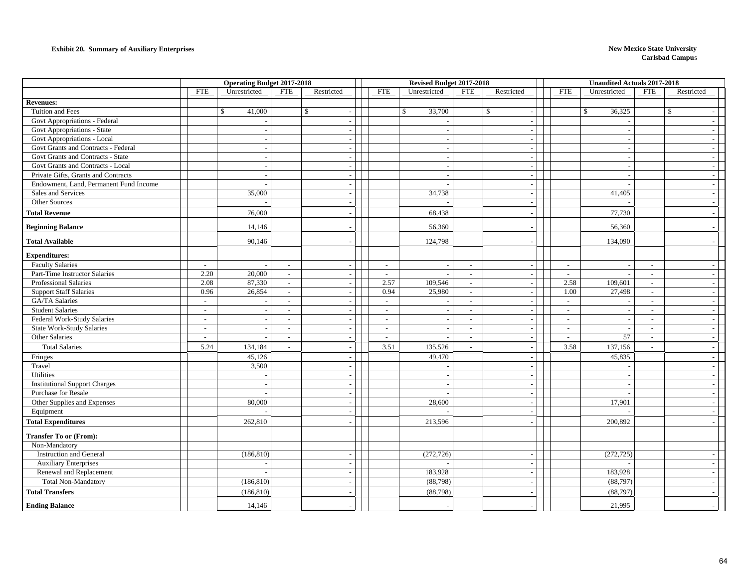**Exhibit 20. Summary of Auxiliary Enterprises**

**New Mexico State University**
**Carlsbad Campus**

| | Operating Budget 2017-2018 | | | | Revised Budget 2017-2018 | | | | Unaudited Actuals 2017-2018 | | | |
|---|---|---|---|---|---|---|---|---|---|---|---|---|
| | FTE | Unrestricted | FTE | Restricted | FTE | Unrestricted | FTE | Restricted | FTE | Unrestricted | FTE | Restricted |
| **Revenues:** | | | | | | | | | | | | |
| Tuition and Fees | | $ 41,000 | | $ - | | $ 33,700 | | $ - | | $ 36,325 | | $ - |
| Govt Appropriations - Federal | | - | | - | | - | | - | | - | | - |
| Govt Appropriations - State | | - | | - | | - | | - | | - | | - |
| Govt Appropriations - Local | | - | | - | | - | | - | | - | | - |
| Govt Grants and Contracts - Federal | | - | | - | | - | | - | | - | | - |
| Govt Grants and Contracts - State | | - | | - | | - | | - | | - | | - |
| Govt Grants and Contracts - Local | | - | | - | | - | | - | | - | | - |
| Private Gifts, Grants and Contracts | | - | | - | | - | | - | | - | | - |
| Endowment, Land, Permanent Fund Income | | - | | - | | - | | - | | - | | - |
| Sales and Services | | 35,000 | | - | | 34,738 | | - | | 41,405 | | - |
| Other Sources | | - | | - | | - | | - | | - | | - |
| **Total Revenue** | | 76,000 | | - | | 68,438 | | - | | 77,730 | | - |
| **Beginning Balance** | | 14,146 | | - | | 56,360 | | - | | 56,360 | | - |
| **Total Available** | | 90,146 | | - | | 124,798 | | - | | 134,090 | | - |
| **Expenditures:** | | | | | | | | | | | | |
| Faculty Salaries | - | - | - | - | - | - | - | - | - | - | - | - |
| Part-Time Instructor Salaries | 2.20 | 20,000 | - | - | - | - | - | - | - | - | - | - |
| Professional Salaries | 2.08 | 87,330 | - | - | 2.57 | 109,546 | - | - | 2.58 | 109,601 | - | - |
| Support Staff Salaries | 0.96 | 26,854 | - | - | 0.94 | 25,980 | - | - | 1.00 | 27,498 | - | - |
| GA/TA Salaries | - | - | - | - | - | - | - | - | - | - | - | - |
| Student Salaries | - | - | - | - | - | - | - | - | - | - | - | - |
| Federal Work-Study Salaries | - | - | - | - | - | - | - | - | - | - | - | - |
| State Work-Study Salaries | - | - | - | - | - | - | - | - | - | - | - | - |
| Other Salaries | - | - | - | - | - | - | - | - | - | 57 | - | - |
| Total Salaries | 5.24 | 134,184 | - | - | 3.51 | 135,526 | - | - | 3.58 | 137,156 | - | - |
| Fringes | | 45,126 | | - | | 49,470 | | - | | 45,835 | | - |
| Travel | | 3,500 | | - | | - | | - | | - | | - |
| Utilities | | - | | - | | - | | - | | - | | - |
| Institutional Support Charges | | - | | - | | - | | - | | - | | - |
| Purchase for Resale | | - | | - | | - | | - | | - | | - |
| Other Supplies and Expenses | | 80,000 | | - | | 28,600 | | - | | 17,901 | | - |
| Equipment | | - | | - | | - | | - | | - | | - |
| **Total Expenditures** | | 262,810 | | - | | 213,596 | | - | | 200,892 | | - |
| **Transfer To or (From):** | | | | | | | | | | | | |
| Non-Mandatory | | | | | | | | | | | | |
| Instruction and General | | (186,810) | | - | | (272,726) | | - | | (272,725) | | - |
| Auxiliary Enterprises | | - | | - | | - | | - | | - | | - |
| Renewal and Replacement | | - | | - | | 183,928 | | - | | 183,928 | | - |
| Total Non-Mandatory | | (186,810) | | - | | (88,798) | | - | | (88,797) | | - |
| **Total Transfers** | | (186,810) | | - | | (88,798) | | - | | (88,797) | | - |
| **Ending Balance** | | 14,146 | | - | | - | | - | | 21,995 | | - |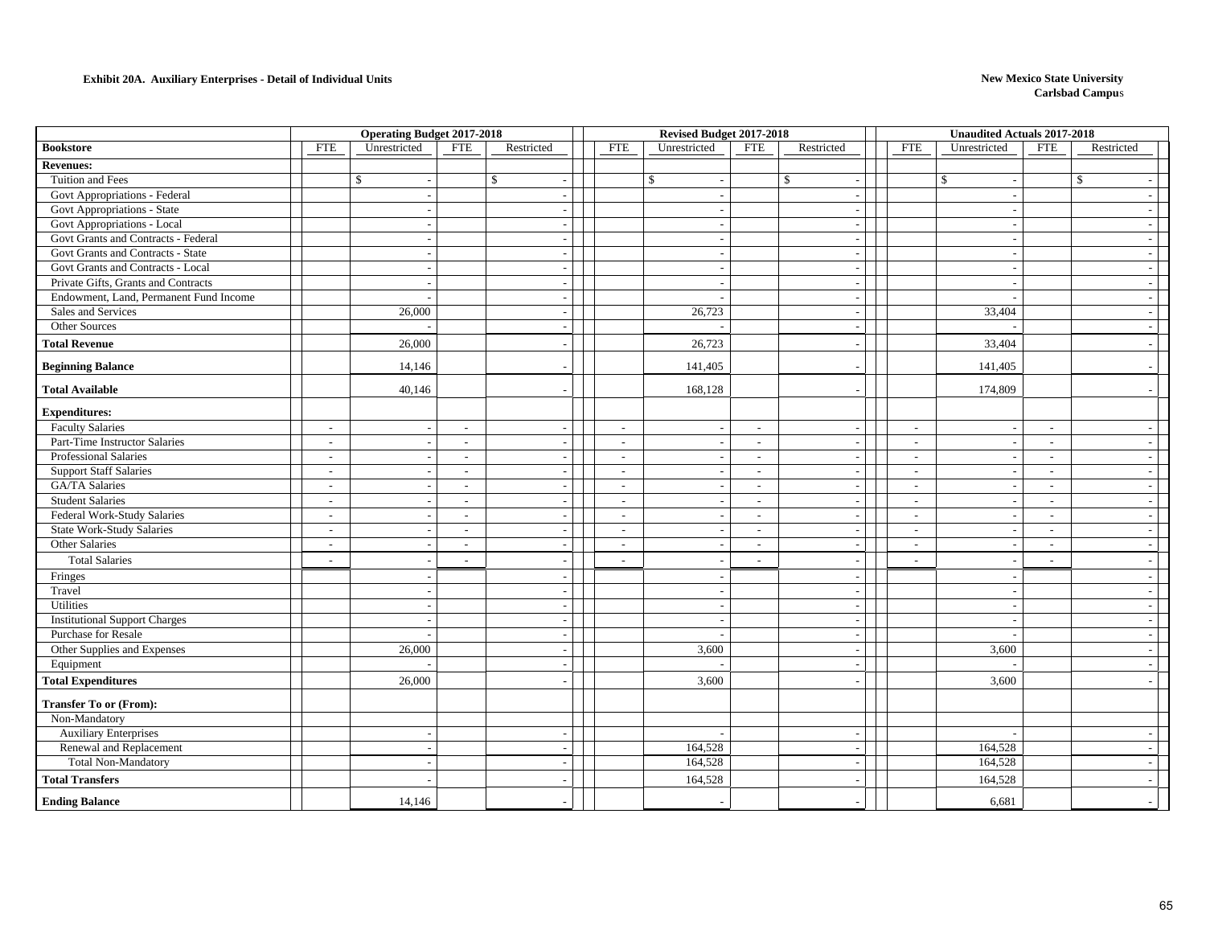**Exhibit 20A. Auxiliary Enterprises - Detail of Individual Units**

**New Mexico State University**
**Carlsbad Campus**

| | Operating Budget 2017-2018 | | | | Revised Budget 2017-2018 | | | | Unaudited Actuals 2017-2018 | | | |
|---|---|---|---|---|---|---|---|---|---|---|---|---|
| **Bookstore** | FTE | Unrestricted | FTE | Restricted | FTE | Unrestricted | FTE | Restricted | FTE | Unrestricted | FTE | Restricted |
| **Revenues:** | | | | | | | | | | | | |
| Tuition and Fees | | $ - | | $ - | | $ - | | $ - | | $ - | | $ - |
| Govt Appropriations - Federal | | - | | - | | - | | - | | - | | - |
| Govt Appropriations - State | | - | | - | | - | | - | | - | | - |
| Govt Appropriations - Local | | - | | - | | - | | - | | - | | - |
| Govt Grants and Contracts - Federal | | - | | - | | - | | - | | - | | - |
| Govt Grants and Contracts - State | | - | | - | | - | | - | | - | | - |
| Govt Grants and Contracts - Local | | - | | - | | - | | - | | - | | - |
| Private Gifts, Grants and Contracts | | - | | - | | - | | - | | - | | - |
| Endowment, Land, Permanent Fund Income | | - | | - | | - | | - | | - | | - |
| Sales and Services | | 26,000 | | - | | 26,723 | | - | | 33,404 | | - |
| Other Sources | | - | | - | | - | | - | | - | | - |
| **Total Revenue** | | 26,000 | | - | | 26,723 | | - | | 33,404 | | - |
| **Beginning Balance** | | 14,146 | | - | | 141,405 | | - | | 141,405 | | - |
| **Total Available** | | 40,146 | | - | | 168,128 | | - | | 174,809 | | - |
| **Expenditures:** | | | | | | | | | | | | |
| Faculty Salaries | - | - | - | - | - | - | - | - | - | - | - | - |
| Part-Time Instructor Salaries | - | - | - | - | - | - | - | - | - | - | - | - |
| Professional Salaries | - | - | - | - | - | - | - | - | - | - | - | - |
| Support Staff Salaries | - | - | - | - | - | - | - | - | - | - | - | - |
| GA/TA Salaries | - | - | - | - | - | - | - | - | - | - | - | - |
| Student Salaries | - | - | - | - | - | - | - | - | - | - | - | - |
| Federal Work-Study Salaries | - | - | - | - | - | - | - | - | - | - | - | - |
| State Work-Study Salaries | - | - | - | - | - | - | - | - | - | - | - | - |
| Other Salaries | - | - | - | - | - | - | - | - | - | - | - | - |
| Total Salaries | - | - | - | - | - | - | - | - | - | - | - | - |
| Fringes | | - | | - | | - | | - | | - | | - |
| Travel | | - | | - | | - | | - | | - | | - |
| Utilities | | - | | - | | - | | - | | - | | - |
| Institutional Support Charges | | - | | - | | - | | - | | - | | - |
| Purchase for Resale | | - | | - | | - | | - | | - | | - |
| Other Supplies and Expenses | | 26,000 | | - | | 3,600 | | - | | 3,600 | | - |
| Equipment | | - | | - | | - | | - | | - | | - |
| **Total Expenditures** | | 26,000 | | - | | 3,600 | | - | | 3,600 | | - |
| **Transfer To or (From):** | | | | | | | | | | | | |
| Non-Mandatory | | | | | | | | | | | | |
| Auxiliary Enterprises | | - | | - | | - | | - | | - | | - |
| Renewal and Replacement | | - | | - | | 164,528 | | - | | 164,528 | | - |
| Total Non-Mandatory | | - | | - | | 164,528 | | - | | 164,528 | | - |
| **Total Transfers** | | - | | - | | 164,528 | | - | | 164,528 | | - |
| **Ending Balance** | | 14,146 | | - | | - | | - | | 6,681 | | - |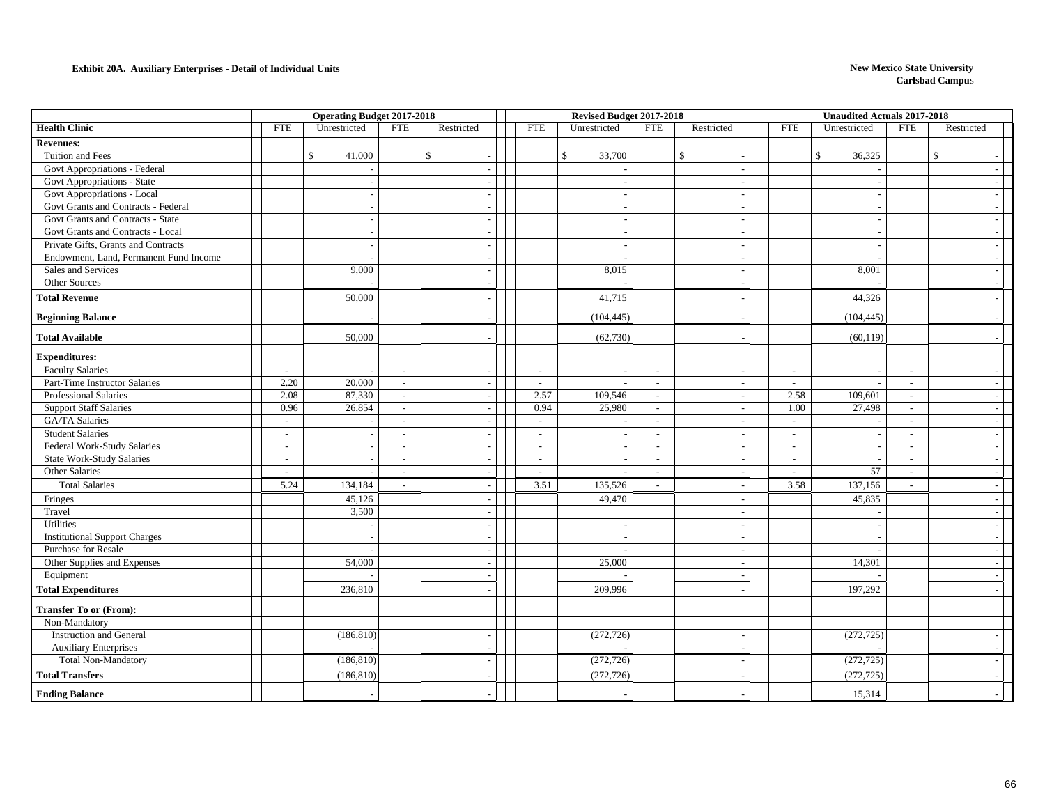**Exhibit 20A. Auxiliary Enterprises - Detail of Individual Units**

**New Mexico State University**
**Carlsbad Campus**

| | Operating Budget 2017-2018 | | | | Revised Budget 2017-2018 | | | | Unaudited Actuals 2017-2018 | | | |
|---|---|---|---|---|---|---|---|---|---|---|---|---|
| **Health Clinic** | FTE | Unrestricted | FTE | Restricted | FTE | Unrestricted | FTE | Restricted | FTE | Unrestricted | FTE | Restricted |
| **Revenues:** | | | | | | | | | | | | |
| Tuition and Fees | | $ 41,000 | | $ - | | $ 33,700 | | $ - | | $ 36,325 | | $ - |
| Govt Appropriations - Federal | | - | | - | | - | | - | | - | | - |
| Govt Appropriations - State | | - | | - | | - | | - | | - | | - |
| Govt Appropriations - Local | | - | | - | | - | | - | | - | | - |
| Govt Grants and Contracts - Federal | | - | | - | | - | | - | | - | | - |
| Govt Grants and Contracts - State | | - | | - | | - | | - | | - | | - |
| Govt Grants and Contracts - Local | | - | | - | | - | | - | | - | | - |
| Private Gifts, Grants and Contracts | | - | | - | | - | | - | | - | | - |
| Endowment, Land, Permanent Fund Income | | - | | - | | - | | - | | - | | - |
| Sales and Services | | 9,000 | | - | | 8,015 | | - | | 8,001 | | - |
| Other Sources | | - | | - | | - | | - | | - | | - |
| **Total Revenue** | | 50,000 | | - | | 41,715 | | - | | 44,326 | | - |
| **Beginning Balance** | | - | | - | | (104,445) | | - | | (104,445) | | - |
| **Total Available** | | 50,000 | | - | | (62,730) | | - | | (60,119) | | - |
| **Expenditures:** | | | | | | | | | | | | |
| Faculty Salaries | - | - | - | - | - | - | - | - | - | - | - | - |
| Part-Time Instructor Salaries | 2.20 | 20,000 | - | - | - | - | - | - | - | - | - | - |
| Professional Salaries | 2.08 | 87,330 | - | - | 2.57 | 109,546 | - | - | 2.58 | 109,601 | - | - |
| Support Staff Salaries | 0.96 | 26,854 | - | - | 0.94 | 25,980 | - | - | 1.00 | 27,498 | - | - |
| GA/TA Salaries | - | - | - | - | - | - | - | - | - | - | - | - |
| Student Salaries | - | - | - | - | - | - | - | - | - | - | - | - |
| Federal Work-Study Salaries | - | - | - | - | - | - | - | - | - | - | - | - |
| State Work-Study Salaries | - | - | - | - | - | - | - | - | - | - | - | - |
| Other Salaries | - | - | - | - | - | - | - | - | - | 57 | - | - |
| Total Salaries | 5.24 | 134,184 | - | - | 3.51 | 135,526 | - | - | 3.58 | 137,156 | - | - |
| Fringes | | 45,126 | | - | | 49,470 | | - | | 45,835 | | - |
| Travel | | 3,500 | | - | | | | - | | - | | - |
| Utilities | | - | | - | | - | | - | | - | | - |
| Institutional Support Charges | | - | | - | | - | | - | | - | | - |
| Purchase for Resale | | - | | - | | - | | - | | - | | - |
| Other Supplies and Expenses | | 54,000 | | - | | 25,000 | | - | | 14,301 | | - |
| Equipment | | - | | - | | - | | - | | - | | - |
| **Total Expenditures** | | 236,810 | | - | | 209,996 | | - | | 197,292 | | - |
| **Transfer To or (From):** | | | | | | | | | | | | |
| Non-Mandatory | | | | | | | | | | | | |
| Instruction and General | | (186,810) | | - | | (272,726) | | - | | (272,725) | | - |
| Auxiliary Enterprises | | - | | - | | - | | - | | - | | - |
| Total Non-Mandatory | | (186,810) | | - | | (272,726) | | - | | (272,725) | | - |
| **Total Transfers** | | (186,810) | | - | | (272,726) | | - | | (272,725) | | - |
| **Ending Balance** | | - | | - | | - | | - | | 15,314 | | - |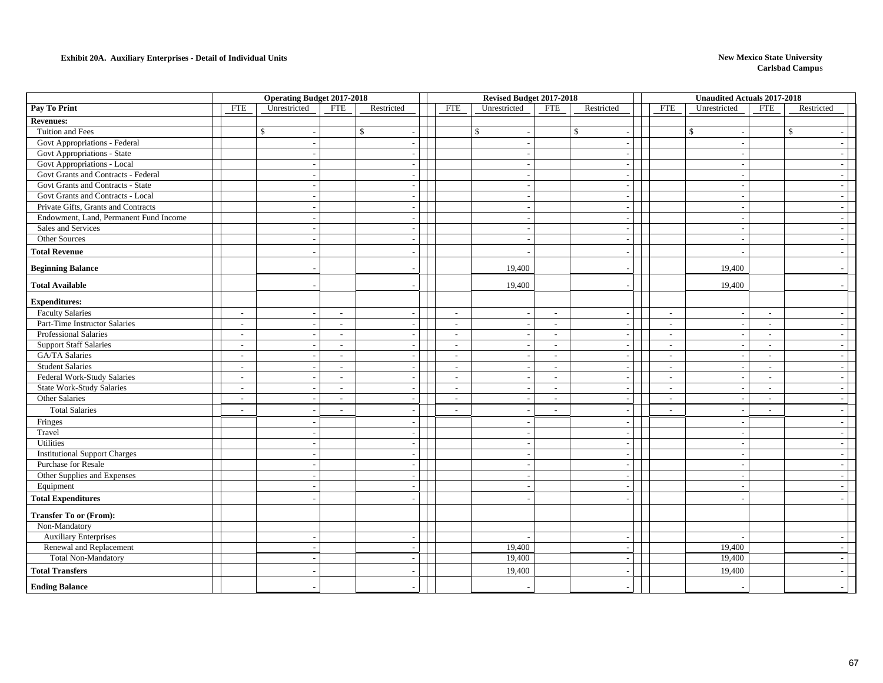**Exhibit 20A. Auxiliary Enterprises - Detail of Individual Units**

**New Mexico State University**
**Carlsbad Campus**

| | Operating Budget 2017-2018 | | | | Revised Budget 2017-2018 | | | | Unaudited Actuals 2017-2018 | | | |
|---|---|---|---|---|---|---|---|---|---|---|---|---|
| **Pay To Print** | FTE | Unrestricted | FTE | Restricted | FTE | Unrestricted | FTE | Restricted | FTE | Unrestricted | FTE | Restricted |
| **Revenues:** | | | | | | | | | | | | |
| Tuition and Fees | | $ - | | $ - | | $ - | | $ - | | $ - | | $ - |
| Govt Appropriations - Federal | | - | | - | | - | | - | | - | | - |
| Govt Appropriations - State | | - | | - | | - | | - | | - | | - |
| Govt Appropriations - Local | | - | | - | | - | | - | | - | | - |
| Govt Grants and Contracts - Federal | | - | | - | | - | | - | | - | | - |
| Govt Grants and Contracts - State | | - | | - | | - | | - | | - | | - |
| Govt Grants and Contracts - Local | | - | | - | | - | | - | | - | | - |
| Private Gifts, Grants and Contracts | | - | | - | | - | | - | | - | | - |
| Endowment, Land, Permanent Fund Income | | - | | - | | - | | - | | - | | - |
| Sales and Services | | - | | - | | - | | - | | - | | - |
| Other Sources | | - | | - | | - | | - | | - | | - |
| **Total Revenue** | | - | | - | | - | | - | | - | | - |
| **Beginning Balance** | | - | | - | | 19,400 | | - | | 19,400 | | - |
| **Total Available** | | - | | - | | 19,400 | | - | | 19,400 | | - |
| **Expenditures:** | | | | | | | | | | | | |
| Faculty Salaries | - | - | - | - | - | - | - | - | - | - | - | - |
| Part-Time Instructor Salaries | - | - | - | - | - | - | - | - | - | - | - | - |
| Professional Salaries | - | - | - | - | - | - | - | - | - | - | - | - |
| Support Staff Salaries | - | - | - | - | - | - | - | - | - | - | - | - |
| GA/TA Salaries | - | - | - | - | - | - | - | - | - | - | - | - |
| Student Salaries | - | - | - | - | - | - | - | - | - | - | - | - |
| Federal Work-Study Salaries | - | - | - | - | - | - | - | - | - | - | - | - |
| State Work-Study Salaries | - | - | - | - | - | - | - | - | - | - | - | - |
| Other Salaries | - | - | - | - | - | - | - | - | - | - | - | - |
| Total Salaries | - | - | - | - | - | - | - | - | - | - | - | - |
| Fringes | | - | | - | | - | | - | | - | | - |
| Travel | | - | | - | | - | | - | | - | | - |
| Utilities | | - | | - | | - | | - | | - | | - |
| Institutional Support Charges | | - | | - | | - | | - | | - | | - |
| Purchase for Resale | | - | | - | | - | | - | | - | | - |
| Other Supplies and Expenses | | - | | - | | - | | - | | - | | - |
| Equipment | | - | | - | | - | | - | | - | | - |
| **Total Expenditures** | | - | | - | | - | | - | | - | | - |
| **Transfer To or (From):** | | | | | | | | | | | | |
| Non-Mandatory | | | | | | | | | | | | |
| Auxiliary Enterprises | | - | | - | | - | | - | | - | | - |
| Renewal and Replacement | | - | | - | | 19,400 | | - | | 19,400 | | - |
| Total Non-Mandatory | | - | | - | | 19,400 | | - | | 19,400 | | - |
| **Total Transfers** | | - | | - | | 19,400 | | - | | 19,400 | | - |
| **Ending Balance** | | - | | - | | - | | - | | - | | - |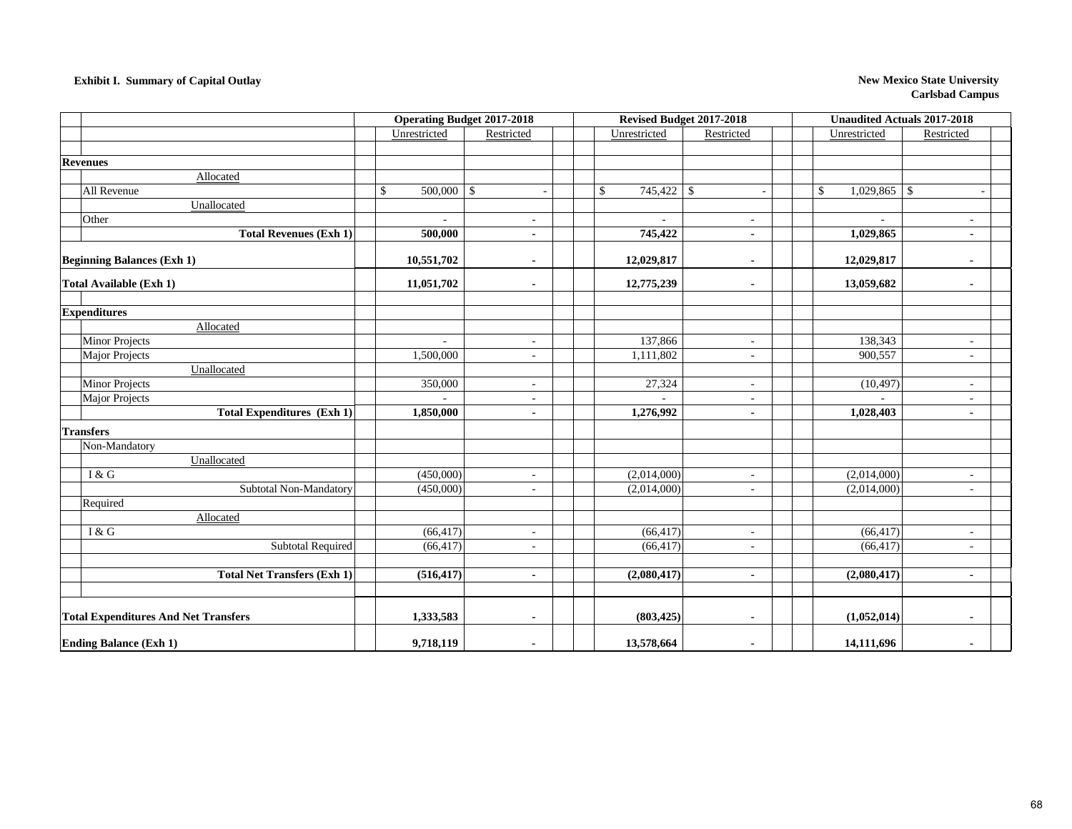**Exhibit I. Summary of Capital Outlay**

**New Mexico State University**
**Carlsbad Campus**

| | Operating Budget 2017-2018 | | Revised Budget 2017-2018 | | Unaudited Actuals 2017-2018 | |
|---|---|---|---|---|---|---|
| | Unrestricted | Restricted | Unrestricted | Restricted | Unrestricted | Restricted |
| **Revenues** | | | | | | |
| Allocated | | | | | | |
| All Revenue | $ 500,000 | $ - | $ 745,422 | $ - | $ 1,029,865 | $ - |
| Unallocated | | | | | | |
| Other | - | - | - | - | - | - |
| **Total Revenues (Exh 1)** | **500,000** | **-** | **745,422** | **-** | **1,029,865** | **-** |
| **Beginning Balances (Exh 1)** | **10,551,702** | **-** | **12,029,817** | **-** | **12,029,817** | **-** |
| **Total Available (Exh 1)** | **11,051,702** | **-** | **12,775,239** | **-** | **13,059,682** | **-** |
| **Expenditures** | | | | | | |
| Allocated | | | | | | |
| Minor Projects | - | - | 137,866 | - | 138,343 | - |
| Major Projects | 1,500,000 | - | 1,111,802 | - | 900,557 | - |
| Unallocated | | | | | | |
| Minor Projects | 350,000 | - | 27,324 | - | (10,497) | - |
| Major Projects | - | - | - | - | - | - |
| **Total Expenditures (Exh 1)** | **1,850,000** | **-** | **1,276,992** | **-** | **1,028,403** | **-** |
| **Transfers** | | | | | | |
| Non-Mandatory | | | | | | |
| Unallocated | | | | | | |
| I & G | (450,000) | - | (2,014,000) | - | (2,014,000) | - |
| Subtotal Non-Mandatory | (450,000) | - | (2,014,000) | - | (2,014,000) | - |
| Required | | | | | | |
| Allocated | | | | | | |
| I & G | (66,417) | - | (66,417) | - | (66,417) | - |
| Subtotal Required | (66,417) | - | (66,417) | - | (66,417) | - |
| **Total Net Transfers (Exh 1)** | **(516,417)** | **-** | **(2,080,417)** | **-** | **(2,080,417)** | **-** |
| **Total Expenditures And Net Transfers** | **1,333,583** | **-** | **(803,425)** | **-** | **(1,052,014)** | **-** |
| **Ending Balance (Exh 1)** | **9,718,119** | **-** | **13,578,664** | **-** | **14,111,696** | **-** |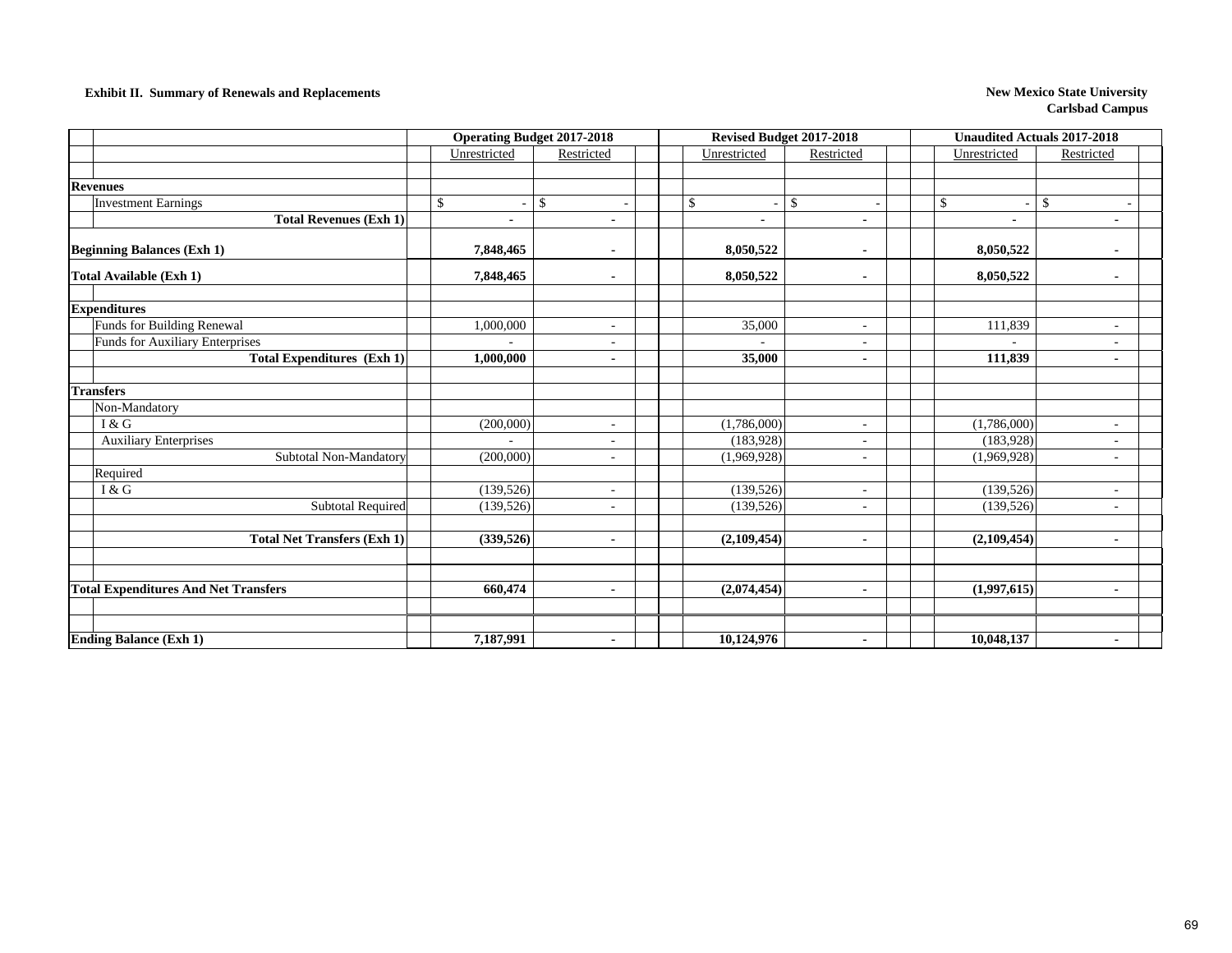**Exhibit II. Summary of Renewals and Replacements**

**New Mexico State University**
**Carlsbad Campus**

| | Operating Budget 2017-2018 | | Revised Budget 2017-2018 | | Unaudited Actuals 2017-2018 | |
|---|---|---|---|---|---|---|
| | Unrestricted | Restricted | Unrestricted | Restricted | Unrestricted | Restricted |
| **Revenues** | | | | | | |
| Investment Earnings | $ - | $ - | $ - | $ - | $ - | $ - |
| **Total Revenues (Exh 1)** | **-** | **-** | **-** | **-** | **-** | **-** |
| **Beginning Balances (Exh 1)** | **7,848,465** | **-** | **8,050,522** | **-** | **8,050,522** | **-** |
| **Total Available (Exh 1)** | **7,848,465** | **-** | **8,050,522** | **-** | **8,050,522** | **-** |
| **Expenditures** | | | | | | |
| Funds for Building Renewal | 1,000,000 | - | 35,000 | - | 111,839 | - |
| Funds for Auxiliary Enterprises | - | - | - | - | - | - |
| **Total Expenditures (Exh 1)** | **1,000,000** | **-** | **35,000** | **-** | **111,839** | **-** |
| **Transfers** | | | | | | |
| Non-Mandatory | | | | | | |
| I & G | (200,000) | - | (1,786,000) | - | (1,786,000) | - |
| Auxiliary Enterprises | - | - | (183,928) | - | (183,928) | - |
| Subtotal Non-Mandatory | (200,000) | - | (1,969,928) | - | (1,969,928) | - |
| Required | | | | | | |
| I & G | (139,526) | - | (139,526) | - | (139,526) | - |
| Subtotal Required | (139,526) | - | (139,526) | - | (139,526) | - |
| **Total Net Transfers (Exh 1)** | **(339,526)** | **-** | **(2,109,454)** | **-** | **(2,109,454)** | **-** |
| **Total Expenditures And Net Transfers** | **660,474** | **-** | **(2,074,454)** | **-** | **(1,997,615)** | **-** |
| **Ending Balance (Exh 1)** | **7,187,991** | **-** | **10,124,976** | **-** | **10,048,137** | **-** |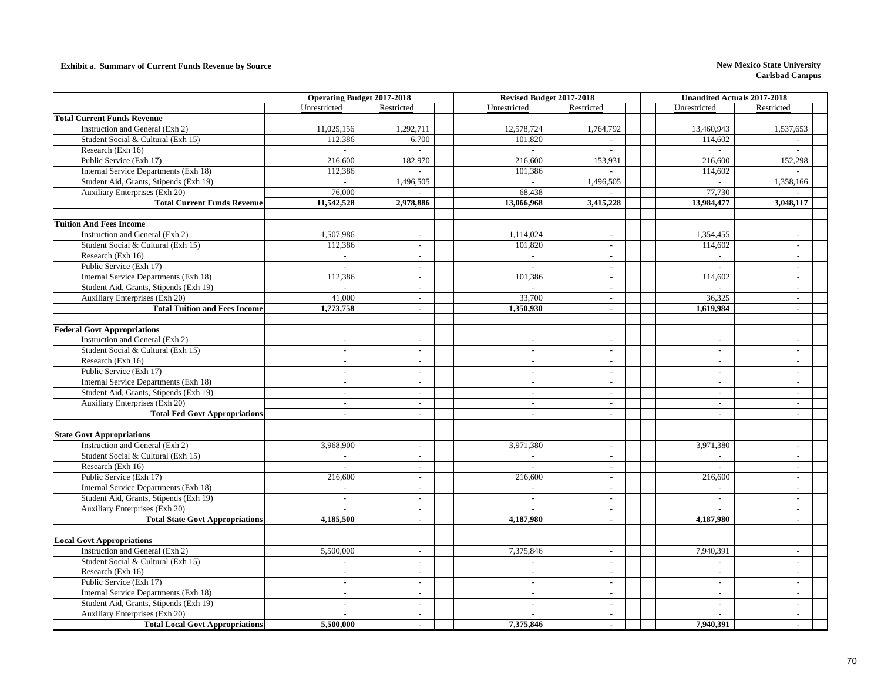**Exhibit a. Summary of Current Funds Revenue by Source**

**New Mexico State University**
**Carlsbad Campus**

| | Operating Budget 2017-2018 | | Revised Budget 2017-2018 | | Unaudited Actuals 2017-2018 | |
|---|---|---|---|---|---|---|
| | Unrestricted | Restricted | Unrestricted | Restricted | Unrestricted | Restricted |
| **Total Current Funds Revenue** | | | | | | |
| Instruction and General (Exh 2) | 11,025,156 | 1,292,711 | 12,578,724 | 1,764,792 | 13,460,943 | 1,537,653 |
| Student Social & Cultural (Exh 15) | 112,386 | 6,700 | 101,820 | - | 114,602 | - |
| Research (Exh 16) | - | - | - | - | - | - |
| Public Service (Exh 17) | 216,600 | 182,970 | 216,600 | 153,931 | 216,600 | 152,298 |
| Internal Service Departments (Exh 18) | 112,386 | - | 101,386 | - | 114,602 | - |
| Student Aid, Grants, Stipends (Exh 19) | - | 1,496,505 | - | 1,496,505 | - | 1,358,166 |
| Auxiliary Enterprises (Exh 20) | 76,000 | - | 68,438 | - | 77,730 | - |
| **Total Current Funds Revenue** | **11,542,528** | **2,978,886** | **13,066,968** | **3,415,228** | **13,984,477** | **3,048,117** |
| | | | | | | |
| **Tuition And Fees Income** | | | | | | |
| Instruction and General (Exh 2) | 1,507,986 | - | 1,114,024 | - | 1,354,455 | - |
| Student Social & Cultural (Exh 15) | 112,386 | - | 101,820 | - | 114,602 | - |
| Research (Exh 16) | - | - | - | - | - | - |
| Public Service (Exh 17) | - | - | - | - | - | - |
| Internal Service Departments (Exh 18) | 112,386 | - | 101,386 | - | 114,602 | - |
| Student Aid, Grants, Stipends (Exh 19) | - | - | - | - | - | - |
| Auxiliary Enterprises (Exh 20) | 41,000 | - | 33,700 | - | 36,325 | - |
| **Total Tuition and Fees Income** | **1,773,758** | **-** | **1,350,930** | **-** | **1,619,984** | **-** |
| | | | | | | |
| **Federal Govt Appropriations** | | | | | | |
| Instruction and General (Exh 2) | - | - | - | - | - | - |
| Student Social & Cultural (Exh 15) | - | - | - | - | - | - |
| Research (Exh 16) | - | - | - | - | - | - |
| Public Service (Exh 17) | - | - | - | - | - | - |
| Internal Service Departments (Exh 18) | - | - | - | - | - | - |
| Student Aid, Grants, Stipends (Exh 19) | - | - | - | - | - | - |
| Auxiliary Enterprises (Exh 20) | - | - | - | - | - | - |
| **Total Fed Govt Appropriations** | **-** | **-** | **-** | **-** | **-** | **-** |
| | | | | | | |
| **State Govt Appropriations** | | | | | | |
| Instruction and General (Exh 2) | 3,968,900 | - | 3,971,380 | - | 3,971,380 | - |
| Student Social & Cultural (Exh 15) | - | - | - | - | - | - |
| Research (Exh 16) | - | - | - | - | - | - |
| Public Service (Exh 17) | 216,600 | - | 216,600 | - | 216,600 | - |
| Internal Service Departments (Exh 18) | - | - | - | - | - | - |
| Student Aid, Grants, Stipends (Exh 19) | - | - | - | - | - | - |
| Auxiliary Enterprises (Exh 20) | - | - | - | - | - | - |
| **Total State Govt Appropriations** | **4,185,500** | **-** | **4,187,980** | **-** | **4,187,980** | **-** |
| | | | | | | |
| **Local Govt Appropriations** | | | | | | |
| Instruction and General (Exh 2) | 5,500,000 | - | 7,375,846 | - | 7,940,391 | - |
| Student Social & Cultural (Exh 15) | - | - | - | - | - | - |
| Research (Exh 16) | - | - | - | - | - | - |
| Public Service (Exh 17) | - | - | - | - | - | - |
| Internal Service Departments (Exh 18) | - | - | - | - | - | - |
| Student Aid, Grants, Stipends (Exh 19) | - | - | - | - | - | - |
| Auxiliary Enterprises (Exh 20) | - | - | - | - | - | - |
| **Total Local Govt Appropriations** | **5,500,000** | **-** | **7,375,846** | **-** | **7,940,391** | **-** |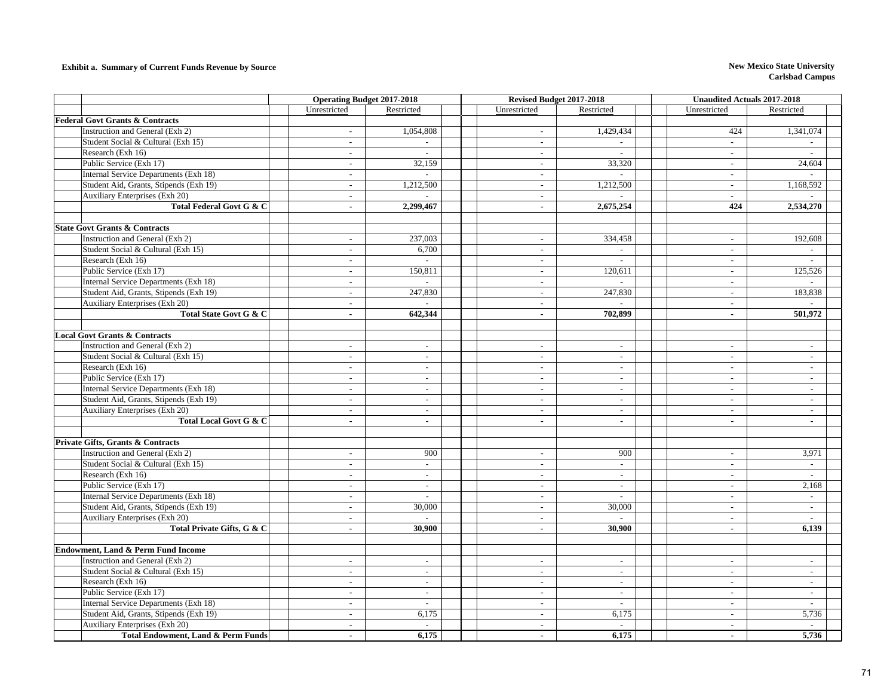**Exhibit a. Summary of Current Funds Revenue by Source**

**New Mexico State University**
**Carlsbad Campus**

| | Operating Budget 2017-2018 | | Revised Budget 2017-2018 | | Unaudited Actuals 2017-2018 | |
|---|---|---|---|---|---|---|
| | Unrestricted | Restricted | Unrestricted | Restricted | Unrestricted | Restricted |
| **Federal Govt Grants & Contracts** | | | | | | |
| Instruction and General (Exh 2) | - | 1,054,808 | - | 1,429,434 | 424 | 1,341,074 |
| Student Social & Cultural (Exh 15) | - | - | - | - | - | - |
| Research (Exh 16) | - | - | - | - | - | - |
| Public Service (Exh 17) | - | 32,159 | - | 33,320 | - | 24,604 |
| Internal Service Departments (Exh 18) | - | - | - | - | - | - |
| Student Aid, Grants, Stipends (Exh 19) | - | 1,212,500 | - | 1,212,500 | - | 1,168,592 |
| Auxiliary Enterprises (Exh 20) | - | - | - | - | - | - |
| **Total Federal Govt G & C** | **-** | **2,299,467** | **-** | **2,675,254** | **424** | **2,534,270** |
| | | | | | | |
| **State Govt Grants & Contracts** | | | | | | |
| Instruction and General (Exh 2) | - | 237,003 | - | 334,458 | - | 192,608 |
| Student Social & Cultural (Exh 15) | - | 6,700 | - | - | - | - |
| Research (Exh 16) | - | - | - | - | - | - |
| Public Service (Exh 17) | - | 150,811 | - | 120,611 | - | 125,526 |
| Internal Service Departments (Exh 18) | - | - | - | - | - | - |
| Student Aid, Grants, Stipends (Exh 19) | - | 247,830 | - | 247,830 | - | 183,838 |
| Auxiliary Enterprises (Exh 20) | - | - | - | - | - | - |
| **Total State Govt G & C** | **-** | **642,344** | **-** | **702,899** | **-** | **501,972** |
| | | | | | | |
| **Local Govt Grants & Contracts** | | | | | | |
| Instruction and General (Exh 2) | - | - | - | - | - | - |
| Student Social & Cultural (Exh 15) | - | - | - | - | - | - |
| Research (Exh 16) | - | - | - | - | - | - |
| Public Service (Exh 17) | - | - | - | - | - | - |
| Internal Service Departments (Exh 18) | - | - | - | - | - | - |
| Student Aid, Grants, Stipends (Exh 19) | - | - | - | - | - | - |
| Auxiliary Enterprises (Exh 20) | - | - | - | - | - | - |
| **Total Local Govt G & C** | **-** | **-** | **-** | **-** | **-** | **-** |
| | | | | | | |
| **Private Gifts, Grants & Contracts** | | | | | | |
| Instruction and General (Exh 2) | - | 900 | - | 900 | - | 3,971 |
| Student Social & Cultural (Exh 15) | - | - | - | - | - | - |
| Research (Exh 16) | - | - | - | - | - | - |
| Public Service (Exh 17) | - | - | - | - | - | 2,168 |
| Internal Service Departments (Exh 18) | - | - | - | - | - | - |
| Student Aid, Grants, Stipends (Exh 19) | - | 30,000 | - | 30,000 | - | - |
| Auxiliary Enterprises (Exh 20) | - | - | - | - | - | - |
| **Total Private Gifts, G & C** | **-** | **30,900** | **-** | **30,900** | **-** | **6,139** |
| | | | | | | |
| **Endowment, Land & Perm Fund Income** | | | | | | |
| Instruction and General (Exh 2) | - | - | - | - | - | - |
| Student Social & Cultural (Exh 15) | - | - | - | - | - | - |
| Research (Exh 16) | - | - | - | - | - | - |
| Public Service (Exh 17) | - | - | - | - | - | - |
| Internal Service Departments (Exh 18) | - | - | - | - | - | - |
| Student Aid, Grants, Stipends (Exh 19) | - | 6,175 | - | 6,175 | - | 5,736 |
| Auxiliary Enterprises (Exh 20) | - | - | - | - | - | - |
| **Total Endowment, Land & Perm Funds** | **-** | **6,175** | **-** | **6,175** | **-** | **5,736** |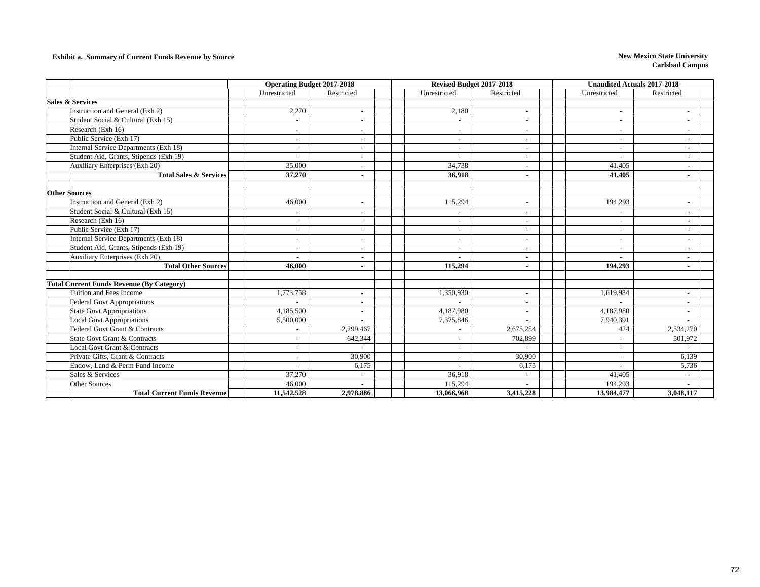**Exhibit a. Summary of Current Funds Revenue by Source**

**New Mexico State University**
**Carlsbad Campus**

| | Operating Budget 2017-2018 | | Revised Budget 2017-2018 | | Unaudited Actuals 2017-2018 | |
|---|---|---|---|---|---|---|
| | Unrestricted | Restricted | Unrestricted | Restricted | Unrestricted | Restricted |
| **Sales & Services** | | | | | | |
| Instruction and General (Exh 2) | 2,270 | - | 2,180 | - | - | - |
| Student Social & Cultural (Exh 15) | - | - | - | - | - | - |
| Research (Exh 16) | - | - | - | - | - | - |
| Public Service (Exh 17) | - | - | - | - | - | - |
| Internal Service Departments (Exh 18) | - | - | - | - | - | - |
| Student Aid, Grants, Stipends (Exh 19) | - | - | - | - | - | - |
| Auxiliary Enterprises (Exh 20) | 35,000 | - | 34,738 | - | 41,405 | - |
| **Total Sales & Services** | **37,270** | **-** | **36,918** | **-** | **41,405** | **-** |
| | | | | | | |
| **Other Sources** | | | | | | |
| Instruction and General (Exh 2) | 46,000 | - | 115,294 | - | 194,293 | - |
| Student Social & Cultural (Exh 15) | - | - | - | - | - | - |
| Research (Exh 16) | - | - | - | - | - | - |
| Public Service (Exh 17) | - | - | - | - | - | - |
| Internal Service Departments (Exh 18) | - | - | - | - | - | - |
| Student Aid, Grants, Stipends (Exh 19) | - | - | - | - | - | - |
| Auxiliary Enterprises (Exh 20) | - | - | - | - | - | - |
| **Total Other Sources** | **46,000** | **-** | **115,294** | **-** | **194,293** | **-** |
| | | | | | | |
| **Total Current Funds Revenue (By Category)** | | | | | | |
| Tuition and Fees Income | 1,773,758 | - | 1,350,930 | - | 1,619,984 | - |
| Federal Govt Appropriations | - | - | - | - | - | - |
| State Govt Appropriations | 4,185,500 | - | 4,187,980 | - | 4,187,980 | - |
| Local Govt Appropriations | 5,500,000 | - | 7,375,846 | - | 7,940,391 | - |
| Federal Govt Grant & Contracts | - | 2,299,467 | - | 2,675,254 | 424 | 2,534,270 |
| State Govt Grant & Contracts | - | 642,344 | - | 702,899 | - | 501,972 |
| Local Govt Grant & Contracts | - | - | - | - | - | - |
| Private Gifts, Grant & Contracts | - | 30,900 | - | 30,900 | - | 6,139 |
| Endow, Land & Perm Fund Income | - | 6,175 | - | 6,175 | - | 5,736 |
| Sales & Services | 37,270 | - | 36,918 | - | 41,405 | - |
| Other Sources | 46,000 | - | 115,294 | - | 194,293 | - |
| **Total Current Funds Revenue** | **11,542,528** | **2,978,886** | **13,066,968** | **3,415,228** | **13,984,477** | **3,048,117** |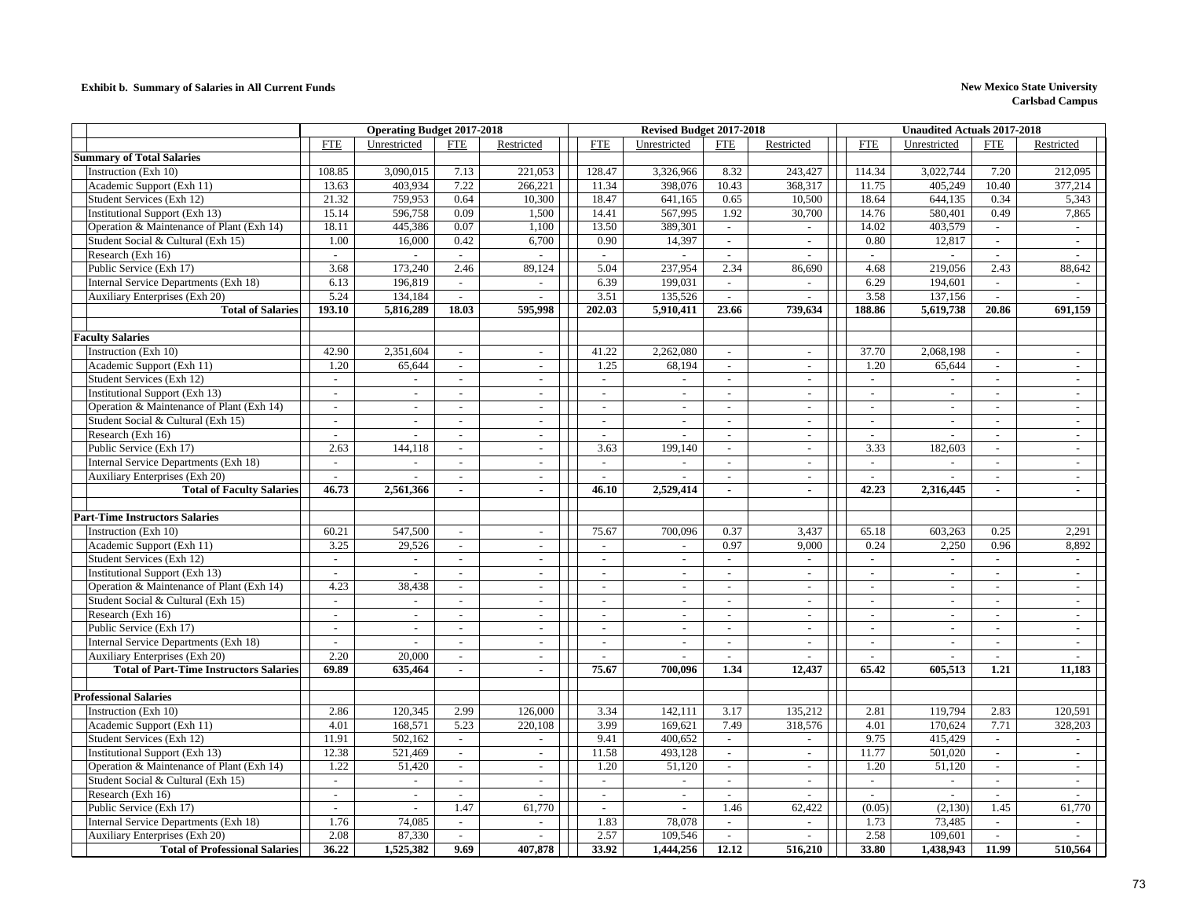**Exhibit b. Summary of Salaries in All Current Funds**

**New Mexico State University**
**Carlsbad Campus**

| | Operating Budget 2017-2018 | | | | Revised Budget 2017-2018 | | | | Unaudited Actuals 2017-2018 | | | |
|---|---|---|---|---|---|---|---|---|---|---|---|---|
| | FTE | Unrestricted | FTE | Restricted | FTE | Unrestricted | FTE | Restricted | FTE | Unrestricted | FTE | Restricted |
| **Summary of Total Salaries** | | | | | | | | | | | | |
| Instruction (Exh 10) | 108.85 | 3,090,015 | 7.13 | 221,053 | 128.47 | 3,326,966 | 8.32 | 243,427 | 114.34 | 3,022,744 | 7.20 | 212,095 |
| Academic Support (Exh 11) | 13.63 | 403,934 | 7.22 | 266,221 | 11.34 | 398,076 | 10.43 | 368,317 | 11.75 | 405,249 | 10.40 | 377,214 |
| Student Services (Exh 12) | 21.32 | 759,953 | 0.64 | 10,300 | 18.47 | 641,165 | 0.65 | 10,500 | 18.64 | 644,135 | 0.34 | 5,343 |
| Institutional Support (Exh 13) | 15.14 | 596,758 | 0.09 | 1,500 | 14.41 | 567,995 | 1.92 | 30,700 | 14.76 | 580,401 | 0.49 | 7,865 |
| Operation & Maintenance of Plant (Exh 14) | 18.11 | 445,386 | 0.07 | 1,100 | 13.50 | 389,301 | - | - | 14.02 | 403,579 | - | - |
| Student Social & Cultural (Exh 15) | 1.00 | 16,000 | 0.42 | 6,700 | 0.90 | 14,397 | - | - | 0.80 | 12,817 | - | - |
| Research (Exh 16) | - | - | - | - | - | - | - | - | - | - | - | - |
| Public Service (Exh 17) | 3.68 | 173,240 | 2.46 | 89,124 | 5.04 | 237,954 | 2.34 | 86,690 | 4.68 | 219,056 | 2.43 | 88,642 |
| Internal Service Departments (Exh 18) | 6.13 | 196,819 | - | - | 6.39 | 199,031 | - | - | 6.29 | 194,601 | - | - |
| Auxiliary Enterprises (Exh 20) | 5.24 | 134,184 | - | - | 3.51 | 135,526 | - | - | 3.58 | 137,156 | - | - |
| **Total of Salaries** | **193.10** | **5,816,289** | **18.03** | **595,998** | **202.03** | **5,910,411** | **23.66** | **739,634** | **188.86** | **5,619,738** | **20.86** | **691,159** |
| | | | | | | | | | | | | |
| **Faculty Salaries** | | | | | | | | | | | | |
| Instruction (Exh 10) | 42.90 | 2,351,604 | - | - | 41.22 | 2,262,080 | - | - | 37.70 | 2,068,198 | - | - |
| Academic Support (Exh 11) | 1.20 | 65,644 | - | - | 1.25 | 68,194 | - | - | 1.20 | 65,644 | - | - |
| Student Services (Exh 12) | - | - | - | - | - | - | - | - | - | - | - | - |
| Institutional Support (Exh 13) | - | - | - | - | - | - | - | - | - | - | - | - |
| Operation & Maintenance of Plant (Exh 14) | - | - | - | - | - | - | - | - | - | - | - | - |
| Student Social & Cultural (Exh 15) | - | - | - | - | - | - | - | - | - | - | - | - |
| Research (Exh 16) | - | - | - | - | - | - | - | - | - | - | - | - |
| Public Service (Exh 17) | 2.63 | 144,118 | - | - | 3.63 | 199,140 | - | - | 3.33 | 182,603 | - | - |
| Internal Service Departments (Exh 18) | - | - | - | - | - | - | - | - | - | - | - | - |
| Auxiliary Enterprises (Exh 20) | - | - | - | - | - | - | - | - | - | - | - | - |
| **Total of Faculty Salaries** | **46.73** | **2,561,366** | **-** | **-** | **46.10** | **2,529,414** | **-** | **-** | **42.23** | **2,316,445** | **-** | **-** |
| | | | | | | | | | | | | |
| **Part-Time Instructors Salaries** | | | | | | | | | | | | |
| Instruction (Exh 10) | 60.21 | 547,500 | - | - | 75.67 | 700,096 | 0.37 | 3,437 | 65.18 | 603,263 | 0.25 | 2,291 |
| Academic Support (Exh 11) | 3.25 | 29,526 | - | - | - | - | 0.97 | 9,000 | 0.24 | 2,250 | 0.96 | 8,892 |
| Student Services (Exh 12) | - | - | - | - | - | - | - | - | - | - | - | - |
| Institutional Support (Exh 13) | - | - | - | - | - | - | - | - | - | - | - | - |
| Operation & Maintenance of Plant (Exh 14) | 4.23 | 38,438 | - | - | - | - | - | - | - | - | - | - |
| Student Social & Cultural (Exh 15) | - | - | - | - | - | - | - | - | - | - | - | - |
| Research (Exh 16) | - | - | - | - | - | - | - | - | - | - | - | - |
| Public Service (Exh 17) | - | - | - | - | - | - | - | - | - | - | - | - |
| Internal Service Departments (Exh 18) | - | - | - | - | - | - | - | - | - | - | - | - |
| Auxiliary Enterprises (Exh 20) | 2.20 | 20,000 | - | - | - | - | - | - | - | - | - | - |
| **Total of Part-Time Instructors Salaries** | **69.89** | **635,464** | **-** | **-** | **75.67** | **700,096** | **1.34** | **12,437** | **65.42** | **605,513** | **1.21** | **11,183** |
| | | | | | | | | | | | | |
| **Professional Salaries** | | | | | | | | | | | | |
| Instruction (Exh 10) | 2.86 | 120,345 | 2.99 | 126,000 | 3.34 | 142,111 | 3.17 | 135,212 | 2.81 | 119,794 | 2.83 | 120,591 |
| Academic Support (Exh 11) | 4.01 | 168,571 | 5.23 | 220,108 | 3.99 | 169,621 | 7.49 | 318,576 | 4.01 | 170,624 | 7.71 | 328,203 |
| Student Services (Exh 12) | 11.91 | 502,162 | - | - | 9.41 | 400,652 | - | - | 9.75 | 415,429 | - | - |
| Institutional Support (Exh 13) | 12.38 | 521,469 | - | - | 11.58 | 493,128 | - | - | 11.77 | 501,020 | - | - |
| Operation & Maintenance of Plant (Exh 14) | 1.22 | 51,420 | - | - | 1.20 | 51,120 | - | - | 1.20 | 51,120 | - | - |
| Student Social & Cultural (Exh 15) | - | - | - | - | - | - | - | - | - | - | - | - |
| Research (Exh 16) | - | - | - | - | - | - | - | - | - | - | - | - |
| Public Service (Exh 17) | - | - | 1.47 | 61,770 | - | - | 1.46 | 62,422 | (0.05) | (2,130) | 1.45 | 61,770 |
| Internal Service Departments (Exh 18) | 1.76 | 74,085 | - | - | 1.83 | 78,078 | - | - | 1.73 | 73,485 | - | - |
| Auxiliary Enterprises (Exh 20) | 2.08 | 87,330 | - | - | 2.57 | 109,546 | - | - | 2.58 | 109,601 | - | - |
| **Total of Professional Salaries** | **36.22** | **1,525,382** | **9.69** | **407,878** | **33.92** | **1,444,256** | **12.12** | **516,210** | **33.80** | **1,438,943** | **11.99** | **510,564** |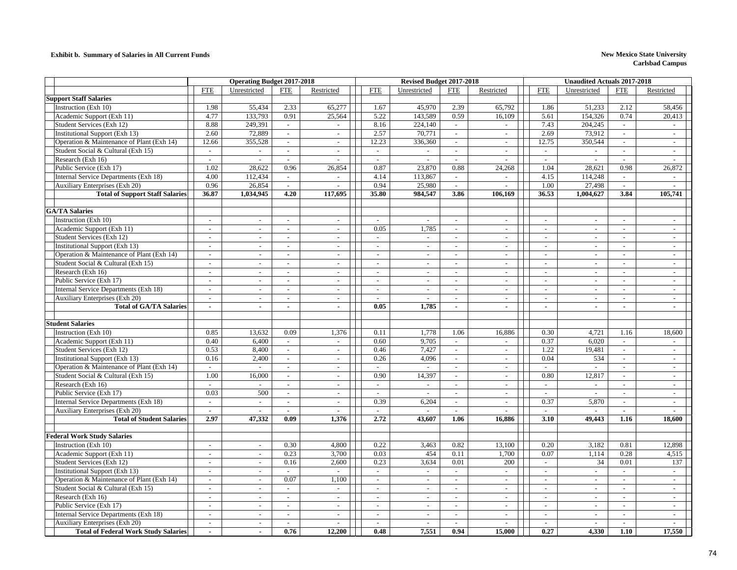**Exhibit b. Summary of Salaries in All Current Funds**

**New Mexico State University**
**Carlsbad Campus**

| | Operating Budget 2017-2018 | | | | Revised Budget 2017-2018 | | | | Unaudited Actuals 2017-2018 | | | |
|---|---|---|---|---|---|---|---|---|---|---|---|---|
| | FTE | Unrestricted | FTE | Restricted | FTE | Unrestricted | FTE | Restricted | FTE | Unrestricted | FTE | Restricted |
| **Support Staff Salaries** | | | | | | | | | | | | |
| Instruction (Exh 10) | 1.98 | 55,434 | 2.33 | 65,277 | 1.67 | 45,970 | 2.39 | 65,792 | 1.86 | 51,233 | 2.12 | 58,456 |
| Academic Support (Exh 11) | 4.77 | 133,793 | 0.91 | 25,564 | 5.22 | 143,589 | 0.59 | 16,109 | 5.61 | 154,326 | 0.74 | 20,413 |
| Student Services (Exh 12) | 8.88 | 249,391 | - | - | 8.16 | 224,140 | - | - | 7.43 | 204,245 | - | - |
| Institutional Support (Exh 13) | 2.60 | 72,889 | - | - | 2.57 | 70,771 | - | - | 2.69 | 73,912 | - | - |
| Operation & Maintenance of Plant (Exh 14) | 12.66 | 355,528 | - | - | 12.23 | 336,360 | - | - | 12.75 | 350,544 | - | - |
| Student Social & Cultural (Exh 15) | - | - | - | - | - | - | - | - | - | - | - | - |
| Research (Exh 16) | - | - | - | - | - | - | - | - | - | - | - | - |
| Public Service (Exh 17) | 1.02 | 28,622 | 0.96 | 26,854 | 0.87 | 23,870 | 0.88 | 24,268 | 1.04 | 28,621 | 0.98 | 26,872 |
| Internal Service Departments (Exh 18) | 4.00 | 112,434 | - | - | 4.14 | 113,867 | - | - | 4.15 | 114,248 | - | - |
| Auxiliary Enterprises (Exh 20) | 0.96 | 26,854 | - | - | 0.94 | 25,980 | - | - | 1.00 | 27,498 | - | - |
| **Total of Support Staff Salaries** | **36.87** | **1,034,945** | **4.20** | **117,695** | **35.80** | **984,547** | **3.86** | **106,169** | **36.53** | **1,004,627** | **3.84** | **105,741** |
| | | | | | | | | | | | | |
| **GA/TA Salaries** | | | | | | | | | | | | |
| Instruction (Exh 10) | - | - | - | - | - | - | - | - | - | - | - | - |
| Academic Support (Exh 11) | - | - | - | - | 0.05 | 1,785 | - | - | - | - | - | - |
| Student Services (Exh 12) | - | - | - | - | - | - | - | - | - | - | - | - |
| Institutional Support (Exh 13) | - | - | - | - | - | - | - | - | - | - | - | - |
| Operation & Maintenance of Plant (Exh 14) | - | - | - | - | - | - | - | - | - | - | - | - |
| Student Social & Cultural (Exh 15) | - | - | - | - | - | - | - | - | - | - | - | - |
| Research (Exh 16) | - | - | - | - | - | - | - | - | - | - | - | - |
| Public Service (Exh 17) | - | - | - | - | - | - | - | - | - | - | - | - |
| Internal Service Departments (Exh 18) | - | - | - | - | - | - | - | - | - | - | - | - |
| Auxiliary Enterprises (Exh 20) | - | - | - | - | - | - | - | - | - | - | - | - |
| **Total of GA/TA Salaries** | **-** | **-** | **-** | **-** | **0.05** | **1,785** | **-** | **-** | **-** | **-** | **-** | **-** |
| | | | | | | | | | | | | |
| **Student Salaries** | | | | | | | | | | | | |
| Instruction (Exh 10) | 0.85 | 13,632 | 0.09 | 1,376 | 0.11 | 1,778 | 1.06 | 16,886 | 0.30 | 4,721 | 1.16 | 18,600 |
| Academic Support (Exh 11) | 0.40 | 6,400 | - | - | 0.60 | 9,705 | - | - | 0.37 | 6,020 | - | - |
| Student Services (Exh 12) | 0.53 | 8,400 | - | - | 0.46 | 7,427 | - | - | 1.22 | 19,481 | - | - |
| Institutional Support (Exh 13) | 0.16 | 2,400 | - | - | 0.26 | 4,096 | - | - | 0.04 | 534 | - | - |
| Operation & Maintenance of Plant (Exh 14) | - | - | - | - | - | - | - | - | - | - | - | - |
| Student Social & Cultural (Exh 15) | 1.00 | 16,000 | - | - | 0.90 | 14,397 | - | - | 0.80 | 12,817 | - | - |
| Research (Exh 16) | - | - | - | - | - | - | - | - | - | - | - | - |
| Public Service (Exh 17) | 0.03 | 500 | - | - | - | - | - | - | - | - | - | - |
| Internal Service Departments (Exh 18) | - | - | - | - | 0.39 | 6,204 | - | - | 0.37 | 5,870 | - | - |
| Auxiliary Enterprises (Exh 20) | - | - | - | - | - | - | - | - | - | - | - | - |
| **Total of Student Salaries** | **2.97** | **47,332** | **0.09** | **1,376** | **2.72** | **43,607** | **1.06** | **16,886** | **3.10** | **49,443** | **1.16** | **18,600** |
| | | | | | | | | | | | | |
| **Federal Work Study Salaries** | | | | | | | | | | | | |
| Instruction (Exh 10) | - | - | 0.30 | 4,800 | 0.22 | 3,463 | 0.82 | 13,100 | 0.20 | 3,182 | 0.81 | 12,898 |
| Academic Support (Exh 11) | - | - | 0.23 | 3,700 | 0.03 | 454 | 0.11 | 1,700 | 0.07 | 1,114 | 0.28 | 4,515 |
| Student Services (Exh 12) | - | - | 0.16 | 2,600 | 0.23 | 3,634 | 0.01 | 200 | - | 34 | 0.01 | 137 |
| Institutional Support (Exh 13) | - | - | - | - | - | - | - | - | - | - | - | - |
| Operation & Maintenance of Plant (Exh 14) | - | - | 0.07 | 1,100 | - | - | - | - | - | - | - | - |
| Student Social & Cultural (Exh 15) | - | - | - | - | - | - | - | - | - | - | - | - |
| Research (Exh 16) | - | - | - | - | - | - | - | - | - | - | - | - |
| Public Service (Exh 17) | - | - | - | - | - | - | - | - | - | - | - | - |
| Internal Service Departments (Exh 18) | - | - | - | - | - | - | - | - | - | - | - | - |
| Auxiliary Enterprises (Exh 20) | - | - | - | - | - | - | - | - | - | - | - | - |
| **Total of Federal Work Study Salaries** | **-** | **-** | **0.76** | **12,200** | **0.48** | **7,551** | **0.94** | **15,000** | **0.27** | **4,330** | **1.10** | **17,550** |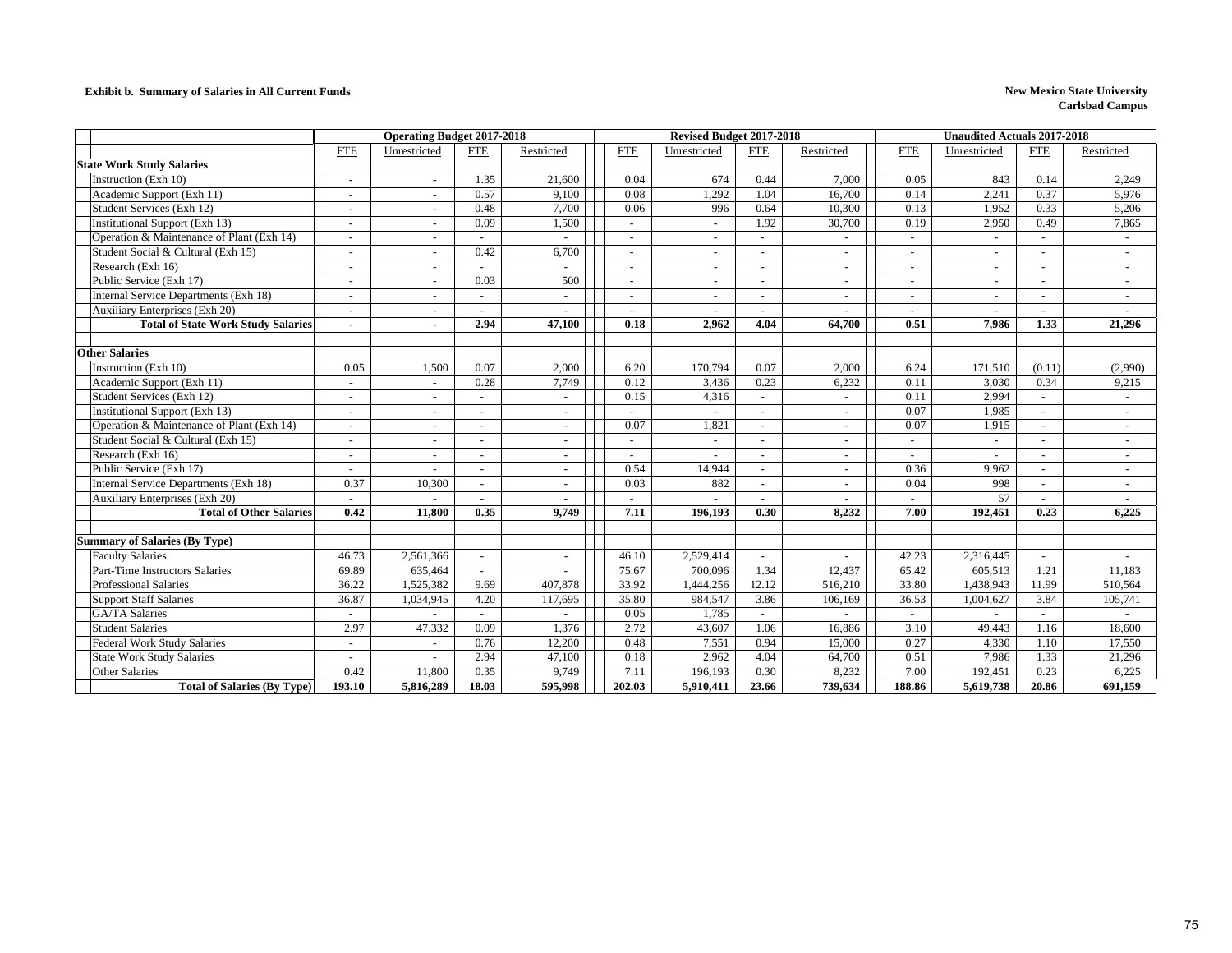**Exhibit b. Summary of Salaries in All Current Funds**

**New Mexico State University**
**Carlsbad Campus**

| | Operating Budget 2017-2018 | | | | Revised Budget 2017-2018 | | | | Unaudited Actuals 2017-2018 | | | |
|---|---|---|---|---|---|---|---|---|---|---|---|---|
| | FTE | Unrestricted | FTE | Restricted | FTE | Unrestricted | FTE | Restricted | FTE | Unrestricted | FTE | Restricted |
| **State Work Study Salaries** | | | | | | | | | | | | |
| Instruction (Exh 10) | - | - | 1.35 | 21,600 | 0.04 | 674 | 0.44 | 7,000 | 0.05 | 843 | 0.14 | 2,249 |
| Academic Support (Exh 11) | - | - | 0.57 | 9,100 | 0.08 | 1,292 | 1.04 | 16,700 | 0.14 | 2,241 | 0.37 | 5,976 |
| Student Services (Exh 12) | - | - | 0.48 | 7,700 | 0.06 | 996 | 0.64 | 10,300 | 0.13 | 1,952 | 0.33 | 5,206 |
| Institutional Support (Exh 13) | - | - | 0.09 | 1,500 | - | - | 1.92 | 30,700 | 0.19 | 2,950 | 0.49 | 7,865 |
| Operation & Maintenance of Plant (Exh 14) | - | - | - | - | - | - | - | - | - | - | - | - |
| Student Social & Cultural (Exh 15) | - | - | 0.42 | 6,700 | - | - | - | - | - | - | - | - |
| Research (Exh 16) | - | - | - | - | - | - | - | - | - | - | - | - |
| Public Service (Exh 17) | - | - | 0.03 | 500 | - | - | - | - | - | - | - | - |
| Internal Service Departments (Exh 18) | - | - | - | - | - | - | - | - | - | - | - | - |
| Auxiliary Enterprises (Exh 20) | - | - | - | - | - | - | - | - | - | - | - | - |
| **Total of State Work Study Salaries** | **-** | **-** | **2.94** | **47,100** | **0.18** | **2,962** | **4.04** | **64,700** | **0.51** | **7,986** | **1.33** | **21,296** |
| | | | | | | | | | | | | |
| **Other Salaries** | | | | | | | | | | | | |
| Instruction (Exh 10) | 0.05 | 1,500 | 0.07 | 2,000 | 6.20 | 170,794 | 0.07 | 2,000 | 6.24 | 171,510 | (0.11) | (2,990) |
| Academic Support (Exh 11) | - | - | 0.28 | 7,749 | 0.12 | 3,436 | 0.23 | 6,232 | 0.11 | 3,030 | 0.34 | 9,215 |
| Student Services (Exh 12) | - | - | - | - | 0.15 | 4,316 | - | - | 0.11 | 2,994 | - | - |
| Institutional Support (Exh 13) | - | - | - | - | - | - | - | - | 0.07 | 1,985 | - | - |
| Operation & Maintenance of Plant (Exh 14) | - | - | - | - | 0.07 | 1,821 | - | - | 0.07 | 1,915 | - | - |
| Student Social & Cultural (Exh 15) | - | - | - | - | - | - | - | - | - | - | - | - |
| Research (Exh 16) | - | - | - | - | - | - | - | - | - | - | - | - |
| Public Service (Exh 17) | - | - | - | - | 0.54 | 14,944 | - | - | 0.36 | 9,962 | - | - |
| Internal Service Departments (Exh 18) | 0.37 | 10,300 | - | - | 0.03 | 882 | - | - | 0.04 | 998 | - | - |
| Auxiliary Enterprises (Exh 20) | - | - | - | - | - | - | - | - | - | 57 | - | - |
| **Total of Other Salaries** | **0.42** | **11,800** | **0.35** | **9,749** | **7.11** | **196,193** | **0.30** | **8,232** | **7.00** | **192,451** | **0.23** | **6,225** |
| | | | | | | | | | | | | |
| **Summary of Salaries (By Type)** | | | | | | | | | | | | |
| Faculty Salaries | 46.73 | 2,561,366 | - | - | 46.10 | 2,529,414 | - | - | 42.23 | 2,316,445 | - | - |
| Part-Time Instructors Salaries | 69.89 | 635,464 | - | - | 75.67 | 700,096 | 1.34 | 12,437 | 65.42 | 605,513 | 1.21 | 11,183 |
| Professional Salaries | 36.22 | 1,525,382 | 9.69 | 407,878 | 33.92 | 1,444,256 | 12.12 | 516,210 | 33.80 | 1,438,943 | 11.99 | 510,564 |
| Support Staff Salaries | 36.87 | 1,034,945 | 4.20 | 117,695 | 35.80 | 984,547 | 3.86 | 106,169 | 36.53 | 1,004,627 | 3.84 | 105,741 |
| GA/TA Salaries | - | - | - | - | 0.05 | 1,785 | - | - | - | - | - | - |
| Student Salaries | 2.97 | 47,332 | 0.09 | 1,376 | 2.72 | 43,607 | 1.06 | 16,886 | 3.10 | 49,443 | 1.16 | 18,600 |
| Federal Work Study Salaries | - | - | 0.76 | 12,200 | 0.48 | 7,551 | 0.94 | 15,000 | 0.27 | 4,330 | 1.10 | 17,550 |
| State Work Study Salaries | - | - | 2.94 | 47,100 | 0.18 | 2,962 | 4.04 | 64,700 | 0.51 | 7,986 | 1.33 | 21,296 |
| Other Salaries | 0.42 | 11,800 | 0.35 | 9,749 | 7.11 | 196,193 | 0.30 | 8,232 | 7.00 | 192,451 | 0.23 | 6,225 |
| **Total of Salaries (By Type)** | **193.10** | **5,816,289** | **18.03** | **595,998** | **202.03** | **5,910,411** | **23.66** | **739,634** | **188.86** | **5,619,738** | **20.86** | **691,159** |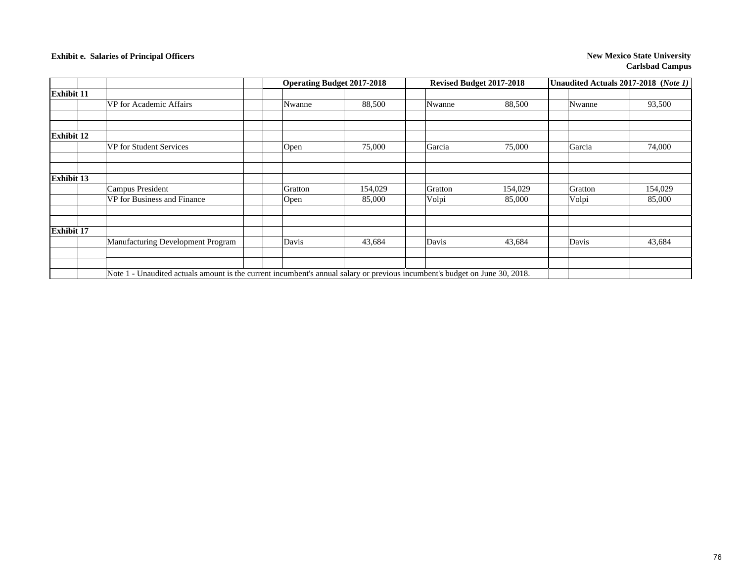**Exhibit e. Salaries of Principal Officers**

**New Mexico State University**
**Carlsbad Campus**

| | | Operating Budget 2017-2018 | | Revised Budget 2017-2018 | | Unaudited Actuals 2017-2018 (*Note 1)* | |
|---|---|---|---|---|---|---|---|
| **Exhibit 11** | | | | | | | |
| | VP for Academic Affairs | Nwanne | 88,500 | Nwanne | 88,500 | Nwanne | 93,500 |
| **Exhibit 12** | | | | | | | |
| | VP for Student Services | Open | 75,000 | Garcia | 75,000 | Garcia | 74,000 |
| **Exhibit 13** | | | | | | | |
| | Campus President | Gratton | 154,029 | Gratton | 154,029 | Gratton | 154,029 |
| | VP for Business and Finance | Open | 85,000 | Volpi | 85,000 | Volpi | 85,000 |
| **Exhibit 17** | | | | | | | |
| | Manufacturing Development Program | Davis | 43,684 | Davis | 43,684 | Davis | 43,684 |
| | Note 1 - Unaudited actuals amount is the current incumbent's annual salary or previous incumbent's budget on June 30, 2018. | | | | | | |